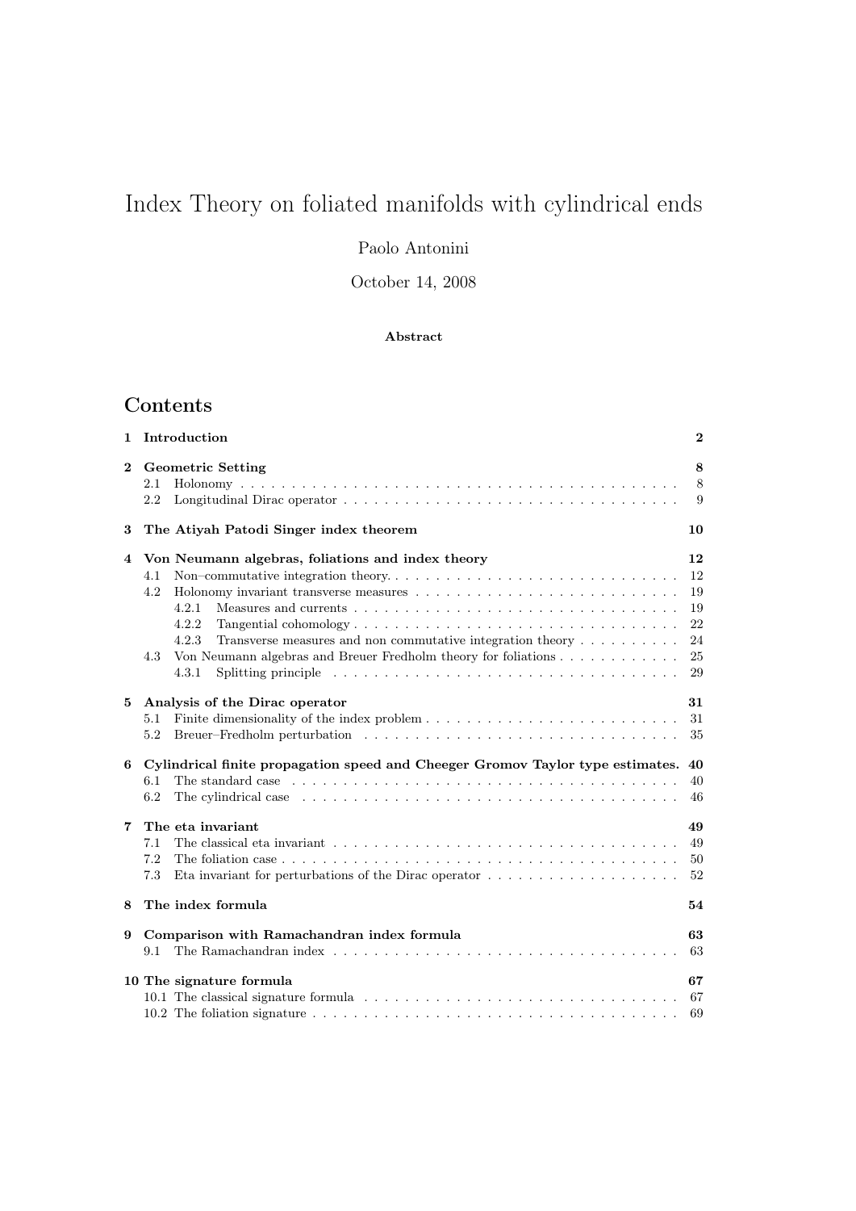# Index Theory on foliated manifolds with cylindrical ends

Paolo Antonini

October 14, 2008

**Abstract**

## Contents

**1 Introduction** **2**

**2 Geometric Setting** **8**
- 2.1 Holonomy . . . . . . . . . . . . . . . . . . . . . . . . . . . . . . . . . . . . . . . . . . . . 8
- 2.2 Longitudinal Dirac operator . . . . . . . . . . . . . . . . . . . . . . . . . . . . . . . . . 9

**3 The Atiyah Patodi Singer index theorem** **10**

**4 Von Neumann algebras, foliations and index theory** **12**
- 4.1 Non–commutative integration theory. . . . . . . . . . . . . . . . . . . . . . . . . . . . 12
- 4.2 Holonomy invariant transverse measures . . . . . . . . . . . . . . . . . . . . . . . . . 19
  - 4.2.1 Measures and currents . . . . . . . . . . . . . . . . . . . . . . . . . . . . . . . 19
  - 4.2.2 Tangential cohomology . . . . . . . . . . . . . . . . . . . . . . . . . . . . . . . 22
  - 4.2.3 Transverse measures and non commutative integration theory . . . . . . . . . . 24
- 4.3 Von Neumann algebras and Breuer Fredholm theory for foliations . . . . . . . . . . . . 25
  - 4.3.1 Splitting principle . . . . . . . . . . . . . . . . . . . . . . . . . . . . . . . . . . 29

**5 Analysis of the Dirac operator** **31**
- 5.1 Finite dimensionality of the index problem . . . . . . . . . . . . . . . . . . . . . . . . 31
- 5.2 Breuer–Fredholm perturbation . . . . . . . . . . . . . . . . . . . . . . . . . . . . . . . 35

**6 Cylindrical finite propagation speed and Cheeger Gromov Taylor type estimates.** **40**
- 6.1 The standard case . . . . . . . . . . . . . . . . . . . . . . . . . . . . . . . . . . . . . . 40
- 6.2 The cylindrical case . . . . . . . . . . . . . . . . . . . . . . . . . . . . . . . . . . . . . 46

**7 The eta invariant** **49**
- 7.1 The classical eta invariant . . . . . . . . . . . . . . . . . . . . . . . . . . . . . . . . . . 49
- 7.2 The foliation case . . . . . . . . . . . . . . . . . . . . . . . . . . . . . . . . . . . . . . . 50
- 7.3 Eta invariant for perturbations of the Dirac operator . . . . . . . . . . . . . . . . . . . 52

**8 The index formula** **54**

**9 Comparison with Ramachandran index formula** **63**
- 9.1 The Ramachandran index . . . . . . . . . . . . . . . . . . . . . . . . . . . . . . . . . . 63

**10 The signature formula** **67**
- 10.1 The classical signature formula . . . . . . . . . . . . . . . . . . . . . . . . . . . . . . . 67
- 10.2 The foliation signature . . . . . . . . . . . . . . . . . . . . . . . . . . . . . . . . . . . . 69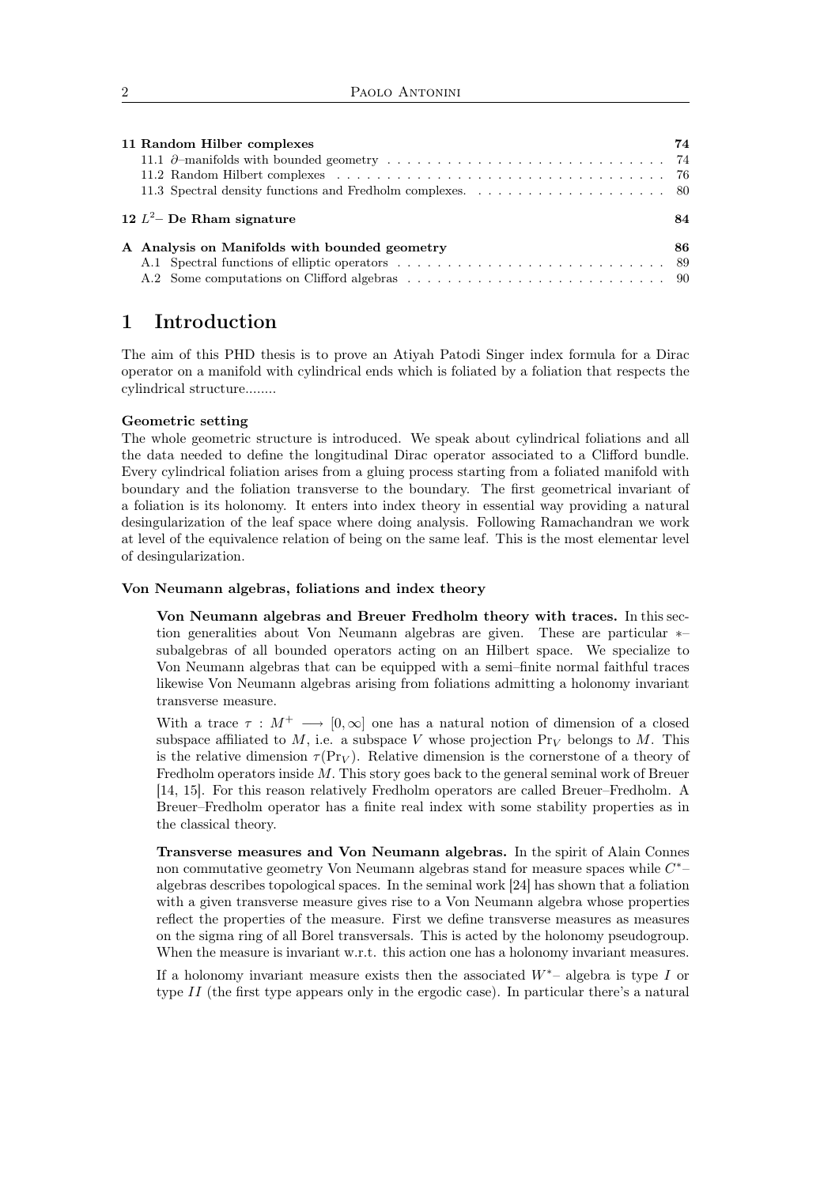**11 Random Hilber complexes** **74**
- 11.1 $\partial$–manifolds with bounded geometry . . . . . . . . . . . . . . . . . . . . . . . . . . . . 74
- 11.2 Random Hilbert complexes . . . . . . . . . . . . . . . . . . . . . . . . . . . . . . . . . . . 76
- 11.3 Spectral density functions and Fredholm complexes. . . . . . . . . . . . . . . . . . . . 80

**12 $L^2$– De Rham signature** **84**

**A Analysis on Manifolds with bounded geometry** **86**
- A.1 Spectral functions of elliptic operators . . . . . . . . . . . . . . . . . . . . . . . . . . . . 89
- A.2 Some computations on Clifford algebras . . . . . . . . . . . . . . . . . . . . . . . . . . 90

# 1 Introduction

The aim of this PHD thesis is to prove an Atiyah Patodi Singer index formula for a Dirac operator on a manifold with cylindrical ends which is foliated by a foliation that respects the cylindrical structure........

**Geometric setting**
The whole geometric structure is introduced. We speak about cylindrical foliations and all the data needed to define the longitudinal Dirac operator associated to a Clifford bundle. Every cylindrical foliation arises from a gluing process starting from a foliated manifold with boundary and the foliation transverse to the boundary. The first geometrical invariant of a foliation is its holonomy. It enters into index theory in essential way providing a natural desingularization of the leaf space where doing analysis. Following Ramachandran we work at level of the equivalence relation of being on the same leaf. This is the most elementar level of desingularization.

**Von Neumann algebras, foliations and index theory**

**Von Neumann algebras and Breuer Fredholm theory with traces.** In this section generalities about Von Neumann algebras are given. These are particular $*$–subalgebras of all bounded operators acting on an Hilbert space. We specialize to Von Neumann algebras that can be equipped with a semi–finite normal faithful traces likewise Von Neumann algebras arising from foliations admitting a holonomy invariant transverse measure.

With a trace $\tau : M^+ \longrightarrow [0, \infty]$ one has a natural notion of dimension of a closed subspace affiliated to $M$, i.e. a subspace $V$ whose projection $\mathrm{Pr}_V$ belongs to $M$. This is the relative dimension $\tau(\mathrm{Pr}_V)$. Relative dimension is the cornerstone of a theory of Fredholm operators inside $M$. This story goes back to the general seminal work of Breuer [14, 15]. For this reason relatively Fredholm operators are called Breuer–Fredholm. A Breuer–Fredholm operator has a finite real index with some stability properties as in the classical theory.

**Transverse measures and Von Neumann algebras.** In the spirit of Alain Connes non commutative geometry Von Neumann algebras stand for measure spaces while $C^*$–algebras describes topological spaces. In the seminal work [24] has shown that a foliation with a given transverse measure gives rise to a Von Neumann algebra whose properties reflect the properties of the measure. First we define transverse measures as measures on the sigma ring of all Borel transversals. This is acted by the holonomy pseudogroup. When the measure is invariant w.r.t. this action one has a holonomy invariant measures.

If a holonomy invariant measure exists then the associated $W^*$– algebra is type $I$ or type $II$ (the first type appears only in the ergodic case). In particular there's a natural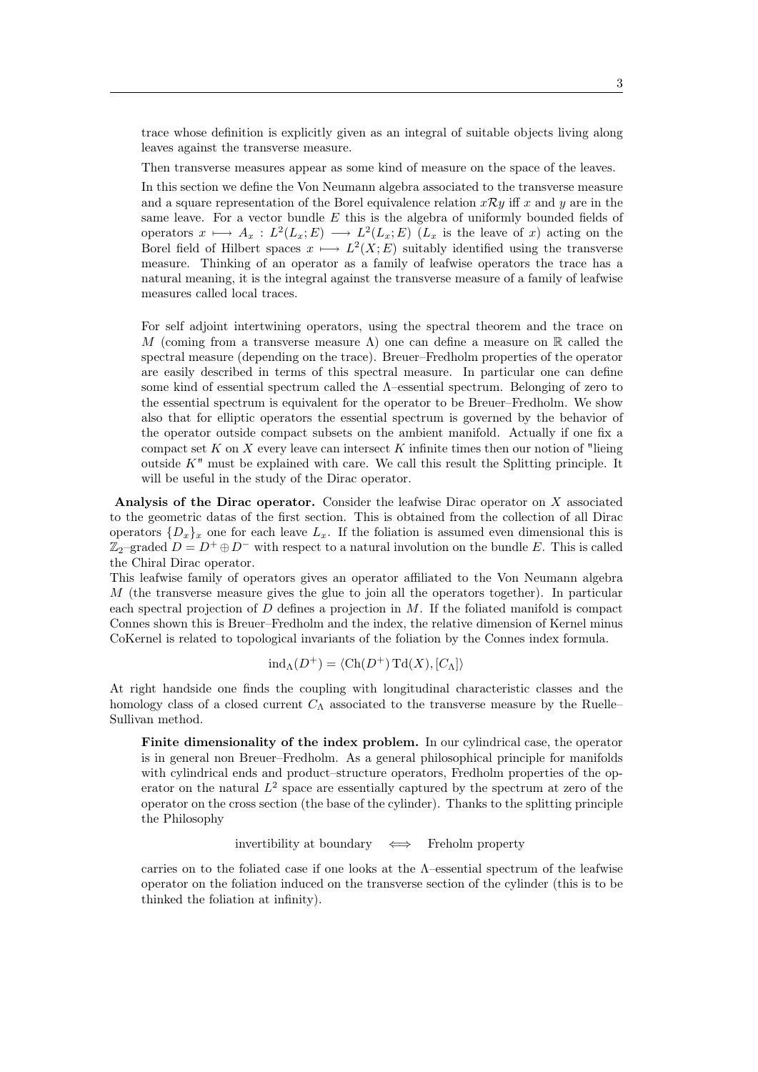trace whose definition is explicitly given as an integral of suitable objects living along leaves against the transverse measure.

Then transverse measures appear as some kind of measure on the space of the leaves.

In this section we define the Von Neumann algebra associated to the transverse measure and a square representation of the Borel equivalence relation $x\mathcal{R}y$ iff $x$ and $y$ are in the same leave. For a vector bundle $E$ this is the algebra of uniformly bounded fields of operators $x \longmapsto A_x : L^2(L_x; E) \longrightarrow L^2(L_x; E)$ ($L_x$ is the leave of $x$) acting on the Borel field of Hilbert spaces $x \longmapsto L^2(X; E)$ suitably identified using the transverse measure. Thinking of an operator as a family of leafwise operators the trace has a natural meaning, it is the integral against the transverse measure of a family of leafwise measures called local traces.

For self adjoint intertwining operators, using the spectral theorem and the trace on $M$ (coming from a transverse measure $\Lambda$) one can define a measure on $\mathbb{R}$ called the spectral measure (depending on the trace). Breuer–Fredholm properties of the operator are easily described in terms of this spectral measure. In particular one can define some kind of essential spectrum called the $\Lambda$–essential spectrum. Belonging of zero to the essential spectrum is equivalent for the operator to be Breuer–Fredholm. We show also that for elliptic operators the essential spectrum is governed by the behavior of the operator outside compact subsets on the ambient manifold. Actually if one fix a compact set $K$ on $X$ every leave can intersect $K$ infinite times then our notion of "lieing outside $K$" must be explained with care. We call this result the Splitting principle. It will be useful in the study of the Dirac operator.

**Analysis of the Dirac operator.** Consider the leafwise Dirac operator on $X$ associated to the geometric datas of the first section. This is obtained from the collection of all Dirac operators $\{D_x\}_x$ one for each leave $L_x$. If the foliation is assumed even dimensional this is $\mathbb{Z}_2$–graded $D = D^+ \oplus D^-$ with respect to a natural involution on the bundle $E$. This is called the Chiral Dirac operator.
This leafwise family of operators gives an operator affiliated to the Von Neumann algebra $M$ (the transverse measure gives the glue to join all the operators together). In particular each spectral projection of $D$ defines a projection in $M$. If the foliated manifold is compact Connes shown this is Breuer–Fredholm and the index, the relative dimension of Kernel minus CoKernel is related to topological invariants of the foliation by the Connes index formula.

$$\operatorname{ind}_\Lambda(D^+) = \langle \operatorname{Ch}(D^+) \operatorname{Td}(X), [C_\Lambda] \rangle$$

At right handside one finds the coupling with longitudinal characteristic classes and the homology class of a closed current $C_\Lambda$ associated to the transverse measure by the Ruelle–Sullivan method.

**Finite dimensionality of the index problem.** In our cylindrical case, the operator is in general non Breuer–Fredholm. As a general philosophical principle for manifolds with cylindrical ends and product–structure operators, Fredholm properties of the operator on the natural $L^2$ space are essentially captured by the spectrum at zero of the operator on the cross section (the base of the cylinder). Thanks to the splitting principle the Philosophy

$$\text{invertibility at boundary} \quad \Longleftrightarrow \quad \text{Freholm property}$$

carries on to the foliated case if one looks at the $\Lambda$–essential spectrum of the leafwise operator on the foliation induced on the transverse section of the cylinder (this is to be thinked the foliation at infinity).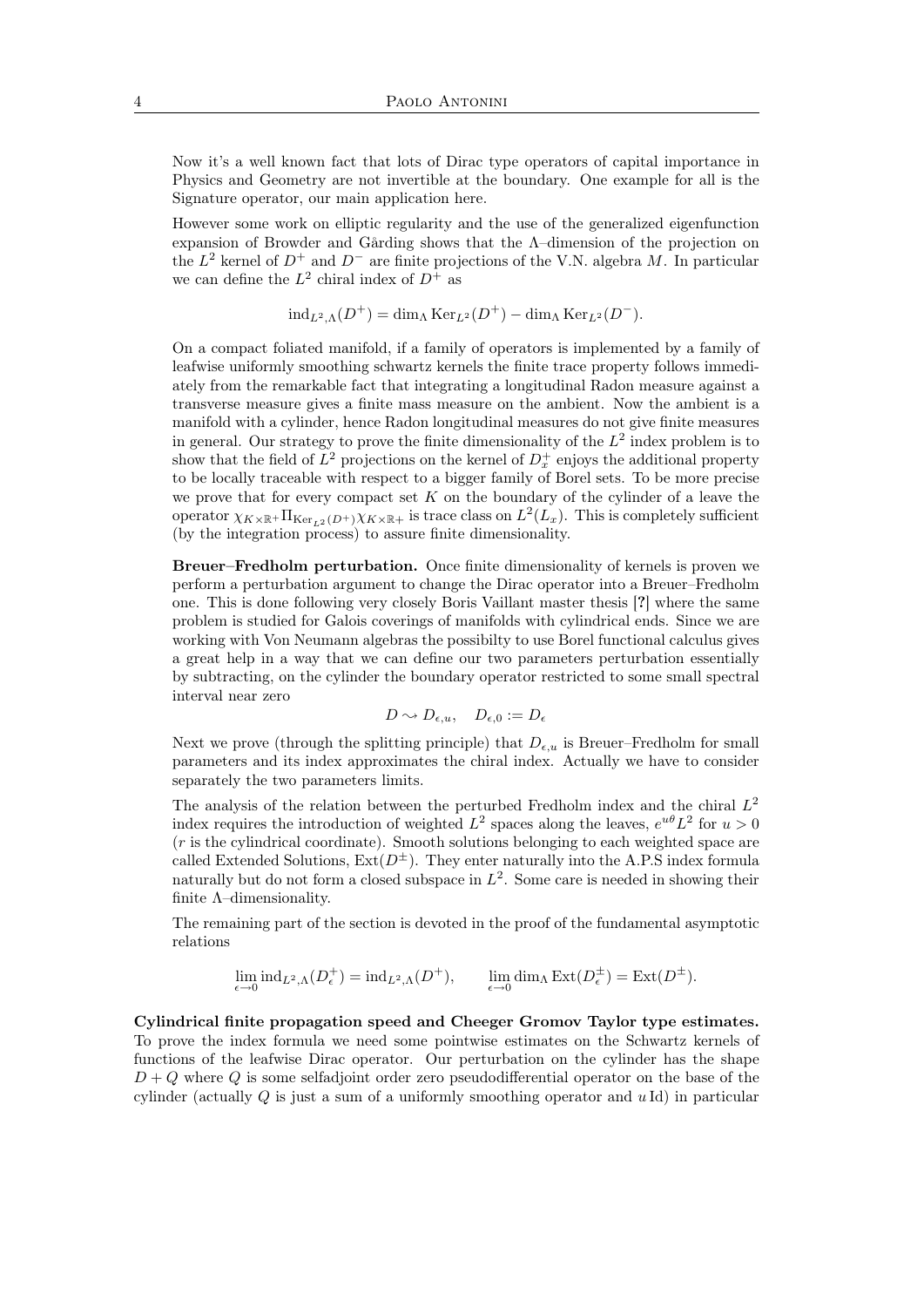Now it's a well known fact that lots of Dirac type operators of capital importance in Physics and Geometry are not invertible at the boundary. One example for all is the Signature operator, our main application here.

However some work on elliptic regularity and the use of the generalized eigenfunction expansion of Browder and Gårding shows that the $\Lambda$–dimension of the projection on the $L^2$ kernel of $D^+$ and $D^-$ are finite projections of the V.N. algebra $M$. In particular we can define the $L^2$ chiral index of $D^+$ as

$$\operatorname{ind}_{L^2,\Lambda}(D^+) = \dim_\Lambda \operatorname{Ker}_{L^2}(D^+) - \dim_\Lambda \operatorname{Ker}_{L^2}(D^-).$$

On a compact foliated manifold, if a family of operators is implemented by a family of leafwise uniformly smoothing schwartz kernels the finite trace property follows immediately from the remarkable fact that integrating a longitudinal Radon measure against a transverse measure gives a finite mass measure on the ambient. Now the ambient is a manifold with a cylinder, hence Radon longitudinal measures do not give finite measures in general. Our strategy to prove the finite dimensionality of the $L^2$ index problem is to show that the field of $L^2$ projections on the kernel of $D^+_x$ enjoys the additional property to be locally traceable with respect to a bigger family of Borel sets. To be more precise we prove that for every compact set $K$ on the boundary of the cylinder of a leave the operator $\chi_{K\times\mathbb{R}^+}\Pi_{\operatorname{Ker}_{L^2}(D^+)}\chi_{K\times\mathbb{R}^+}$ is trace class on $L^2(L_x)$. This is completely sufficient (by the integration process) to assure finite dimensionality.

**Breuer–Fredholm perturbation.** Once finite dimensionality of kernels is proven we perform a perturbation argument to change the Dirac operator into a Breuer–Fredholm one. This is done following very closely Boris Vaillant master thesis [?] where the same problem is studied for Galois coverings of manifolds with cylindrical ends. Since we are working with Von Neumann algebras the possibilty to use Borel functional calculus gives a great help in a way that we can define our two parameters perturbation essentially by subtracting, on the cylinder the boundary operator restricted to some small spectral interval near zero

$$D \rightsquigarrow D_{\epsilon,u}, \quad D_{\epsilon,0} := D_\epsilon$$

Next we prove (through the splitting principle) that $D_{\epsilon,u}$ is Breuer–Fredholm for small parameters and its index approximates the chiral index. Actually we have to consider separately the two parameters limits.

The analysis of the relation between the perturbed Fredholm index and the chiral $L^2$ index requires the introduction of weighted $L^2$ spaces along the leaves, $e^{u\theta}L^2$ for $u > 0$ ($r$ is the cylindrical coordinate). Smooth solutions belonging to each weighted space are called Extended Solutions, $\operatorname{Ext}(D^\pm)$. They enter naturally into the A.P.S index formula naturally but do not form a closed subspace in $L^2$. Some care is needed in showing their finite $\Lambda$–dimensionality.

The remaining part of the section is devoted in the proof of the fundamental asymptotic relations

$$\lim_{\epsilon\to 0} \operatorname{ind}_{L^2,\Lambda}(D^+_\epsilon) = \operatorname{ind}_{L^2,\Lambda}(D^+), \qquad \lim_{\epsilon\to 0} \dim_\Lambda \operatorname{Ext}(D^\pm_\epsilon) = \operatorname{Ext}(D^\pm).$$

**Cylindrical finite propagation speed and Cheeger Gromov Taylor type estimates.** To prove the index formula we need some pointwise estimates on the Schwartz kernels of functions of the leafwise Dirac operator. Our perturbation on the cylinder has the shape $D + Q$ where $Q$ is some selfadjoint order zero pseudodifferential operator on the base of the cylinder (actually $Q$ is just a sum of a uniformly smoothing operator and $u\,\mathrm{Id}$) in particular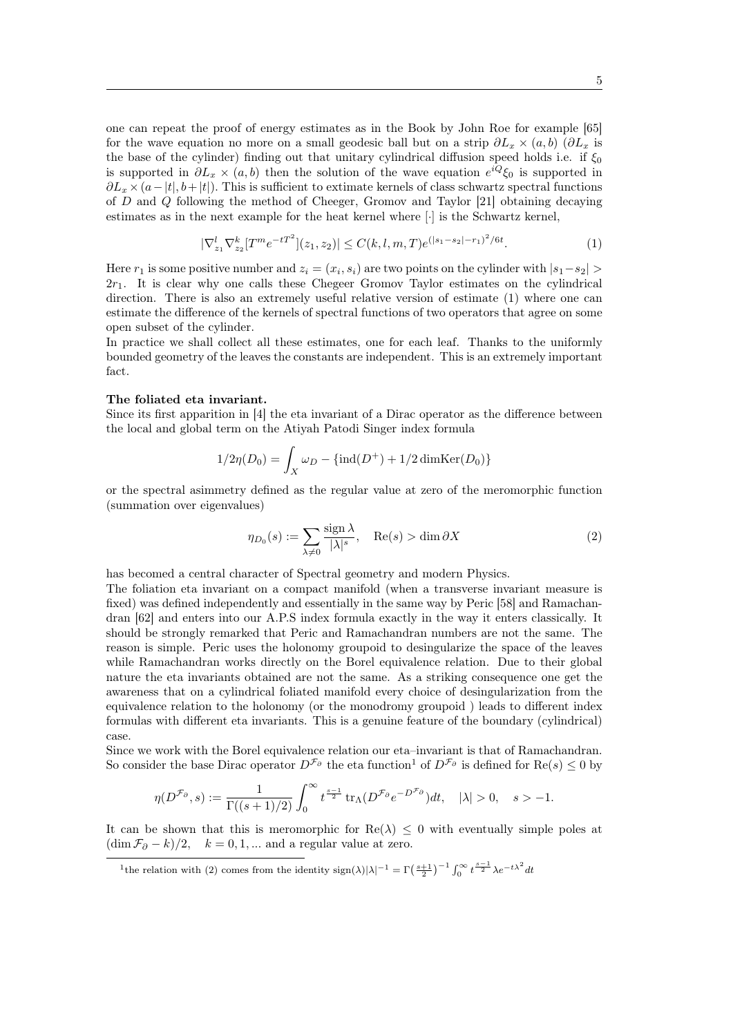one can repeat the proof of energy estimates as in the Book by John Roe for example [65] for the wave equation no more on a small geodesic ball but on a strip $\partial L_x \times (a,b)$ ($\partial L_x$ is the base of the cylinder) finding out that unitary cylindrical diffusion speed holds i.e. if $\xi_0$ is supported in $\partial L_x \times (a,b)$ then the solution of the wave equation $e^{iQ}\xi_0$ is supported in $\partial L_x \times (a-|t|, b+|t|)$. This is sufficient to extimate kernels of class schwartz spectral functions of $D$ and $Q$ following the method of Cheeger, Gromov and Taylor [21] obtaining decaying estimates as in the next example for the heat kernel where $[\cdot]$ is the Schwartz kernel,

$$|\nabla^l_{z_1}\nabla^k_{z_2}[T^m e^{-tT^2}](z_1,z_2)| \leq C(k,l,m,T)e^{(|s_1-s_2|-r_1)^2/6t}. \tag{1}$$

Here $r_1$ is some positive number and $z_i = (x_i, s_i)$ are two points on the cylinder with $|s_1 - s_2| > 2r_1$. It is clear why one calls these Chegeer Gromov Taylor estimates on the cylindrical direction. There is also an extremely useful relative version of estimate (1) where one can estimate the difference of the kernels of spectral functions of two operators that agree on some open subset of the cylinder.
In practice we shall collect all these estimates, one for each leaf. Thanks to the uniformly bounded geometry of the leaves the constants are independent. This is an extremely important fact.

**The foliated eta invariant.**
Since its first apparition in [4] the eta invariant of a Dirac operator as the difference between the local and global term on the Atiyah Patodi Singer index formula

$$1/2\eta(D_0) = \int_X \omega_D - \{\mathrm{ind}(D^+) + 1/2\dim\mathrm{Ker}(D_0)\}$$

or the spectral asimmetry defined as the regular value at zero of the meromorphic function (summation over eigenvalues)

$$\eta_{D_0}(s) := \sum_{\lambda\neq 0} \frac{\operatorname{sign}\lambda}{|\lambda|^s}, \quad \mathrm{Re}(s) > \dim\partial X \tag{2}$$

has becomed a central character of Spectral geometry and modern Physics.
The foliation eta invariant on a compact manifold (when a transverse invariant measure is fixed) was defined independently and essentially in the same way by Peric [58] and Ramachandran [62] and enters into our A.P.S index formula exactly in the way it enters classically. It should be strongly remarked that Peric and Ramachandran numbers are not the same. The reason is simple. Peric uses the holonomy groupoid to desingularize the space of the leaves while Ramachandran works directly on the Borel equivalence relation. Due to their global nature the eta invariants obtained are not the same. As a striking consequence one get the awareness that on a cylindrical foliated manifold every choice of desingularization from the equivalence relation to the holonomy (or the monodromy groupoid ) leads to different index formulas with different eta invariants. This is a genuine feature of the boundary (cylindrical) case.
Since we work with the Borel equivalence relation our eta–invariant is that of Ramachandran. So consider the base Dirac operator $D^{\mathcal{F}_\partial}$ the eta function[1] of $D^{\mathcal{F}_\partial}$ is defined for $\mathrm{Re}(s) \leq 0$ by

$$\eta(D^{\mathcal{F}_\partial}, s) := \frac{1}{\Gamma((s+1)/2)}\int_0^\infty t^{\frac{s-1}{2}}\,\mathrm{tr}_\Lambda(D^{\mathcal{F}_\partial}e^{-D^{\mathcal{F}_\partial}})dt, \quad |\lambda| > 0, \quad s > -1.$$

It can be shown that this is meromorphic for $\mathrm{Re}(\lambda) \leq 0$ with eventually simple poles at $(\dim\mathcal{F}_\partial - k)/2, \quad k = 0, 1, \ldots$ and a regular value at zero.

[1] the relation with (2) comes from the identity $\operatorname{sign}(\lambda)|\lambda|^{-1} = \Gamma\big(\frac{s+1}{2}\big)^{-1}\int_0^\infty t^{\frac{s-1}{2}}\lambda e^{-t\lambda^2}dt$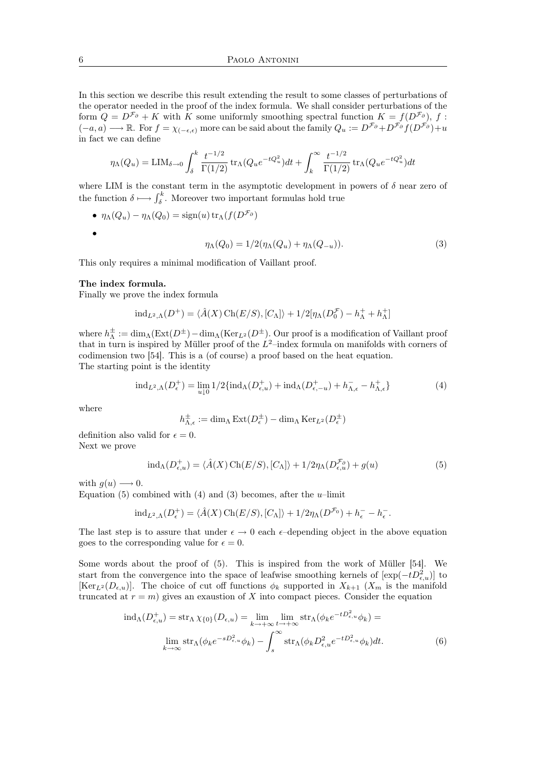In this section we describe this result extending the result to some classes of perturbations of the operator needed in the proof of the index formula. We shall consider perturbations of the form $Q = D^{\mathcal{F}_\partial} + K$ with $K$ some uniformly smoothing spectral function $K = f(D^{\mathcal{F}_\partial})$, $f : (-a, a) \longrightarrow \mathbb{R}$. For $f = \chi_{(-\epsilon,\epsilon)}$ more can be said about the family $Q_u := D^{\mathcal{F}_\partial} + D^{\mathcal{F}_\partial} f(D^{\mathcal{F}_\partial}) + u$ in fact we can define

$$\eta_\Lambda(Q_u) = \mathrm{LIM}_{\delta \to 0} \int_\delta^k \frac{t^{-1/2}}{\Gamma(1/2)} \operatorname{tr}_\Lambda(Q_u e^{-tQ_u^2}) dt + \int_k^\infty \frac{t^{-1/2}}{\Gamma(1/2)} \operatorname{tr}_\Lambda(Q_u e^{-tQ_u^2}) dt$$

where LIM is the constant term in the asymptotic development in powers of $\delta$ near zero of the function $\delta \longmapsto \int_\delta^k$. Moreover two important formulas hold true

- $\eta_\Lambda(Q_u) - \eta_\Lambda(Q_0) = \operatorname{sign}(u) \operatorname{tr}_\Lambda(f(D^{\mathcal{F}_\partial})$
- $$\eta_\Lambda(Q_0) = 1/2(\eta_\Lambda(Q_u) + \eta_\Lambda(Q_{-u})). \tag{3}$$

This only requires a minimal modification of Vaillant proof.

**The index formula.**
Finally we prove the index formula

$$\operatorname{ind}_{L^2,\Lambda}(D^+) = \langle \hat{A}(X) \operatorname{Ch}(E/S), [C_\Lambda] \rangle + 1/2[\eta_\Lambda(D_0^{\mathcal{F}}) - h_\Lambda^+ + h_\Lambda^+]$$

where $h_\Lambda^\pm := \dim_\Lambda(\operatorname{Ext}(D^\pm)) - \dim_\Lambda(\operatorname{Ker}_{L^2}(D^\pm))$. Our proof is a modification of Vaillant proof that in turn is inspired by Müller proof of the $L^2$–index formula on manifolds with corners of codimension two [54]. This is a (of course) a proof based on the heat equation.
The starting point is the identity

$$\operatorname{ind}_{L^2,\Lambda}(D_\epsilon^+) = \lim_{u \downarrow 0} 1/2\{\operatorname{ind}_\Lambda(D_{\epsilon,u}^+) + \operatorname{ind}_\Lambda(D_{\epsilon,-u}^+) + h_{\Lambda,\epsilon}^- - h_{\Lambda,\epsilon}^+\} \tag{4}$$

where

$$h_{\Lambda,\epsilon}^\pm := \dim_\Lambda \operatorname{Ext}(D_\epsilon^\pm) - \dim_\Lambda \operatorname{Ker}_{L^2}(D_\epsilon^\pm)$$

definition also valid for $\epsilon = 0$.
Next we prove

$$\operatorname{ind}_\Lambda(D_{\epsilon,u}^+) = \langle \hat{A}(X) \operatorname{Ch}(E/S), [C_\Lambda] \rangle + 1/2\eta_\Lambda(D_{\epsilon,u}^{\mathcal{F}_\partial}) + g(u) \tag{5}$$

with $g(u) \longrightarrow 0$.
Equation (5) combined with (4) and (3) becomes, after the $u$–limit

$$\operatorname{ind}_{L^2,\Lambda}(D_\epsilon^+) = \langle \hat{A}(X) \operatorname{Ch}(E/S), [C_\Lambda] \rangle + 1/2\eta_\Lambda(D^{\mathcal{F}_0}) + h_\epsilon^- - h_\epsilon^-.$$

The last step is to assure that under $\epsilon \to 0$ each $\epsilon$–depending object in the above equation goes to the corresponding value for $\epsilon = 0$.

Some words about the proof of (5). This is inspired from the work of Müller [54]. We start from the convergence into the space of leafwise smoothing kernels of $[\exp(-tD_{\epsilon,u}^2)]$ to $[\operatorname{Ker}_{L^2}(D_{\epsilon,u})]$. The choice of cut off functions $\phi_k$ supported in $X_{k+1}$ ($X_m$ is the manifold truncated at $r = m$) gives an exaustion of $X$ into compact pieces. Consider the equation

$$\begin{aligned}
\operatorname{ind}_\Lambda(D_{\epsilon,u}^+) = \operatorname{str}_\Lambda \chi_{\{0\}}(D_{\epsilon,u}) = \lim_{k \to +\infty} \lim_{t \to +\infty} \operatorname{str}_\Lambda(\phi_k e^{-tD_{\epsilon,u}^2} \phi_k) = \\
\lim_{k \to \infty} \operatorname{str}_\Lambda(\phi_k e^{-sD_{\epsilon,u}^2} \phi_k) - \int_s^\infty \operatorname{str}_\Lambda(\phi_k D_{\epsilon,u}^2 e^{-tD_{\epsilon,u}^2} \phi_k) dt.
\end{aligned} \tag{6}$$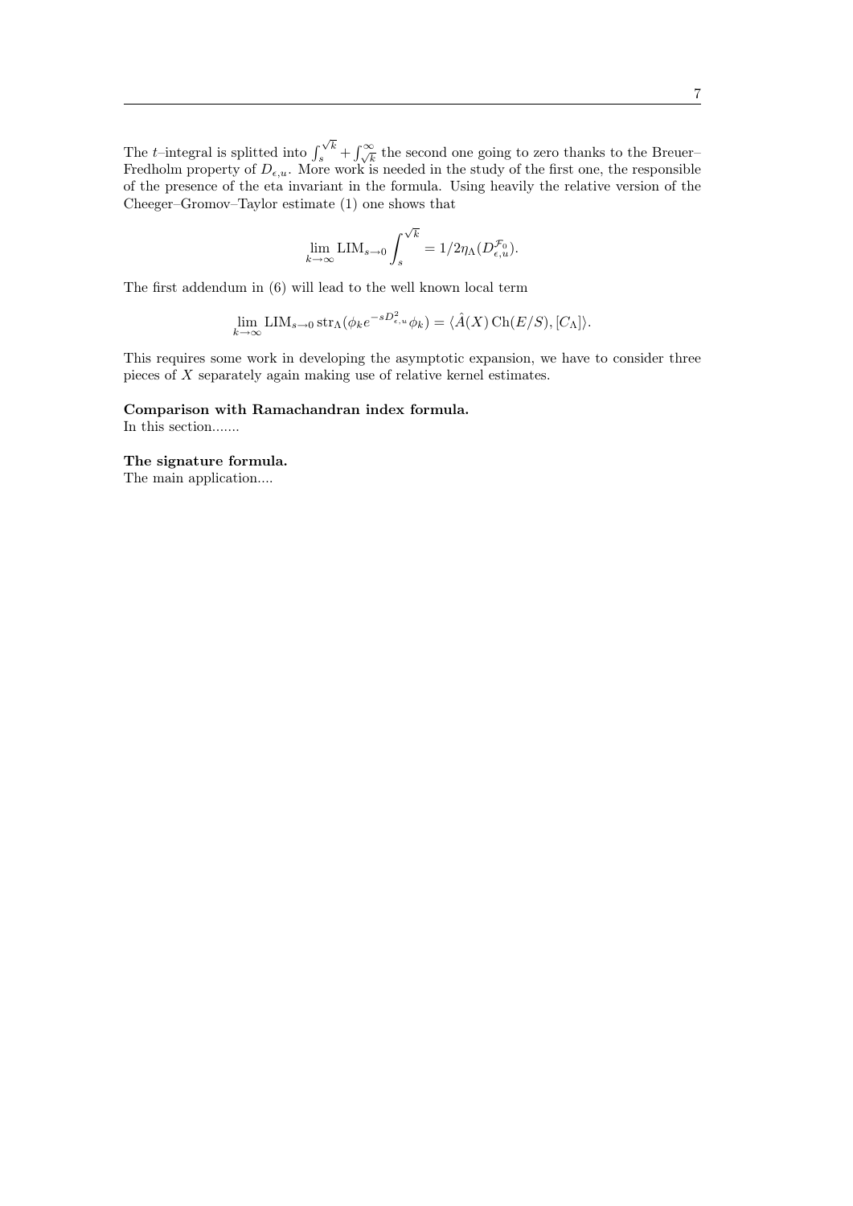The $t$–integral is splitted into $\int_s^{\sqrt{k}} + \int_{\sqrt{k}}^\infty$ the second one going to zero thanks to the Breuer–Fredholm property of $D_{\epsilon,u}$. More work is needed in the study of the first one, the responsible of the presence of the eta invariant in the formula. Using heavily the relative version of the Cheeger–Gromov–Taylor estimate (1) one shows that

$$\lim_{k\to\infty} \mathrm{LIM}_{s\to 0} \int_s^{\sqrt{k}} = 1/2\eta_\Lambda(D^{\mathcal{F}_0}_{\epsilon,u}).$$

The first addendum in (6) will lead to the well known local term

$$\lim_{k\to\infty} \mathrm{LIM}_{s\to 0} \operatorname{str}_\Lambda(\phi_k e^{-sD^2_{\epsilon,u}} \phi_k) = \langle \hat{A}(X) \operatorname{Ch}(E/S), [C_\Lambda] \rangle.$$

This requires some work in developing the asymptotic expansion, we have to consider three pieces of $X$ separately again making use of relative kernel estimates.

**Comparison with Ramachandran index formula.**
In this section.......

**The signature formula.**
The main application....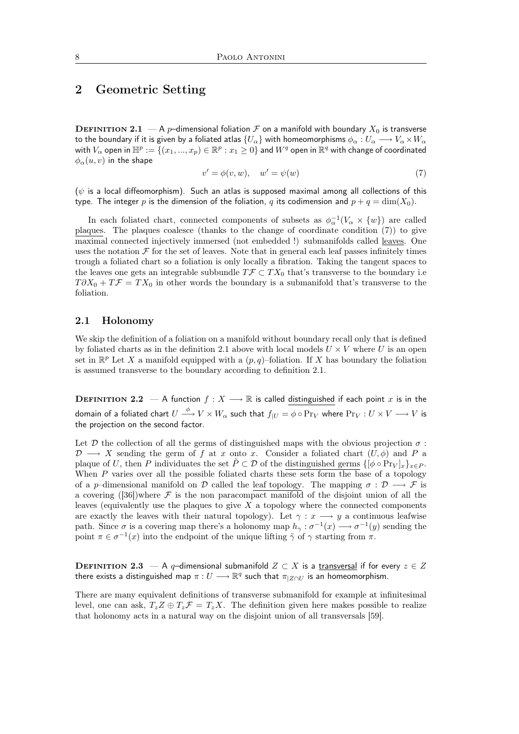## 2 Geometric Setting

**Definition 2.1** — A $p$–dimensional foliation $\mathcal{F}$ on a manifold with boundary $X_0$ is transverse to the boundary if it is given by a foliated atlas $\{U_\alpha\}$ with homeomorphisms $\phi_\alpha : U_\alpha \longrightarrow V_\alpha \times W_\alpha$ with $V_\alpha$ open in $\mathbb{H}^p := \{(x_1, ..., x_p) \in \mathbb{R}^p : x_1 \geq 0\}$ and $W^q$ open in $\mathbb{R}^q$ with change of coordinated $\phi_\alpha(u, v)$ in the shape

$$v' = \phi(v, w), \quad w' = \psi(w) \tag{7}$$

($\psi$ is a local diffeomorphism). Such an atlas is supposed maximal among all collections of this type. The integer $p$ is the dimension of the foliation, $q$ its codimension and $p + q = \dim(X_0)$.

In each foliated chart, connected components of subsets as $\phi_\alpha^{-1}(V_\alpha \times \{w\})$ are called plaques. The plaques coalesce (thanks to the change of coordinate condition (7)) to give maximal connected injectively immersed (not embedded !) submanifolds called leaves. One uses the notation $\mathcal{F}$ for the set of leaves. Note that in general each leaf passes infinitely times trough a foliated chart so a foliation is only locally a fibration. Taking the tangent spaces to the leaves one gets an integrable subbundle $T\mathcal{F} \subset TX_0$ that's transverse to the boundary i.e $T\partial X_0 + T\mathcal{F} = TX_0$ in other words the boundary is a submanifold that's transverse to the foliation.

### 2.1 Holonomy

We skip the definition of a foliation on a manifold without boundary recall only that is defined by foliated charts as in the definition 2.1 above with local models $U \times V$ where $U$ is an open set in $\mathbb{R}^p$ Let $X$ a manifold equipped with a $(p, q)$–foliation. If $X$ has boundary the foliation is assumed transverse to the boundary according to definition 2.1.

**Definition 2.2** — A function $f : X \longrightarrow \mathbb{R}$ is called distinguished if each point $x$ is in the domain of a foliated chart $U \xrightarrow{\phi} V \times W_\alpha$ such that $f_{|U} = \phi \circ \mathrm{Pr}_V$ where $\mathrm{Pr}_V : U \times V \longrightarrow V$ is the projection on the second factor.

Let $\mathcal{D}$ the collection of all the germs of distinguished maps with the obvious projection $\sigma : \mathcal{D} \longrightarrow X$ sending the germ of $f$ at $x$ onto $x$. Consider a foliated chart $(U, \phi)$ and $P$ a plaque of $U$, then $P$ individuates the set $\tilde{P} \subset \mathcal{D}$ of the distinguished germs $\{[\phi \circ \mathrm{Pr}_V]_x\}_{x \in P}$. When $P$ varies over all the possible foliated charts these sets form the base of a topology of a $p$–dimensional manifold on $\mathcal{D}$ called the leaf topology. The mapping $\sigma : \mathcal{D} \longrightarrow \mathcal{F}$ is a covering ([36])where $\mathcal{F}$ is the non paracompact manifold of the disjoint union of all the leaves (equivalently use the plaques to give $X$ a topology where the connected components are exactly the leaves with their natural topology). Let $\gamma : x \longrightarrow y$ a continuous leafwise path. Since $\sigma$ is a covering map there's a holonomy map $h_\gamma : \sigma^{-1}(x) \longrightarrow \sigma^{-1}(y)$ sending the point $\pi \in \sigma^{-1}(x)$ into the endpoint of the unique lifting $\tilde{\gamma}$ of $\gamma$ starting from $\pi$.

**Definition 2.3** — A $q$–dimensional submanifold $Z \subset X$ is a transversal if for every $z \in Z$ there exists a distinguished map $\pi : U \longrightarrow \mathbb{R}^q$ such that $\pi_{|Z \cap U}$ is an homeomorphism.

There are many equivalent definitions of transverse submanifold for example at infinitesimal level, one can ask, $T_z Z \oplus T_z \mathcal{F} = T_z X$. The definition given here makes possible to realize that holonomy acts in a natural way on the disjoint union of all transversals [59].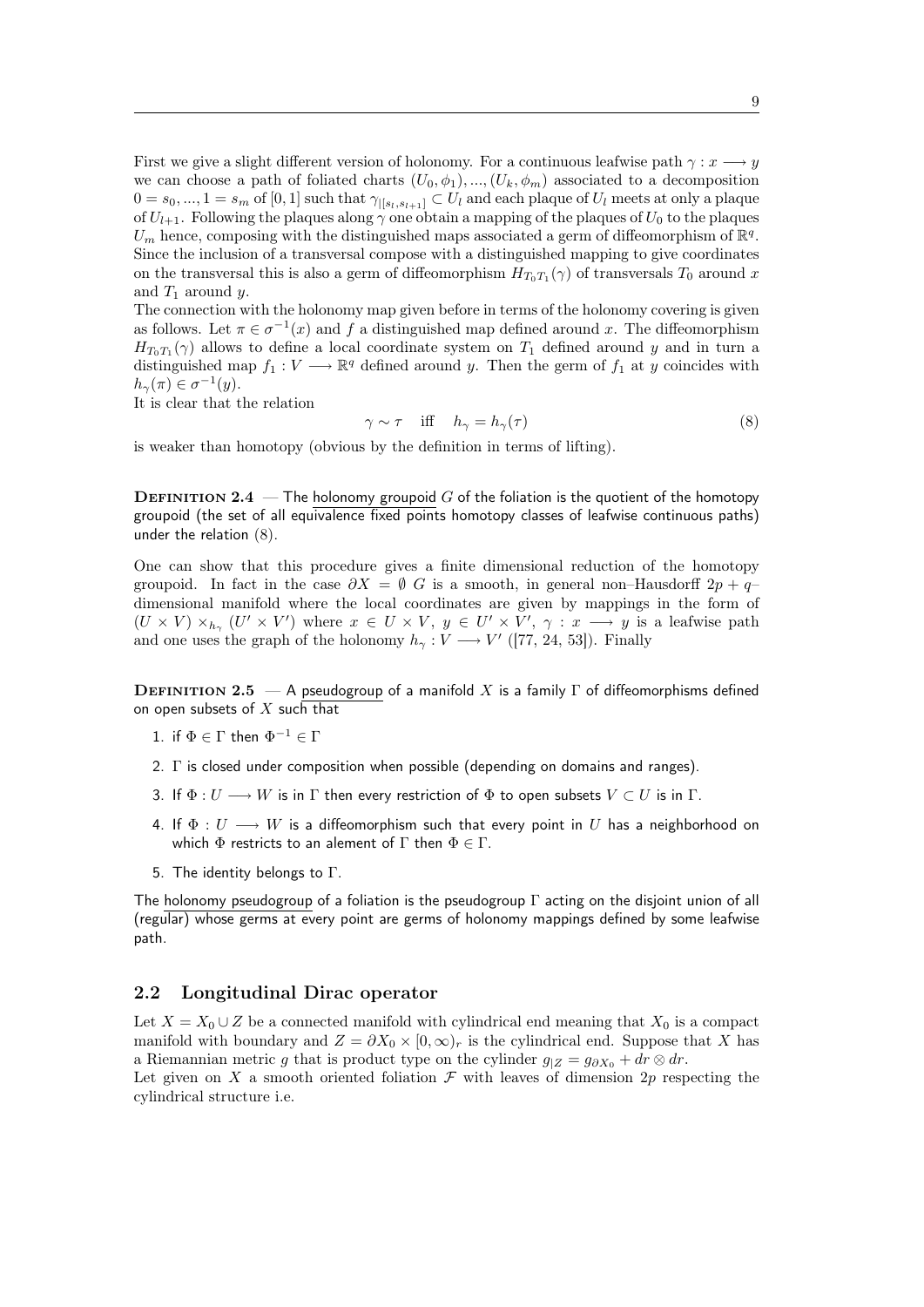First we give a slight different version of holonomy. For a continuous leafwise path $\gamma : x \longrightarrow y$ we can choose a path of foliated charts $(U_0, \phi_1), ..., (U_k, \phi_m)$ associated to a decomposition $0 = s_0, ..., 1 = s_m$ of $[0,1]$ such that $\gamma_{|[s_l, s_{l+1}]} \subset U_l$ and each plaque of $U_l$ meets at only a plaque of $U_{l+1}$. Following the plaques along $\gamma$ one obtain a mapping of the plaques of $U_0$ to the plaques $U_m$ hence, composing with the distinguished maps associated a germ of diffeomorphism of $\mathbb{R}^q$. Since the inclusion of a transversal compose with a distinguished mapping to give coordinates on the transversal this is also a germ of diffeomorphism $H_{T_0 T_1}(\gamma)$ of transversals $T_0$ around $x$ and $T_1$ around $y$.

The connection with the holonomy map given before in terms of the holonomy covering is given as follows. Let $\pi \in \sigma^{-1}(x)$ and $f$ a distinguished map defined around $x$. The diffeomorphism $H_{T_0 T_1}(\gamma)$ allows to define a local coordinate system on $T_1$ defined around $y$ and in turn a distinguished map $f_1 : V \longrightarrow \mathbb{R}^q$ defined around $y$. Then the germ of $f_1$ at $y$ coincides with $h_\gamma(\pi) \in \sigma^{-1}(y)$.

It is clear that the relation

$$\gamma \sim \tau \quad \text{iff} \quad h_\gamma = h_\gamma(\tau) \tag{8}$$

is weaker than homotopy (obvious by the definition in terms of lifting).

**Definition 2.4** — The holonomy groupoid $G$ of the foliation is the quotient of the homotopy groupoid (the set of all equivalence fixed points homotopy classes of leafwise continuous paths) under the relation (8).

One can show that this procedure gives a finite dimensional reduction of the homotopy groupoid. In fact in the case $\partial X = \emptyset$ $G$ is a smooth, in general non–Hausdorff $2p + q$–dimensional manifold where the local coordinates are given by mappings in the form of $(U \times V) \times_{h_\gamma} (U' \times V')$ where $x \in U \times V$, $y \in U' \times V'$, $\gamma : x \longrightarrow y$ is a leafwise path and one uses the graph of the holonomy $h_\gamma : V \longrightarrow V'$ ([77, 24, 53]). Finally

**Definition 2.5** — A pseudogroup of a manifold $X$ is a family $\Gamma$ of diffeomorphisms defined on open subsets of $X$ such that

1. if $\Phi \in \Gamma$ then $\Phi^{-1} \in \Gamma$
2. $\Gamma$ is closed under composition when possible (depending on domains and ranges).
3. If $\Phi : U \longrightarrow W$ is in $\Gamma$ then every restriction of $\Phi$ to open subsets $V \subset U$ is in $\Gamma$.
4. If $\Phi : U \longrightarrow W$ is a diffeomorphism such that every point in $U$ has a neighborhood on which $\Phi$ restricts to an alement of $\Gamma$ then $\Phi \in \Gamma$.
5. The identity belongs to $\Gamma$.

The holonomy pseudogroup of a foliation is the pseudogroup $\Gamma$ acting on the disjoint union of all (regular) whose germs at every point are germs of holonomy mappings defined by some leafwise path.

## 2.2 Longitudinal Dirac operator

Let $X = X_0 \cup Z$ be a connected manifold with cylindrical end meaning that $X_0$ is a compact manifold with boundary and $Z = \partial X_0 \times [0, \infty)_r$ is the cylindrical end. Suppose that $X$ has a Riemannian metric $g$ that is product type on the cylinder $g_{|Z} = g_{\partial X_0} + dr \otimes dr$.

Let given on $X$ a smooth oriented foliation $\mathcal{F}$ with leaves of dimension $2p$ respecting the cylindrical structure i.e.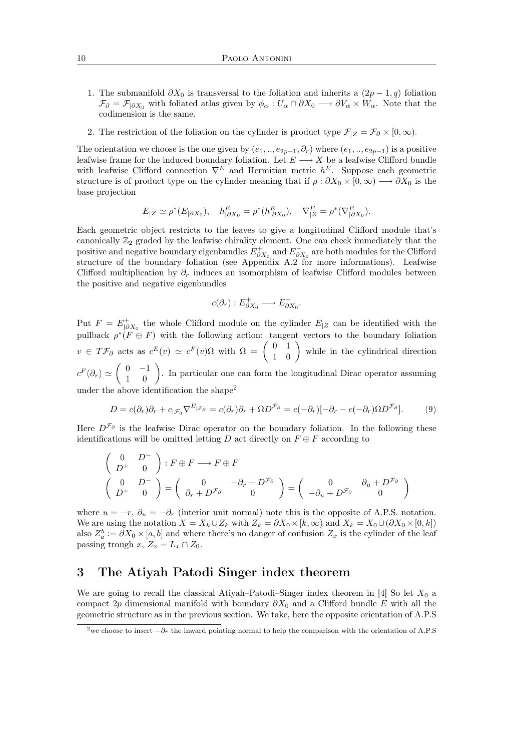1. The submanifold $\partial X_0$ is transversal to the foliation and inherits a $(2p-1, q)$ foliation $\mathcal{F}_\partial = \mathcal{F}_{|\partial X_0}$ with foliated atlas given by $\phi_\alpha : U_\alpha \cap \partial X_0 \longrightarrow \partial V_\alpha \times W_\alpha$. Note that the codimension is the same.

2. The restriction of the foliation on the cylinder is product type $\mathcal{F}_{|Z} = \mathcal{F}_\partial \times [0, \infty)$.

The orientation we choose is the one given by $(e_1, .., e_{2p-1}, \partial_r)$ where $(e_1, .., e_{2p-1})$ is a positive leafwise frame for the induced boundary foliation. Let $E \longrightarrow X$ be a leafwise Clifford bundle with leafwise Clifford connection $\nabla^E$ and Hermitian metric $h^E$. Suppose each geometric structure is of product type on the cylinder meaning that if $\rho : \partial X_0 \times [0, \infty) \longrightarrow \partial X_0$ is the base projection

$$E_{|Z} \simeq \rho^*(E_{|\partial X_0}), \quad h^E_{|\partial X_0} = \rho^*(h^E_{|\partial X_0}), \quad \nabla^E_{|Z} = \rho^*(\nabla^E_{|\partial X_0}).$$

Each geometric object restricts to the leaves to give a longitudinal Clifford module that's canonically $\mathbb{Z}_2$ graded by the leafwise chirality element. One can check immediately that the positive and negative boundary eigenbundles $E^+_{\partial X_0}$ and $E^-_{\partial X_0}$ are both modules for the Clifford structure of the boundary foliation (see Appendix A.2 for more informations). Leafwise Clifford multiplication by $\partial_r$ induces an isomorphism of leafwise Clifford modules between the positive and negative eigenbundles

$$c(\partial_r) : E^+_{\partial X_0} \longrightarrow E^-_{\partial X_0}.$$

Put $F = E^+_{|\partial X_0}$ the whole Clifford module on the cylinder $E_{|Z}$ can be identified with the pullback $\rho^*(F \oplus F)$ with the following action: tangent vectors to the boundary foliation $v \in T\mathcal{F}_\partial$ acts as $c^E(v) \simeq c^F(v)\Omega$ with $\Omega = \begin{pmatrix} 0 & 1 \\ 1 & 0 \end{pmatrix}$ while in the cylindrical direction $c^F(\partial_r) \simeq \begin{pmatrix} 0 & -1 \\ 1 & 0 \end{pmatrix}$. In particular one can form the longitudinal Dirac operator assuming under the above identification the shape[2]

$$D = c(\partial_r)\partial_r + c_{|\mathcal{F}_0}\nabla^{E_{|\mathcal{F}_\partial}} = c(\partial_r)\partial_r + \Omega D^{\mathcal{F}_\partial} = c(-\partial_r)[-\partial_r - c(-\partial_r)\Omega D^{\mathcal{F}_\partial}]. \tag{9}$$

Here $D^{\mathcal{F}_\partial}$ is the leafwise Dirac operator on the boundary foliation. In the following these identifications will be omitted letting $D$ act directly on $F \oplus F$ according to

$$\begin{pmatrix} 0 & D^- \\ D^+ & 0 \end{pmatrix} : F \oplus F \longrightarrow F \oplus F$$

$$\begin{pmatrix} 0 & D^- \\ D^+ & 0 \end{pmatrix} = \begin{pmatrix} 0 & -\partial_r + D^{\mathcal{F}_\partial} \\ \partial_r + D^{\mathcal{F}_\partial} & 0 \end{pmatrix} = \begin{pmatrix} 0 & \partial_u + D^{\mathcal{F}_\partial} \\ -\partial_u + D^{\mathcal{F}_\partial} & 0 \end{pmatrix}$$

where $u = -r$, $\partial_u = -\partial_r$ (interior unit normal) note this is the opposite of A.P.S. notation. We are using the notation $X = X_k \cup Z_k$ with $Z_k = \partial X_0 \times [k, \infty)$ and $X_k = X_0 \cup (\partial X_0 \times [0, k])$ also $Z^b_a := \partial X_0 \times [a, b]$ and where there's no danger of confusion $Z_x$ is the cylinder of the leaf passing trough $x$, $Z_x = L_x \cap Z_0$.

## 3 The Atiyah Patodi Singer index theorem

We are going to recall the classical Atiyah–Patodi–Singer index theorem in [4] So let $X_0$ a compact $2p$ dimensional manifold with boundary $\partial X_0$ and a Clifford bundle $E$ with all the geometric structure as in the previous section. We take, here the opposite orientation of A.P.S

[2] we choose to insert $-\partial_r$ the inward pointing normal to help the comparison with the orientation of A.P.S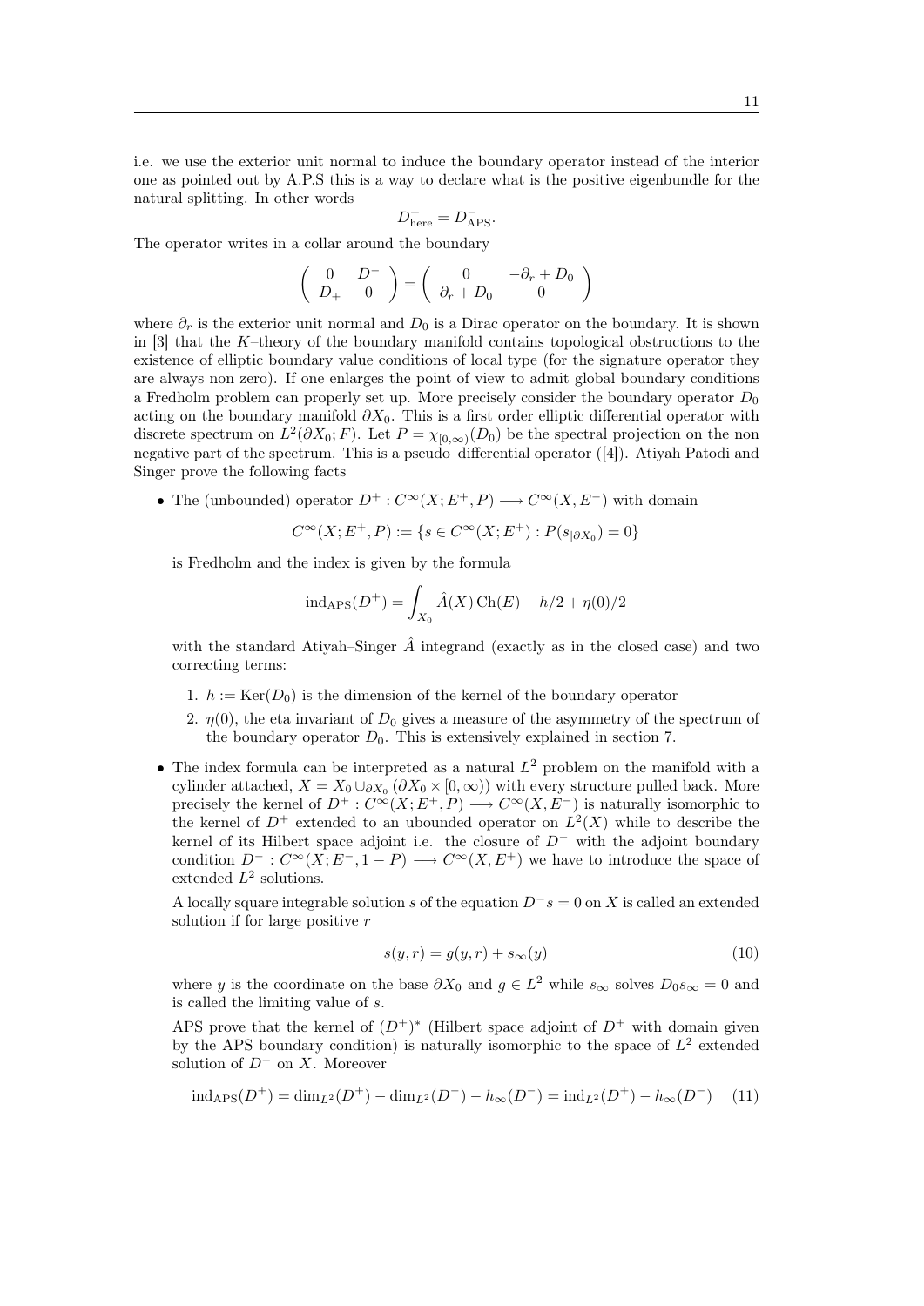i.e. we use the exterior unit normal to induce the boundary operator instead of the interior one as pointed out by A.P.S this is a way to declare what is the positive eigenbundle for the natural splitting. In other words

$$D^+_{\text{here}} = D^-_{\text{APS}}.$$

The operator writes in a collar around the boundary

$$\begin{pmatrix} 0 & D^- \\ D_+ & 0 \end{pmatrix} = \begin{pmatrix} 0 & -\partial_r + D_0 \\ \partial_r + D_0 & 0 \end{pmatrix}$$

where $\partial_r$ is the exterior unit normal and $D_0$ is a Dirac operator on the boundary. It is shown in [3] that the $K$–theory of the boundary manifold contains topological obstructions to the existence of elliptic boundary value conditions of local type (for the signature operator they are always non zero). If one enlarges the point of view to admit global boundary conditions a Fredholm problem can properly set up. More precisely consider the boundary operator $D_0$ acting on the boundary manifold $\partial X_0$. This is a first order elliptic differential operator with discrete spectrum on $L^2(\partial X_0; F)$. Let $P = \chi_{[0,\infty)}(D_0)$ be the spectral projection on the non negative part of the spectrum. This is a pseudo–differential operator ([4]). Atiyah Patodi and Singer prove the following facts

- The (unbounded) operator $D^+ : C^\infty(X; E^+, P) \longrightarrow C^\infty(X, E^-)$ with domain

  $$C^\infty(X; E^+, P) := \{s \in C^\infty(X; E^+) : P(s_{|\partial X_0}) = 0\}$$

  is Fredholm and the index is given by the formula

  $$\operatorname{ind}_{\text{APS}}(D^+) = \int_{X_0} \hat{A}(X)\operatorname{Ch}(E) - h/2 + \eta(0)/2$$

  with the standard Atiyah–Singer $\hat{A}$ integrand (exactly as in the closed case) and two correcting terms:

  1. $h := \operatorname{Ker}(D_0)$ is the dimension of the kernel of the boundary operator
  2. $\eta(0)$, the eta invariant of $D_0$ gives a measure of the asymmetry of the spectrum of the boundary operator $D_0$. This is extensively explained in section 7.

- The index formula can be interpreted as a natural $L^2$ problem on the manifold with a cylinder attached, $X = X_0 \cup_{\partial X_0} (\partial X_0 \times [0, \infty))$ with every structure pulled back. More precisely the kernel of $D^+ : C^\infty(X; E^+, P) \longrightarrow C^\infty(X, E^-)$ is naturally isomorphic to the kernel of $D^+$ extended to an ubounded operator on $L^2(X)$ while to describe the kernel of its Hilbert space adjoint i.e. the closure of $D^-$ with the adjoint boundary condition $D^- : C^\infty(X; E^-, 1 - P) \longrightarrow C^\infty(X, E^+)$ we have to introduce the space of extended $L^2$ solutions.

  A locally square integrable solution $s$ of the equation $D^- s = 0$ on $X$ is called an extended solution if for large positive $r$

  $$s(y, r) = g(y, r) + s_\infty(y) \tag{10}$$

  where $y$ is the coordinate on the base $\partial X_0$ and $g \in L^2$ while $s_\infty$ solves $D_0 s_\infty = 0$ and is called <u>the limiting value</u> of $s$.

  APS prove that the kernel of $(D^+)^*$ (Hilbert space adjoint of $D^+$ with domain given by the APS boundary condition) is naturally isomorphic to the space of $L^2$ extended solution of $D^-$ on $X$. Moreover

  $$\operatorname{ind}_{\text{APS}}(D^+) = \dim_{L^2}(D^+) - \dim_{L^2}(D^-) - h_\infty(D^-) = \operatorname{ind}_{L^2}(D^+) - h_\infty(D^-) \tag{11}$$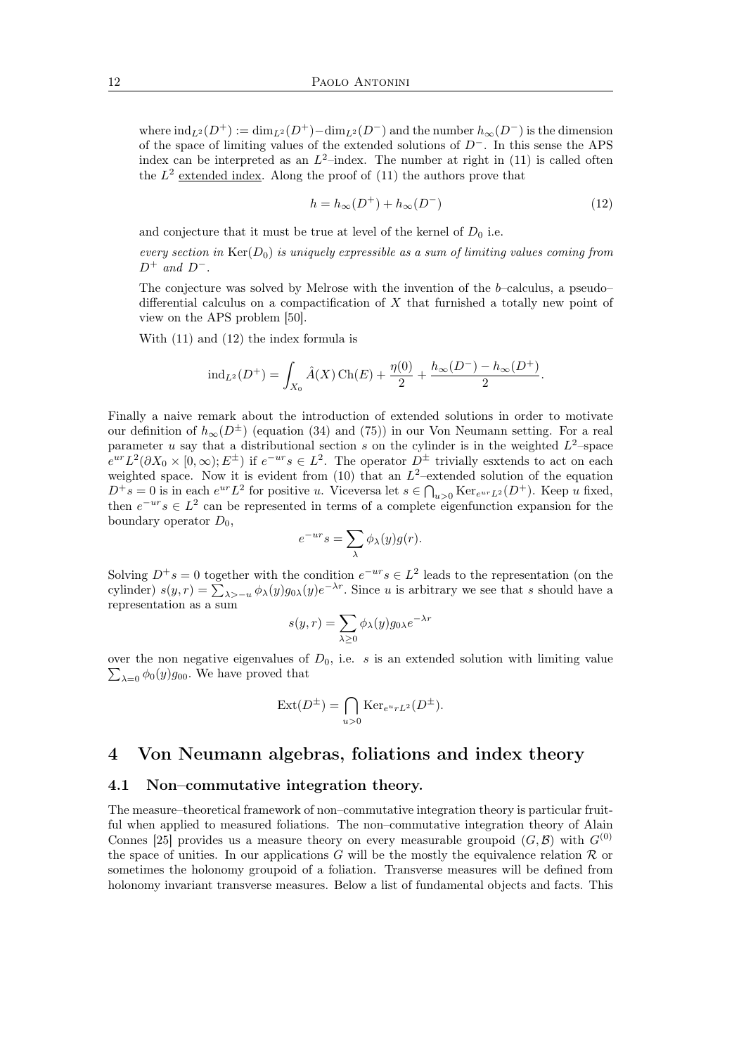where $\operatorname{ind}_{L^2}(D^+) := \dim_{L^2}(D^+) - \dim_{L^2}(D^-)$ and the number $h_\infty(D^-)$ is the dimension of the space of limiting values of the extended solutions of $D^-$. In this sense the APS index can be interpreted as an $L^2$–index. The number at right in (11) is called often the $L^2$ extended index. Along the proof of (11) the authors prove that

$$h = h_\infty(D^+) + h_\infty(D^-) \tag{12}$$

and conjecture that it must be true at level of the kernel of $D_0$ i.e.

*every section in* $\operatorname{Ker}(D_0)$ *is uniquely expressible as a sum of limiting values coming from* $D^+$ *and* $D^-$.

The conjecture was solved by Melrose with the invention of the $b$–calculus, a pseudo–differential calculus on a compactification of $X$ that furnished a totally new point of view on the APS problem [50].

With (11) and (12) the index formula is

$$\operatorname{ind}_{L^2}(D^+) = \int_{X_0} \hat{A}(X)\operatorname{Ch}(E) + \frac{\eta(0)}{2} + \frac{h_\infty(D^-) - h_\infty(D^+)}{2}.$$

Finally a naive remark about the introduction of extended solutions in order to motivate our definition of $h_\infty(D^\pm)$ (equation (34) and (75)) in our Von Neumann setting. For a real parameter $u$ say that a distributional section $s$ on the cylinder is in the weighted $L^2$–space $e^{ur}L^2(\partial X_0 \times [0,\infty); E^\pm)$ if $e^{-ur}s \in L^2$. The operator $D^\pm$ trivially esxtends to act on each weighted space. Now it is evident from (10) that an $L^2$–extended solution of the equation $D^+ s = 0$ is in each $e^{ur}L^2$ for positive $u$. Viceversa let $s \in \bigcap_{u>0} \operatorname{Ker}_{e^{ur}L^2}(D^+)$. Keep $u$ fixed, then $e^{-ur}s \in L^2$ can be represented in terms of a complete eigenfunction expansion for the boundary operator $D_0$,

$$e^{-ur}s = \sum_\lambda \phi_\lambda(y) g(r).$$

Solving $D^+ s = 0$ together with the condition $e^{-ur}s \in L^2$ leads to the representation (on the cylinder) $s(y,r) = \sum_{\lambda > -u} \phi_\lambda(y) g_{0\lambda}(y) e^{-\lambda r}$. Since $u$ is arbitrary we see that $s$ should have a representation as a sum

$$s(y,r) = \sum_{\lambda \geq 0} \phi_\lambda(y) g_{0\lambda} e^{-\lambda r}$$

over the non negative eigenvalues of $D_0$, i.e. $s$ is an extended solution with limiting value $\sum_{\lambda=0} \phi_0(y) g_{00}$. We have proved that

$$\operatorname{Ext}(D^\pm) = \bigcap_{u>0} \operatorname{Ker}_{e^u r L^2}(D^\pm).$$

## 4 Von Neumann algebras, foliations and index theory

### 4.1 Non–commutative integration theory.

The measure–theoretical framework of non–commutative integration theory is particular fruitful when applied to measured foliations. The non–commutative integration theory of Alain Connes [25] provides us a measure theory on every measurable groupoid $(G, \mathcal{B})$ with $G^{(0)}$ the space of unities. In our applications $G$ will be the mostly the equivalence relation $\mathcal{R}$ or sometimes the holonomy groupoid of a foliation. Transverse measures will be defined from holonomy invariant transverse measures. Below a list of fundamental objects and facts. This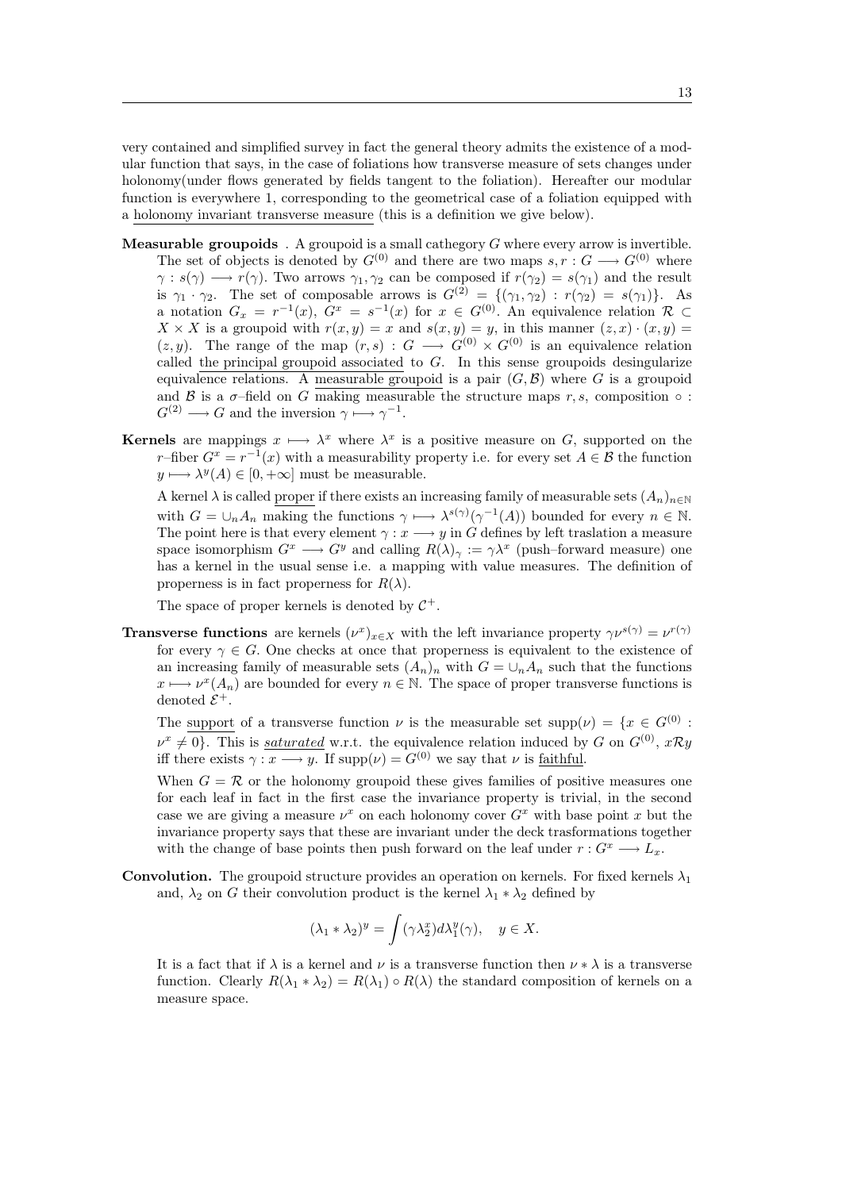very contained and simplified survey in fact the general theory admits the existence of a modular function that says, in the case of foliations how transverse measure of sets changes under holonomy(under flows generated by fields tangent to the foliation). Hereafter our modular function is everywhere 1, corresponding to the geometrical case of a foliation equipped with a holonomy invariant transverse measure (this is a definition we give below).

**Measurable groupoids** . A groupoid is a small cathegory $G$ where every arrow is invertible. The set of objects is denoted by $G^{(0)}$ and there are two maps $s, r : G \longrightarrow G^{(0)}$ where $\gamma : s(\gamma) \longrightarrow r(\gamma)$. Two arrows $\gamma_1, \gamma_2$ can be composed if $r(\gamma_2) = s(\gamma_1)$ and the result is $\gamma_1 \cdot \gamma_2$. The set of composable arrows is $G^{(2)} = \{(\gamma_1, \gamma_2) : r(\gamma_2) = s(\gamma_1)\}$. As a notation $G_x = r^{-1}(x)$, $G^x = s^{-1}(x)$ for $x \in G^{(0)}$. An equivalence relation $\mathcal{R} \subset X \times X$ is a groupoid with $r(x, y) = x$ and $s(x, y) = y$, in this manner $(z, x) \cdot (x, y) = (z, y)$. The range of the map $(r, s) : G \longrightarrow G^{(0)} \times G^{(0)}$ is an equivalence relation called the principal groupoid associated to $G$. In this sense groupoids desingularize equivalence relations. A measurable groupoid is a pair $(G, \mathcal{B})$ where $G$ is a groupoid and $\mathcal{B}$ is a $\sigma$–field on $G$ making measurable the structure maps $r, s$, composition $\circ : G^{(2)} \longrightarrow G$ and the inversion $\gamma \longmapsto \gamma^{-1}$.

**Kernels** are mappings $x \longmapsto \lambda^x$ where $\lambda^x$ is a positive measure on $G$, supported on the $r$–fiber $G^x = r^{-1}(x)$ with a measurability property i.e. for every set $A \in \mathcal{B}$ the function $y \longmapsto \lambda^y(A) \in [0, +\infty]$ must be measurable.

A kernel $\lambda$ is called proper if there exists an increasing family of measurable sets $(A_n)_{n\in\mathbb{N}}$ with $G = \cup_n A_n$ making the functions $\gamma \longmapsto \lambda^{s(\gamma)}(\gamma^{-1}(A))$ bounded for every $n \in \mathbb{N}$. The point here is that every element $\gamma : x \longrightarrow y$ in $G$ defines by left traslation a measure space isomorphism $G^x \longrightarrow G^y$ and calling $R(\lambda)_\gamma := \gamma\lambda^x$ (push–forward measure) one has a kernel in the usual sense i.e. a mapping with value measures. The definition of properness is in fact properness for $R(\lambda)$.

The space of proper kernels is denoted by $\mathcal{C}^+$.

**Transverse functions** are kernels $(\nu^x)_{x\in X}$ with the left invariance property $\gamma\nu^{s(\gamma)} = \nu^{r(\gamma)}$ for every $\gamma \in G$. One checks at once that properness is equivalent to the existence of an increasing family of measurable sets $(A_n)_n$ with $G = \cup_n A_n$ such that the functions $x \longmapsto \nu^x(A_n)$ are bounded for every $n \in \mathbb{N}$. The space of proper transverse functions is denoted $\mathcal{E}^+$.

The support of a transverse function $\nu$ is the measurable set $\mathrm{supp}(\nu) = \{x \in G^{(0)} : \nu^x \neq 0\}$. This is *saturated* w.r.t. the equivalence relation induced by $G$ on $G^{(0)}$, $x\mathcal{R}y$ iff there exists $\gamma : x \longrightarrow y$. If $\mathrm{supp}(\nu) = G^{(0)}$ we say that $\nu$ is faithful.

When $G = \mathcal{R}$ or the holonomy groupoid these gives families of positive measures one for each leaf in fact in the first case the invariance property is trivial, in the second case we are giving a measure $\nu^x$ on each holonomy cover $G^x$ with base point $x$ but the invariance property says that these are invariant under the deck trasformations together with the change of base points then push forward on the leaf under $r : G^x \longrightarrow L_x$.

**Convolution.** The groupoid structure provides an operation on kernels. For fixed kernels $\lambda_1$ and, $\lambda_2$ on $G$ their convolution product is the kernel $\lambda_1 * \lambda_2$ defined by

$$(\lambda_1 * \lambda_2)^y = \int (\gamma\lambda_2^x) d\lambda_1^y(\gamma), \quad y \in X.$$

It is a fact that if $\lambda$ is a kernel and $\nu$ is a transverse function then $\nu * \lambda$ is a transverse function. Clearly $R(\lambda_1 * \lambda_2) = R(\lambda_1) \circ R(\lambda)$ the standard composition of kernels on a measure space.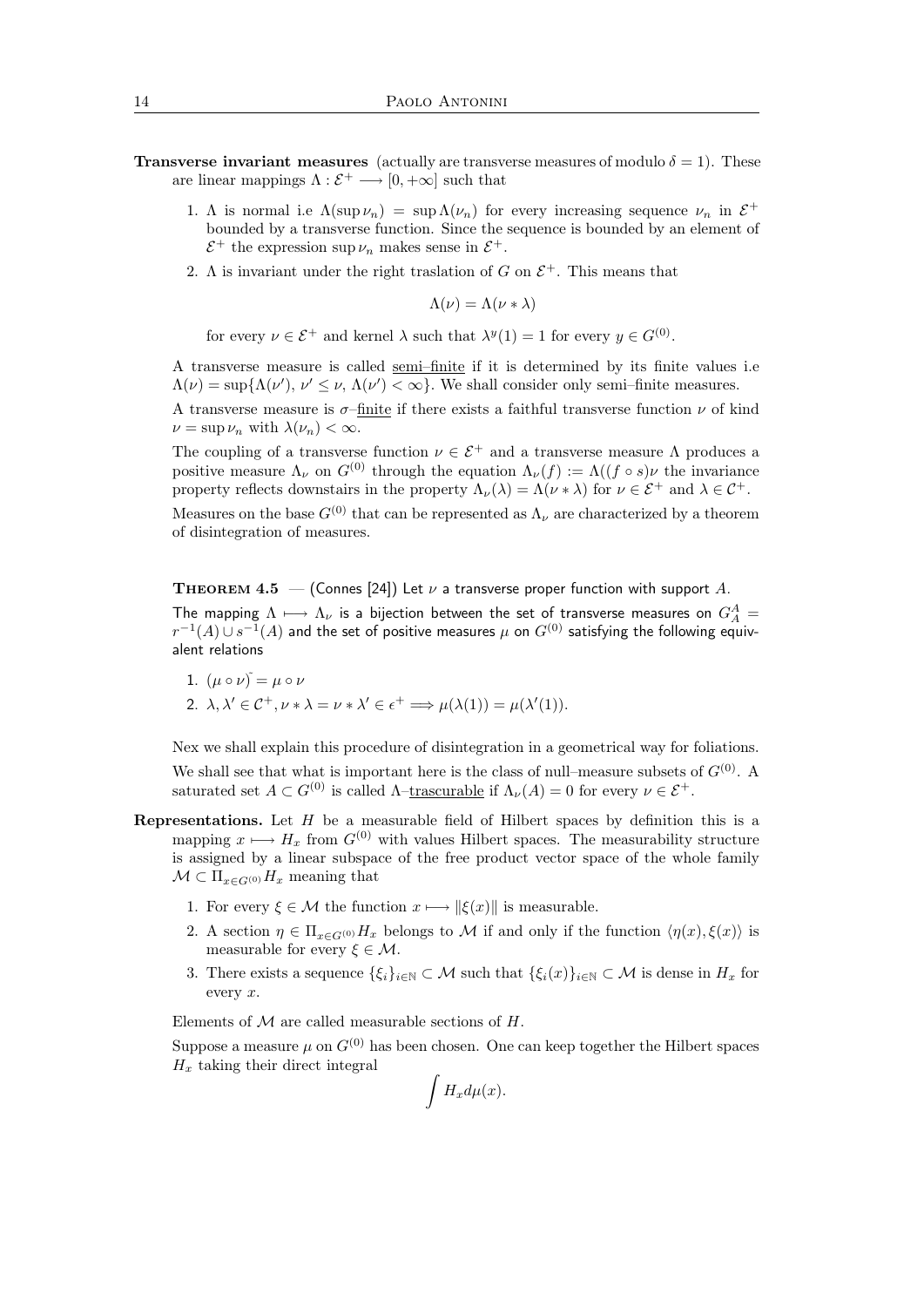**Transverse invariant measures** (actually are transverse measures of modulo $\delta = 1$). These are linear mappings $\Lambda : \mathcal{E}^+ \longrightarrow [0, +\infty]$ such that

1. $\Lambda$ is normal i.e $\Lambda(\sup \nu_n) = \sup \Lambda(\nu_n)$ for every increasing sequence $\nu_n$ in $\mathcal{E}^+$ bounded by a transverse function. Since the sequence is bounded by an element of $\mathcal{E}^+$ the expression $\sup \nu_n$ makes sense in $\mathcal{E}^+$.
2. $\Lambda$ is invariant under the right traslation of $G$ on $\mathcal{E}^+$. This means that

$$\Lambda(\nu) = \Lambda(\nu * \lambda)$$

for every $\nu \in \mathcal{E}^+$ and kernel $\lambda$ such that $\lambda^y(1) = 1$ for every $y \in G^{(0)}$.

A transverse measure is called semi–finite if it is determined by its finite values i.e $\Lambda(\nu) = \sup\{\Lambda(\nu'),\ \nu' \leq \nu,\ \Lambda(\nu') < \infty\}$. We shall consider only semi–finite measures.

A transverse measure is $\sigma$–finite if there exists a faithful transverse function $\nu$ of kind $\nu = \sup \nu_n$ with $\lambda(\nu_n) < \infty$.

The coupling of a transverse function $\nu \in \mathcal{E}^+$ and a transverse measure $\Lambda$ produces a positive measure $\Lambda_\nu$ on $G^{(0)}$ through the equation $\Lambda_\nu(f) := \Lambda((f \circ s)\nu$ the invariance property reflects downstairs in the property $\Lambda_\nu(\lambda) = \Lambda(\nu * \lambda)$ for $\nu \in \mathcal{E}^+$ and $\lambda \in \mathcal{C}^+$.

Measures on the base $G^{(0)}$ that can be represented as $\Lambda_\nu$ are characterized by a theorem of disintegration of measures.

**Theorem 4.5** — (Connes [24]) *Let $\nu$ a transverse proper function with support $A$. The mapping $\Lambda \longmapsto \Lambda_\nu$ is a bijection between the set of transverse measures on $G_A^A = r^{-1}(A) \cup s^{-1}(A)$ and the set of positive measures $\mu$ on $G^{(0)}$ satisfying the following equivalent relations*

1. $(\mu \circ \nu)\tilde{} = \mu \circ \nu$
2. $\lambda, \lambda' \in \mathcal{C}^+, \nu * \lambda = \nu * \lambda' \in \epsilon^+ \Longrightarrow \mu(\lambda(1)) = \mu(\lambda'(1))$.

Nex we shall explain this procedure of disintegration in a geometrical way for foliations.

We shall see that what is important here is the class of null–measure subsets of $G^{(0)}$. A saturated set $A \subset G^{(0)}$ is called $\Lambda$–trascurable if $\Lambda_\nu(A) = 0$ for every $\nu \in \mathcal{E}^+$.

**Representations.** Let $H$ be a measurable field of Hilbert spaces by definition this is a mapping $x \longmapsto H_x$ from $G^{(0)}$ with values Hilbert spaces. The measurability structure is assigned by a linear subspace of the free product vector space of the whole family $\mathcal{M} \subset \Pi_{x \in G^{(0)}} H_x$ meaning that

1. For every $\xi \in \mathcal{M}$ the function $x \longmapsto \|\xi(x)\|$ is measurable.
2. A section $\eta \in \Pi_{x \in G^{(0)}} H_x$ belongs to $\mathcal{M}$ if and only if the function $\langle \eta(x), \xi(x) \rangle$ is measurable for every $\xi \in \mathcal{M}$.
3. There exists a sequence $\{\xi_i\}_{i \in \mathbb{N}} \subset \mathcal{M}$ such that $\{\xi_i(x)\}_{i \in \mathbb{N}} \subset \mathcal{M}$ is dense in $H_x$ for every $x$.

Elements of $\mathcal{M}$ are called measurable sections of $H$.

Suppose a measure $\mu$ on $G^{(0)}$ has been chosen. One can keep together the Hilbert spaces $H_x$ taking their direct integral

$$\int H_x d\mu(x).$$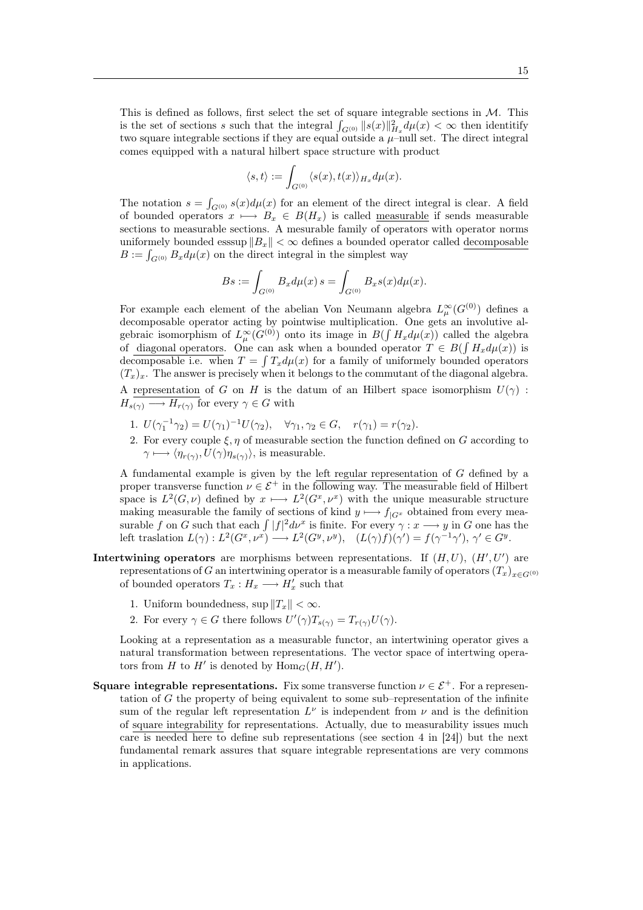This is defined as follows, first select the set of square integrable sections in $\mathcal{M}$. This is the set of sections $s$ such that the integral $\int_{G^{(0)}} \|s(x)\|^2_{H_x} d\mu(x) < \infty$ then identitify two square integrable sections if they are equal outside a $\mu$–null set. The direct integral comes equipped with a natural hilbert space structure with product

$$\langle s, t\rangle := \int_{G^{(0)}} \langle s(x), t(x)\rangle_{H_x} d\mu(x).$$

The notation $s = \int_{G^{(0)}} s(x) d\mu(x)$ for an element of the direct integral is clear. A field of bounded operators $x \longmapsto B_x \in B(H_x)$ is called <u>measurable</u> if sends measurable sections to measurable sections. A mesurable family of operators with operator norms uniformely bounded esssup $\|B_x\| < \infty$ defines a bounded operator called <u>decomposable</u> $B := \int_{G^{(0)}} B_x d\mu(x)$ on the direct integral in the simplest way

$$Bs := \int_{G^{(0)}} B_x d\mu(x)\, s = \int_{G^{(0)}} B_x s(x) d\mu(x).$$

For example each element of the abelian Von Neumann algebra $L^\infty_\mu(G^{(0)})$ defines a decomposable operator acting by pointwise multiplication. One gets an involutive algebraic isomorphism of $L^\infty_\mu(G^{(0)})$ onto its image in $B(\int H_x d\mu(x))$ called the algebra of <u>diagonal operators</u>. One can ask when a bounded operator $T \in B(\int H_x d\mu(x))$ is <u>decomposable</u> i.e. when $T = \int T_x d\mu(x)$ for a family of uniformely bounded operators $(T_x)_x$. The answer is precisely when it belongs to the commutant of the diagonal algebra.

A <u>representation</u> of $G$ on $H$ is the datum of an Hilbert space isomorphism $U(\gamma) : H_{s(\gamma)} \longrightarrow H_{r(\gamma)}$ for every $\gamma \in G$ with

1. $U(\gamma_1^{-1}\gamma_2) = U(\gamma_1)^{-1} U(\gamma_2), \quad \forall \gamma_1, \gamma_2 \in G, \quad r(\gamma_1) = r(\gamma_2).$
2. For every couple $\xi, \eta$ of measurable section the function defined on $G$ according to $\gamma \longmapsto \langle \eta_{r(\gamma)}, U(\gamma)\eta_{s(\gamma)}\rangle$, is measurable.

A fundamental example is given by the <u>left regular representation</u> of $G$ defined by a proper transverse function $\nu \in \mathcal{E}^+$ in the following way. The measurable field of Hilbert space is $L^2(G, \nu)$ defined by $x \longmapsto L^2(G^x, \nu^x)$ with the unique measurable structure making measurable the family of sections of kind $y \longmapsto f_{|G^x}$ obtained from every measurable $f$ on $G$ such that each $\int |f|^2 d\nu^x$ is finite. For every $\gamma : x \longrightarrow y$ in $G$ one has the left traslation $L(\gamma) : L^2(G^x, \nu^x) \longrightarrow L^2(G^y, \nu^y), \quad (L(\gamma)f)(\gamma') = f(\gamma^{-1}\gamma'),\, \gamma' \in G^y.$

**Intertwining operators** are morphisms between representations. If $(H, U)$, $(H', U')$ are representations of $G$ an intertwining operator is a measurable family of operators $(T_x)_{x \in G^{(0)}}$ of bounded operators $T_x : H_x \longrightarrow H'_x$ such that

1. Uniform boundedness, $\sup \|T_x\| < \infty$.
2. For every $\gamma \in G$ there follows $U'(\gamma) T_{s(\gamma)} = T_{r(\gamma)} U(\gamma)$.

Looking at a representation as a measurable functor, an intertwining operator gives a natural transformation between representations. The vector space of intertwing operators from $H$ to $H'$ is denoted by $\mathrm{Hom}_G(H, H')$.

**Square integrable representations.** Fix some transverse function $\nu \in \mathcal{E}^+$. For a representation of $G$ the property of being equivalent to some sub–representation of the infinite sum of the regular left representation $L^\nu$ is independent from $\nu$ and is the definition of <u>square integrability</u> for representations. Actually, due to measurability issues much care is needed here to define sub representations (see section 4 in [24]) but the next fundamental remark assures that square integrable representations are very commons in applications.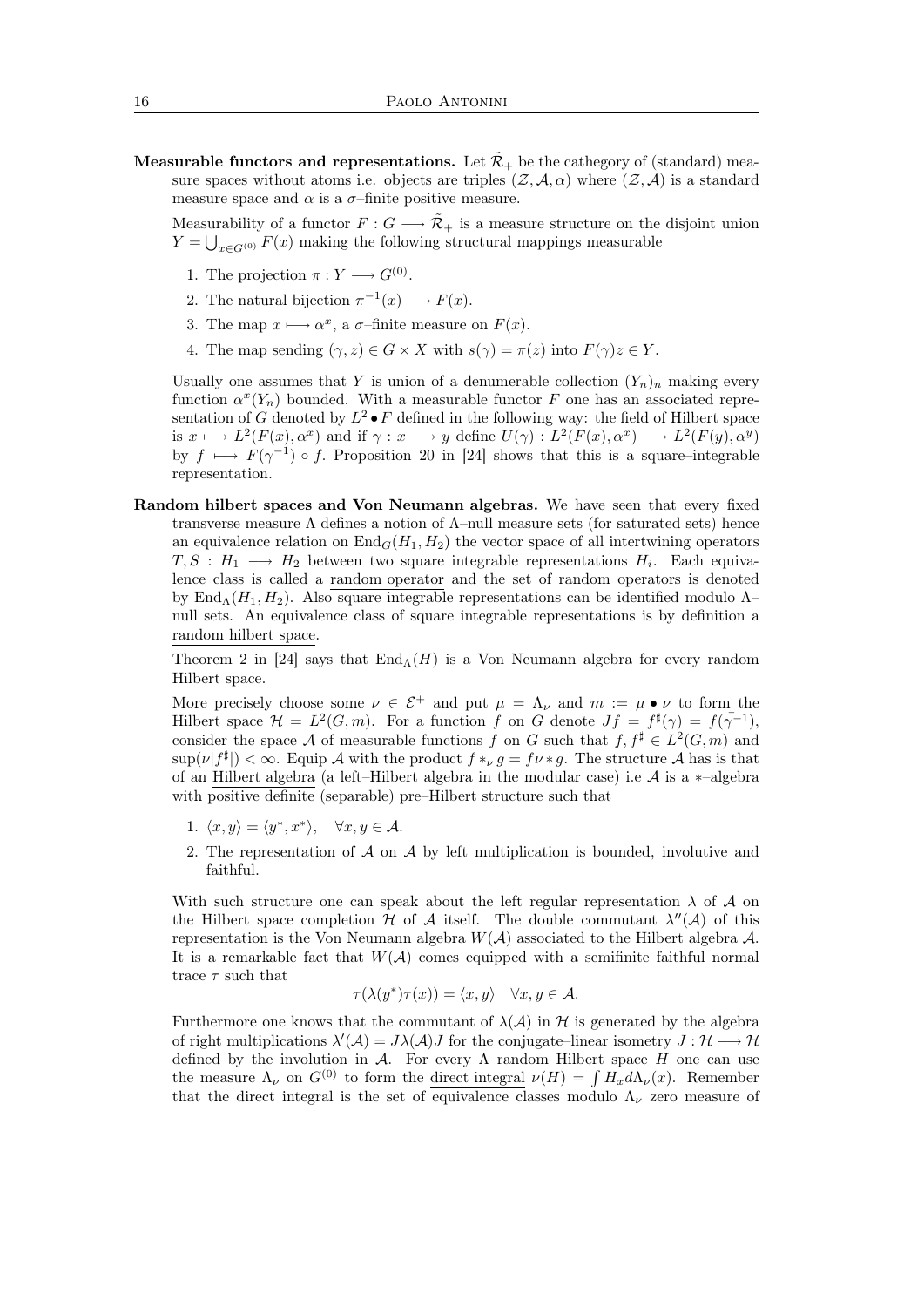**Measurable functors and representations.** Let $\tilde{\mathcal{R}}_+$ be the cathegory of (standard) measure spaces without atoms i.e. objects are triples $(\mathcal{Z}, \mathcal{A}, \alpha)$ where $(\mathcal{Z}, \mathcal{A})$ is a standard measure space and $\alpha$ is a $\sigma$–finite positive measure.

Measurability of a functor $F : G \longrightarrow \tilde{\mathcal{R}}_+$ is a measure structure on the disjoint union $Y = \bigcup_{x \in G^{(0)}} F(x)$ making the following structural mappings measurable

1. The projection $\pi : Y \longrightarrow G^{(0)}$.
2. The natural bijection $\pi^{-1}(x) \longrightarrow F(x)$.
3. The map $x \longmapsto \alpha^x$, a $\sigma$–finite measure on $F(x)$.
4. The map sending $(\gamma, z) \in G \times X$ with $s(\gamma) = \pi(z)$ into $F(\gamma)z \in Y$.

Usually one assumes that $Y$ is union of a denumerable collection $(Y_n)_n$ making every function $\alpha^x(Y_n)$ bounded. With a measurable functor $F$ one has an associated representation of $G$ denoted by $L^2 \bullet F$ defined in the following way: the field of Hilbert space is $x \longrightarrow L^2(F(x), \alpha^x)$ and if $\gamma : x \longrightarrow y$ define $U(\gamma) : L^2(F(x), \alpha^x) \longrightarrow L^2(F(y), \alpha^y)$ by $f \longmapsto F(\gamma^{-1}) \circ f$. Proposition 20 in [24] shows that this is a square–integrable representation.

**Random hilbert spaces and Von Neumann algebras.** We have seen that every fixed transverse measure $\Lambda$ defines a notion of $\Lambda$–null measure sets (for saturated sets) hence an equivalence relation on $\mathrm{End}_G(H_1, H_2)$ the vector space of all intertwining operators $T, S : H_1 \longrightarrow H_2$ between two square integrable representations $H_i$. Each equivalence class is called a random operator and the set of random operators is denoted by $\mathrm{End}_\Lambda(H_1, H_2)$. Also square integrable representations can be identified modulo $\Lambda$–null sets. An equivalence class of square integrable representations is by definition a random hilbert space.

Theorem 2 in [24] says that $\mathrm{End}_\Lambda(H)$ is a Von Neumann algebra for every random Hilbert space.

More precisely choose some $\nu \in \mathcal{E}^+$ and put $\mu = \Lambda_\nu$ and $m := \mu \bullet \nu$ to form the Hilbert space $\mathcal{H} = L^2(G, m)$. For a function $f$ on $G$ denote $Jf = f^\sharp(\gamma) = \bar{f}(\gamma^{-1})$, consider the space $\mathcal{A}$ of measurable functions $f$ on $G$ such that $f, f^\sharp \in L^2(G, m)$ and $\sup(\nu|f^\sharp|) < \infty$. Equip $\mathcal{A}$ with the product $f *_\nu g = f\nu * g$. The structure $\mathcal{A}$ has is that of an Hilbert algebra (a left–Hilbert algebra in the modular case) i.e $\mathcal{A}$ is a $*$–algebra with positive definite (separable) pre–Hilbert structure such that

1. $\langle x, y \rangle = \langle y^*, x^* \rangle, \quad \forall x, y \in \mathcal{A}.$
2. The representation of $\mathcal{A}$ on $\mathcal{A}$ by left multiplication is bounded, involutive and faithful.

With such structure one can speak about the left regular representation $\lambda$ of $\mathcal{A}$ on the Hilbert space completion $\mathcal{H}$ of $\mathcal{A}$ itself. The double commutant $\lambda''(\mathcal{A})$ of this representation is the Von Neumann algebra $W(\mathcal{A})$ associated to the Hilbert algebra $\mathcal{A}$. It is a remarkable fact that $W(\mathcal{A})$ comes equipped with a semifinite faithful normal trace $\tau$ such that

$$\tau(\lambda(y^*)\tau(x)) = \langle x, y \rangle \quad \forall x, y \in \mathcal{A}.$$

Furthermore one knows that the commutant of $\lambda(\mathcal{A})$ in $\mathcal{H}$ is generated by the algebra of right multiplications $\lambda'(\mathcal{A}) = J\lambda(\mathcal{A})J$ for the conjugate–linear isometry $J : \mathcal{H} \longrightarrow \mathcal{H}$ defined by the involution in $\mathcal{A}$. For every $\Lambda$–random Hilbert space $H$ one can use the measure $\Lambda_\nu$ on $G^{(0)}$ to form the direct integral $\nu(H) = \int H_x d\Lambda_\nu(x)$. Remember that the direct integral is the set of equivalence classes modulo $\Lambda_\nu$ zero measure of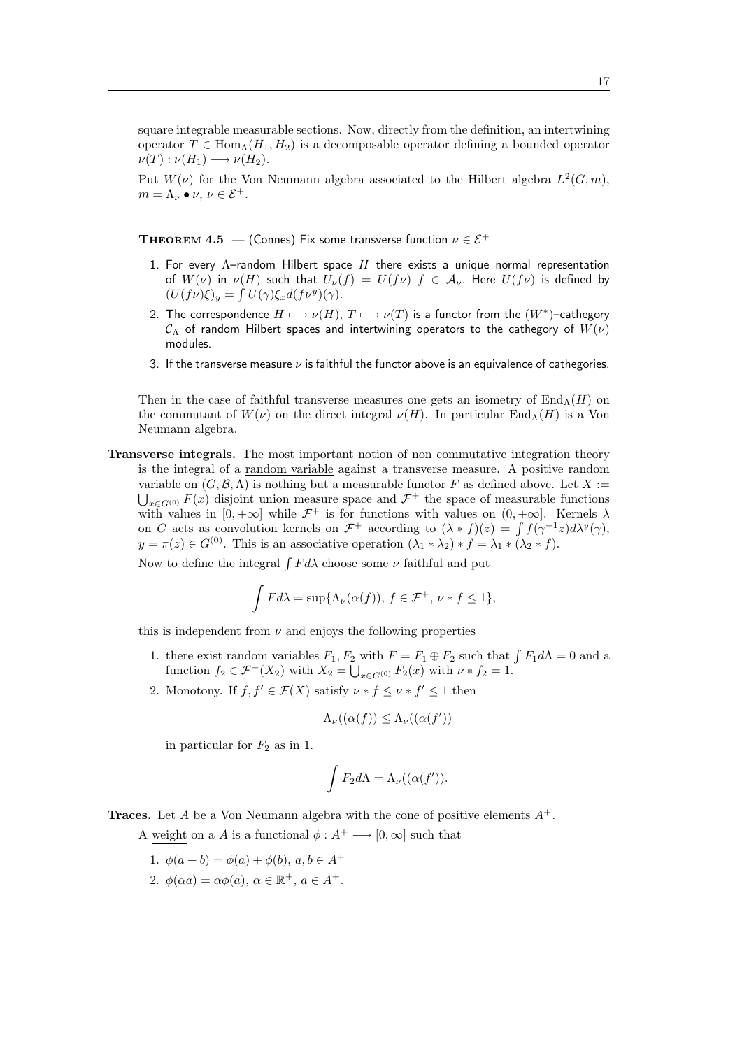square integrable measurable sections. Now, directly from the definition, an intertwining operator $T \in \mathrm{Hom}_\Lambda(H_1, H_2)$ is a decomposable operator defining a bounded operator $\nu(T) : \nu(H_1) \longrightarrow \nu(H_2)$.

Put $W(\nu)$ for the Von Neumann algebra associated to the Hilbert algebra $L^2(G, m)$, $m = \Lambda_\nu \bullet \nu$, $\nu \in \mathcal{E}^+$.

**Theorem 4.5** — (Connes) *Fix some transverse function $\nu \in \mathcal{E}^+$*

1. *For every $\Lambda$–random Hilbert space $H$ there exists a unique normal representation of $W(\nu)$ in $\nu(H)$ such that $U_\nu(f) = U(f\nu)$ $f \in \mathcal{A}_\nu$. Here $U(f\nu)$ is defined by $(U(f\nu)\xi)_y = \int U(\gamma)\xi_x d(f\nu^y)(\gamma)$.*
2. *The correspondence $H \longmapsto \nu(H)$, $T \longmapsto \nu(T)$ is a functor from the $(W^*)$–cathegory $\mathcal{C}_\Lambda$ of random Hilbert spaces and intertwining operators to the cathegory of $W(\nu)$ modules.*
3. *If the transverse measure $\nu$ is faithful the functor above is an equivalence of cathegories.*

Then in the case of faithful transverse measures one gets an isometry of $\mathrm{End}_\Lambda(H)$ on the commutant of $W(\nu)$ on the direct integral $\nu(H)$. In particular $\mathrm{End}_\Lambda(H)$ is a Von Neumann algebra.

**Transverse integrals.** The most important notion of non commutative integration theory is the integral of a random variable against a transverse measure. A positive random variable on $(G, \mathcal{B}, \Lambda)$ is nothing but a measurable functor $F$ as defined above. Let $X := \bigcup_{x \in G^{(0)}} F(x)$ disjoint union measure space and $\bar{\mathcal{F}}^+$ the space of measurable functions with values in $[0, +\infty]$ while $\mathcal{F}^+$ is for functions with values on $(0, +\infty]$. Kernels $\lambda$ on $G$ acts as convolution kernels on $\bar{\mathcal{F}}^+$ according to $(\lambda * f)(z) = \int f(\gamma^{-1}z) d\lambda^y(\gamma)$, $y = \pi(z) \in G^{(0)}$. This is an associative operation $(\lambda_1 * \lambda_2) * f = \lambda_1 * (\lambda_2 * f)$.

Now to define the integral $\int F d\lambda$ choose some $\nu$ faithful and put

$$\int F d\lambda = \sup\{\Lambda_\nu(\alpha(f)),\ f \in \mathcal{F}^+,\ \nu * f \leq 1\},$$

this is independent from $\nu$ and enjoys the following properties

1. there exist random variables $F_1, F_2$ with $F = F_1 \oplus F_2$ such that $\int F_1 d\Lambda = 0$ and a function $f_2 \in \mathcal{F}^+(X_2)$ with $X_2 = \bigcup_{x \in G^{(0)}} F_2(x)$ with $\nu * f_2 = 1$.
2. Monotony. If $f, f' \in \mathcal{F}(X)$ satisfy $\nu * f \leq \nu * f' \leq 1$ then

   $$\Lambda_\nu((\alpha(f)) \leq \Lambda_\nu((\alpha(f'))$$

   in particular for $F_2$ as in 1.

   $$\int F_2 d\Lambda = \Lambda_\nu((\alpha(f')).$$

**Traces.** Let $A$ be a Von Neumann algebra with the cone of positive elements $A^+$.

A weight on a $A$ is a functional $\phi : A^+ \longrightarrow [0, \infty]$ such that

1. $\phi(a + b) = \phi(a) + \phi(b)$, $a, b \in A^+$
2. $\phi(\alpha a) = \alpha\phi(a)$, $\alpha \in \mathbb{R}^+$, $a \in A^+$.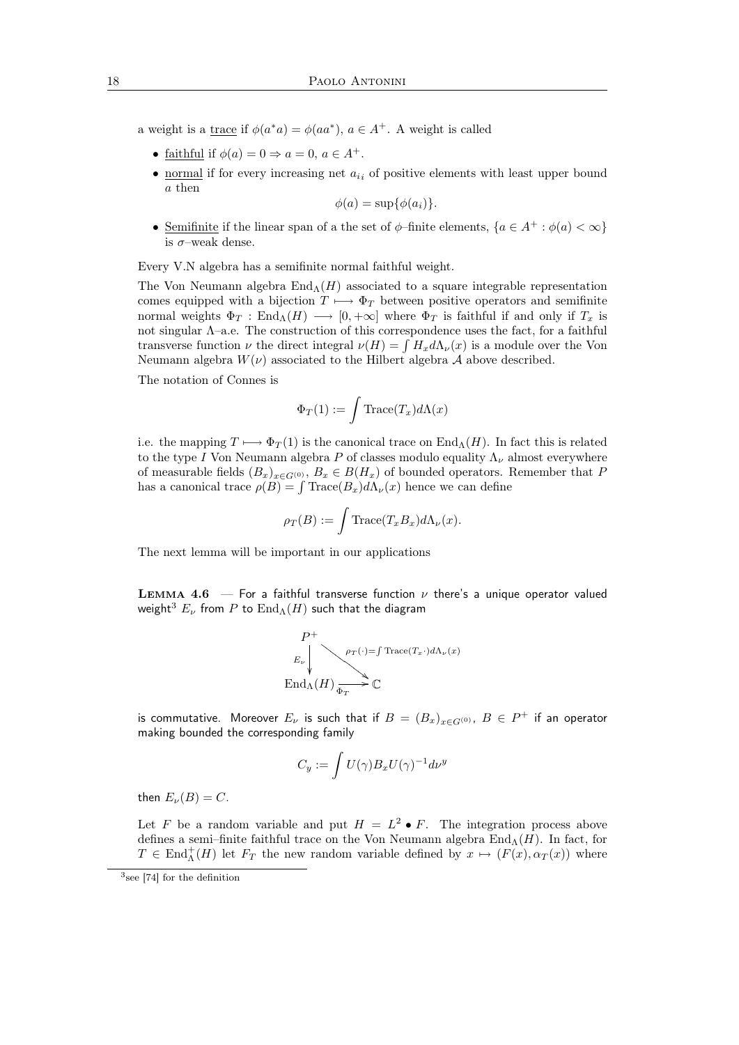a weight is a trace if $\phi(a^*a) = \phi(aa^*)$, $a \in A^+$. A weight is called

- faithful if $\phi(a) = 0 \Rightarrow a = 0$, $a \in A^+$.
- normal if for every increasing net $a_{i_i}$ of positive elements with least upper bound $a$ then

$$\phi(a) = \sup\{\phi(a_i)\}.$$

- Semifinite if the linear span of a the set of $\phi$–finite elements, $\{a \in A^+ : \phi(a) < \infty\}$ is $\sigma$–weak dense.

Every V.N algebra has a semifinite normal faithful weight.

The Von Neumann algebra $\mathrm{End}_\Lambda(H)$ associated to a square integrable representation comes equipped with a bijection $T \longmapsto \Phi_T$ between positive operators and semifinite normal weights $\Phi_T : \mathrm{End}_\Lambda(H) \longrightarrow [0, +\infty]$ where $\Phi_T$ is faithful if and only if $T_x$ is not singular $\Lambda$–a.e. The construction of this correspondence uses the fact, for a faithful transverse function $\nu$ the direct integral $\nu(H) = \int H_x d\Lambda_\nu(x)$ is a module over the Von Neumann algebra $W(\nu)$ associated to the Hilbert algebra $\mathcal{A}$ above described.

The notation of Connes is

$$\Phi_T(1) := \int \mathrm{Trace}(T_x) d\Lambda(x)$$

i.e. the mapping $T \longmapsto \Phi_T(1)$ is the canonical trace on $\mathrm{End}_\Lambda(H)$. In fact this is related to the type $I$ Von Neumann algebra $P$ of classes modulo equality $\Lambda_\nu$ almost everywhere of measurable fields $(B_x)_{x \in G^{(0)}}$, $B_x \in B(H_x)$ of bounded operators. Remember that $P$ has a canonical trace $\rho(B) = \int \mathrm{Trace}(B_x) d\Lambda_\nu(x)$ hence we can define

$$\rho_T(B) := \int \mathrm{Trace}(T_x B_x) d\Lambda_\nu(x).$$

The next lemma will be important in our applications

**Lemma 4.6** — For a faithful transverse function $\nu$ there's a unique operator valued weight[3] $E_\nu$ from $P$ to $\mathrm{End}_\Lambda(H)$ such that the diagram

$$\begin{array}{ccc} P^+ & & \\ {\scriptstyle E_\nu}\downarrow & \searrow^{\rho_T(\cdot) = \int \mathrm{Trace}(T_x \cdot) d\Lambda_\nu(x)} & \\ \mathrm{End}_\Lambda(H) & \xrightarrow[\Phi_T]{} & \mathbb{C} \end{array}$$

is commutative. Moreover $E_\nu$ is such that if $B = (B_x)_{x \in G^{(0)}}$, $B \in P^+$ if an operator making bounded the corresponding family

$$C_y := \int U(\gamma) B_x U(\gamma)^{-1} d\nu^y$$

then $E_\nu(B) = C$.

Let $F$ be a random variable and put $H = L^2 \bullet F$. The integration process above defines a semi–finite faithful trace on the Von Neumann algebra $\mathrm{End}_\Lambda(H)$. In fact, for $T \in \mathrm{End}^+_\Lambda(H)$ let $F_T$ the new random variable defined by $x \mapsto (F(x), \alpha_T(x))$ where

[3] see [74] for the definition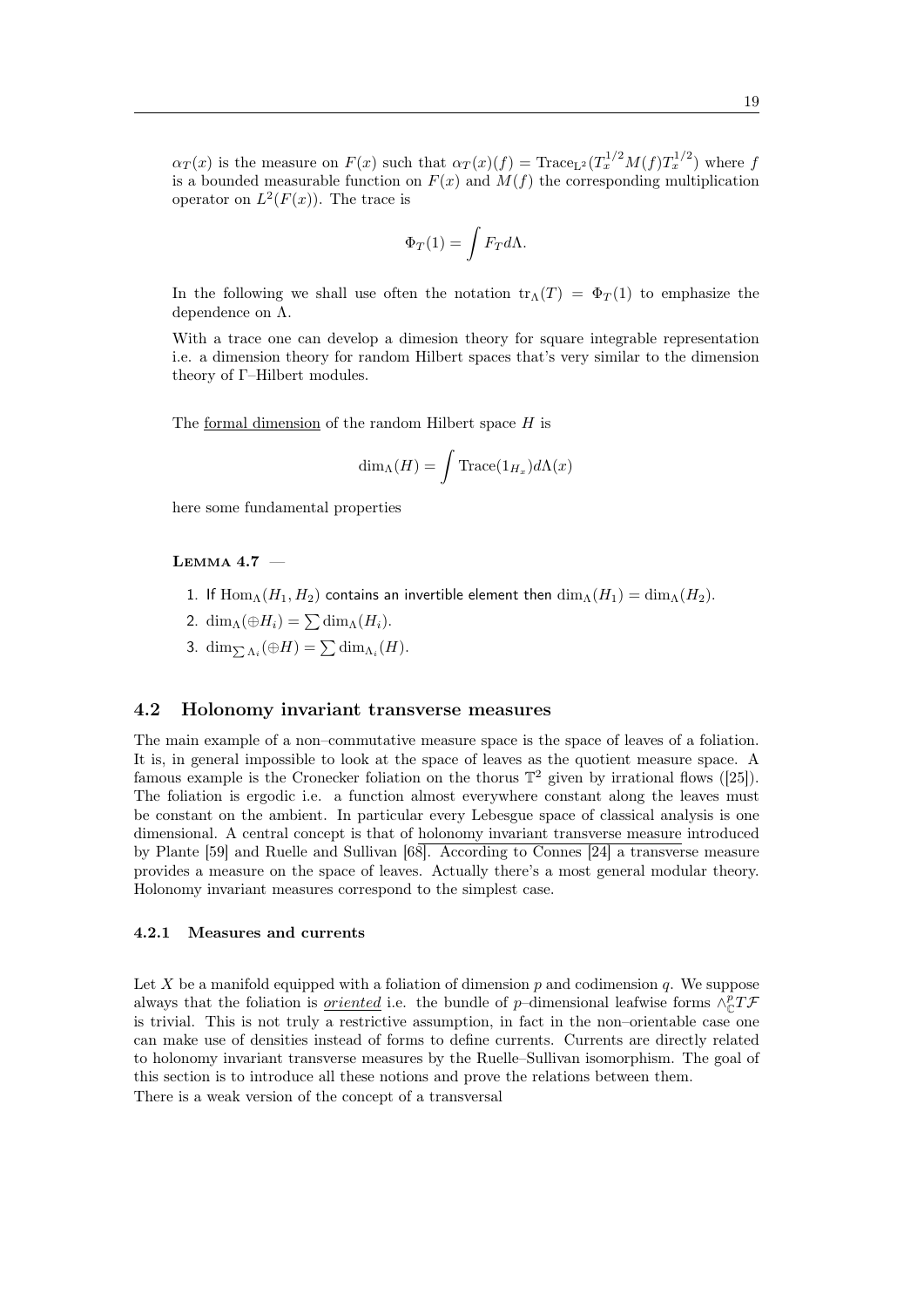$\alpha_T(x)$ is the measure on $F(x)$ such that $\alpha_T(x)(f) = \mathrm{Trace}_{\mathrm{L}^2}(T_x^{1/2} M(f) T_x^{1/2})$ where $f$ is a bounded measurable function on $F(x)$ and $M(f)$ the corresponding multiplication operator on $L^2(F(x))$. The trace is

$$\Phi_T(1) = \int F_T d\Lambda.$$

In the following we shall use often the notation $\mathrm{tr}_\Lambda(T) = \Phi_T(1)$ to emphasize the dependence on $\Lambda$.

With a trace one can develop a dimesion theory for square integrable representation i.e. a dimension theory for random Hilbert spaces that's very similar to the dimension theory of $\Gamma$–Hilbert modules.

The <u>formal dimension</u> of the random Hilbert space $H$ is

$$\dim_\Lambda(H) = \int \mathrm{Trace}(1_{H_x}) d\Lambda(x)$$

here some fundamental properties

**Lemma 4.7** —

1. If $\mathrm{Hom}_\Lambda(H_1, H_2)$ contains an invertible element then $\dim_\Lambda(H_1) = \dim_\Lambda(H_2)$.
2. $\dim_\Lambda(\oplus H_i) = \sum \dim_\Lambda(H_i)$.
3. $\dim_{\sum \Lambda_i}(\oplus H) = \sum \dim_{\Lambda_i}(H)$.

## 4.2 Holonomy invariant transverse measures

The main example of a non–commutative measure space is the space of leaves of a foliation. It is, in general impossible to look at the space of leaves as the quotient measure space. A famous example is the Cronecker foliation on the thorus $\mathbb{T}^2$ given by irrational flows ([25]). The foliation is ergodic i.e. a function almost everywhere constant along the leaves must be constant on the ambient. In particular every Lebesgue space of classical analysis is one dimensional. A central concept is that of <u>holonomy invariant transverse measure</u> introduced by Plante [59] and Ruelle and Sullivan [68]. According to Connes [24] a transverse measure provides a measure on the space of leaves. Actually there's a most general modular theory. Holonomy invariant measures correspond to the simplest case.

### 4.2.1 Measures and currents

Let $X$ be a manifold equipped with a foliation of dimension $p$ and codimension $q$. We suppose always that the foliation is <u>*oriented*</u> i.e. the bundle of $p$–dimensional leafwise forms $\wedge^p_{\mathbb{C}} T\mathcal{F}$ is trivial. This is not truly a restrictive assumption, in fact in the non–orientable case one can make use of densities instead of forms to define currents. Currents are directly related to holonomy invariant transverse measures by the Ruelle–Sullivan isomorphism. The goal of this section is to introduce all these notions and prove the relations between them.
There is a weak version of the concept of a transversal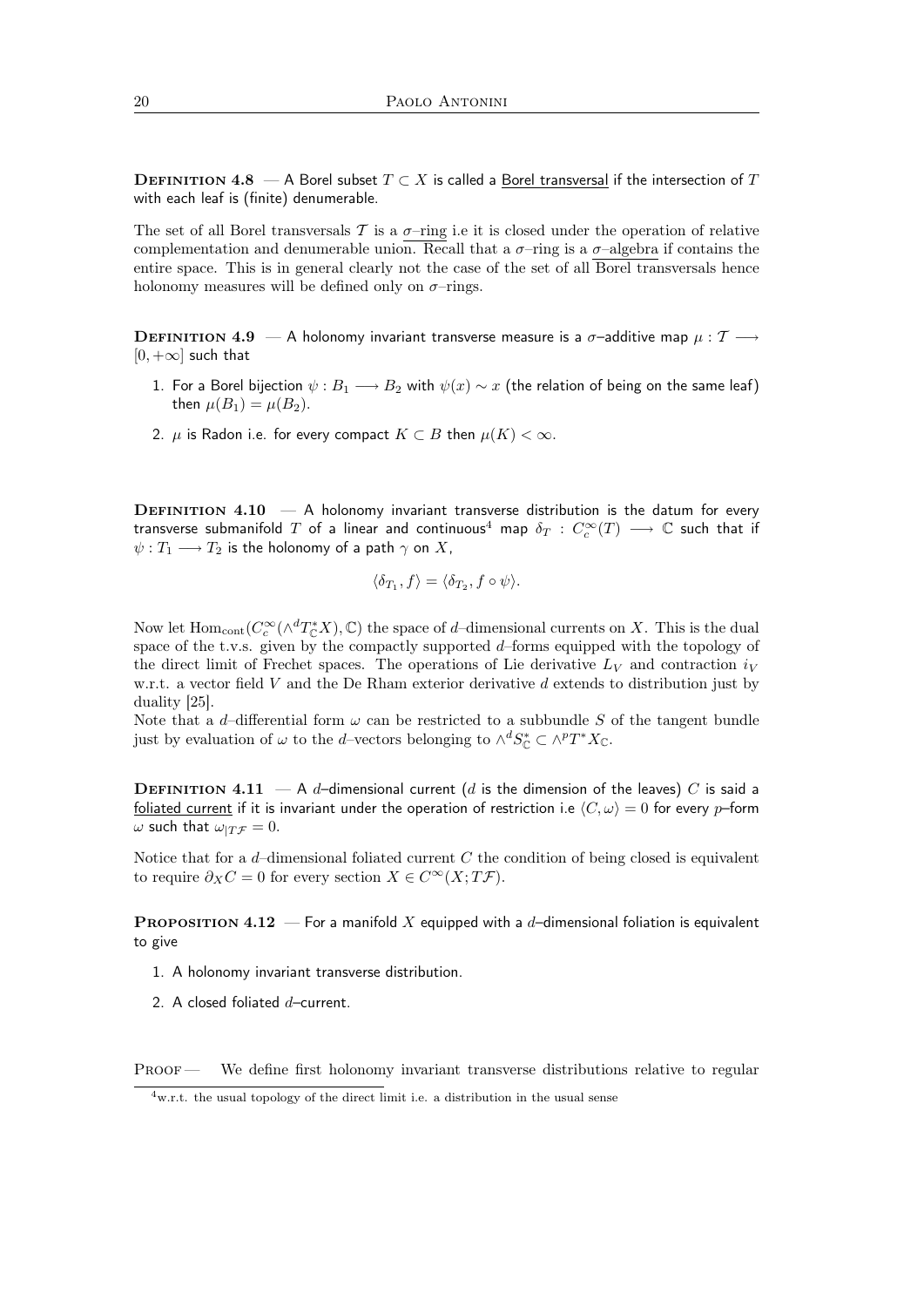**Definition 4.8** — A Borel subset $T \subset X$ is called a <u>Borel transversal</u> if the intersection of $T$ with each leaf is (finite) denumerable.

The set of all Borel transversals $\mathcal{T}$ is a <u>$\sigma$–ring</u> i.e it is closed under the operation of relative complementation and denumerable union. Recall that a $\sigma$–ring is a <u>$\sigma$–algebra</u> if contains the entire space. This is in general clearly not the case of the set of all Borel transversals hence holonomy measures will be defined only on $\sigma$–rings.

**Definition 4.9** — A holonomy invariant transverse measure is a $\sigma$–additive map $\mu : \mathcal{T} \longrightarrow [0, +\infty]$ such that

1. For a Borel bijection $\psi : B_1 \longrightarrow B_2$ with $\psi(x) \sim x$ (the relation of being on the same leaf) then $\mu(B_1) = \mu(B_2)$.
2. $\mu$ is Radon i.e. for every compact $K \subset B$ then $\mu(K) < \infty$.

**Definition 4.10** — A holonomy invariant transverse distribution is the datum for every transverse submanifold $T$ of a linear and continuous[4] map $\delta_T : C_c^\infty(T) \longrightarrow \mathbb{C}$ such that if $\psi : T_1 \longrightarrow T_2$ is the holonomy of a path $\gamma$ on $X$,

$$\langle \delta_{T_1}, f \rangle = \langle \delta_{T_2}, f \circ \psi \rangle.$$

Now let $\mathrm{Hom}_{\mathrm{cont}}(C_c^\infty(\wedge^d T_{\mathbb{C}}^* X), \mathbb{C})$ the space of $d$–dimensional currents on $X$. This is the dual space of the t.v.s. given by the compactly supported $d$–forms equipped with the topology of the direct limit of Frechet spaces. The operations of Lie derivative $L_V$ and contraction $i_V$ w.r.t. a vector field $V$ and the De Rham exterior derivative $d$ extends to distribution just by duality [25].
Note that a $d$–differential form $\omega$ can be restricted to a subbundle $S$ of the tangent bundle just by evaluation of $\omega$ to the $d$–vectors belonging to $\wedge^d S_{\mathbb{C}}^* \subset \wedge^p T^* X_{\mathbb{C}}$.

**Definition 4.11** — A $d$–dimensional current ($d$ is the dimension of the leaves) $C$ is said a <u>foliated current</u> if it is invariant under the operation of restriction i.e $\langle C, \omega \rangle = 0$ for every $p$–form $\omega$ such that $\omega_{|T\mathcal{F}} = 0$.

Notice that for a $d$–dimensional foliated current $C$ the condition of being closed is equivalent to require $\partial_X C = 0$ for every section $X \in C^\infty(X; T\mathcal{F})$.

**Proposition 4.12** — For a manifold $X$ equipped with a $d$–dimensional foliation is equivalent to give

1. A holonomy invariant transverse distribution.
2. A closed foliated $d$–current.

Proof — We define first holonomy invariant transverse distributions relative to regular

[4] w.r.t. the usual topology of the direct limit i.e. a distribution in the usual sense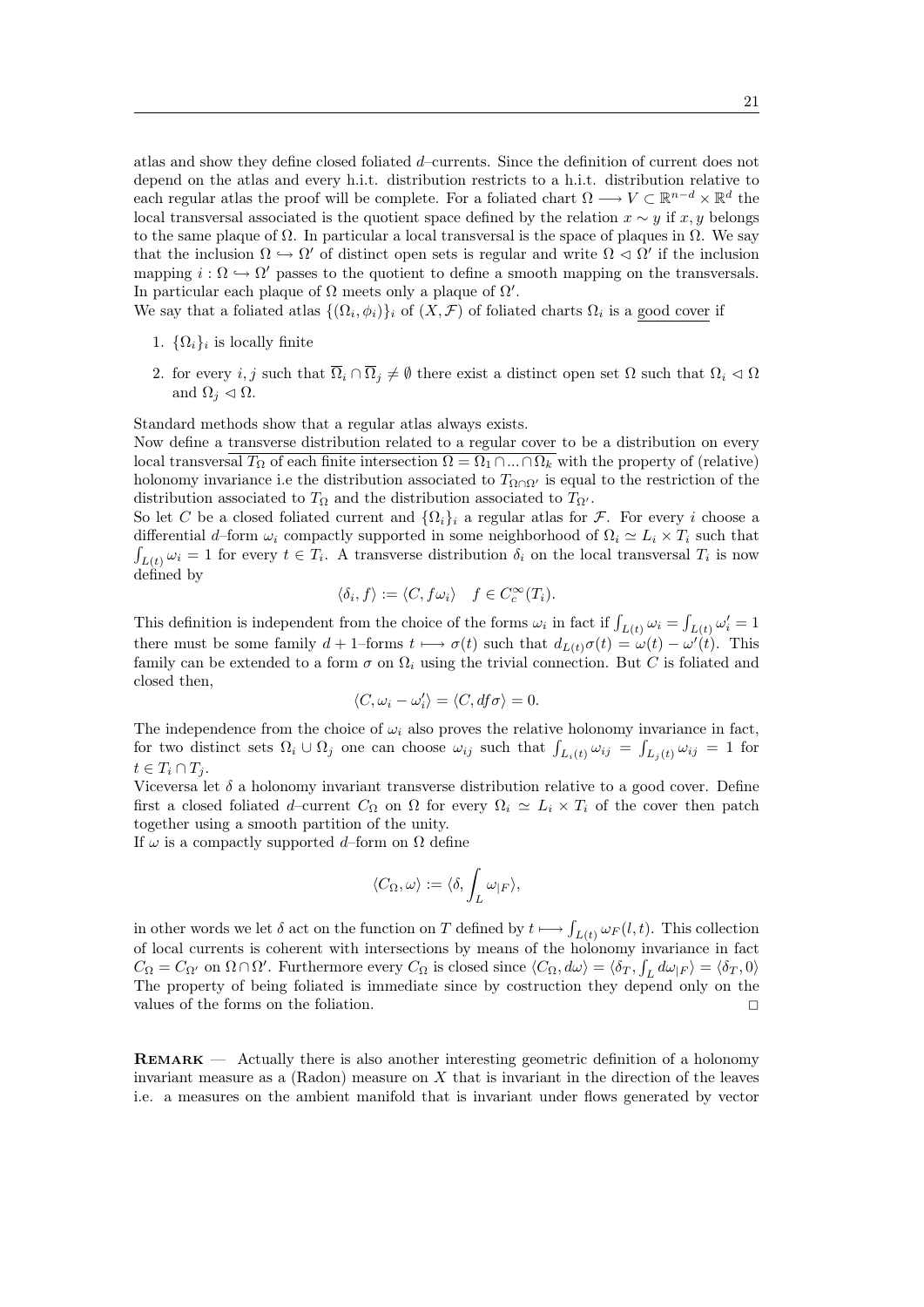atlas and show they define closed foliated $d$–currents. Since the definition of current does not depend on the atlas and every h.i.t. distribution restricts to a h.i.t. distribution relative to each regular atlas the proof will be complete. For a foliated chart $\Omega \longrightarrow V \subset \mathbb{R}^{n-d} \times \mathbb{R}^d$ the local transversal associated is the quotient space defined by the relation $x \sim y$ if $x, y$ belongs to the same plaque of $\Omega$. In particular a local transversal is the space of plaques in $\Omega$. We say that the inclusion $\Omega \hookrightarrow \Omega'$ of distinct open sets is regular and write $\Omega \lhd \Omega'$ if the inclusion mapping $i : \Omega \hookrightarrow \Omega'$ passes to the quotient to define a smooth mapping on the transversals. In particular each plaque of $\Omega$ meets only a plaque of $\Omega'$.

We say that a foliated atlas $\{(\Omega_i, \phi_i)\}_i$ of $(X, \mathcal{F})$ of foliated charts $\Omega_i$ is a good cover if

1. $\{\Omega_i\}_i$ is locally finite
2. for every $i, j$ such that $\overline{\Omega}_i \cap \overline{\Omega}_j \neq \emptyset$ there exist a distinct open set $\Omega$ such that $\Omega_i \lhd \Omega$ and $\Omega_j \lhd \Omega$.

Standard methods show that a regular atlas always exists.

Now define a transverse distribution related to a regular cover to be a distribution on every local transversal $T_\Omega$ of each finite intersection $\Omega = \Omega_1 \cap ... \cap \Omega_k$ with the property of (relative) holonomy invariance i.e the distribution associated to $T_{\Omega \cap \Omega'}$ is equal to the restriction of the distribution associated to $T_\Omega$ and the distribution associated to $T_{\Omega'}$.

So let $C$ be a closed foliated current and $\{\Omega_i\}_i$ a regular atlas for $\mathcal{F}$. For every $i$ choose a differential $d$–form $\omega_i$ compactly supported in some neighborhood of $\Omega_i \simeq L_i \times T_i$ such that $\int_{L(t)} \omega_i = 1$ for every $t \in T_i$. A transverse distribution $\delta_i$ on the local transversal $T_i$ is now defined by

$$\langle \delta_i, f \rangle := \langle C, f\omega_i \rangle \quad f \in C_c^\infty(T_i).$$

This definition is independent from the choice of the forms $\omega_i$ in fact if $\int_{L(t)} \omega_i = \int_{L(t)} \omega_i' = 1$ there must be some family $d+1$–forms $t \longmapsto \sigma(t)$ such that $d_{L(t)}\sigma(t) = \omega(t) - \omega'(t)$. This family can be extended to a form $\sigma$ on $\Omega_i$ using the trivial connection. But $C$ is foliated and closed then,

$$\langle C, \omega_i - \omega_i' \rangle = \langle C, df\sigma \rangle = 0.$$

The independence from the choice of $\omega_i$ also proves the relative holonomy invariance in fact, for two distinct sets $\Omega_i \cup \Omega_j$ one can choose $\omega_{ij}$ such that $\int_{L_i(t)} \omega_{ij} = \int_{L_j(t)} \omega_{ij} = 1$ for $t \in T_i \cap T_j$.

Viceversa let $\delta$ a holonomy invariant transverse distribution relative to a good cover. Define first a closed foliated $d$–current $C_\Omega$ on $\Omega$ for every $\Omega_i \simeq L_i \times T_i$ of the cover then patch together using a smooth partition of the unity.

If $\omega$ is a compactly supported $d$–form on $\Omega$ define

$$\langle C_\Omega, \omega \rangle := \langle \delta, \int_L \omega_{|F} \rangle,$$

in other words we let $\delta$ act on the function on $T$ defined by $t \longmapsto \int_{L(t)} \omega_F(l, t)$. This collection of local currents is coherent with intersections by means of the holonomy invariance in fact $C_\Omega = C_{\Omega'}$ on $\Omega \cap \Omega'$. Furthermore every $C_\Omega$ is closed since $\langle C_\Omega, d\omega \rangle = \langle \delta_T, \int_L d\omega_{|F} \rangle = \langle \delta_T, 0 \rangle$ The property of being foliated is immediate since by costruction they depend only on the values of the forms on the foliation. $\square$

**Remark** — Actually there is also another interesting geometric definition of a holonomy invariant measure as a (Radon) measure on $X$ that is invariant in the direction of the leaves i.e. a measures on the ambient manifold that is invariant under flows generated by vector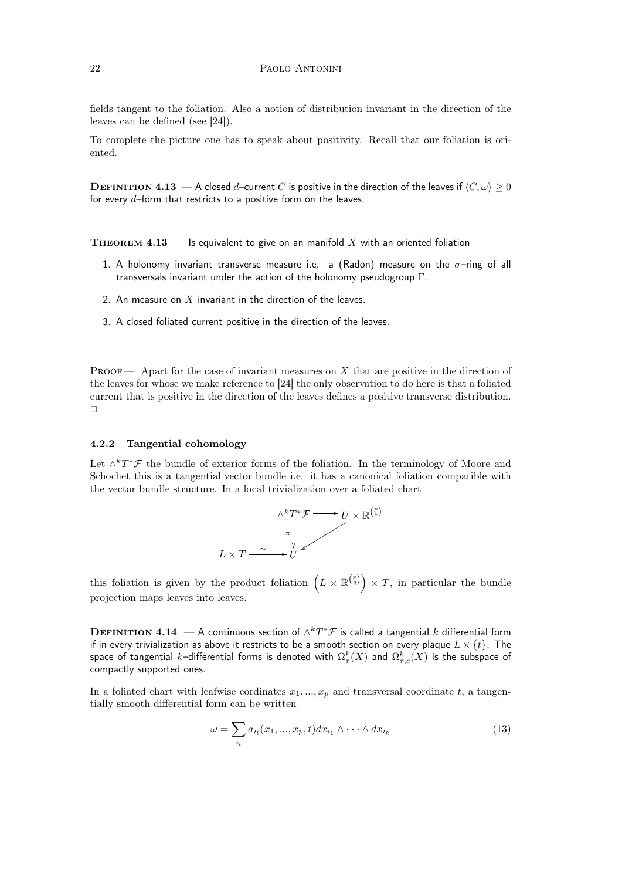fields tangent to the foliation. Also a notion of distribution invariant in the direction of the leaves can be defined (see [24]).

To complete the picture one has to speak about positivity. Recall that our foliation is oriented.

**Definition 4.13** — A closed $d$–current $C$ is positive in the direction of the leaves if $\langle C, \omega \rangle \geq 0$ for every $d$–form that restricts to a positive form on the leaves.

**Theorem 4.13** — Is equivalent to give on an manifold $X$ with an oriented foliation

1. A holonomy invariant transverse measure i.e. a (Radon) measure on the $\sigma$–ring of all transversals invariant under the action of the holonomy pseudogroup $\Gamma$.
2. An measure on $X$ invariant in the direction of the leaves.
3. A closed foliated current positive in the direction of the leaves.

Proof — Apart for the case of invariant measures on $X$ that are positive in the direction of the leaves for whose we make reference to [24] the only observation to do here is that a foliated current that is positive in the direction of the leaves defines a positive transverse distribution. □

### 4.2.2 Tangential cohomology

Let $\wedge^k T^* \mathcal{F}$ the bundle of exterior forms of the foliation. In the terminology of Moore and Schochet this is a tangential vector bundle i.e. it has a canonical foliation compatible with the vector bundle structure. In a local trivialization over a foliated chart

$$\begin{array}{ccc} & \wedge^k T^* \mathcal{F} & \longrightarrow U \times \mathbb{R}^{\binom{p}{k}} \\ & \pi \downarrow & \swarrow \\ L \times T & \xrightarrow{\simeq} & U \end{array}$$

this foliation is given by the product foliation $\left(L \times \mathbb{R}^{\binom{p}{q}}\right) \times T$, in particular the bundle projection maps leaves into leaves.

**Definition 4.14** — A continuous section of $\wedge^k T^* \mathcal{F}$ is called a tangential $k$ differential form if in every trivialization as above it restricts to be a smooth section on every plaque $L \times \{t\}$. The space of tangential $k$–differential forms is denoted with $\Omega^k_\tau(X)$ and $\Omega^k_{\tau,c}(X)$ is the subspace of compactly supported ones.

In a foliated chart with leafwise cordinates $x_1, ..., x_p$ and transversal coordinate $t$, a tangentially smooth differential form can be written

$$\omega = \sum_{i_l} a_{i_l}(x_1, ..., x_p, t) dx_{i_1} \wedge \cdots \wedge dx_{i_k} \tag{13}$$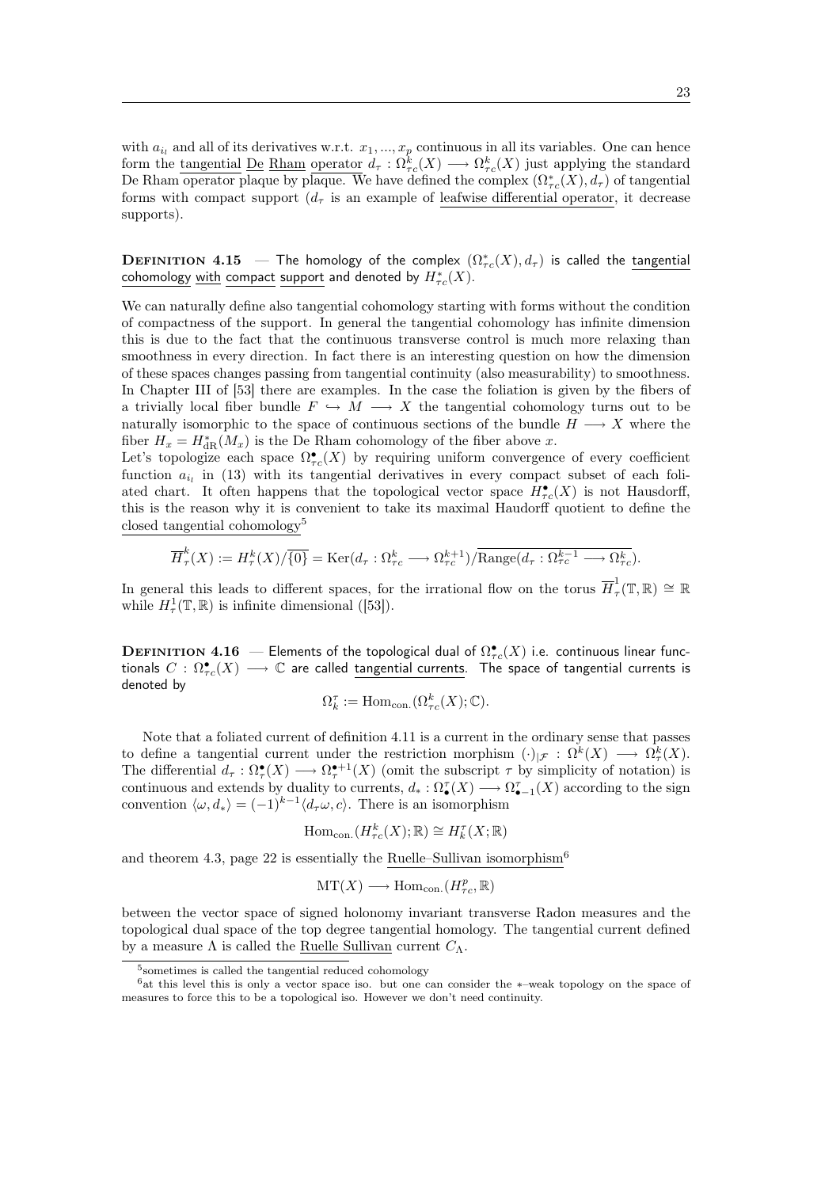with $a_{i_l}$ and all of its derivatives w.r.t. $x_1, ..., x_p$ continuous in all its variables. One can hence form the tangential De Rham operator $d_\tau : \Omega^k_{\tau c}(X) \longrightarrow \Omega^k_{\tau c}(X)$ just applying the standard De Rham operator plaque by plaque. We have defined the complex $(\Omega^*_{\tau c}(X), d_\tau)$ of tangential forms with compact support ($d_\tau$ is an example of leafwise differential operator, it decrease supports).

**Definition 4.15** — The homology of the complex $(\Omega^*_{\tau c}(X), d_\tau)$ is called the tangential cohomology with compact support and denoted by $H^*_{\tau c}(X)$.

We can naturally define also tangential cohomology starting with forms without the condition of compactness of the support. In general the tangential cohomology has infinite dimension this is due to the fact that the continuous transverse control is much more relaxing than smoothness in every direction. In fact there is an interesting question on how the dimension of these spaces changes passing from tangential continuity (also measurability) to smoothness. In Chapter III of [53] there are examples. In the case the foliation is given by the fibers of a trivially local fiber bundle $F \hookrightarrow M \longrightarrow X$ the tangential cohomology turns out to be naturally isomorphic to the space of continuous sections of the bundle $H \longrightarrow X$ where the fiber $H_x = H^*_{\text{dR}}(M_x)$ is the De Rham cohomology of the fiber above $x$.
Let's topologize each space $\Omega^\bullet_{\tau c}(X)$ by requiring uniform convergence of every coefficient function $a_{i_l}$ in (13) with its tangential derivatives in every compact subset of each foliated chart. It often happens that the topological vector space $H^\bullet_{\tau c}(X)$ is not Hausdorff, this is the reason why it is convenient to take its maximal Haudorff quotient to define the closed tangential cohomology[5]

$$\overline{H}^k_\tau(X) := H^k_\tau(X)/\overline{\{0\}} = \text{Ker}(d_\tau : \Omega^k_{\tau c} \longrightarrow \Omega^{k+1}_{\tau c})/\overline{\text{Range}(d_\tau : \Omega^{k-1}_{\tau c} \longrightarrow \Omega^k_{\tau c})}.$$

In general this leads to different spaces, for the irrational flow on the torus $\overline{H}^1_\tau(\mathbb{T}, \mathbb{R}) \cong \mathbb{R}$ while $H^1_\tau(\mathbb{T}, \mathbb{R})$ is infinite dimensional ([53]).

**Definition 4.16** — Elements of the topological dual of $\Omega^\bullet_{\tau c}(X)$ i.e. continuous linear functionals $C : \Omega^\bullet_{\tau c}(X) \longrightarrow \mathbb{C}$ are called tangential currents. The space of tangential currents is denoted by

$$\Omega^\tau_k := \text{Hom}_{\text{con.}}(\Omega^k_{\tau c}(X); \mathbb{C}).$$

Note that a foliated current of definition 4.11 is a current in the ordinary sense that passes to define a tangential current under the restriction morphism $(\cdot)_{|\mathcal{F}} : \Omega^k(X) \longrightarrow \Omega^k_\tau(X)$. The differential $d_\tau : \Omega^\bullet_\tau(X) \longrightarrow \Omega^{\bullet+1}_\tau(X)$ (omit the subscript $\tau$ by simplicity of notation) is continuous and extends by duality to currents, $d_* : \Omega^\tau_\bullet(X) \longrightarrow \Omega^\tau_{\bullet-1}(X)$ according to the sign convention $\langle \omega, d_* \rangle = (-1)^{k-1} \langle d_\tau \omega, c \rangle$. There is an isomorphism

$$\text{Hom}_{\text{con.}}(H^k_{\tau c}(X); \mathbb{R}) \cong H^\tau_k(X; \mathbb{R})$$

and theorem 4.3, page 22 is essentially the Ruelle–Sullivan isomorphism[6]

$$\text{MT}(X) \longrightarrow \text{Hom}_{\text{con.}}(H^p_{\tau c}, \mathbb{R})$$

between the vector space of signed holonomy invariant transverse Radon measures and the topological dual space of the top degree tangential homology. The tangential current defined by a measure $\Lambda$ is called the Ruelle Sullivan current $C_\Lambda$.

[5] sometimes is called the tangential reduced cohomology

[6] at this level this is only a vector space iso. but one can consider the ∗–weak topology on the space of measures to force this to be a topological iso. However we don't need continuity.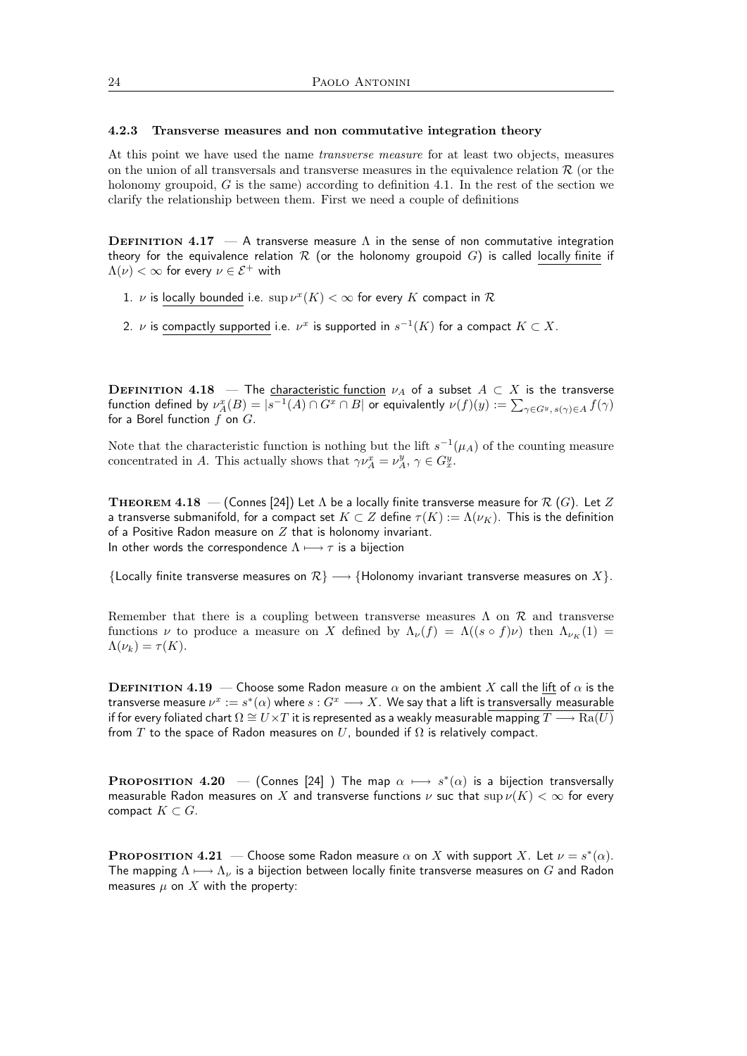#### 4.2.3 Transverse measures and non commutative integration theory

At this point we have used the name *transverse measure* for at least two objects, measures on the union of all transversals and transverse measures in the equivalence relation $\mathcal{R}$ (or the holonomy groupoid, $G$ is the same) according to definition 4.1. In the rest of the section we clarify the relationship between them. First we need a couple of definitions

**Definition 4.17** — A transverse measure $\Lambda$ in the sense of non commutative integration theory for the equivalence relation $\mathcal{R}$ (or the holonomy groupoid $G$) is called locally finite if $\Lambda(\nu) < \infty$ for every $\nu \in \mathcal{E}^+$ with

1. $\nu$ is locally bounded i.e. $\sup \nu^x(K) < \infty$ for every $K$ compact in $\mathcal{R}$
2. $\nu$ is compactly supported i.e. $\nu^x$ is supported in $s^{-1}(K)$ for a compact $K \subset X$.

**Definition 4.18** — The characteristic function $\nu_A$ of a subset $A \subset X$ is the transverse function defined by $\nu_A^x(B) = |s^{-1}(A) \cap G^x \cap B|$ or equivalently $\nu(f)(y) := \sum_{\gamma \in G^y,\, s(\gamma) \in A} f(\gamma)$ for a Borel function $f$ on $G$.

Note that the characteristic function is nothing but the lift $s^{-1}(\mu_A)$ of the counting measure concentrated in $A$. This actually shows that $\gamma \nu_A^x = \nu_A^y$, $\gamma \in G_x^y$.

**Theorem 4.18** — (Connes [24]) Let $\Lambda$ be a locally finite transverse measure for $\mathcal{R}$ $(G)$. Let $Z$ a transverse submanifold, for a compact set $K \subset Z$ define $\tau(K) := \Lambda(\nu_K)$. This is the definition of a Positive Radon measure on $Z$ that is holonomy invariant.
In other words the correspondence $\Lambda \longmapsto \tau$ is a bijection

$\{$Locally finite transverse measures on $\mathcal{R}\} \longrightarrow \{$Holonomy invariant transverse measures on $X\}$.

Remember that there is a coupling between transverse measures $\Lambda$ on $\mathcal{R}$ and transverse functions $\nu$ to produce a measure on $X$ defined by $\Lambda_\nu(f) = \Lambda((s \circ f)\nu)$ then $\Lambda_{\nu_K}(1) = \Lambda(\nu_k) = \tau(K)$.

**Definition 4.19** — Choose some Radon measure $\alpha$ on the ambient $X$ call the lift of $\alpha$ is the transverse measure $\nu^x := s^*(\alpha)$ where $s : G^x \longrightarrow X$. We say that a lift is transversally measurable if for every foliated chart $\Omega \cong U \times T$ it is represented as a weakly measurable mapping $T \longrightarrow \mathrm{Ra}(U)$ from $T$ to the space of Radon measures on $U$, bounded if $\Omega$ is relatively compact.

**Proposition 4.20** — (Connes [24] ) The map $\alpha \longmapsto s^*(\alpha)$ is a bijection transversally measurable Radon measures on $X$ and transverse functions $\nu$ suc that $\sup \nu(K) < \infty$ for every compact $K \subset G$.

**Proposition 4.21** — Choose some Radon measure $\alpha$ on $X$ with support $X$. Let $\nu = s^*(\alpha)$. The mapping $\Lambda \longmapsto \Lambda_\nu$ is a bijection between locally finite transverse measures on $G$ and Radon measures $\mu$ on $X$ with the property: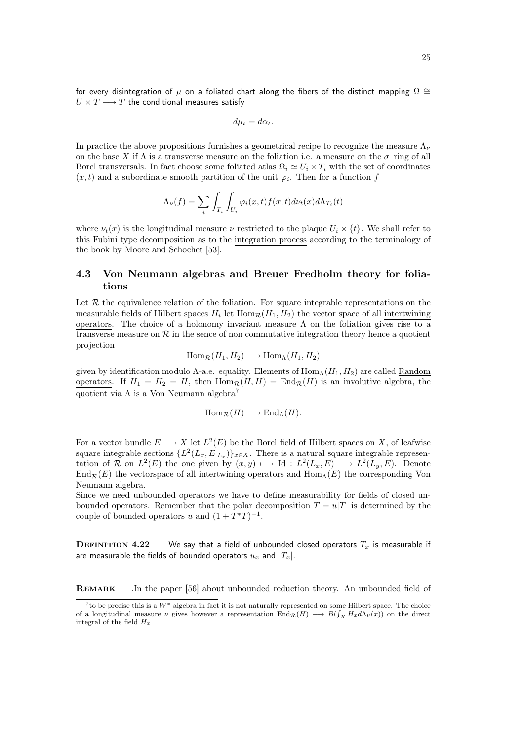for every disintegration of $\mu$ on a foliated chart along the fibers of the distinct mapping $\Omega \cong U \times T \longrightarrow T$ the conditional measures satisfy

$$d\mu_t = d\alpha_t.$$

In practice the above propositions furnishes a geometrical recipe to recognize the measure $\Lambda_\nu$ on the base $X$ if $\Lambda$ is a transverse measure on the foliation i.e. a measure on the $\sigma$–ring of all Borel transversals. In fact choose some foliated atlas $\Omega_i \simeq U_i \times T_i$ with the set of coordinates $(x,t)$ and a subordinate smooth partition of the unit $\varphi_i$. Then for a function $f$

$$\Lambda_\nu(f) = \sum_i \int_{T_i} \int_{U_i} \varphi_i(x,t) f(x,t) d\nu_t(x) d\Lambda_{T_i}(t)$$

where $\nu_t(x)$ is the longitudinal measure $\nu$ restricted to the plaque $U_i \times \{t\}$. We shall refer to this Fubini type decomposition as to the integration process according to the terminology of the book by Moore and Schochet [53].

## 4.3 Von Neumann algebras and Breuer Fredholm theory for foliations

Let $\mathcal{R}$ the equivalence relation of the foliation. For square integrable representations on the measurable fields of Hilbert spaces $H_i$ let $\mathrm{Hom}_{\mathcal{R}}(H_1, H_2)$ the vector space of all intertwining operators. The choice of a holonomy invariant measure $\Lambda$ on the foliation gives rise to a transverse measure on $\mathcal{R}$ in the sence of non commutative integration theory hence a quotient projection

$$\mathrm{Hom}_{\mathcal{R}}(H_1, H_2) \longrightarrow \mathrm{Hom}_{\Lambda}(H_1, H_2)$$

given by identification modulo $\Lambda$-a.e. equality. Elements of $\mathrm{Hom}_{\Lambda}(H_1, H_2)$ are called Random operators. If $H_1 = H_2 = H$, then $\mathrm{Hom}_{\mathcal{R}}(H, H) = \mathrm{End}_{\mathcal{R}}(H)$ is an involutive algebra, the quotient via $\Lambda$ is a Von Neumann algebra[7]

$$\mathrm{Hom}_{\mathcal{R}}(H) \longrightarrow \mathrm{End}_{\Lambda}(H).$$

For a vector bundle $E \longrightarrow X$ let $L^2(E)$ be the Borel field of Hilbert spaces on $X$, of leafwise square integrable sections $\{L^2(L_x, E_{|L_x})\}_{x \in X}$. There is a natural square integrable representation of $\mathcal{R}$ on $L^2(E)$ the one given by $(x,y) \longmapsto \mathrm{Id} : L^2(L_x, E) \longrightarrow L^2(L_y, E)$. Denote $\mathrm{End}_{\mathcal{R}}(E)$ the vectorspace of all intertwining operators and $\mathrm{Hom}_{\Lambda}(E)$ the corresponding Von Neumann algebra.

Since we need unbounded operators we have to define measurability for fields of closed unbounded operators. Remember that the polar decomposition $T = u|T|$ is determined by the couple of bounded operators $u$ and $(1 + T^*T)^{-1}$.

**Definition 4.22** — We say that a field of unbounded closed operators $T_x$ is measurable if are measurable the fields of bounded operators $u_x$ and $|T_x|$.

**Remark** — .In the paper [56] about unbounded reduction theory. An unbounded field of

[7] to be precise this is a $W^*$ algebra in fact it is not naturally represented on some Hilbert space. The choice of a longitudinal measure $\nu$ gives however a representation $\mathrm{End}_{\mathcal{R}}(H) \longrightarrow B(\int_X H_x d\Lambda_\nu(x))$ on the direct integral of the field $H_x$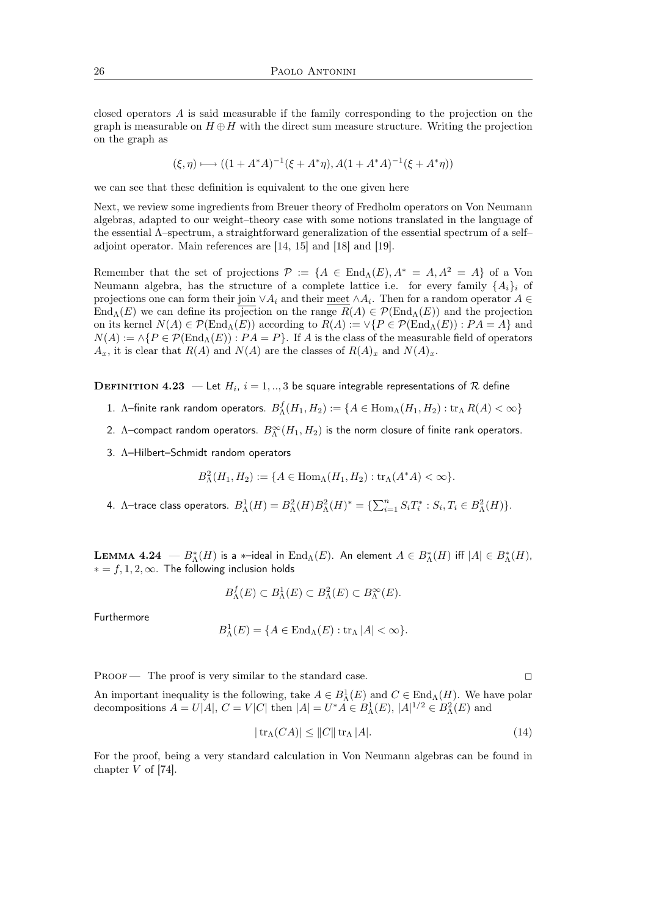closed operators $A$ is said measurable if the family corresponding to the projection on the graph is measurable on $H \oplus H$ with the direct sum measure structure. Writing the projection on the graph as

$$(\xi, \eta) \longmapsto ((1 + A^*A)^{-1}(\xi + A^*\eta), A(1 + A^*A)^{-1}(\xi + A^*\eta))$$

we can see that these definition is equivalent to the one given here

Next, we review some ingredients from Breuer theory of Fredholm operators on Von Neumann algebras, adapted to our weight–theory case with some notions translated in the language of the essential $\Lambda$–spectrum, a straightforward generalization of the essential spectrum of a self–adjoint operator. Main references are [14, 15] and [18] and [19].

Remember that the set of projections $\mathcal{P} := \{A \in \mathrm{End}_\Lambda(E), A^* = A, A^2 = A\}$ of a Von Neumann algebra, has the structure of a complete lattice i.e. for every family $\{A_i\}_i$ of projections one can form their join $\vee A_i$ and their meet $\wedge A_i$. Then for a random operator $A \in \mathrm{End}_\Lambda(E)$ we can define its projection on the range $R(A) \in \mathcal{P}(\mathrm{End}_\Lambda(E))$ and the projection on its kernel $N(A) \in \mathcal{P}(\mathrm{End}_\Lambda(E))$ according to $R(A) := \vee\{P \in \mathcal{P}(\mathrm{End}_\Lambda(E)) : PA = A\}$ and $N(A) := \wedge\{P \in \mathcal{P}(\mathrm{End}_\Lambda(E)) : PA = P\}$. If $A$ is the class of the measurable field of operators $A_x$, it is clear that $R(A)$ and $N(A)$ are the classes of $R(A)_x$ and $N(A)_x$.

**Definition 4.23** — Let $H_i$, $i = 1, .., 3$ be square integrable representations of $\mathcal{R}$ define

1. $\Lambda$–finite rank random operators. $B^f_\Lambda(H_1, H_2) := \{A \in \mathrm{Hom}_\Lambda(H_1, H_2) : \mathrm{tr}_\Lambda R(A) < \infty\}$
2. $\Lambda$–compact random operators. $B^\infty_\Lambda(H_1, H_2)$ is the norm closure of finite rank operators.
3. $\Lambda$–Hilbert–Schmidt random operators

$$B^2_\Lambda(H_1, H_2) := \{A \in \mathrm{Hom}_\Lambda(H_1, H_2) : \mathrm{tr}_\Lambda(A^*A) < \infty\}.$$

4. $\Lambda$–trace class operators. $B^1_\Lambda(H) = B^2_\Lambda(H)B^2_\Lambda(H)^* = \{\sum_{i=1}^n S_i T_i^* : S_i, T_i \in B^2_\Lambda(H)\}$.

**Lemma 4.24** — $B^*_\Lambda(H)$ is a $*$–ideal in $\mathrm{End}_\Lambda(E)$. An element $A \in B^*_\Lambda(H)$ iff $|A| \in B^*_\Lambda(H)$, $* = f, 1, 2, \infty$. The following inclusion holds

$$B^f_\Lambda(E) \subset B^1_\Lambda(E) \subset B^2_\Lambda(E) \subset B^\infty_\Lambda(E).$$

Furthermore

$$B^1_\Lambda(E) = \{A \in \mathrm{End}_\Lambda(E) : \mathrm{tr}_\Lambda |A| < \infty\}.$$

Proof — The proof is very similar to the standard case. □

An important inequality is the following, take $A \in B^1_\Lambda(E)$ and $C \in \mathrm{End}_\Lambda(H)$. We have polar decompositions $A = U|A|$, $C = V|C|$ then $|A| = U^*A \in B^1_\Lambda(E)$, $|A|^{1/2} \in B^2_\Lambda(E)$ and

$$|\mathrm{tr}_\Lambda(CA)| \leq \|C\| \mathrm{tr}_\Lambda |A|. \tag{14}$$

For the proof, being a very standard calculation in Von Neumann algebras can be found in chapter $V$ of [74].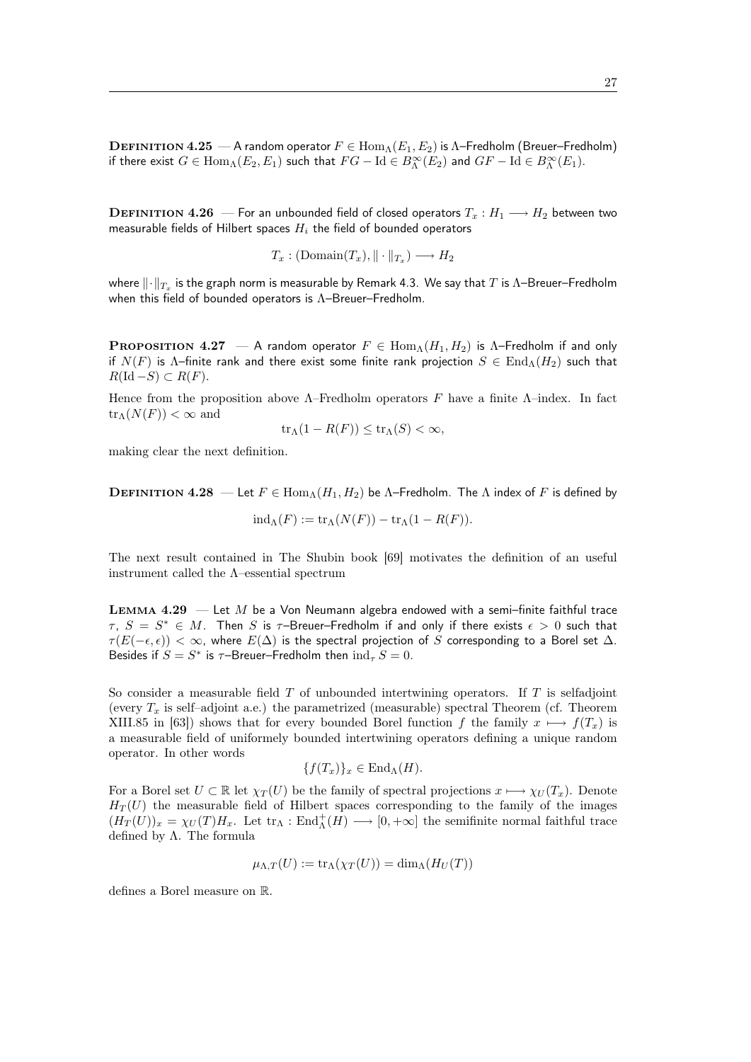**Definition 4.25** — A random operator $F \in \mathrm{Hom}_\Lambda(E_1, E_2)$ is $\Lambda$–Fredholm (Breuer–Fredholm) if there exist $G \in \mathrm{Hom}_\Lambda(E_2, E_1)$ such that $FG - \mathrm{Id} \in B^\infty_\Lambda(E_2)$ and $GF - \mathrm{Id} \in B^\infty_\Lambda(E_1)$.

**Definition 4.26** — For an unbounded field of closed operators $T_x : H_1 \longrightarrow H_2$ between two measurable fields of Hilbert spaces $H_i$ the field of bounded operators

$$T_x : (\mathrm{Domain}(T_x), \|\cdot\|_{T_x}) \longrightarrow H_2$$

where $\|\cdot\|_{T_x}$ is the graph norm is measurable by Remark 4.3. We say that $T$ is $\Lambda$–Breuer–Fredholm when this field of bounded operators is $\Lambda$–Breuer–Fredholm.

**Proposition 4.27** — A random operator $F \in \mathrm{Hom}_\Lambda(H_1, H_2)$ is $\Lambda$–Fredholm if and only if $N(F)$ is $\Lambda$–finite rank and there exist some finite rank projection $S \in \mathrm{End}_\Lambda(H_2)$ such that $R(\mathrm{Id} - S) \subset R(F)$.

Hence from the proposition above $\Lambda$–Fredholm operators $F$ have a finite $\Lambda$–index. In fact $\mathrm{tr}_\Lambda(N(F)) < \infty$ and

$$\mathrm{tr}_\Lambda(1 - R(F)) \leq \mathrm{tr}_\Lambda(S) < \infty,$$

making clear the next definition.

**Definition 4.28** — Let $F \in \mathrm{Hom}_\Lambda(H_1, H_2)$ be $\Lambda$–Fredholm. The $\Lambda$ index of $F$ is defined by

$$\mathrm{ind}_\Lambda(F) := \mathrm{tr}_\Lambda(N(F)) - \mathrm{tr}_\Lambda(1 - R(F)).$$

The next result contained in The Shubin book [69] motivates the definition of an useful instrument called the $\Lambda$–essential spectrum

**Lemma 4.29** — Let $M$ be a Von Neumann algebra endowed with a semi–finite faithful trace $\tau$, $S = S^* \in M$. Then $S$ is $\tau$–Breuer–Fredholm if and only if there exists $\epsilon > 0$ such that $\tau(E(-\epsilon, \epsilon)) < \infty$, where $E(\Delta)$ is the spectral projection of $S$ corresponding to a Borel set $\Delta$. Besides if $S = S^*$ is $\tau$–Breuer–Fredholm then $\mathrm{ind}_\tau S = 0$.

So consider a measurable field $T$ of unbounded intertwining operators. If $T$ is selfadjoint (every $T_x$ is self–adjoint a.e.) the parametrized (measurable) spectral Theorem (cf. Theorem XIII.85 in [63]) shows that for every bounded Borel function $f$ the family $x \longmapsto f(T_x)$ is a measurable field of uniformely bounded intertwining operators defining a unique random operator. In other words

$$\{f(T_x)\}_x \in \mathrm{End}_\Lambda(H).$$

For a Borel set $U \subset \mathbb{R}$ let $\chi_T(U)$ be the family of spectral projections $x \longmapsto \chi_U(T_x)$. Denote $H_T(U)$ the measurable field of Hilbert spaces corresponding to the family of the images $(H_T(U))_x = \chi_U(T)H_x$. Let $\mathrm{tr}_\Lambda : \mathrm{End}^+_\Lambda(H) \longrightarrow [0, +\infty]$ the semifinite normal faithful trace defined by $\Lambda$. The formula

$$\mu_{\Lambda,T}(U) := \mathrm{tr}_\Lambda(\chi_T(U)) = \dim_\Lambda(H_U(T))$$

defines a Borel measure on $\mathbb{R}$.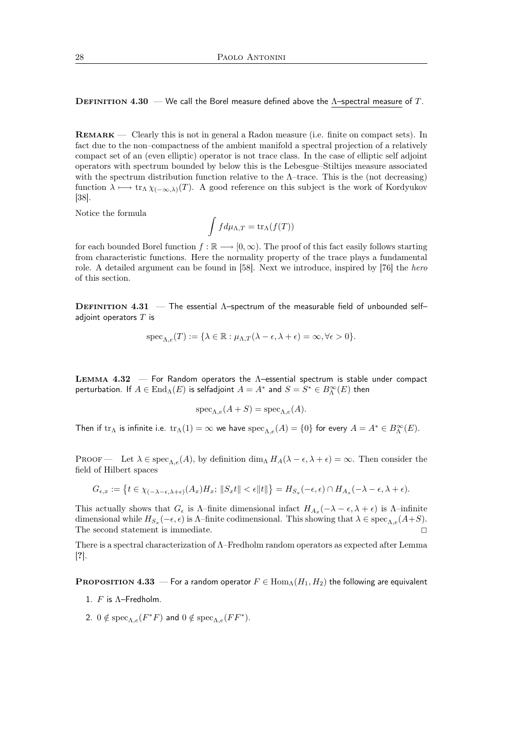**Definition 4.30** — We call the Borel measure defined above the <u>$\Lambda$–spectral measure</u> of $T$.

**Remark** — Clearly this is not in general a Radon measure (i.e. finite on compact sets). In fact due to the non–compactness of the ambient manifold a spectral projection of a relatively compact set of an (even elliptic) operator is not trace class. In the case of elliptic self adjoint operators with spectrum bounded by below this is the Lebesgue–Stiltijes measure associated with the spectrum distribution function relative to the $\Lambda$–trace. This is the (not decreasing) function $\lambda \longmapsto \operatorname{tr}_\Lambda \chi_{(-\infty,\lambda)}(T)$. A good reference on this subject is the work of Kordyukov [38].

Notice the formula

$$\int f d\mu_{\Lambda,T} = \operatorname{tr}_\Lambda(f(T))$$

for each bounded Borel function $f : \mathbb{R} \longrightarrow [0, \infty)$. The proof of this fact easily follows starting from characteristic functions. Here the normality property of the trace plays a fundamental role. A detailed argument can be found in [58]. Next we introduce, inspired by [76] the *hero* of this section.

**Definition 4.31** — The essential $\Lambda$–spectrum of the measurable field of unbounded self–adjoint operators $T$ is

$$\operatorname{spec}_{\Lambda,e}(T) := \{\lambda \in \mathbb{R} : \mu_{\Lambda,T}(\lambda - \epsilon, \lambda + \epsilon) = \infty, \forall \epsilon > 0\}.$$

**Lemma 4.32** — For Random operators the $\Lambda$–essential spectrum is stable under compact perturbation. If $A \in \operatorname{End}_\Lambda(E)$ is selfadjoint $A = A^*$ and $S = S^* \in B^\infty_\Lambda(E)$ then

$$\operatorname{spec}_{\Lambda,e}(A + S) = \operatorname{spec}_{\Lambda,e}(A).$$

Then if $\operatorname{tr}_\Lambda$ is infinite i.e. $\operatorname{tr}_\Lambda(1) = \infty$ we have $\operatorname{spec}_{\Lambda,e}(A) = \{0\}$ for every $A = A^* \in B^\infty_\Lambda(E)$.

Proof — Let $\lambda \in \operatorname{spec}_{\Lambda,e}(A)$, by definition $\dim_\Lambda H_A(\lambda - \epsilon, \lambda + \epsilon) = \infty$. Then consider the field of Hilbert spaces

$$G_{\epsilon,x} := \left\{t \in \chi_{(-\lambda-\epsilon,\lambda+\epsilon)}(A_x)H_x;\ \|S_x t\| < \epsilon\|t\|\right\} = H_{S_x}(-\epsilon, \epsilon) \cap H_{A_x}(-\lambda - \epsilon, \lambda + \epsilon).$$

This actually shows that $G_\epsilon$ is $\Lambda$–finite dimensional infact $H_{A_x}(-\lambda - \epsilon, \lambda + \epsilon)$ is $\Lambda$–infinite dimensional while $H_{S_x}(-\epsilon, \epsilon)$ is $\Lambda$–finite codimensional. This showing that $\lambda \in \operatorname{spec}_{\Lambda,e}(A+S)$. The second statement is immediate. □

There is a spectral characterization of $\Lambda$–Fredholm random operators as expected after Lemma [?].

**Proposition 4.33** — For a random operator $F \in \operatorname{Hom}_\Lambda(H_1, H_2)$ the following are equivalent

1. $F$ is $\Lambda$–Fredholm.
2. $0 \notin \operatorname{spec}_{\Lambda,e}(F^*F)$ and $0 \notin \operatorname{spec}_{\Lambda,e}(FF^*)$.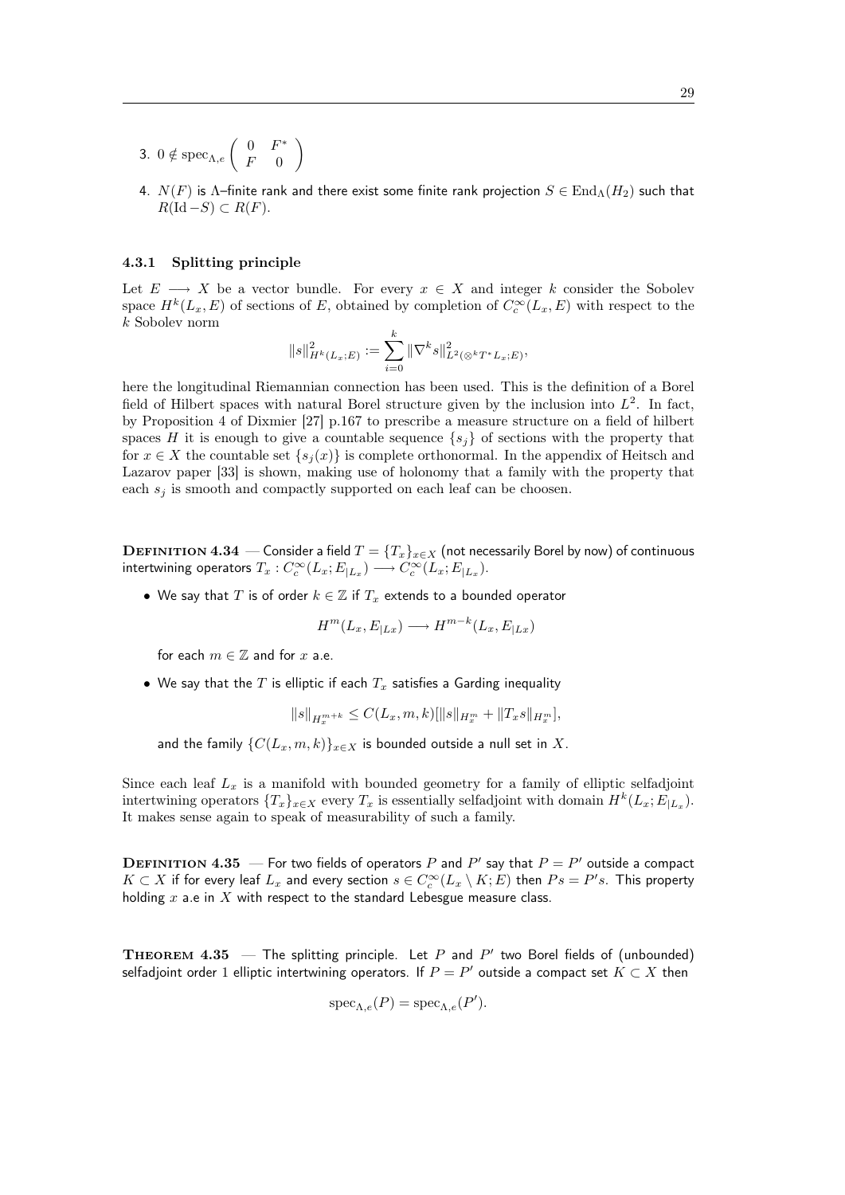3. $0 \notin \operatorname{spec}_{\Lambda,e} \begin{pmatrix} 0 & F^* \\ F & 0 \end{pmatrix}$

4. $N(F)$ is $\Lambda$–finite rank and there exist some finite rank projection $S \in \operatorname{End}_\Lambda(H_2)$ such that $R(\operatorname{Id} - S) \subset R(F)$.

### 4.3.1 Splitting principle

Let $E \longrightarrow X$ be a vector bundle. For every $x \in X$ and integer $k$ consider the Sobolev space $H^k(L_x, E)$ of sections of $E$, obtained by completion of $C_c^\infty(L_x, E)$ with respect to the $k$ Sobolev norm

$$\|s\|^2_{H^k(L_x;E)} := \sum_{i=0}^{k} \|\nabla^k s\|^2_{L^2(\otimes^k T^* L_x;E)},$$

here the longitudinal Riemannian connection has been used. This is the definition of a Borel field of Hilbert spaces with natural Borel structure given by the inclusion into $L^2$. In fact, by Proposition 4 of Dixmier [27] p.167 to prescribe a measure structure on a field of hilbert spaces $H$ it is enough to give a countable sequence $\{s_j\}$ of sections with the property that for $x \in X$ the countable set $\{s_j(x)\}$ is complete orthonormal. In the appendix of Heitsch and Lazarov paper [33] is shown, making use of holonomy that a family with the property that each $s_j$ is smooth and compactly supported on each leaf can be choosen.

**Definition 4.34** — Consider a field $T = \{T_x\}_{x \in X}$ (not necessarily Borel by now) of continuous intertwining operators $T_x : C_c^\infty(L_x; E_{|L_x}) \longrightarrow C_c^\infty(L_x; E_{|L_x})$.

- We say that $T$ is of order $k \in \mathbb{Z}$ if $T_x$ extends to a bounded operator

$$H^m(L_x, E_{|Lx}) \longrightarrow H^{m-k}(L_x, E_{|Lx})$$

for each $m \in \mathbb{Z}$ and for $x$ a.e.

- We say that the $T$ is elliptic if each $T_x$ satisfies a Garding inequality

$$\|s\|_{H_x^{m+k}} \leq C(L_x, m, k)[\|s\|_{H_x^m} + \|T_x s\|_{H_x^m}],$$

and the family $\{C(L_x, m, k)\}_{x \in X}$ is bounded outside a null set in $X$.

Since each leaf $L_x$ is a manifold with bounded geometry for a family of elliptic selfadjoint intertwining operators $\{T_x\}_{x \in X}$ every $T_x$ is essentially selfadjoint with domain $H^k(L_x; E_{|L_x})$. It makes sense again to speak of measurability of such a family.

**Definition 4.35** — For two fields of operators $P$ and $P'$ say that $P = P'$ outside a compact $K \subset X$ if for every leaf $L_x$ and every section $s \in C_c^\infty(L_x \setminus K; E)$ then $Ps = P's$. This property holding $x$ a.e in $X$ with respect to the standard Lebesgue measure class.

**Theorem 4.35** — The splitting principle. Let $P$ and $P'$ two Borel fields of (unbounded) selfadjoint order $1$ elliptic intertwining operators. If $P = P'$ outside a compact set $K \subset X$ then

$$\operatorname{spec}_{\Lambda,e}(P) = \operatorname{spec}_{\Lambda,e}(P').$$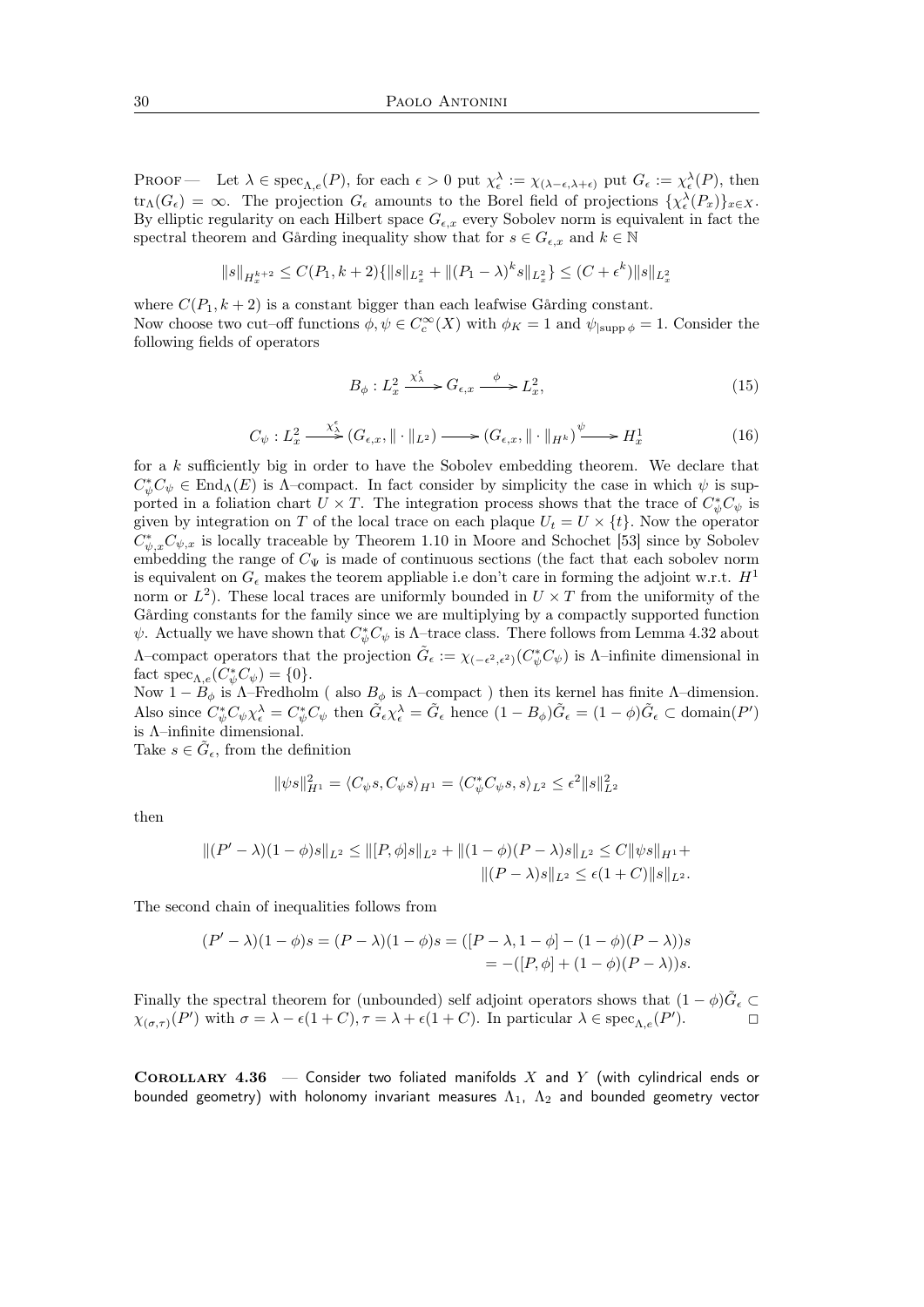Proof — Let $\lambda \in \operatorname{spec}_{\Lambda,e}(P)$, for each $\epsilon > 0$ put $\chi_\epsilon^\lambda := \chi_{(\lambda-\epsilon,\lambda+\epsilon)}$ put $G_\epsilon := \chi_\epsilon^\lambda(P)$, then $\operatorname{tr}_\Lambda(G_\epsilon) = \infty$. The projection $G_\epsilon$ amounts to the Borel field of projections $\{\chi_\epsilon^\lambda(P_x)\}_{x\in X}$. By elliptic regularity on each Hilbert space $G_{\epsilon,x}$ every Sobolev norm is equivalent in fact the spectral theorem and Gårding inequality show that for $s \in G_{\epsilon,x}$ and $k \in \mathbb{N}$

$$\|s\|_{H_x^{k+2}} \leq C(P_1, k+2)\{\|s\|_{L_x^2} + \|(P_1 - \lambda)^k s\|_{L_x^2}\} \leq (C + \epsilon^k)\|s\|_{L_x^2}$$

where $C(P_1, k+2)$ is a constant bigger than each leafwise Gårding constant.
Now choose two cut–off functions $\phi, \psi \in C_c^\infty(X)$ with $\phi_K = 1$ and $\psi_{|\operatorname{supp}\phi} = 1$. Consider the following fields of operators

$$B_\phi : L_x^2 \xrightarrow{\chi_\lambda^\epsilon} G_{\epsilon,x} \xrightarrow{\phi} L_x^2, \tag{15}$$

$$C_\psi : L_x^2 \xrightarrow{\chi_\lambda^\epsilon} (G_{\epsilon,x}, \|\cdot\|_{L^2}) \longrightarrow (G_{\epsilon,x}, \|\cdot\|_{H^k}) \xrightarrow{\psi} H_x^1 \tag{16}$$

for a $k$ sufficiently big in order to have the Sobolev embedding theorem. We declare that $C_\psi^* C_\psi \in \operatorname{End}_\Lambda(E)$ is $\Lambda$–compact. In fact consider by simplicity the case in which $\psi$ is supported in a foliation chart $U \times T$. The integration process shows that the trace of $C_\psi^* C_\psi$ is given by integration on $T$ of the local trace on each plaque $U_t = U \times \{t\}$. Now the operator $C_{\psi,x}^* C_{\psi,x}$ is locally traceable by Theorem 1.10 in Moore and Schochet [53] since by Sobolev embedding the range of $C_\Psi$ is made of continuous sections (the fact that each sobolev norm is equivalent on $G_\epsilon$ makes the teorem appliable i.e don't care in forming the adjoint w.r.t. $H^1$ norm or $L^2$). These local traces are uniformly bounded in $U \times T$ from the uniformity of the Gårding constants for the family since we are multiplying by a compactly supported function $\psi$. Actually we have shown that $C_\psi^* C_\psi$ is $\Lambda$–trace class. There follows from Lemma 4.32 about $\Lambda$–compact operators that the projection $\tilde{G}_\epsilon := \chi_{(-\epsilon^2,\epsilon^2)}(C_\psi^* C_\psi)$ is $\Lambda$–infinite dimensional in fact $\operatorname{spec}_{\Lambda,e}(C_\psi^* C_\psi) = \{0\}$.
Now $1 - B_\phi$ is $\Lambda$–Fredholm ( also $B_\phi$ is $\Lambda$–compact ) then its kernel has finite $\Lambda$–dimension. Also since $C_\psi^* C_\psi \chi_\epsilon^\lambda = C_\psi^* C_\psi$ then $\tilde{G}_\epsilon \chi_\epsilon^\lambda = \tilde{G}_\epsilon$ hence $(1 - B_\phi)\tilde{G}_\epsilon = (1 - \phi)\tilde{G}_\epsilon \subset \operatorname{domain}(P')$ is $\Lambda$–infinite dimensional.
Take $s \in \tilde{G}_\epsilon$, from the definition

$$\|\psi s\|_{H^1}^2 = \langle C_\psi s, C_\psi s\rangle_{H^1} = \langle C_\psi^* C_\psi s, s\rangle_{L^2} \leq \epsilon^2 \|s\|_{L^2}^2$$

then

$$\|(P' - \lambda)(1 - \phi)s\|_{L^2} \leq \|[P, \phi]s\|_{L^2} + \|(1 - \phi)(P - \lambda)s\|_{L^2} \leq C\|\psi s\|_{H^1} + \|(P - \lambda)s\|_{L^2} \leq \epsilon(1 + C)\|s\|_{L^2}.$$

The second chain of inequalities follows from

$$\begin{aligned}(P' - \lambda)(1 - \phi)s = (P - \lambda)(1 - \phi)s &= ([P - \lambda, 1 - \phi] - (1 - \phi)(P - \lambda))s \\ &= -([P, \phi] + (1 - \phi)(P - \lambda))s.\end{aligned}$$

Finally the spectral theorem for (unbounded) self adjoint operators shows that $(1 - \phi)\tilde{G}_\epsilon \subset \chi_{(\sigma,\tau)}(P')$ with $\sigma = \lambda - \epsilon(1 + C), \tau = \lambda + \epsilon(1 + C)$. In particular $\lambda \in \operatorname{spec}_{\Lambda,e}(P')$. □

**Corollary 4.36** — Consider two foliated manifolds $X$ and $Y$ (with cylindrical ends or bounded geometry) with holonomy invariant measures $\Lambda_1$, $\Lambda_2$ and bounded geometry vector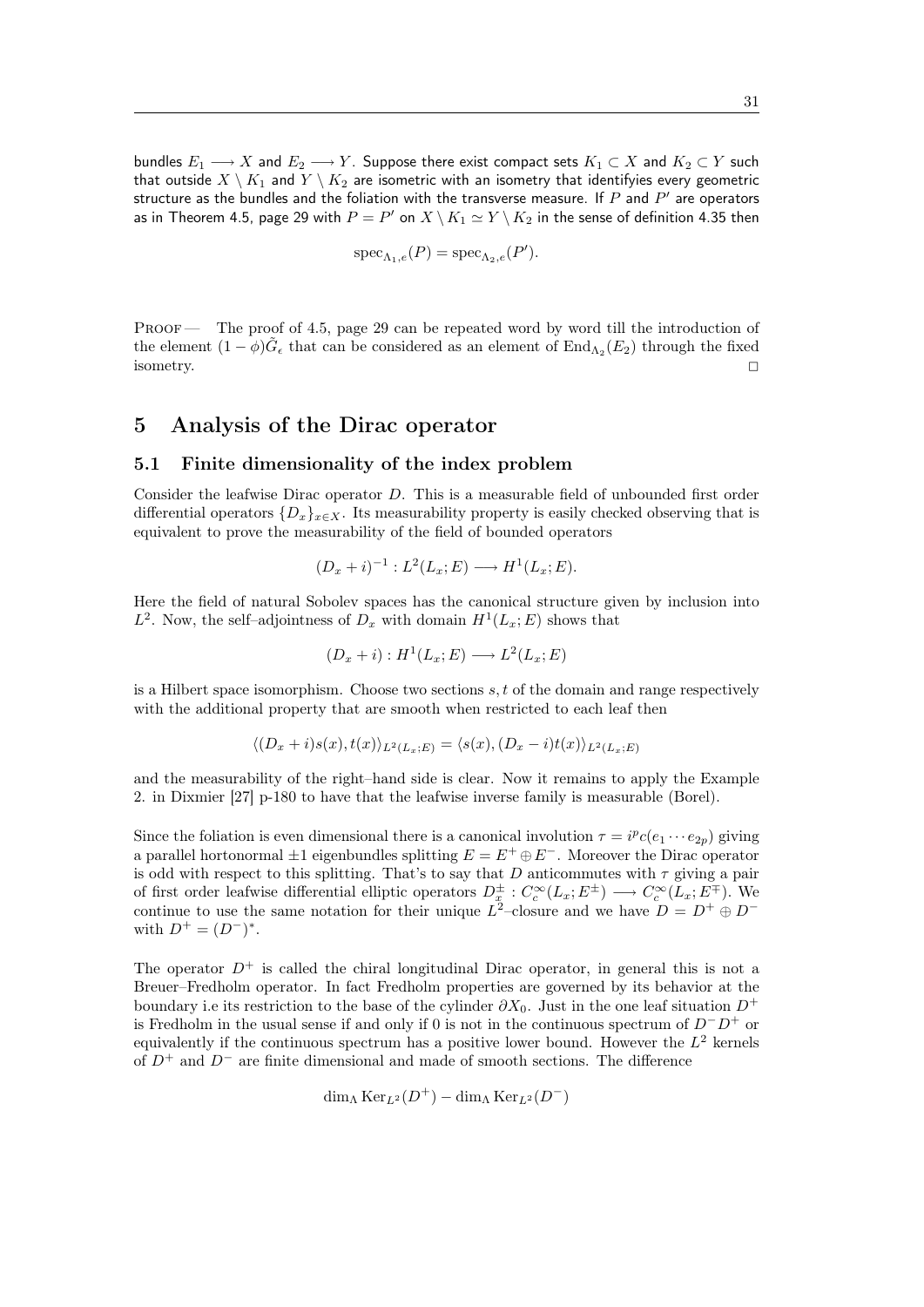bundles $E_1 \longrightarrow X$ and $E_2 \longrightarrow Y$. Suppose there exist compact sets $K_1 \subset X$ and $K_2 \subset Y$ such that outside $X \setminus K_1$ and $Y \setminus K_2$ are isometric with an isometry that identifyies every geometric structure as the bundles and the foliation with the transverse measure. If $P$ and $P'$ are operators as in Theorem 4.5, page 29 with $P = P'$ on $X \setminus K_1 \simeq Y \setminus K_2$ in the sense of definition 4.35 then

$$\operatorname{spec}_{\Lambda_1,e}(P) = \operatorname{spec}_{\Lambda_2,e}(P').$$

PROOF — The proof of 4.5, page 29 can be repeated word by word till the introduction of the element $(1-\phi)\tilde{G}_\epsilon$ that can be considered as an element of $\operatorname{End}_{\Lambda_2}(E_2)$ through the fixed isometry. □

## 5 Analysis of the Dirac operator

### 5.1 Finite dimensionality of the index problem

Consider the leafwise Dirac operator $D$. This is a measurable field of unbounded first order differential operators $\{D_x\}_{x\in X}$. Its measurability property is easily checked observing that is equivalent to prove the measurability of the field of bounded operators

$$(D_x + i)^{-1} : L^2(L_x; E) \longrightarrow H^1(L_x; E).$$

Here the field of natural Sobolev spaces has the canonical structure given by inclusion into $L^2$. Now, the self–adjointness of $D_x$ with domain $H^1(L_x; E)$ shows that

$$(D_x + i) : H^1(L_x; E) \longrightarrow L^2(L_x; E)$$

is a Hilbert space isomorphism. Choose two sections $s, t$ of the domain and range respectively with the additional property that are smooth when restricted to each leaf then

$$\langle (D_x + i)s(x), t(x)\rangle_{L^2(L_x;E)} = \langle s(x), (D_x - i)t(x)\rangle_{L^2(L_x;E)}$$

and the measurability of the right–hand side is clear. Now it remains to apply the Example 2. in Dixmier [27] p-180 to have that the leafwise inverse family is measurable (Borel).

Since the foliation is even dimensional there is a canonical involution $\tau = i^p c(e_1 \cdots e_{2p})$ giving a parallel hortonormal $\pm 1$ eigenbundles splitting $E = E^+ \oplus E^-$. Moreover the Dirac operator is odd with respect to this splitting. That's to say that $D$ anticommutes with $\tau$ giving a pair of first order leafwise differential elliptic operators $D^\pm_x : C^\infty_c(L_x; E^\pm) \longrightarrow C^\infty_c(L_x; E^\mp)$. We continue to use the same notation for their unique $L^2$–closure and we have $D = D^+ \oplus D^-$ with $D^+ = (D^-)^*$.

The operator $D^+$ is called the chiral longitudinal Dirac operator, in general this is not a Breuer–Fredholm operator. In fact Fredholm properties are governed by its behavior at the boundary i.e its restriction to the base of the cylinder $\partial X_0$. Just in the one leaf situation $D^+$ is Fredholm in the usual sense if and only if 0 is not in the continuous spectrum of $D^-D^+$ or equivalently if the continuous spectrum has a positive lower bound. However the $L^2$ kernels of $D^+$ and $D^-$ are finite dimensional and made of smooth sections. The difference

$$\dim_\Lambda \operatorname{Ker}_{L^2}(D^+) - \dim_\Lambda \operatorname{Ker}_{L^2}(D^-)$$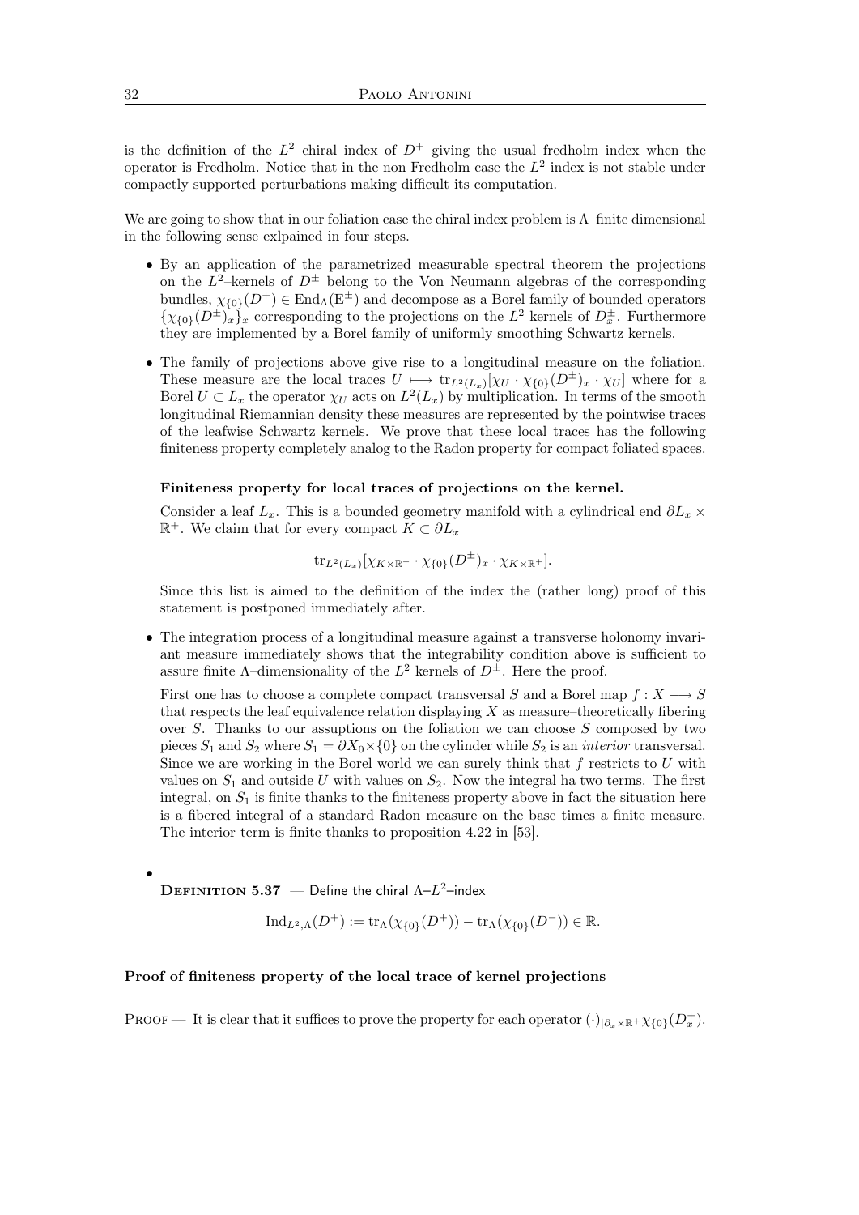is the definition of the $L^2$–chiral index of $D^+$ giving the usual fredholm index when the operator is Fredholm. Notice that in the non Fredholm case the $L^2$ index is not stable under compactly supported perturbations making difficult its computation.

We are going to show that in our foliation case the chiral index problem is $\Lambda$–finite dimensional in the following sense exlpained in four steps.

- By an application of the parametrized measurable spectral theorem the projections on the $L^2$–kernels of $D^\pm$ belong to the Von Neumann algebras of the corresponding bundles, $\chi_{\{0\}}(D^+) \in \mathrm{End}_\Lambda(\mathrm{E}^\pm)$ and decompose as a Borel family of bounded operators $\{\chi_{\{0\}}(D^\pm)_x\}_x$ corresponding to the projections on the $L^2$ kernels of $D^\pm_x$. Furthermore they are implemented by a Borel family of uniformly smoothing Schwartz kernels.

- The family of projections above give rise to a longitudinal measure on the foliation. These measure are the local traces $U \longmapsto \mathrm{tr}_{L^2(L_x)}[\chi_U \cdot \chi_{\{0\}}(D^\pm)_x \cdot \chi_U]$ where for a Borel $U \subset L_x$ the operator $\chi_U$ acts on $L^2(L_x)$ by multiplication. In terms of the smooth longitudinal Riemannian density these measures are represented by the pointwise traces of the leafwise Schwartz kernels. We prove that these local traces has the following finiteness property completely analog to the Radon property for compact foliated spaces.

  **Finiteness property for local traces of projections on the kernel.**

  Consider a leaf $L_x$. This is a bounded geometry manifold with a cylindrical end $\partial L_x \times \mathbb{R}^+$. We claim that for every compact $K \subset \partial L_x$

  $$\mathrm{tr}_{L^2(L_x)}[\chi_{K\times\mathbb{R}^+} \cdot \chi_{\{0\}}(D^\pm)_x \cdot \chi_{K\times\mathbb{R}^+}].$$

  Since this list is aimed to the definition of the index the (rather long) proof of this statement is postponed immediately after.

- The integration process of a longitudinal measure against a transverse holonomy invariant measure immediately shows that the integrability condition above is sufficient to assure finite $\Lambda$–dimensionality of the $L^2$ kernels of $D^\pm$. Here the proof.

  First one has to choose a complete compact transversal $S$ and a Borel map $f : X \longrightarrow S$ that respects the leaf equivalence relation displaying $X$ as measure–theoretically fibering over $S$. Thanks to our assumptions on the foliation we can choose $S$ composed by two pieces $S_1$ and $S_2$ where $S_1 = \partial X_0 \times \{0\}$ on the cylinder while $S_2$ is an *interior* transversal. Since we are working in the Borel world we can surely think that $f$ restricts to $U$ with values on $S_1$ and outside $U$ with values on $S_2$. Now the integral ha two terms. The first integral, on $S_1$ is finite thanks to the finiteness property above in fact the situation here is a fibered integral of a standard Radon measure on the base times a finite measure. The interior term is finite thanks to proposition 4.22 in [53].

- **Definition 5.37** — Define the chiral $\Lambda$–$L^2$–index

  $$\mathrm{Ind}_{L^2,\Lambda}(D^+) := \mathrm{tr}_\Lambda(\chi_{\{0\}}(D^+)) - \mathrm{tr}_\Lambda(\chi_{\{0\}}(D^-)) \in \mathbb{R}.$$

**Proof of finiteness property of the local trace of kernel projections**

Proof — It is clear that it suffices to prove the property for each operator $(\cdot)_{|\partial_x\times\mathbb{R}^+}\chi_{\{0\}}(D^+_x)$.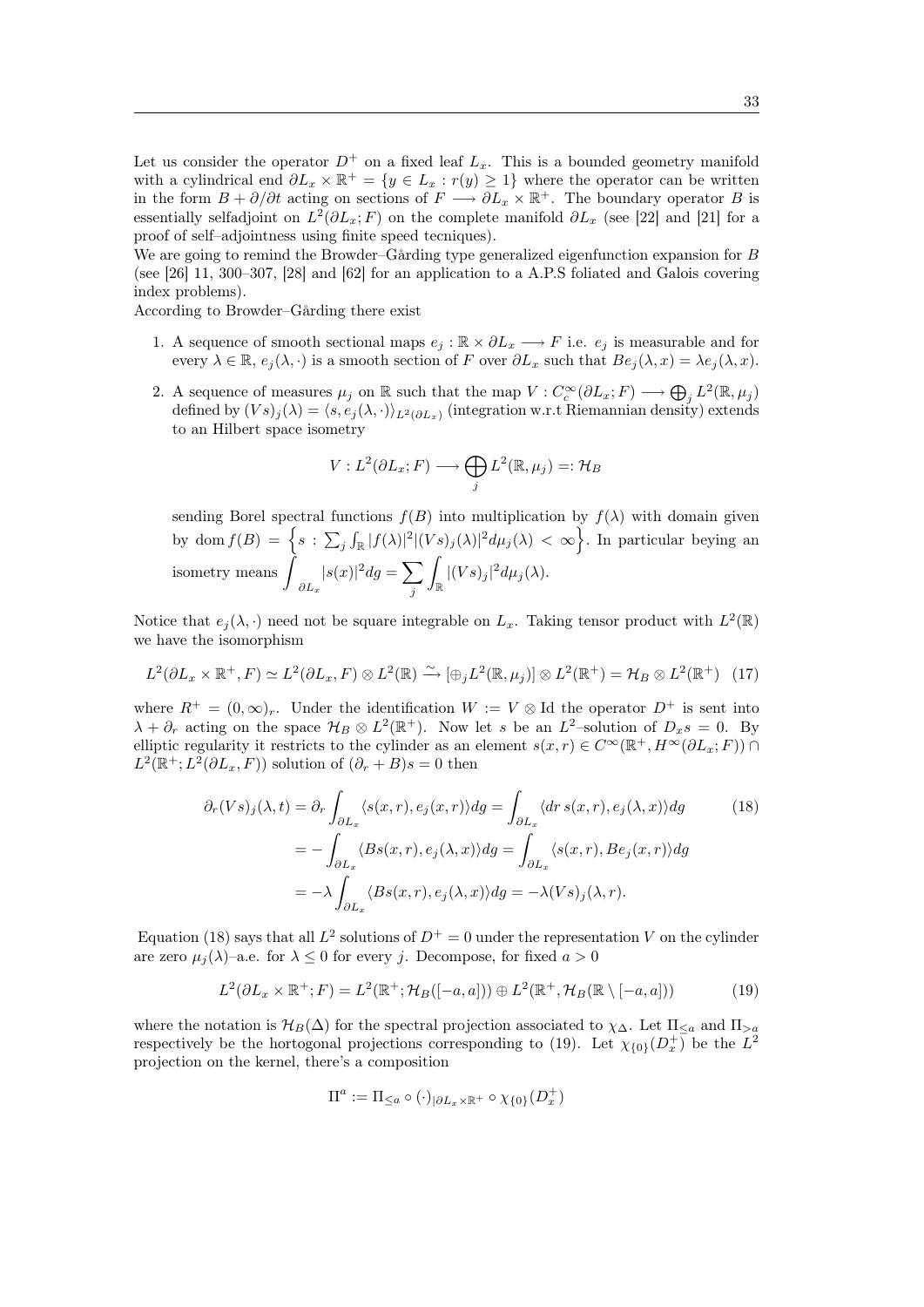Let us consider the operator $D^+$ on a fixed leaf $L_x$. This is a bounded geometry manifold with a cylindrical end $\partial L_x \times \mathbb{R}^+ = \{y \in L_x : r(y) \geq 1\}$ where the operator can be written in the form $B + \partial/\partial t$ acting on sections of $F \longrightarrow \partial L_x \times \mathbb{R}^+$. The boundary operator $B$ is essentially selfadjoint on $L^2(\partial L_x; F)$ on the complete manifold $\partial L_x$ (see [22] and [21] for a proof of self–adjointness using finite speed tecniques).
We are going to remind the Browder–Gårding type generalized eigenfunction expansion for $B$ (see [26] 11, 300–307, [28] and [62] for an application to a A.P.S foliated and Galois covering index problems).
According to Browder–Gårding there exist

1. A sequence of smooth sectional maps $e_j : \mathbb{R} \times \partial L_x \longrightarrow F$ i.e. $e_j$ is measurable and for every $\lambda \in \mathbb{R}$, $e_j(\lambda, \cdot)$ is a smooth section of $F$ over $\partial L_x$ such that $Be_j(\lambda, x) = \lambda e_j(\lambda, x)$.
2. A sequence of measures $\mu_j$ on $\mathbb{R}$ such that the map $V : C_c^\infty(\partial L_x; F) \longrightarrow \bigoplus_j L^2(\mathbb{R}, \mu_j)$ defined by $(Vs)_j(\lambda) = \langle s, e_j(\lambda, \cdot)\rangle_{L^2(\partial L_x)}$ (integration w.r.t Riemannian density) extends to an Hilbert space isometry
$$V : L^2(\partial L_x; F) \longrightarrow \bigoplus_j L^2(\mathbb{R}, \mu_j) =: \mathcal{H}_B$$
sending Borel spectral functions $f(B)$ into multiplication by $f(\lambda)$ with domain given by $\operatorname{dom} f(B) = \Big\{s : \sum_j \int_{\mathbb{R}} |f(\lambda)|^2 |(Vs)_j(\lambda)|^2 d\mu_j(\lambda) < \infty\Big\}$. In particular beying an isometry means $\displaystyle\int_{\partial L_x} |s(x)|^2 dg = \sum_j \int_{\mathbb{R}} |(Vs)_j|^2 d\mu_j(\lambda)$.

Notice that $e_j(\lambda, \cdot)$ need not be square integrable on $L_x$. Taking tensor product with $L^2(\mathbb{R})$ we have the isomorphism

$$L^2(\partial L_x \times \mathbb{R}^+, F) \simeq L^2(\partial L_x, F) \otimes L^2(\mathbb{R}) \xrightarrow{\sim} [\oplus_j L^2(\mathbb{R}, \mu_j)] \otimes L^2(\mathbb{R}^+) = \mathcal{H}_B \otimes L^2(\mathbb{R}^+) \quad (17)$$

where $R^+ = (0, \infty)_r$. Under the identification $W := V \otimes \mathrm{Id}$ the operator $D^+$ is sent into $\lambda + \partial_r$ acting on the space $\mathcal{H}_B \otimes L^2(\mathbb{R}^+)$. Now let $s$ be an $L^2$–solution of $D_x s = 0$. By elliptic regularity it restricts to the cylinder as an element $s(x, r) \in C^\infty(\mathbb{R}^+, H^\infty(\partial L_x; F)) \cap L^2(\mathbb{R}^+; L^2(\partial L_x, F))$ solution of $(\partial_r + B)s = 0$ then

$$\begin{aligned}
\partial_r (Vs)_j(\lambda, t) &= \partial_r \int_{\partial L_x} \langle s(x, r), e_j(x, r)\rangle dg = \int_{\partial L_x} \langle dr\, s(x, r), e_j(\lambda, x)\rangle dg \qquad (18)\\
&= -\int_{\partial L_x} \langle Bs(x, r), e_j(\lambda, x)\rangle dg = \int_{\partial L_x} \langle s(x, r), Be_j(x, r)\rangle dg \\
&= -\lambda \int_{\partial L_x} \langle Bs(x, r), e_j(\lambda, x)\rangle dg = -\lambda (Vs)_j(\lambda, r).
\end{aligned}$$

Equation (18) says that all $L^2$ solutions of $D^+ = 0$ under the representation $V$ on the cylinder are zero $\mu_j(\lambda)$–a.e. for $\lambda \leq 0$ for every $j$. Decompose, for fixed $a > 0$

$$L^2(\partial L_x \times \mathbb{R}^+; F) = L^2(\mathbb{R}^+; \mathcal{H}_B([-a, a])) \oplus L^2(\mathbb{R}^+, \mathcal{H}_B(\mathbb{R} \setminus [-a, a])) \qquad (19)$$

where the notation is $\mathcal{H}_B(\Delta)$ for the spectral projection associated to $\chi_\Delta$. Let $\Pi_{\leq a}$ and $\Pi_{>a}$ respectively be the hortogonal projections corresponding to (19). Let $\chi_{\{0\}}(D_x^+)$ be the $L^2$ projection on the kernel, there's a composition

$$\Pi^a := \Pi_{\leq a} \circ (\cdot)_{|\partial L_x \times \mathbb{R}^+} \circ \chi_{\{0\}}(D_x^+)$$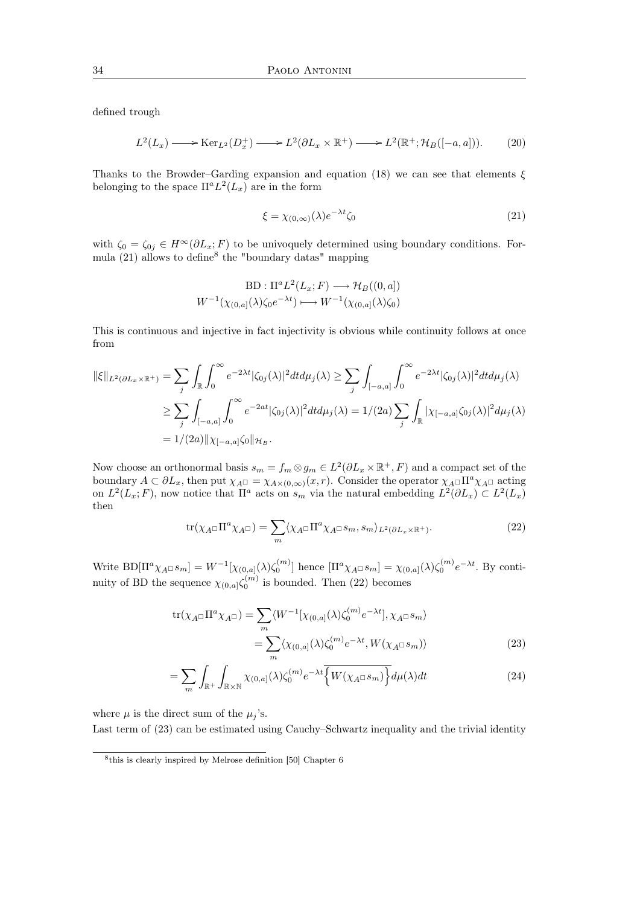defined trough

$$L^2(L_x) \longrightarrow \mathrm{Ker}_{L^2}(D_x^+) \longrightarrow L^2(\partial L_x \times \mathbb{R}^+) \longrightarrow L^2(\mathbb{R}^+; \mathcal{H}_B([-a,a])). \tag{20}$$

Thanks to the Browder–Garding expansion and equation (18) we can see that elements $\xi$ belonging to the space $\Pi^a L^2(L_x)$ are in the form

$$\xi = \chi_{(0,\infty)}(\lambda) e^{-\lambda t} \zeta_0 \tag{21}$$

with $\zeta_0 = \zeta_{0j} \in H^\infty(\partial L_x; F)$ to be univoquely determined using boundary conditions. Formula (21) allows to define[8] the "boundary datas" mapping

$$\mathrm{BD} : \Pi^a L^2(L_x; F) \longrightarrow \mathcal{H}_B((0,a])$$
$$W^{-1}(\chi_{(0,a]}(\lambda)\zeta_0 e^{-\lambda t}) \longmapsto W^{-1}(\chi_{(0,a]}(\lambda)\zeta_0)$$

This is continuous and injective in fact injectivity is obvious while continuity follows at once from

$$\begin{aligned}
\|\xi\|_{L^2(\partial L_x \times \mathbb{R}^+)} &= \sum_j \int_{\mathbb{R}} \int_0^\infty e^{-2\lambda t} |\zeta_{0j}(\lambda)|^2 dt d\mu_j(\lambda) \geq \sum_j \int_{[-a,a]} \int_0^\infty e^{-2\lambda t} |\zeta_{0j}(\lambda)|^2 dt d\mu_j(\lambda) \\
&\geq \sum_j \int_{[-a,a]} \int_0^\infty e^{-2at} |\zeta_{0j}(\lambda)|^2 dt d\mu_j(\lambda) = 1/(2a) \sum_j \int_{\mathbb{R}} |\chi_{[-a,a]}\zeta_{0j}(\lambda)|^2 d\mu_j(\lambda) \\
&= 1/(2a) \|\chi_{[-a,a]}\zeta_0\|_{\mathcal{H}_B}.
\end{aligned}$$

Now choose an orthonormal basis $s_m = f_m \otimes g_m \in L^2(\partial L_x \times \mathbb{R}^+, F)$ and a compact set of the boundary $A \subset \partial L_x$, then put $\chi_{A^\square} = \chi_{A \times (0,\infty)}(x,r)$. Consider the operator $\chi_{A^\square} \Pi^a \chi_{A^\square}$ acting on $L^2(L_x; F)$, now notice that $\Pi^a$ acts on $s_m$ via the natural embedding $L^2(\partial L_x) \subset L^2(L_x)$ then

$$\mathrm{tr}(\chi_{A^\square} \Pi^a \chi_{A^\square}) = \sum_m \langle \chi_{A^\square} \Pi^a \chi_{A^\square} s_m, s_m \rangle_{L^2(\partial L_x \times \mathbb{R}^+)}. \tag{22}$$

Write $\mathrm{BD}[\Pi^a \chi_{A^\square} s_m] = W^{-1}[\chi_{(0,a]}(\lambda)\zeta_0^{(m)}]$ hence $[\Pi^a \chi_{A^\square} s_m] = \chi_{(0,a]}(\lambda)\zeta_0^{(m)} e^{-\lambda t}$. By continuity of BD the sequence $\chi_{(0,a]}\zeta_0^{(m)}$ is bounded. Then (22) becomes

$$\begin{aligned}
\mathrm{tr}(\chi_{A^\square} \Pi^a \chi_{A^\square}) &= \sum_m \langle W^{-1}[\chi_{(0,a]}(\lambda)\zeta_0^{(m)} e^{-\lambda t}], \chi_{A^\square} s_m \rangle \\
&= \sum_m \langle \chi_{(0,a]}(\lambda)\zeta_0^{(m)} e^{-\lambda t}, W(\chi_{A^\square} s_m) \rangle
\end{aligned} \tag{23}$$

$$= \sum_m \int_{\mathbb{R}^+} \int_{\mathbb{R} \times \mathbb{N}} \chi_{(0,a]}(\lambda)\zeta_0^{(m)} e^{-\lambda t} \overline{\left\{ W(\chi_{A^\square} s_m) \right\}} d\mu(\lambda) dt \tag{24}$$

where $\mu$ is the direct sum of the $\mu_j$'s.

Last term of (23) can be estimated using Cauchy–Schwartz inequality and the trivial identity

[8] this is clearly inspired by Melrose definition [50] Chapter 6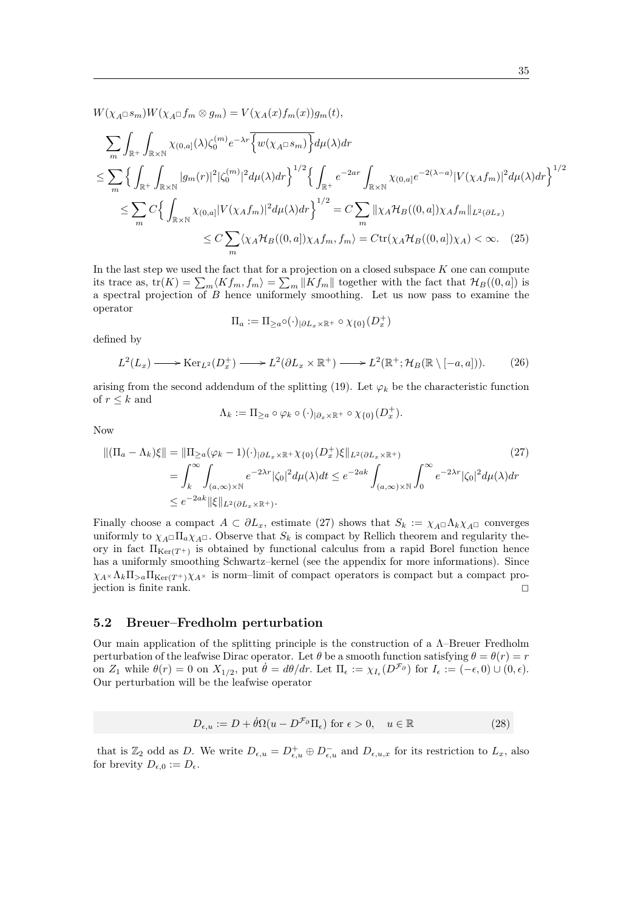$$W(\chi_{A^\square} s_m) W(\chi_{A^\square} f_m \otimes g_m) = V(\chi_A(x) f_m(x)) g_m(t),$$

$$\begin{aligned}
&\sum_m \int_{\mathbb{R}^+} \int_{\mathbb{R}\times\mathbb{N}} \chi_{(0,a]}(\lambda) \zeta_0^{(m)} e^{-\lambda r} \overline{\Big\{ w(\chi_{A^\square} s_m) \Big\}} d\mu(\lambda) dr \\
&\leq \sum_m \Big\{ \int_{\mathbb{R}^+} \int_{\mathbb{R}\times\mathbb{N}} |g_m(r)|^2 |\zeta_0^{(m)}|^2 d\mu(\lambda) dr \Big\}^{1/2} \Big\{ \int_{\mathbb{R}^+} e^{-2ar} \int_{\mathbb{R}\times\mathbb{N}} \chi_{(0,a]} e^{-2(\lambda - a)} |V(\chi_A f_m)|^2 d\mu(\lambda) dr \Big\}^{1/2} \\
&\quad \leq \sum_m C \Big\{ \int_{\mathbb{R}\times\mathbb{N}} \chi_{(0,a]} |V(\chi_A f_m)|^2 d\mu(\lambda) dr \Big\}^{1/2} = C \sum_m \| \chi_A \mathcal{H}_B((0,a]) \chi_A f_m \|_{L^2(\partial L_x)} \\
&\quad\quad \leq C \sum_m \langle \chi_A \mathcal{H}_B((0,a]) \chi_A f_m, f_m \rangle = C \mathrm{tr}(\chi_A \mathcal{H}_B((0,a]) \chi_A) < \infty. \quad (25)
\end{aligned}$$

In the last step we used the fact that for a projection on a closed subspace $K$ one can compute its trace as, $\mathrm{tr}(K) = \sum_m \langle K f_m, f_m \rangle = \sum_m \|K f_m\|$ together with the fact that $\mathcal{H}_B((0,a])$ is a spectral projection of $B$ hence uniformely smoothing. Let us now pass to examine the operator

$$\Pi_a := \Pi_{\geq a} \circ (\cdot)_{|\partial L_x \times \mathbb{R}^+} \circ \chi_{\{0\}}(D_x^+)$$

defined by

$$L^2(L_x) \longrightarrow \mathrm{Ker}_{L^2}(D_x^+) \longrightarrow L^2(\partial L_x \times \mathbb{R}^+) \longrightarrow L^2(\mathbb{R}^+; \mathcal{H}_B(\mathbb{R} \setminus [-a,a])). \quad (26)$$

arising from the second addendum of the splitting (19). Let $\varphi_k$ be the characteristic function of $r \leq k$ and

$$\Lambda_k := \Pi_{\geq a} \circ \varphi_k \circ (\cdot)_{|\partial_x \times \mathbb{R}^+} \circ \chi_{\{0\}}(D_x^+).$$

Now

$$\begin{aligned}
\|(\Pi_a - \Lambda_k)\xi\| &= \|\Pi_{\geq a}(\varphi_k - 1)(\cdot)_{|\partial L_x \times \mathbb{R}^+} \chi_{\{0\}}(D_x^+)\xi\|_{L^2(\partial L_x \times \mathbb{R}^+)} \quad (27) \\
&= \int_k^\infty \int_{(a,\infty)\times\mathbb{N}} e^{-2\lambda r} |\zeta_0|^2 d\mu(\lambda) dt \leq e^{-2ak} \int_{(a,\infty)\times\mathbb{N}} \int_0^\infty e^{-2\lambda r} |\zeta_0|^2 d\mu(\lambda) dr \\
&\leq e^{-2ak} \|\xi\|_{L^2(\partial L_x \times \mathbb{R}^+)}.
\end{aligned}$$

Finally choose a compact $A \subset \partial L_x$, estimate (27) shows that $S_k := \chi_{A^\square} \Lambda_k \chi_{A^\square}$ converges uniformly to $\chi_{A^\square} \Pi_a \chi_{A^\square}$. Observe that $S_k$ is compact by Rellich theorem and regularity theory in fact $\Pi_{\mathrm{Ker}(T^+)}$ is obtained by functional calculus from a rapid Borel function hence has a uniformly smoothing Schwartz–kernel (see the appendix for more informations). Since $\chi_{A^\times} \Lambda_k \Pi_{>a} \Pi_{\mathrm{Ker}(T^+)} \chi_{A^\times}$ is norm–limit of compact operators is compact but a compact projection is finite rank. □

## 5.2 Breuer–Fredholm perturbation

Our main application of the splitting principle is the construction of a $\Lambda$–Breuer Fredholm perturbation of the leafwise Dirac operator. Let $\theta$ be a smooth function satisfying $\theta = \theta(r) = r$ on $Z_1$ while $\theta(r) = 0$ on $X_{1/2}$, put $\dot{\theta} = d\theta/dr$. Let $\Pi_\epsilon := \chi_{I_\epsilon}(D^{\mathcal{F}_\partial})$ for $I_\epsilon := (-\epsilon, 0) \cup (0, \epsilon)$. Our perturbation will be the leafwise operator

$$D_{\epsilon,u} := D + \dot{\theta}\Omega(u - D^{\mathcal{F}_\partial}\Pi_\epsilon) \text{ for } \epsilon > 0, \quad u \in \mathbb{R} \quad (28)$$

that is $\mathbb{Z}_2$ odd as $D$. We write $D_{\epsilon,u} = D_{\epsilon,u}^+ \oplus D_{\epsilon,u}^-$ and $D_{\epsilon,u,x}$ for its restriction to $L_x$, also for brevity $D_{\epsilon,0} := D_\epsilon$.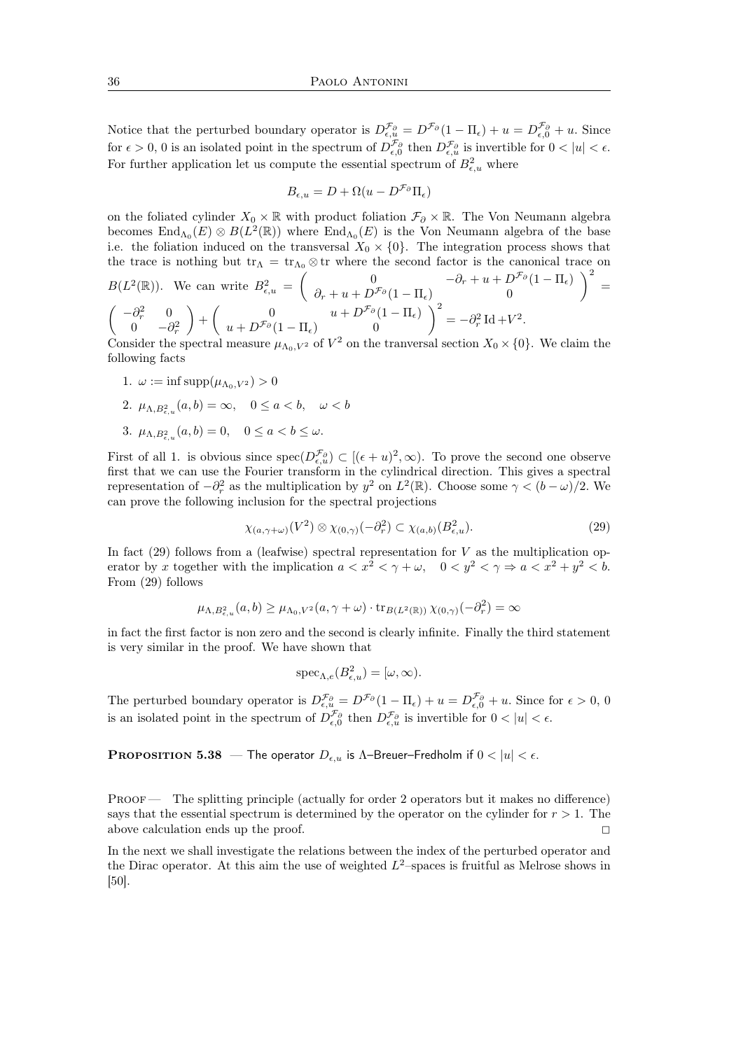Notice that the perturbed boundary operator is $D^{\mathcal{F}_\partial}_{\epsilon,u} = D^{\mathcal{F}_\partial}(1-\Pi_\epsilon) + u = D^{\mathcal{F}_\partial}_{\epsilon,0} + u$. Since for $\epsilon > 0$, 0 is an isolated point in the spectrum of $D^{\mathcal{F}_\partial}_{\epsilon,0}$ then $D^{\mathcal{F}_\partial}_{\epsilon,u}$ is invertible for $0 < |u| < \epsilon$. For further application let us compute the essential spectrum of $B^2_{\epsilon,u}$ where

$$B_{\epsilon,u} = D + \Omega(u - D^{\mathcal{F}_\partial}\Pi_\epsilon)$$

on the foliated cylinder $X_0 \times \mathbb{R}$ with product foliation $\mathcal{F}_\partial \times \mathbb{R}$. The Von Neumann algebra becomes $\mathrm{End}_{\Lambda_0}(E) \otimes B(L^2(\mathbb{R}))$ where $\mathrm{End}_{\Lambda_0}(E)$ is the Von Neumann algebra of the base i.e. the foliation induced on the transversal $X_0 \times \{0\}$. The integration process shows that the trace is nothing but $\mathrm{tr}_\Lambda = \mathrm{tr}_{\Lambda_0} \otimes \mathrm{tr}$ where the second factor is the canonical trace on $B(L^2(\mathbb{R}))$. We can write $B^2_{\epsilon,u} = \begin{pmatrix} 0 & -\partial_r + u + D^{\mathcal{F}_\partial}(1-\Pi_\epsilon) \\ \partial_r + u + D^{\mathcal{F}_\partial}(1-\Pi_\epsilon) & 0 \end{pmatrix}^2 = \begin{pmatrix} -\partial_r^2 & 0 \\ 0 & -\partial_r^2 \end{pmatrix} + \begin{pmatrix} 0 & u + D^{\mathcal{F}_\partial}(1-\Pi_\epsilon) \\ u + D^{\mathcal{F}_\partial}(1-\Pi_\epsilon) & 0 \end{pmatrix}^2 = -\partial_r^2 \,\mathrm{Id} + V^2$.

Consider the spectral measure $\mu_{\Lambda_0,V^2}$ of $V^2$ on the tranversal section $X_0 \times \{0\}$. We claim the following facts

1. $\omega := \inf \mathrm{supp}(\mu_{\Lambda_0,V^2}) > 0$
2. $\mu_{\Lambda,B^2_{\epsilon,u}}(a,b) = \infty, \quad 0 \leq a < b, \quad \omega < b$
3. $\mu_{\Lambda,B^2_{\epsilon,u}}(a,b) = 0, \quad 0 \leq a < b \leq \omega$.

First of all 1. is obvious since $\mathrm{spec}(D^{\mathcal{F}_\partial}_{\epsilon,u}) \subset [(\epsilon+u)^2, \infty)$. To prove the second one observe first that we can use the Fourier transform in the cylindrical direction. This gives a spectral representation of $-\partial_r^2$ as the multiplication by $y^2$ on $L^2(\mathbb{R})$. Choose some $\gamma < (b-\omega)/2$. We can prove the following inclusion for the spectral projections

$$\chi_{(a,\gamma+\omega)}(V^2) \otimes \chi_{(0,\gamma)}(-\partial_r^2) \subset \chi_{(a,b)}(B^2_{\epsilon,u}). \tag{29}$$

In fact (29) follows from a (leafwise) spectral representation for $V$ as the multiplication operator by $x$ together with the implication $a < x^2 < \gamma + \omega, \quad 0 < y^2 < \gamma \Rightarrow a < x^2 + y^2 < b$. From (29) follows

$$\mu_{\Lambda,B^2_{\epsilon,u}}(a,b) \geq \mu_{\Lambda_0,V^2}(a,\gamma+\omega) \cdot \mathrm{tr}_{B(L^2(\mathbb{R}))}\, \chi_{(0,\gamma)}(-\partial_r^2) = \infty$$

in fact the first factor is non zero and the second is clearly infinite. Finally the third statement is very similar in the proof. We have shown that

$$\mathrm{spec}_{\Lambda,e}(B^2_{\epsilon,u}) = [\omega, \infty).$$

The perturbed boundary operator is $D^{\mathcal{F}_\partial}_{\epsilon,u} = D^{\mathcal{F}_\partial}(1-\Pi_\epsilon) + u = D^{\mathcal{F}_\partial}_{\epsilon,0} + u$. Since for $\epsilon > 0$, 0 is an isolated point in the spectrum of $D^{\mathcal{F}_\partial}_{\epsilon,0}$ then $D^{\mathcal{F}_\partial}_{\epsilon,u}$ is invertible for $0 < |u| < \epsilon$.

**Proposition 5.38** — The operator $D_{\epsilon,u}$ is $\Lambda$–Breuer–Fredholm if $0 < |u| < \epsilon$.

Proof — The splitting principle (actually for order 2 operators but it makes no difference) says that the essential spectrum is determined by the operator on the cylinder for $r > 1$. The above calculation ends up the proof. □

In the next we shall investigate the relations between the index of the perturbed operator and the Dirac operator. At this aim the use of weighted $L^2$–spaces is fruitful as Melrose shows in [50].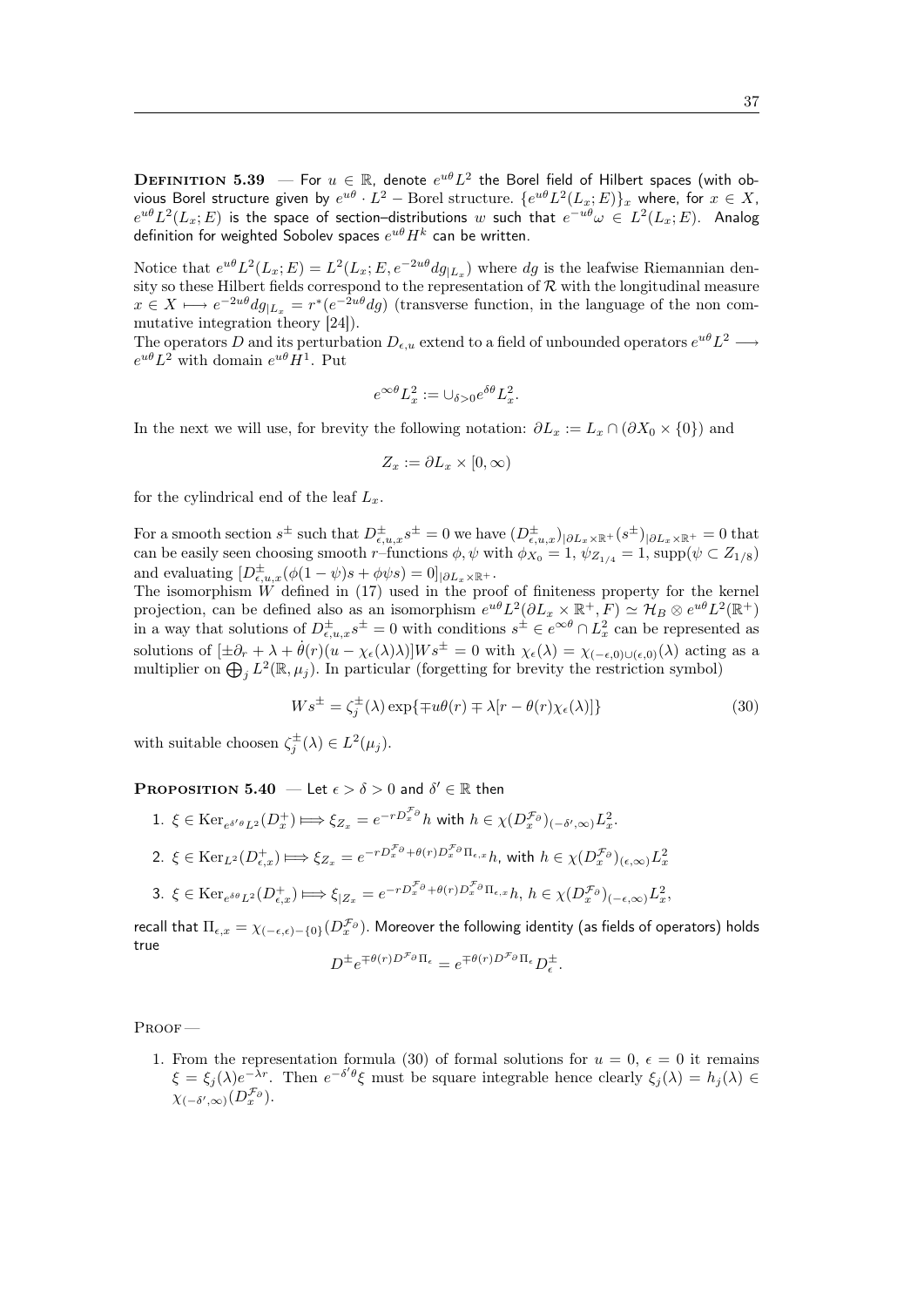**Definition 5.39** — For $u \in \mathbb{R}$, denote $e^{u\theta}L^2$ the Borel field of Hilbert spaces (with obvious Borel structure given by $e^{u\theta} \cdot L^2 -$ Borel structure. $\{e^{u\theta}L^2(L_x;E)\}_x$ where, for $x \in X$, $e^{u\theta}L^2(L_x;E)$ is the space of section–distributions $w$ such that $e^{-u\theta}\omega \in L^2(L_x;E)$. Analog definition for weighted Sobolev spaces $e^{u\theta}H^k$ can be written.

Notice that $e^{u\theta}L^2(L_x;E) = L^2(L_x;E, e^{-2u\theta}dg_{|L_x})$ where $dg$ is the leafwise Riemannian density so these Hilbert fields correspond to the representation of $\mathcal{R}$ with the longitudinal measure $x \in X \longmapsto e^{-2u\theta}dg_{|L_x} = r^*(e^{-2u\theta}dg)$ (transverse function, in the language of the non commutative integration theory [24]).
The operators $D$ and its perturbation $D_{\epsilon,u}$ extend to a field of unbounded operators $e^{u\theta}L^2 \longrightarrow e^{u\theta}L^2$ with domain $e^{u\theta}H^1$. Put

$$e^{\infty\theta}L^2_x := \cup_{\delta>0}e^{\delta\theta}L^2_x.$$

In the next we will use, for brevity the following notation: $\partial L_x := L_x \cap (\partial X_0 \times \{0\})$ and

$$Z_x := \partial L_x \times [0,\infty)$$

for the cylindrical end of the leaf $L_x$.

For a smooth section $s^\pm$ such that $D^\pm_{\epsilon,u,x}s^\pm = 0$ we have $(D^\pm_{\epsilon,u,x})_{|\partial L_x \times \mathbb{R}^+}(s^\pm)_{|\partial L_x \times \mathbb{R}^+} = 0$ that can be easily seen choosing smooth $r$–functions $\phi, \psi$ with $\phi_{X_0} = 1$, $\psi_{Z_{1/4}} = 1$, $\operatorname{supp}(\psi \subset Z_{1/8})$ and evaluating $[D^\pm_{\epsilon,u,x}(\phi(1-\psi)s + \phi\psi s) = 0]_{|\partial L_x \times \mathbb{R}^+}$.
The isomorphism $W$ defined in (17) used in the proof of finiteness property for the kernel projection, can be defined also as an isomorphism $e^{u\theta}L^2(\partial L_x \times \mathbb{R}^+, F) \simeq \mathcal{H}_B \otimes e^{u\theta}L^2(\mathbb{R}^+)$ in a way that solutions of $D^\pm_{\epsilon,u,x}s^\pm = 0$ with conditions $s^\pm \in e^{\infty\theta} \cap L^2_x$ can be represented as solutions of $[\pm\partial_r + \lambda + \dot{\theta}(r)(u - \chi_\epsilon(\lambda)\lambda)]Ws^\pm = 0$ with $\chi_\epsilon(\lambda) = \chi_{(-\epsilon,0)\cup(\epsilon,0)}(\lambda)$ acting as a multiplier on $\bigoplus_j L^2(\mathbb{R},\mu_j)$. In particular (forgetting for brevity the restriction symbol)

$$Ws^\pm = \zeta^\pm_j(\lambda)\exp\{\mp u\theta(r) \mp \lambda[r - \theta(r)\chi_\epsilon(\lambda)]\} \tag{30}$$

with suitable choosen $\zeta^\pm_j(\lambda) \in L^2(\mu_j)$.

**Proposition 5.40** — Let $\epsilon > \delta > 0$ and $\delta' \in \mathbb{R}$ then

1. $\xi \in \operatorname{Ker}_{e^{\delta'\theta}L^2}(D^+_x) \Longmapsto \xi_{Z_x} = e^{-rD^{\mathcal{F}_\partial}_x}h$ with $h \in \chi(D^{\mathcal{F}_\partial}_x)_{(-\delta',\infty)}L^2_x$.
2. $\xi \in \operatorname{Ker}_{L^2}(D^+_{\epsilon,x}) \Longmapsto \xi_{Z_x} = e^{-rD^{\mathcal{F}_\partial}_x + \theta(r)D^{\mathcal{F}_\partial}_x\Pi_{\epsilon,x}}h$, with $h \in \chi(D^{\mathcal{F}_\partial}_x)_{(\epsilon,\infty)}L^2_x$
3. $\xi \in \operatorname{Ker}_{e^{\delta\theta}L^2}(D^+_{\epsilon,x}) \Longmapsto \xi_{|Z_x} = e^{-rD^{\mathcal{F}_\partial}_x + \theta(r)D^{\mathcal{F}_\partial}_x\Pi_{\epsilon,x}}h$, $h \in \chi(D^{\mathcal{F}_\partial}_x)_{(-\epsilon,\infty)}L^2_x$,

recall that $\Pi_{\epsilon,x} = \chi_{(-\epsilon,\epsilon)-\{0\}}(D^{\mathcal{F}_\partial}_x)$. Moreover the following identity (as fields of operators) holds true

$$D^\pm e^{\mp\theta(r)D^{\mathcal{F}_\partial}\Pi_\epsilon} = e^{\mp\theta(r)D^{\mathcal{F}_\partial}\Pi_\epsilon}D^\pm_\epsilon.$$

Proof —

1. From the representation formula (30) of formal solutions for $u = 0$, $\epsilon = 0$ it remains $\xi = \xi_j(\lambda)e^{-\lambda r}$. Then $e^{-\delta'\theta}\xi$ must be square integrable hence clearly $\xi_j(\lambda) = h_j(\lambda) \in \chi_{(-\delta',\infty)}(D^{\mathcal{F}_\partial}_x)$.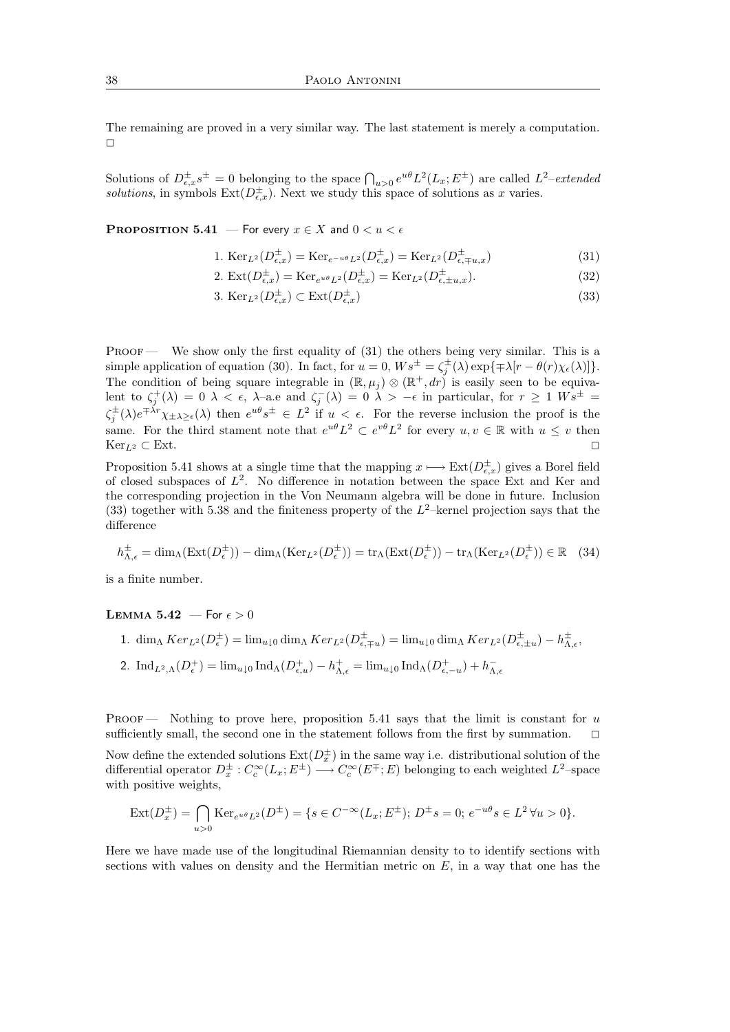The remaining are proved in a very similar way. The last statement is merely a computation. □

Solutions of $D^\pm_{\epsilon,x} s^\pm = 0$ belonging to the space $\bigcap_{u>0} e^{u\theta} L^2(L_x; E^\pm)$ are called *$L^2$–extended solutions*, in symbols $\mathrm{Ext}(D^\pm_{\epsilon,x})$. Next we study this space of solutions as $x$ varies.

**Proposition 5.41** — For every $x \in X$ and $0 < u < \epsilon$

$$1.\ \mathrm{Ker}_{L^2}(D^\pm_{\epsilon,x}) = \mathrm{Ker}_{e^{-u\theta}L^2}(D^\pm_{\epsilon,x}) = \mathrm{Ker}_{L^2}(D^\pm_{\epsilon,\mp u,x}) \tag{31}$$

$$2.\ \mathrm{Ext}(D^\pm_{\epsilon,x}) = \mathrm{Ker}_{e^{u\theta}L^2}(D^\pm_{\epsilon,x}) = \mathrm{Ker}_{L^2}(D^\pm_{\epsilon,\pm u,x}). \tag{32}$$

$$3.\ \mathrm{Ker}_{L^2}(D^\pm_{\epsilon,x}) \subset \mathrm{Ext}(D^\pm_{\epsilon,x}) \tag{33}$$

Proof — We show only the first equality of (31) the others being very similar. This is a simple application of equation (30). In fact, for $u = 0$, $Ws^\pm = \zeta^\pm_j(\lambda)\exp\{\mp\lambda[r - \theta(r)\chi_\epsilon(\lambda)]\}$. The condition of being square integrable in $(\mathbb{R}, \mu_j) \otimes (\mathbb{R}^+, dr)$ is easily seen to be equivalent to $\zeta^+_j(\lambda) = 0$ $\lambda < \epsilon$, $\lambda$–a.e and $\zeta^-_j(\lambda) = 0$ $\lambda > -\epsilon$ in particular, for $r \geq 1$ $Ws^\pm = \zeta^\pm_j(\lambda)e^{\mp\lambda r}\chi_{\pm\lambda\geq\epsilon}(\lambda)$ then $e^{u\theta}s^\pm \in L^2$ if $u < \epsilon$. For the reverse inclusion the proof is the same. For the third stament note that $e^{u\theta}L^2 \subset e^{v\theta}L^2$ for every $u, v \in \mathbb{R}$ with $u \leq v$ then $\mathrm{Ker}_{L^2} \subset \mathrm{Ext}$. □

Proposition 5.41 shows at a single time that the mapping $x \longmapsto \mathrm{Ext}(D^\pm_{\epsilon,x})$ gives a Borel field of closed subspaces of $L^2$. No difference in notation between the space Ext and Ker and the corresponding projection in the Von Neumann algebra will be done in future. Inclusion (33) together with 5.38 and the finiteness property of the $L^2$–kernel projection says that the difference

$$h^\pm_{\Lambda,\epsilon} = \dim_\Lambda(\mathrm{Ext}(D^\pm_\epsilon)) - \dim_\Lambda(\mathrm{Ker}_{L^2}(D^\pm_\epsilon)) = \mathrm{tr}_\Lambda(\mathrm{Ext}(D^\pm_\epsilon)) - \mathrm{tr}_\Lambda(\mathrm{Ker}_{L^2}(D^\pm_\epsilon)) \in \mathbb{R} \tag{34}$$

is a finite number.

**Lemma 5.42** — For $\epsilon > 0$

1. $\dim_\Lambda Ker_{L^2}(D^\pm_\epsilon) = \lim_{u\downarrow 0}\dim_\Lambda Ker_{L^2}(D^\pm_{\epsilon,\mp u}) = \lim_{u\downarrow 0}\dim_\Lambda Ker_{L^2}(D^\pm_{\epsilon,\pm u}) - h^\pm_{\Lambda,\epsilon}$,
2. $\mathrm{Ind}_{L^2,\Lambda}(D^+_\epsilon) = \lim_{u\downarrow 0}\mathrm{Ind}_\Lambda(D^+_{\epsilon,u}) - h^+_{\Lambda,\epsilon} = \lim_{u\downarrow 0}\mathrm{Ind}_\Lambda(D^+_{\epsilon,-u}) + h^-_{\Lambda,\epsilon}$

Proof — Nothing to prove here, proposition 5.41 says that the limit is constant for $u$ sufficiently small, the second one in the statement follows from the first by summation. □

Now define the extended solutions $\mathrm{Ext}(D^\pm_x)$ in the same way i.e. distributional solution of the differential operator $D^\pm_x : C^\infty_c(L_x; E^\pm) \longrightarrow C^\infty_c(E^\mp; E)$ belonging to each weighted $L^2$–space with positive weights,

$$\mathrm{Ext}(D^\pm_x) = \bigcap_{u>0} \mathrm{Ker}_{e^{u\theta}L^2}(D^\pm) = \{s \in C^{-\infty}(L_x; E^\pm);\ D^\pm s = 0;\ e^{-u\theta}s \in L^2\ \forall u > 0\}.$$

Here we have made use of the longitudinal Riemannian density to to identify sections with sections with values on density and the Hermitian metric on $E$, in a way that one has the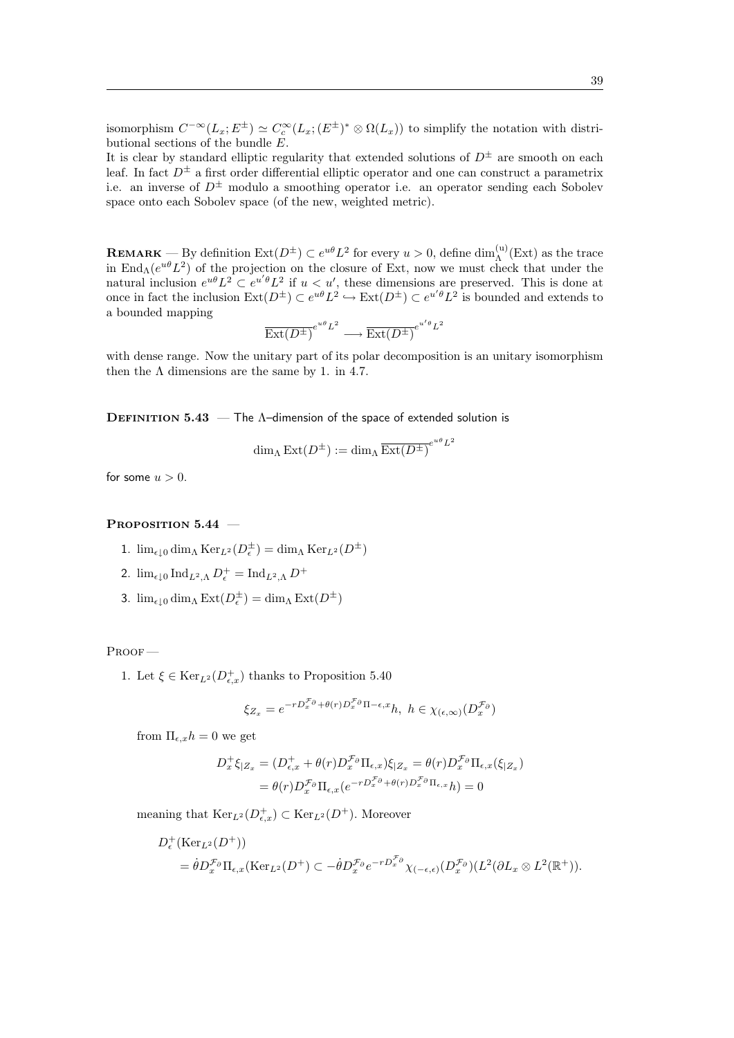isomorphism $C^{-\infty}(L_x; E^{\pm}) \simeq C_c^{\infty}(L_x; (E^{\pm})^* \otimes \Omega(L_x))$ to simplify the notation with distributional sections of the bundle $E$.
It is clear by standard elliptic regularity that extended solutions of $D^{\pm}$ are smooth on each leaf. In fact $D^{\pm}$ a first order differential elliptic operator and one can construct a parametrix i.e. an inverse of $D^{\pm}$ modulo a smoothing operator i.e. an operator sending each Sobolev space onto each Sobolev space (of the new, weighted metric).

**Remark** — By definition $\operatorname{Ext}(D^{\pm}) \subset e^{u\theta}L^2$ for every $u > 0$, define $\dim_{\Lambda}^{(u)}(\operatorname{Ext})$ as the trace in $\operatorname{End}_{\Lambda}(e^{u\theta}L^2)$ of the projection on the closure of Ext, now we must check that under the natural inclusion $e^{u\theta}L^2 \subset e^{u'\theta}L^2$ if $u < u'$, these dimensions are preserved. This is done at once in fact the inclusion $\operatorname{Ext}(D^{\pm}) \subset e^{u\theta}L^2 \hookrightarrow \operatorname{Ext}(D^{\pm}) \subset e^{u'\theta}L^2$ is bounded and extends to a bounded mapping

$$\overline{\operatorname{Ext}(D^{\pm})}^{e^{u\theta}L^2} \longrightarrow \overline{\operatorname{Ext}(D^{\pm})}^{e^{u'\theta}L^2}$$

with dense range. Now the unitary part of its polar decomposition is an unitary isomorphism then the $\Lambda$ dimensions are the same by 1. in 4.7.

**Definition 5.43** — The $\Lambda$–dimension of the space of extended solution is

$$\dim_{\Lambda} \operatorname{Ext}(D^{\pm}) := \dim_{\Lambda} \overline{\operatorname{Ext}(D^{\pm})}^{e^{u\theta}L^2}$$

for some $u > 0$.

**Proposition 5.44** —

1. $\lim_{\epsilon \downarrow 0} \dim_{\Lambda} \operatorname{Ker}_{L^2}(D_{\epsilon}^{\pm}) = \dim_{\Lambda} \operatorname{Ker}_{L^2}(D^{\pm})$
2. $\lim_{\epsilon \downarrow 0} \operatorname{Ind}_{L^2,\Lambda} D_{\epsilon}^{+} = \operatorname{Ind}_{L^2,\Lambda} D^{+}$
3. $\lim_{\epsilon \downarrow 0} \dim_{\Lambda} \operatorname{Ext}(D_{\epsilon}^{\pm}) = \dim_{\Lambda} \operatorname{Ext}(D^{\pm})$

Proof —

1. Let $\xi \in \operatorname{Ker}_{L^2}(D_{\epsilon,x}^{+})$ thanks to Proposition 5.40

$$\xi_{Z_x} = e^{-rD_x^{\mathcal{F}_\partial} + \theta(r) D_x^{\mathcal{F}_\partial} \Pi - \epsilon, x} h, \ h \in \chi_{(\epsilon,\infty)}(D_x^{\mathcal{F}_\partial})$$

from $\Pi_{\epsilon,x} h = 0$ we get

$$\begin{aligned} D_x^{+} \xi_{|Z_x} &= (D_{\epsilon,x}^{+} + \theta(r) D_x^{\mathcal{F}_\partial} \Pi_{\epsilon,x}) \xi_{|Z_x} = \theta(r) D_x^{\mathcal{F}_\partial} \Pi_{\epsilon,x}(\xi_{|Z_x}) \\ &= \theta(r) D_x^{\mathcal{F}_\partial} \Pi_{\epsilon,x}(e^{-rD_x^{\mathcal{F}_\partial} + \theta(r) D_x^{\mathcal{F}_\partial} \Pi_{\epsilon,x}} h) = 0 \end{aligned}$$

meaning that $\operatorname{Ker}_{L^2}(D_{\epsilon,x}^{+}) \subset \operatorname{Ker}_{L^2}(D^{+})$. Moreover

$$\begin{aligned} &D_{\epsilon}^{+}(\operatorname{Ker}_{L^2}(D^{+})) \\ &\quad = \dot{\theta} D_x^{\mathcal{F}_\partial} \Pi_{\epsilon,x}(\operatorname{Ker}_{L^2}(D^{+}) \subset -\dot{\theta} D_x^{\mathcal{F}_\partial} e^{-rD_x^{\mathcal{F}_\partial}} \chi_{(-\epsilon,\epsilon)}(D_x^{\mathcal{F}_\partial})(L^2(\partial L_x \otimes L^2(\mathbb{R}^{+})). \end{aligned}$$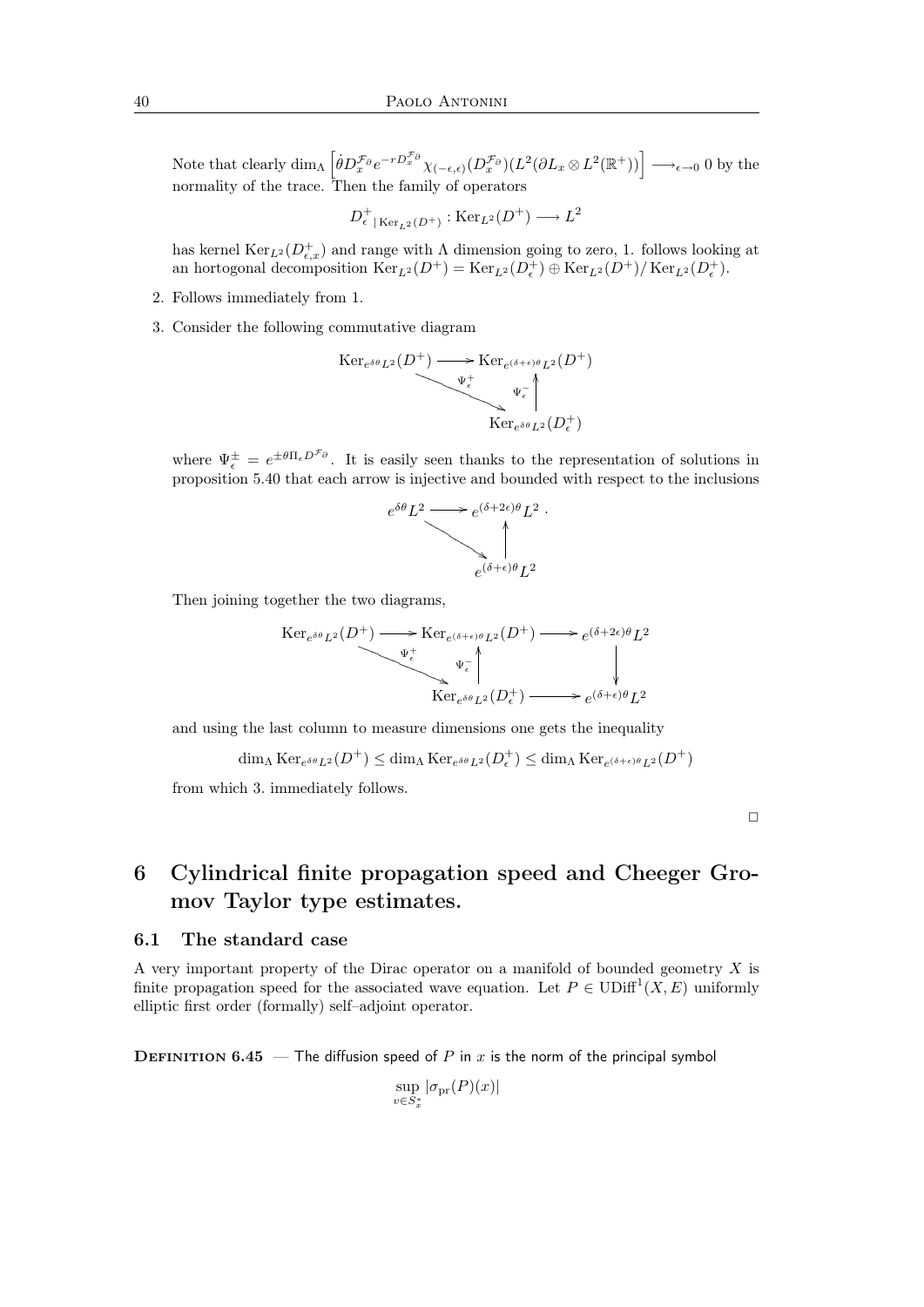Note that clearly $\dim_\Lambda \left[ \dot{\theta} D_x^{\mathcal{F}_\partial} e^{-r D_x^{\mathcal{F}_\partial}} \chi_{(-\epsilon,\epsilon)}(D_x^{\mathcal{F}_\partial})(L^2(\partial L_x \otimes L^2(\mathbb{R}^+)) \right] \longrightarrow_{\epsilon \to 0} 0$ by the normality of the trace. Then the family of operators

$$D^+_{\epsilon \,|\, \mathrm{Ker}_{L^2}(D^+)} : \mathrm{Ker}_{L^2}(D^+) \longrightarrow L^2$$

has kernel $\mathrm{Ker}_{L^2}(D^+_{\epsilon,x})$ and range with $\Lambda$ dimension going to zero, 1. follows looking at an hortogonal decomposition $\mathrm{Ker}_{L^2}(D^+) = \mathrm{Ker}_{L^2}(D^+_\epsilon) \oplus \mathrm{Ker}_{L^2}(D^+)/\mathrm{Ker}_{L^2}(D^+_\epsilon)$.

2. Follows immediately from 1.

3. Consider the following commutative diagram

$$\begin{array}{ccc} \mathrm{Ker}_{e^{\delta\theta}L^2}(D^+) & \longrightarrow & \mathrm{Ker}_{e^{(\delta+\epsilon)\theta}L^2}(D^+) \\ & \searrow^{\Psi^+_\epsilon} & \uparrow{\scriptstyle \Psi^-_\epsilon} \\ & & \mathrm{Ker}_{e^{\delta\theta}L^2}(D^+_\epsilon) \end{array}$$

where $\Psi^\pm_\epsilon = e^{\pm \theta \Pi_\epsilon D^{\mathcal{F}_\partial}}$. It is easily seen thanks to the representation of solutions in proposition 5.40 that each arrow is injective and bounded with respect to the inclusions

$$\begin{array}{ccc} e^{\delta\theta}L^2 & \longrightarrow & e^{(\delta+2\epsilon)\theta}L^2 \,. \\ & \searrow & \uparrow \\ & & e^{(\delta+\epsilon)\theta}L^2 \end{array}$$

Then joining together the two diagrams,

$$\begin{array}{ccccc} \mathrm{Ker}_{e^{\delta\theta}L^2}(D^+) & \longrightarrow & \mathrm{Ker}_{e^{(\delta+\epsilon)\theta}L^2}(D^+) & \longrightarrow & e^{(\delta+2\epsilon)\theta}L^2 \\ & \searrow^{\Psi^+_\epsilon} & \uparrow{\scriptstyle \Psi^-_\epsilon} & & \downarrow \\ & & \mathrm{Ker}_{e^{\delta\theta}L^2}(D^+_\epsilon) & \longrightarrow & e^{(\delta+\epsilon)\theta}L^2 \end{array}$$

and using the last column to measure dimensions one gets the inequality

$$\dim_\Lambda \mathrm{Ker}_{e^{\delta\theta}L^2}(D^+) \leq \dim_\Lambda \mathrm{Ker}_{e^{\delta\theta}L^2}(D^+_\epsilon) \leq \dim_\Lambda \mathrm{Ker}_{e^{(\delta+\epsilon)\theta}L^2}(D^+)$$

from which 3. immediately follows.

□

# 6 Cylindrical finite propagation speed and Cheeger Gromov Taylor type estimates.

## 6.1 The standard case

A very important property of the Dirac operator on a manifold of bounded geometry $X$ is finite propagation speed for the associated wave equation. Let $P \in \mathrm{UDiff}^1(X,E)$ uniformly elliptic first order (formally) self–adjoint operator.

**Definition 6.45** — The diffusion speed of $P$ in $x$ is the norm of the principal symbol

$$\sup_{v \in S^*_x} |\sigma_{\mathrm{pr}}(P)(x)|$$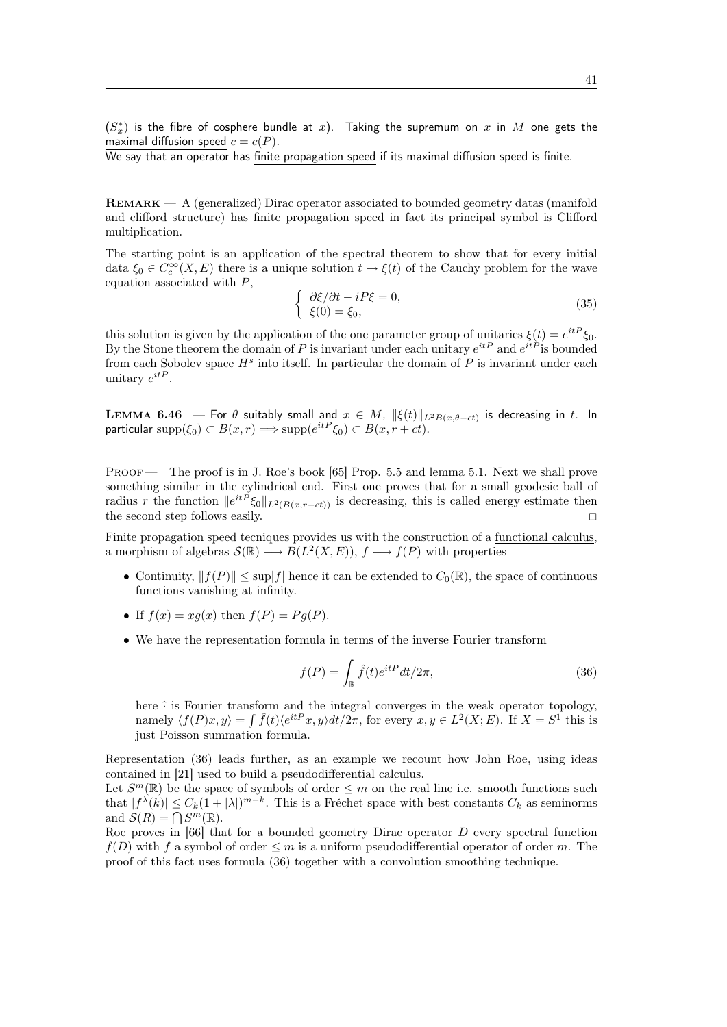($S^*_x$) is the fibre of cosphere bundle at $x$). Taking the supremum on $x$ in $M$ one gets the maximal diffusion speed $c = c(P)$.
We say that an operator has finite propagation speed if its maximal diffusion speed is finite.

**Remark** — A (generalized) Dirac operator associated to bounded geometry datas (manifold and clifford structure) has finite propagation speed in fact its principal symbol is Clifford multiplication.

The starting point is an application of the spectral theorem to show that for every initial data $\xi_0 \in C_c^\infty(X, E)$ there is a unique solution $t \mapsto \xi(t)$ of the Cauchy problem for the wave equation associated with $P$,

$$\begin{cases} \partial\xi/\partial t - iP\xi = 0, \\ \xi(0) = \xi_0, \end{cases} \tag{35}$$

this solution is given by the application of the one parameter group of unitaries $\xi(t) = e^{itP}\xi_0$. By the Stone theorem the domain of $P$ is invariant under each unitary $e^{itP}$ and $e^{itP}$is bounded from each Sobolev space $H^s$ into itself. In particular the domain of $P$ is invariant under each unitary $e^{itP}$.

**Lemma 6.46** — For $\theta$ suitably small and $x \in M$, $\|\xi(t)\|_{L^2 B(x,\theta - ct)}$ is decreasing in $t$. In particular $\operatorname{supp}(\xi_0) \subset B(x, r) \Longmapsto \operatorname{supp}(e^{itP}\xi_0) \subset B(x, r + ct)$.

Proof — The proof is in J. Roe's book [65] Prop. 5.5 and lemma 5.1. Next we shall prove something similar in the cylindrical end. First one proves that for a small geodesic ball of radius $r$ the function $\|e^{itP}\xi_0\|_{L^2(B(x,r-ct))}$ is decreasing, this is called energy estimate then the second step follows easily. $\square$

Finite propagation speed tecniques provides us with the construction of a functional calculus, a morphism of algebras $\mathcal{S}(\mathbb{R}) \longrightarrow B(L^2(X, E))$, $f \longmapsto f(P)$ with properties

- Continuity, $\|f(P)\| \leq \sup|f|$ hence it can be extended to $C_0(\mathbb{R})$, the space of continuous functions vanishing at infinity.
- If $f(x) = xg(x)$ then $f(P) = Pg(P)$.
- We have the representation formula in terms of the inverse Fourier transform

$$f(P) = \int_{\mathbb{R}} \hat{f}(t)e^{itP}dt/2\pi, \tag{36}$$

  here $\hat{}$ is Fourier transform and the integral converges in the weak operator topology, namely $\langle f(P)x, y\rangle = \int \hat{f}(t)\langle e^{itP}x, y\rangle dt/2\pi$, for every $x, y \in L^2(X; E)$. If $X = S^1$ this is just Poisson summation formula.

Representation (36) leads further, as an example we recount how John Roe, using ideas contained in [21] used to build a pseudodifferential calculus.
Let $S^m(\mathbb{R})$ be the space of symbols of order $\leq m$ on the real line i.e. smooth functions such that $|f^\lambda(k)| \leq C_k(1 + |\lambda|)^{m-k}$. This is a Fréchet space with best constants $C_k$ as seminorms and $\mathcal{S}(R) = \bigcap S^m(\mathbb{R})$.
Roe proves in [66] that for a bounded geometry Dirac operator $D$ every spectral function $f(D)$ with $f$ a symbol of order $\leq m$ is a uniform pseudodifferential operator of order $m$. The proof of this fact uses formula (36) together with a convolution smoothing technique.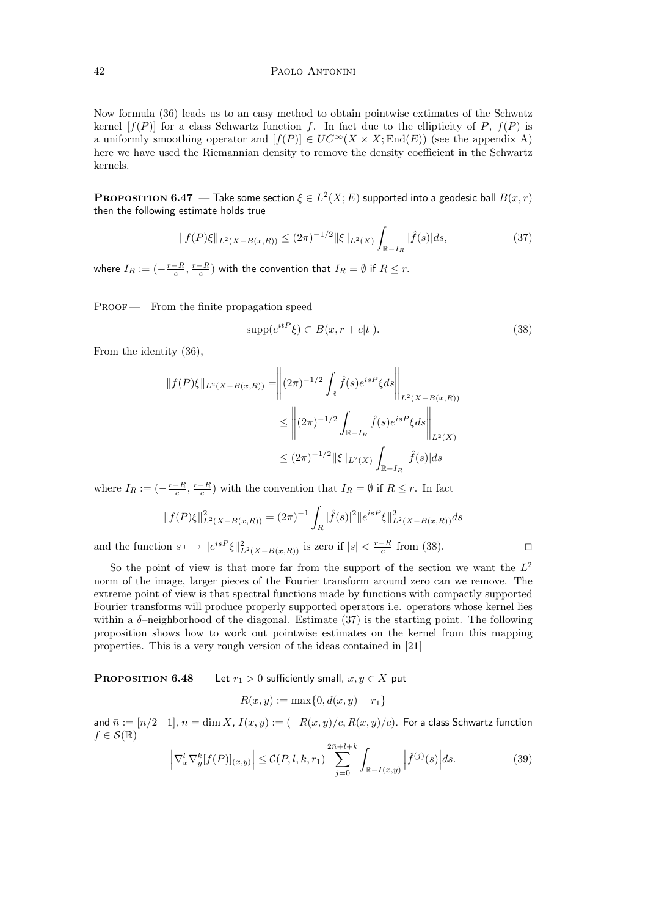Now formula (36) leads us to an easy method to obtain pointwise extimates of the Schwatz kernel $[f(P)]$ for a class Schwartz function $f$. In fact due to the ellipticity of $P$, $f(P)$ is a uniformly smoothing operator and $[f(P)] \in UC^\infty(X \times X; \mathrm{End}(E))$ (see the appendix A) here we have used the Riemannian density to remove the density coefficient in the Schwartz kernels.

**Proposition 6.47** — Take some section $\xi \in L^2(X;E)$ supported into a geodesic ball $B(x,r)$ then the following estimate holds true

$$\|f(P)\xi\|_{L^2(X-B(x,R))} \leq (2\pi)^{-1/2}\|\xi\|_{L^2(X)} \int_{\mathbb{R}-I_R} |\hat{f}(s)|ds, \tag{37}$$

where $I_R := (-\frac{r-R}{c}, \frac{r-R}{c})$ with the convention that $I_R = \emptyset$ if $R \leq r$.

Proof — From the finite propagation speed

$$\mathrm{supp}(e^{itP}\xi) \subset B(x, r + c|t|). \tag{38}$$

From the identity (36),

$$\begin{aligned}
\|f(P)\xi\|_{L^2(X-B(x,R))} &= \left\| (2\pi)^{-1/2} \int_{\mathbb{R}} \hat{f}(s) e^{isP}\xi ds \right\|_{L^2(X-B(x,R))} \\
&\leq \left\| (2\pi)^{-1/2} \int_{\mathbb{R}-I_R} \hat{f}(s) e^{isP}\xi ds \right\|_{L^2(X)} \\
&\leq (2\pi)^{-1/2}\|\xi\|_{L^2(X)} \int_{\mathbb{R}-I_R} |\hat{f}(s)|ds
\end{aligned}$$

where $I_R := (-\frac{r-R}{c}, \frac{r-R}{c})$ with the convention that $I_R = \emptyset$ if $R \leq r$. In fact

$$\|f(P)\xi\|^2_{L^2(X-B(x,R))} = (2\pi)^{-1} \int_R |\hat{f}(s)|^2 \|e^{isP}\xi\|^2_{L^2(X-B(x,R))} ds$$

and the function $s \longmapsto \|e^{isP}\xi\|^2_{L^2(X-B(x,R))}$ is zero if $|s| < \frac{r-R}{c}$ from (38). □

So the point of view is that more far from the support of the section we want the $L^2$ norm of the image, larger pieces of the Fourier transform around zero can we remove. The extreme point of view is that spectral functions made by functions with compactly supported Fourier transforms will produce properly supported operators i.e. operators whose kernel lies within a $\delta$–neighborhood of the diagonal. Estimate (37) is the starting point. The following proposition shows how to work out pointwise estimates on the kernel from this mapping properties. This is a very rough version of the ideas contained in [21]

**Proposition 6.48** — Let $r_1 > 0$ sufficiently small, $x, y \in X$ put

$$R(x,y) := \max\{0, d(x,y) - r_1\}$$

and $\bar{n} := [n/2+1]$, $n = \dim X$, $I(x,y) := (-R(x,y)/c, R(x,y)/c)$. For a class Schwartz function $f \in \mathcal{S}(\mathbb{R})$

$$\left| \nabla_x^l \nabla_y^k [f(P)]_{(x,y)} \right| \leq \mathcal{C}(P, l, k, r_1) \sum_{j=0}^{2\bar{n}+l+k} \int_{\mathbb{R}-I(x,y)} \left| \hat{f}^{(j)}(s) \right| ds. \tag{39}$$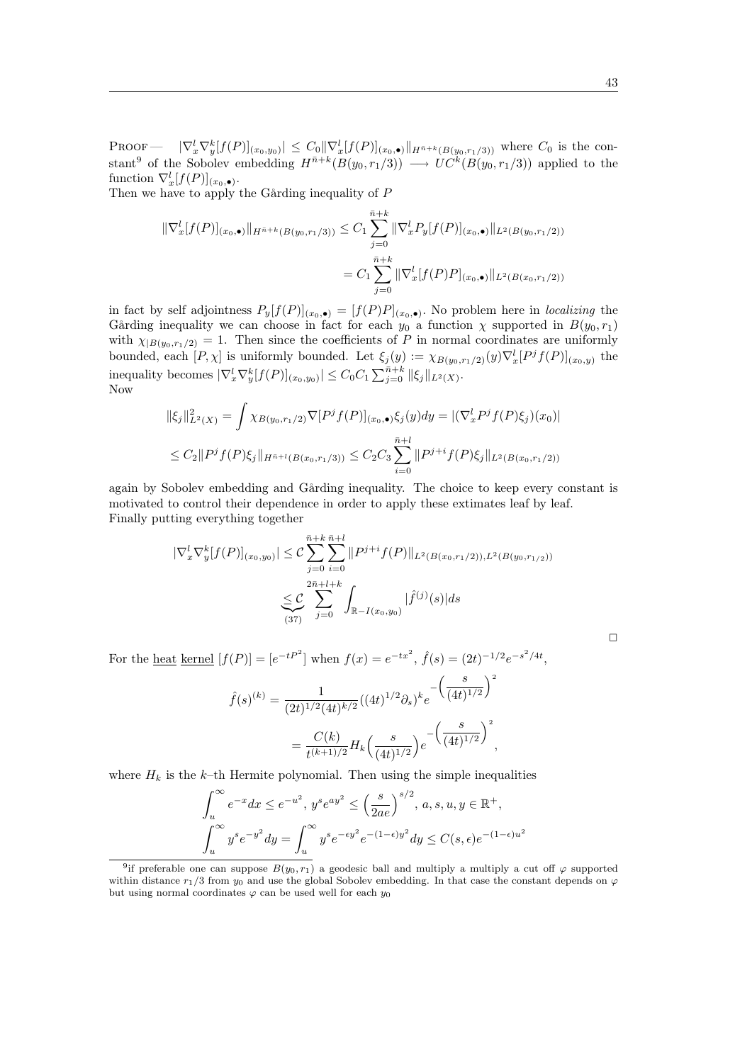PROOF — $|\nabla_x^l \nabla_y^k [f(P)]_{(x_0,y_0)}| \le C_0 \|\nabla_x^l [f(P)]_{(x_0,\bullet)}\|_{H^{\bar{n}+k}(B(y_0,r_1/3))}$ where $C_0$ is the constant[9] of the Sobolev embedding $H^{\bar{n}+k}(B(y_0,r_1/3)) \longrightarrow UC^k(B(y_0,r_1/3))$ applied to the function $\nabla_x^l [f(P)]_{(x_0,\bullet)}$.
Then we have to apply the Gårding inequality of $P$

$$
\begin{aligned}
\|\nabla_x^l [f(P)]_{(x_0,\bullet)}\|_{H^{\bar{n}+k}(B(y_0,r_1/3))} &\le C_1 \sum_{j=0}^{\bar{n}+k} \|\nabla_x^l P_y [f(P)]_{(x_0,\bullet)}\|_{L^2(B(y_0,r_1/2))} \\
&= C_1 \sum_{j=0}^{\bar{n}+k} \|\nabla_x^l [f(P)P]_{(x_0,\bullet)}\|_{L^2(B(x_0,r_1/2))}
\end{aligned}
$$

in fact by self adjointness $P_y[f(P)]_{(x_0,\bullet)} = [f(P)P]_{(x_0,\bullet)}$. No problem here in *localizing* the Gårding inequality we can choose in fact for each $y_0$ a function $\chi$ supported in $B(y_0,r_1)$ with $\chi_{|B(y_0,r_1/2)} = 1$. Then since the coefficients of $P$ in normal coordinates are uniformly bounded, each $[P,\chi]$ is uniformly bounded. Let $\xi_j(y) := \chi_{B(y_0,r_1/2)}(y)\nabla_x^l [P^j f(P)]_{(x_0,y)}$ the inequality becomes $|\nabla_x^l \nabla_y^k [f(P)]_{(x_0,y_0)}| \le C_0 C_1 \sum_{j=0}^{\bar{n}+k} \|\xi_j\|_{L^2(X)}$.
Now

$$
\begin{aligned}
\|\xi_j\|_{L^2(X)}^2 &= \int \chi_{B(y_0,r_1/2)} \nabla [P^j f(P)]_{(x_0,\bullet)} \xi_j(y) dy = |(\nabla_x^l P^j f(P) \xi_j)(x_0)| \\
&\le C_2 \|P^j f(P) \xi_j\|_{H^{\bar{n}+l}(B(x_0,r_1/3))} \le C_2 C_3 \sum_{i=0}^{\bar{n}+l} \|P^{j+i} f(P) \xi_j\|_{L^2(B(x_0,r_1/2))}
\end{aligned}
$$

again by Sobolev embedding and Gårding inequality. The choice to keep every constant is motivated to control their dependence in order to apply these extimates leaf by leaf.
Finally putting everything together

$$
\begin{aligned}
|\nabla_x^l \nabla_y^k [f(P)]_{(x_0,y_0)}| &\le \mathcal{C} \sum_{j=0}^{\bar{n}+k} \sum_{i=0}^{\bar{n}+l} \|P^{j+i} f(P)\|_{L^2(B(x_0,r_1/2)),L^2(B(y_0,r_{1/2}))} \\
&\underbrace{\le}_{(37)} \mathcal{C} \sum_{j=0}^{2\bar{n}+l+k} \int_{\mathbb{R}-I(x_0,y_0)} |\hat{f}^{(j)}(s)| ds
\end{aligned}
$$

□

For the heat kernel $[f(P)] = [e^{-tP^2}]$ when $f(x) = e^{-tx^2}$, $\hat{f}(s) = (2t)^{-1/2} e^{-s^2/4t}$,

$$
\begin{aligned}
\hat{f}(s)^{(k)} &= \frac{1}{(2t)^{1/2}(4t)^{k/2}} ((4t)^{1/2}\partial_s)^k e^{-\left(\frac{s}{(4t)^{1/2}}\right)^2} \\
&= \frac{C(k)}{t^{(k+1)/2}} H_k\Big(\frac{s}{(4t)^{1/2}}\Big) e^{-\left(\frac{s}{(4t)^{1/2}}\right)^2},
\end{aligned}
$$

where $H_k$ is the $k$–th Hermite polynomial. Then using the simple inequalities

$$
\begin{aligned}
&\int_u^\infty e^{-x} dx \le e^{-u^2},\ y^s e^{ay^2} \le \Big(\frac{s}{2ae}\Big)^{s/2},\ a,s,u,y \in \mathbb{R}^+, \\
&\int_u^\infty y^s e^{-y^2} dy = \int_u^\infty y^s e^{-\epsilon y^2} e^{-(1-\epsilon)y^2} dy \le C(s,\epsilon) e^{-(1-\epsilon)u^2}
\end{aligned}
$$

[9] if preferable one can suppose $B(y_0,r_1)$ a geodesic ball and multiply a multiply a cut off $\varphi$ supported within distance $r_1/3$ from $y_0$ and use the global Sobolev embedding. In that case the constant depends on $\varphi$ but using normal coordinates $\varphi$ can be used well for each $y_0$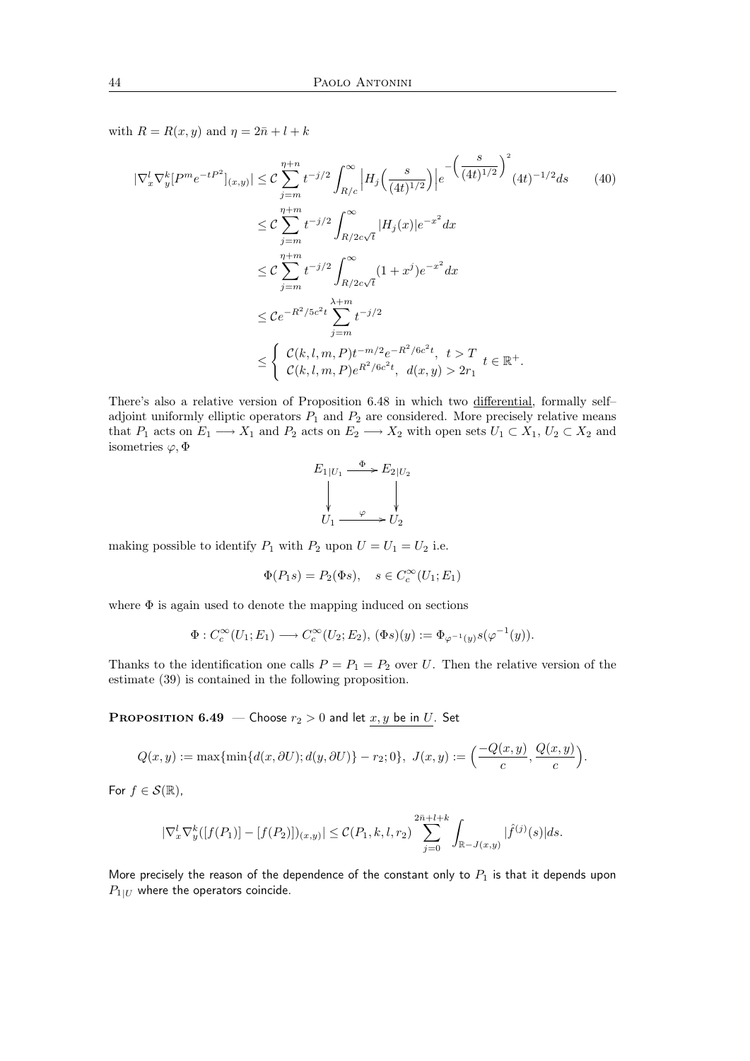with $R = R(x,y)$ and $\eta = 2\bar{n} + l + k$

$$
\begin{aligned}
|\nabla_x^l \nabla_y^k [P^m e^{-tP^2}]_{(x,y)}| &\leq \mathcal{C} \sum_{j=m}^{\eta+n} t^{-j/2} \int_{R/c}^{\infty} \Big| H_j\Big(\frac{s}{(4t)^{1/2}}\Big)\Big| e^{-\Big(\frac{s}{(4t)^{1/2}}\Big)^2} (4t)^{-1/2} ds \qquad (40)\\
&\leq \mathcal{C} \sum_{j=m}^{\eta+m} t^{-j/2} \int_{R/2c\sqrt{t}}^{\infty} |H_j(x)| e^{-x^2} dx \\
&\leq \mathcal{C} \sum_{j=m}^{\eta+m} t^{-j/2} \int_{R/2c\sqrt{t}}^{\infty} (1 + x^j) e^{-x^2} dx \\
&\leq \mathcal{C} e^{-R^2/5c^2 t} \sum_{j=m}^{\lambda+m} t^{-j/2} \\
&\leq \left\{ \begin{array}{l} \mathcal{C}(k,l,m,P) t^{-m/2} e^{-R^2/6c^2 t}, \ \ t > T \\ \mathcal{C}(k,l,m,P) e^{R^2/6c^2 t}, \ \ d(x,y) > 2r_1 \end{array} \right. t \in \mathbb{R}^+.
\end{aligned}
$$

There's also a relative version of Proposition 6.48 in which two <u>differential</u>, formally self–adjoint uniformly elliptic operators $P_1$ and $P_2$ are considered. More precisely relative means that $P_1$ acts on $E_1 \longrightarrow X_1$ and $P_2$ acts on $E_2 \longrightarrow X_2$ with open sets $U_1 \subset X_1$, $U_2 \subset X_2$ and isometries $\varphi, \Phi$

$$
\begin{array}{ccc}
E_{1|U_1} & \xrightarrow{\ \Phi\ } & E_{2|U_2} \\
\downarrow & & \downarrow \\
U_1 & \xrightarrow{\ \varphi\ } & U_2
\end{array}
$$

making possible to identify $P_1$ with $P_2$ upon $U = U_1 = U_2$ i.e.

$$
\Phi(P_1 s) = P_2(\Phi s), \quad s \in C_c^\infty(U_1; E_1)
$$

where $\Phi$ is again used to denote the mapping induced on sections

$$
\Phi : C_c^\infty(U_1; E_1) \longrightarrow C_c^\infty(U_2; E_2), \ (\Phi s)(y) := \Phi_{\varphi^{-1}(y)} s(\varphi^{-1}(y)).
$$

Thanks to the identification one calls $P = P_1 = P_2$ over $U$. Then the relative version of the estimate (39) is contained in the following proposition.

**Proposition 6.49** — Choose $r_2 > 0$ and let <u>$x, y$ be in $U$</u>. Set

$$
Q(x,y) := \max\{\min\{d(x, \partial U); d(y, \partial U)\} - r_2; 0\}, \ J(x,y) := \Big(\frac{-Q(x,y)}{c}, \frac{Q(x,y)}{c}\Big).
$$

For $f \in \mathcal{S}(\mathbb{R})$,

$$
|\nabla_x^l \nabla_y^k ([f(P_1)] - [f(P_2)])_{(x,y)}| \leq \mathcal{C}(P_1, k, l, r_2) \sum_{j=0}^{2\bar{n}+l+k} \int_{\mathbb{R} - J(x,y)} |\hat{f}^{(j)}(s)| ds.
$$

More precisely the reason of the dependence of the constant only to $P_1$ is that it depends upon $P_{1|U}$ where the operators coincide.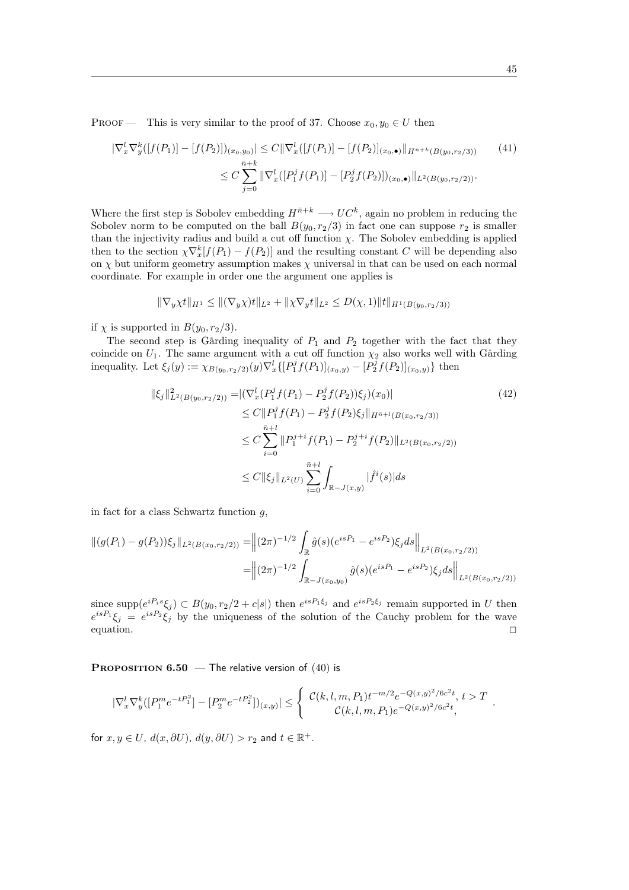PROOF — This is very similar to the proof of 37. Choose $x_0, y_0 \in U$ then

$$
\begin{aligned}
|\nabla_x^l \nabla_y^k ([f(P_1)] - [f(P_2)])_{(x_0,y_0)}| &\leq C \|\nabla_x^l ([f(P_1)] - [f(P_2)]_{(x_0,\bullet)}\|_{H^{\bar{n}+k}(B(y_0,r_2/3))} \\
&\leq C \sum_{j=0}^{\bar{n}+k} \|\nabla_x^l ([P_1^j f(P_1)] - [P_2^j f(P_2)])_{(x_0,\bullet)}\|_{L^2(B(y_0,r_2/2))}.
\end{aligned} \tag{41}
$$

Where the first step is Sobolev embedding $H^{\bar{n}+k} \longrightarrow UC^k$, again no problem in reducing the Sobolev norm to be computed on the ball $B(y_0, r_2/3)$ in fact one can suppose $r_2$ is smaller than the injectivity radius and build a cut off function $\chi$. The Sobolev embedding is applied then to the section $\chi \nabla_x^k [f(P_1) - f(P_2)]$ and the resulting constant $C$ will be depending also on $\chi$ but uniform geometry assumption makes $\chi$ universal in that can be used on each normal coordinate. For example in order one the argument one applies is

$$
\|\nabla_y \chi t\|_{H^1} \leq \|(\nabla_y \chi) t\|_{L^2} + \|\chi \nabla_y t\|_{L^2} \leq D(\chi, 1) \|t\|_{H^1(B(y_0,r_2/3))}
$$

if $\chi$ is supported in $B(y_0, r_2/3)$.

The second step is Gårding inequality of $P_1$ and $P_2$ together with the fact that they coincide on $U_1$. The same argument with a cut off function $\chi_2$ also works well with Gårding inequality. Let $\xi_j(y) := \chi_{B(y_0,r_2/2)}(y) \nabla_x^l \{[P_1^j f(P_1)]_{(x_0,y)} - [P_2^j f(P_2)]_{(x_0,y)}\}$ then

$$
\begin{aligned}
\|\xi_j\|^2_{L^2(B(y_0,r_2/2))} =& |(\nabla_x^l (P_1^j f(P_1) - P_2^j f(P_2)) \xi_j)(x_0)| \\
&\leq C \|P_1^j f(P_1) - P_2^j f(P_2) \xi_j\|_{H^{\bar{n}+l}(B(x_0,r_2/3))} \\
&\leq C \sum_{i=0}^{\bar{n}+l} \|P_1^{j+i} f(P_1) - P_2^{j+i} f(P_2)\|_{L^2(B(x_0,r_2/2))} \\
&\leq C \|\xi_j\|_{L^2(U)} \sum_{i=0}^{\bar{n}+l} \int_{\mathbb{R}-J(x,y)} |\hat{f}^i(s)| ds
\end{aligned} \tag{42}
$$

in fact for a class Schwartz function $g$,

$$
\begin{aligned}
\|(g(P_1) - g(P_2))\xi_j\|_{L^2(B(x_0,r_2/2))} =& \Big\| (2\pi)^{-1/2} \int_{\mathbb{R}} \hat{g}(s) (e^{isP_1} - e^{isP_2}) \xi_j ds \Big\|_{L^2(B(x_0,r_2/2))} \\
=& \Big\| (2\pi)^{-1/2} \int_{\mathbb{R}-J(x_0,y_0)} \hat{g}(s) (e^{isP_1} - e^{isP_2}) \xi_j ds \Big\|_{L^2(B(x_0,r_2/2))}
\end{aligned}
$$

since $\operatorname{supp}(e^{iP_i s} \xi_j) \subset B(y_0, r_2/2 + c|s|)$ then $e^{isP_1 \xi_j}$ and $e^{isP_2 \xi_j}$ remain supported in $U$ then $e^{isP_1} \xi_j = e^{isP_2} \xi_j$ by the uniqueness of the solution of the Cauchy problem for the wave equation. □

**PROPOSITION 6.50** — The relative version of (40) is

$$
|\nabla_x^l \nabla_y^k ([P_1^m e^{-tP_1^2}] - [P_2^m e^{-tP_2^2}])_{(x,y)}| \leq \left\{ \begin{array}{c} \mathcal{C}(k,l,m,P_1) t^{-m/2} e^{-Q(x,y)^2/6c^2 t}, \ t > T \\ \mathcal{C}(k,l,m,P_1) e^{-Q(x,y)^2/6c^2 t}, \end{array} \right. .
$$

for $x, y \in U$, $d(x, \partial U)$, $d(y, \partial U) > r_2$ and $t \in \mathbb{R}^+$.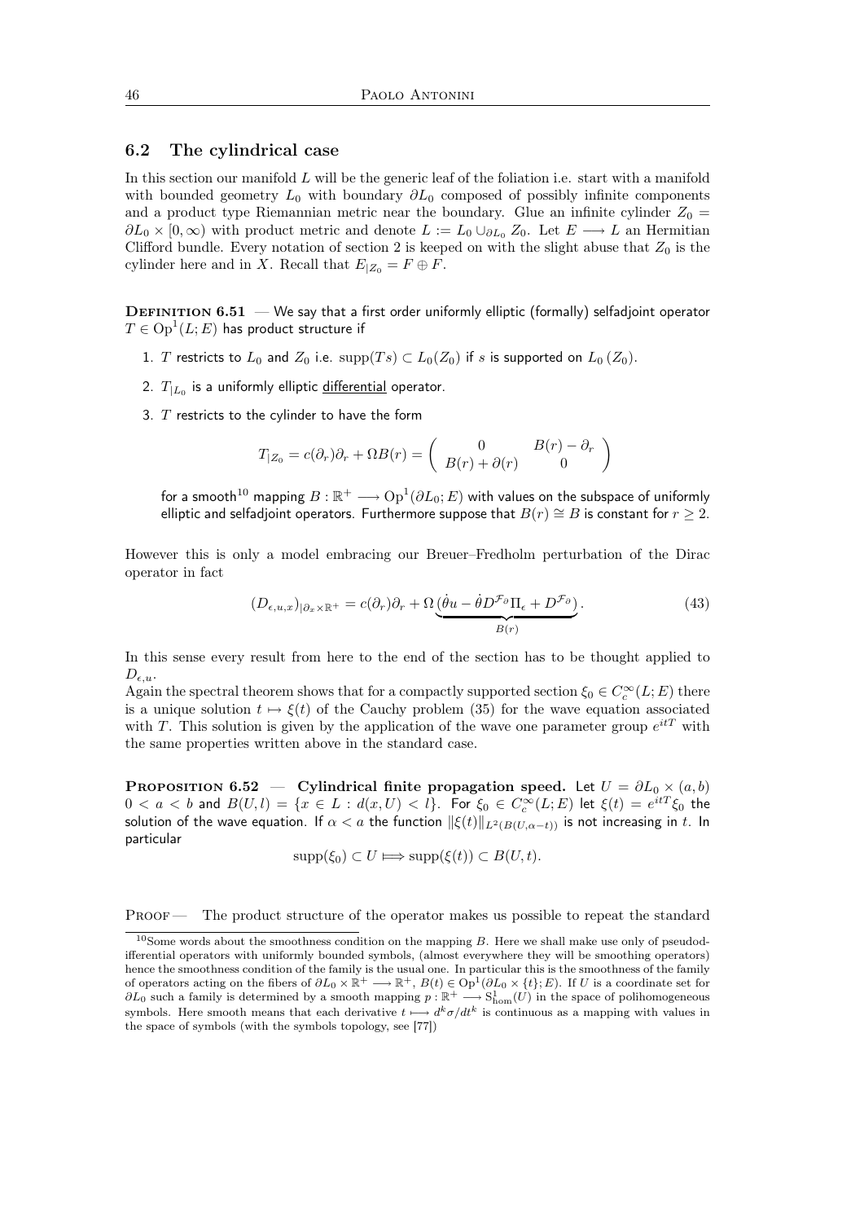## 6.2 The cylindrical case

In this section our manifold $L$ will be the generic leaf of the foliation i.e. start with a manifold with bounded geometry $L_0$ with boundary $\partial L_0$ composed of possibly infinite components and a product type Riemannian metric near the boundary. Glue an infinite cylinder $Z_0 = \partial L_0 \times [0, \infty)$ with product metric and denote $L := L_0 \cup_{\partial L_0} Z_0$. Let $E \longrightarrow L$ an Hermitian Clifford bundle. Every notation of section 2 is keeped on with the slight abuse that $Z_0$ is the cylinder here and in $X$. Recall that $E_{|Z_0} = F \oplus F$.

**Definition 6.51** — We say that a first order uniformly elliptic (formally) selfadjoint operator $T \in \mathrm{Op}^1(L; E)$ has product structure if

1. $T$ restricts to $L_0$ and $Z_0$ i.e. $\mathrm{supp}(Ts) \subset L_0(Z_0)$ if $s$ is supported on $L_0\,(Z_0)$.
2. $T_{|L_0}$ is a uniformly elliptic differential operator.
3. $T$ restricts to the cylinder to have the form

$$T_{|Z_0} = c(\partial_r)\partial_r + \Omega B(r) = \begin{pmatrix} 0 & B(r) - \partial_r \\ B(r) + \partial(r) & 0 \end{pmatrix}$$

for a smooth[10] mapping $B : \mathbb{R}^+ \longrightarrow \mathrm{Op}^1(\partial L_0; E)$ with values on the subspace of uniformly elliptic and selfadjoint operators. Furthermore suppose that $B(r) \cong B$ is constant for $r \geq 2$.

However this is only a model embracing our Breuer–Fredholm perturbation of the Dirac operator in fact

$$(D_{\epsilon,u,x})_{|\partial_x \times \mathbb{R}^+} = c(\partial_r)\partial_r + \Omega \underbrace{(\dot{\theta}u - \dot{\theta} D^{\mathcal{F}_\partial}\Pi_\epsilon + D^{\mathcal{F}_\partial})}_{B(r)}. \tag{43}$$

In this sense every result from here to the end of the section has to be thought applied to $D_{\epsilon,u}$.

Again the spectral theorem shows that for a compactly supported section $\xi_0 \in C_c^\infty(L; E)$ there is a unique solution $t \mapsto \xi(t)$ of the Cauchy problem (35) for the wave equation associated with $T$. This solution is given by the application of the wave one parameter group $e^{itT}$ with the same properties written above in the standard case.

**Proposition 6.52** — **Cylindrical finite propagation speed.** Let $U = \partial L_0 \times (a, b)$ $0 < a < b$ and $B(U, l) = \{x \in L : d(x, U) < l\}$. For $\xi_0 \in C_c^\infty(L; E)$ let $\xi(t) = e^{itT}\xi_0$ the solution of the wave equation. If $\alpha < a$ the function $\|\xi(t)\|_{L^2(B(U, \alpha - t))}$ is not increasing in $t$. In particular

$$\mathrm{supp}(\xi_0) \subset U \Longrightarrow \mathrm{supp}(\xi(t)) \subset B(U, t).$$

Proof — The product structure of the operator makes us possible to repeat the standard

[10] Some words about the smoothness condition on the mapping $B$. Here we shall make use only of pseudodifferential operators with uniformly bounded symbols, (almost everywhere they will be smoothing operators) hence the smoothness condition of the family is the usual one. In particular this is the smoothness of the family of operators acting on the fibers of $\partial L_0 \times \mathbb{R}^+ \longrightarrow \mathbb{R}^+$, $B(t) \in \mathrm{Op}^1(\partial L_0 \times \{t\}; E)$. If $U$ is a coordinate set for $\partial L_0$ such a family is determined by a smooth mapping $p : \mathbb{R}^+ \longrightarrow \mathrm{S}^1_{\mathrm{hom}}(U)$ in the space of polihomogeneous symbols. Here smooth means that each derivative $t \longmapsto d^k\sigma/dt^k$ is continuous as a mapping with values in the space of symbols (with the symbols topology, see [77])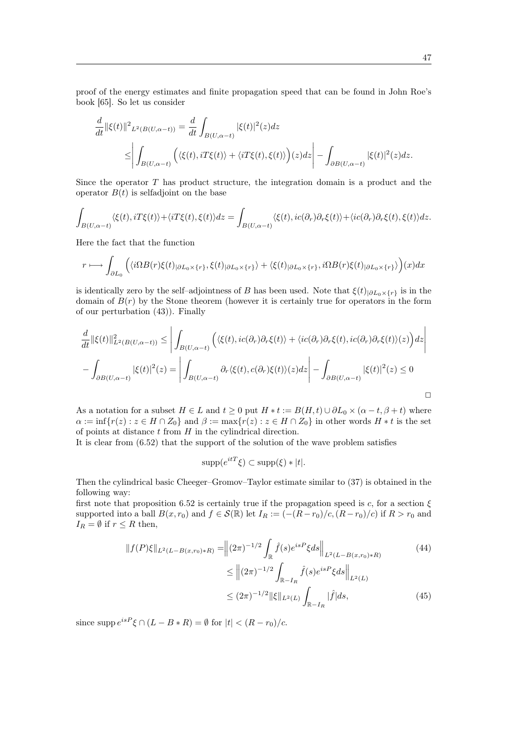proof of the energy estimates and finite propagation speed that can be found in John Roe's book [65]. So let us consider

$$
\begin{aligned}
\frac{d}{dt}\|\xi(t)\|^2{}_{L^2(B(U,\alpha-t))} &= \frac{d}{dt}\int_{B(U,\alpha-t)} |\xi(t)|^2(z)dz \\
&\leq \left| \int_{B(U,\alpha-t)} \Big( \langle \xi(t), iT\xi(t)\rangle + \langle iT\xi(t), \xi(t)\rangle \Big)(z)dz \right| - \int_{\partial B(U,\alpha-t)} |\xi(t)|^2(z)dz.
\end{aligned}
$$

Since the operator $T$ has product structure, the integration domain is a product and the operator $B(t)$ is selfadjoint on the base

$$
\int_{B(U,\alpha-t)} \langle \xi(t), iT\xi(t)\rangle + \langle iT\xi(t), \xi(t)\rangle dz = \int_{B(U,\alpha-t)} \langle \xi(t), ic(\partial_r)\partial_r\xi(t)\rangle + \langle ic(\partial_r)\partial_r\xi(t), \xi(t)\rangle dz.
$$

Here the fact that the function

$$
r \longmapsto \int_{\partial L_0} \Big( \langle i\Omega B(r)\xi(t)_{|\partial L_0 \times\{r\}}, \xi(t)_{|\partial L_0\times\{r\}}\rangle + \langle \xi(t)_{|\partial L_0\times\{r\}}, i\Omega B(r)\xi(t)_{|\partial L_0\times\{r\}}\rangle \Big)(x)dx
$$

is identically zero by the self–adjointness of $B$ has been used. Note that $\xi(t)_{|\partial L_0\times\{r\}}$ is in the domain of $B(r)$ by the Stone theorem (however it is certainly true for operators in the form of our perturbation (43)). Finally

$$
\begin{aligned}
\frac{d}{dt}\|\xi(t)\|^2_{L^2(B(U,\alpha-t))} &\leq \left| \int_{B(U,\alpha-t)} \Big( \langle \xi(t), ic(\partial_r)\partial_r\xi(t)\rangle + \langle ic(\partial_r)\partial_r\xi(t), ic(\partial_r)\partial_r\xi(t)\rangle(z) \Big) dz \right| \\
&- \int_{\partial B(U,\alpha-t)} |\xi(t)|^2(z) = \left| \int_{B(U,\alpha-t)} \partial_r \langle \xi(t), c(\partial_r)\xi(t)\rangle(z)dz \right| - \int_{\partial B(U,\alpha-t)} |\xi(t)|^2(z) \leq 0
\end{aligned}
$$

□

As a notation for a subset $H \in L$ and $t \geq 0$ put $H * t := B(H,t) \cup \partial L_0 \times (\alpha - t, \beta + t)$ where $\alpha := \inf\{r(z) : z \in H \cap Z_0\}$ and $\beta := \max\{r(z) : z \in H \cap Z_0\}$ in other words $H * t$ is the set of points at distance $t$ from $H$ in the cylindrical direction.
It is clear from (6.52) that the support of the solution of the wave problem satisfies

$$
\operatorname{supp}(e^{itT}\xi) \subset \operatorname{supp}(\xi) * |t|.
$$

Then the cylindrical basic Cheeger–Gromov–Taylor estimate similar to (37) is obtained in the following way:
first note that proposition 6.52 is certainly true if the propagation speed is $c$, for a section $\xi$ supported into a ball $B(x, r_0)$ and $f \in \mathcal{S}(\mathbb{R})$ let $I_R := (-(R-r_0)/c, (R-r_0)/c)$ if $R > r_0$ and $I_R = \emptyset$ if $r \leq R$ then,

$$
\begin{aligned}
\|f(P)\xi\|_{L^2(L-B(x,r_0)*R)} &= \left\| (2\pi)^{-1/2} \int_{\mathbb{R}} \hat{f}(s) e^{isP}\xi ds \right\|_{L^2(L-B(x,r_0)*R)} \qquad (44)\\
&\leq \left\| (2\pi)^{-1/2} \int_{\mathbb{R}-I_R} \hat{f}(s) e^{isP}\xi ds \right\|_{L^2(L)} \\
&\leq (2\pi)^{-1/2} \|\xi\|_{L^2(L)} \int_{\mathbb{R}-I_R} |\hat{f}| ds, \qquad (45)
\end{aligned}
$$

since $\operatorname{supp} e^{isP}\xi \cap (L - B * R) = \emptyset$ for $|t| < (R - r_0)/c$.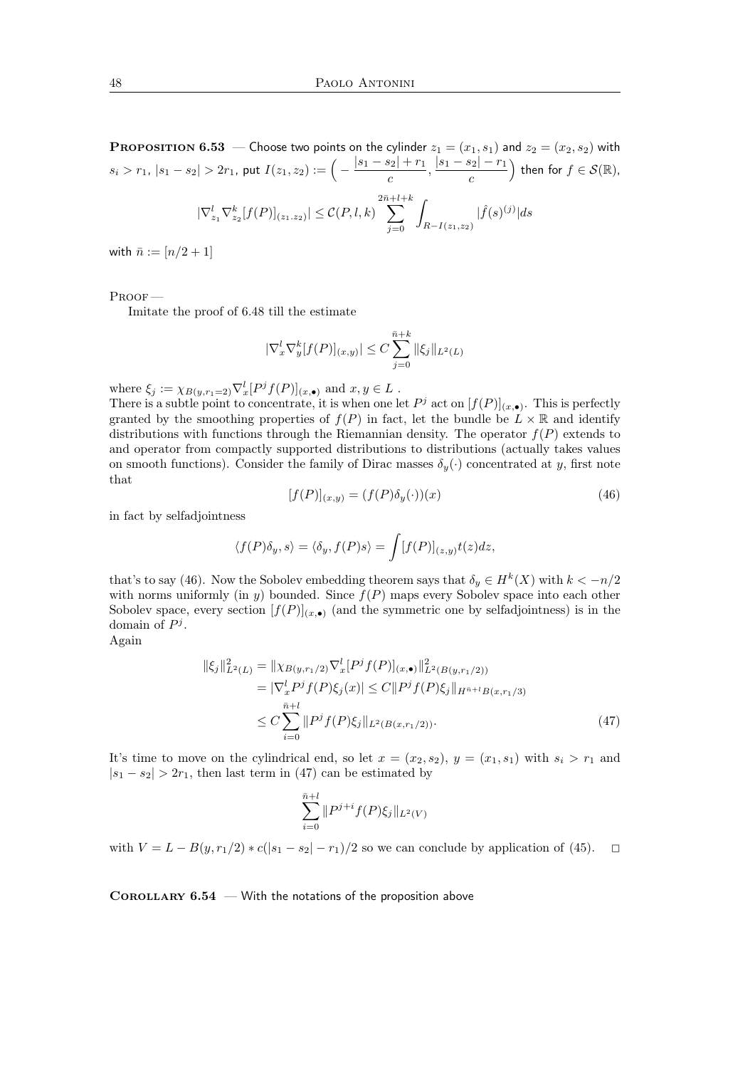**Proposition 6.53** — Choose two points on the cylinder $z_1 = (x_1, s_1)$ and $z_2 = (x_2, s_2)$ with $s_i > r_1$, $|s_1 - s_2| > 2r_1$, put $I(z_1, z_2) := \Big( -\dfrac{|s_1 - s_2| + r_1}{c}, \dfrac{|s_1 - s_2| - r_1}{c} \Big)$ then for $f \in \mathcal{S}(\mathbb{R})$,

$$|\nabla^l_{z_1} \nabla^k_{z_2} [f(P)]_{(z_1.z_2)}| \leq \mathcal{C}(P, l, k) \sum_{j=0}^{2\bar{n}+l+k} \int_{R - I(z_1,z_2)} |\hat{f}(s)^{(j)}| ds$$

with $\bar{n} := [n/2 + 1]$

Proof —

Imitate the proof of 6.48 till the estimate

$$|\nabla^l_x \nabla^k_y [f(P)]_{(x,y)}| \leq C \sum_{j=0}^{\bar{n}+k} \|\xi_j\|_{L^2(L)}$$

where $\xi_j := \chi_{B(y,r_1=2)} \nabla^l_x [P^j f(P)]_{(x,\bullet)}$ and $x, y \in L$ .
There is a subtle point to concentrate, it is when one let $P^j$ act on $[f(P)]_{(x,\bullet)}$. This is perfectly granted by the smoothing properties of $f(P)$ in fact, let the bundle be $L \times \mathbb{R}$ and identify distributions with functions through the Riemannian density. The operator $f(P)$ extends to and operator from compactly supported distributions to distributions (actually takes values on smooth functions). Consider the family of Dirac masses $\delta_y(\cdot)$ concentrated at $y$, first note that

$$[f(P)]_{(x,y)} = (f(P)\delta_y(\cdot))(x) \tag{46}$$

in fact by selfadjointness

$$\langle f(P)\delta_y, s \rangle = \langle \delta_y, f(P)s \rangle = \int [f(P)]_{(z,y)} t(z) dz,$$

that's to say (46). Now the Sobolev embedding theorem says that $\delta_y \in H^k(X)$ with $k < -n/2$ with norms uniformly (in $y$) bounded. Since $f(P)$ maps every Sobolev space into each other Sobolev space, every section $[f(P)]_{(x,\bullet)}$ (and the symmetric one by selfadjointness) is in the domain of $P^j$.
Again

$$\begin{aligned}
\|\xi_j\|^2_{L^2(L)} &= \|\chi_{B(y,r_1/2)} \nabla^l_x [P^j f(P)]_{(x,\bullet)}\|^2_{L^2(B(y,r_1/2))} \\
&= |\nabla^l_x P^j f(P) \xi_j(x)| \leq C \|P^j f(P) \xi_j\|_{H^{\bar{n}+l} B(x, r_1/3)} \\
&\leq C \sum_{i=0}^{\bar{n}+l} \|P^j f(P) \xi_j\|_{L^2(B(x,r_1/2))}.
\end{aligned} \tag{47}$$

It's time to move on the cylindrical end, so let $x = (x_2, s_2)$, $y = (x_1, s_1)$ with $s_i > r_1$ and $|s_1 - s_2| > 2r_1$, then last term in (47) can be estimated by

$$\sum_{i=0}^{\bar{n}+l} \|P^{j+i} f(P) \xi_j\|_{L^2(V)}$$

with $V = L - B(y, r_1/2) * c(|s_1 - s_2| - r_1)/2$ so we can conclude by application of (45). $\square$

**Corollary 6.54** — With the notations of the proposition above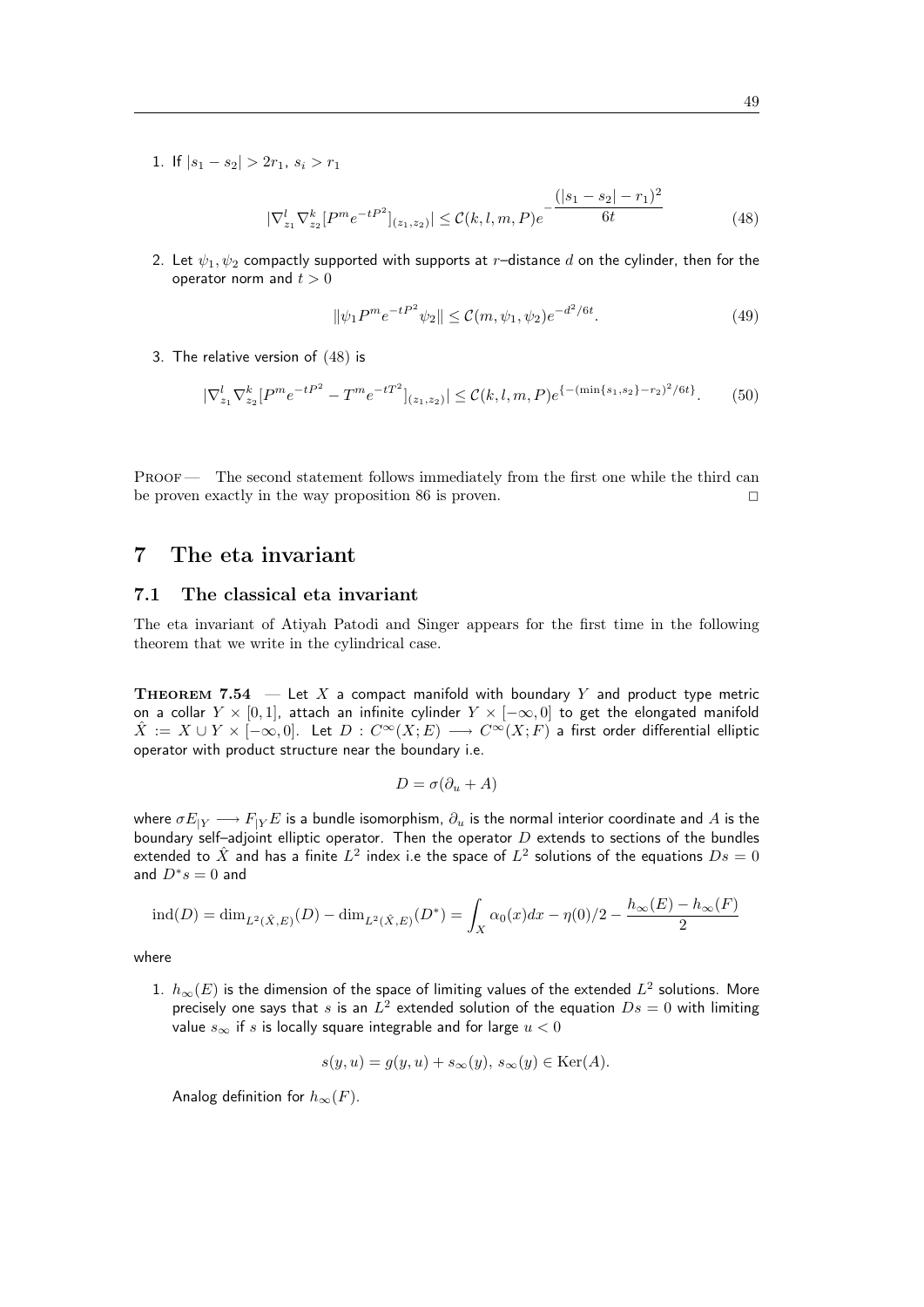1. If $|s_1 - s_2| > 2r_1$, $s_i > r_1$

$$|\nabla^l_{z_1}\nabla^k_{z_2}[P^m e^{-tP^2}]_{(z_1,z_2)}| \leq \mathcal{C}(k,l,m,P)e^{-\dfrac{(|s_1-s_2|-r_1)^2}{6t}} \tag{48}$$

2. Let $\psi_1, \psi_2$ compactly supported with supports at $r$–distance $d$ on the cylinder, then for the operator norm and $t > 0$

$$\|\psi_1 P^m e^{-tP^2}\psi_2\| \leq \mathcal{C}(m,\psi_1,\psi_2)e^{-d^2/6t}. \tag{49}$$

3. The relative version of (48) is

$$|\nabla^l_{z_1}\nabla^k_{z_2}[P^m e^{-tP^2} - T^m e^{-tT^2}]_{(z_1,z_2)}| \leq \mathcal{C}(k,l,m,P)e^{\{-(\min\{s_1,s_2\}-r_2)^2/6t\}}. \tag{50}$$

Proof — The second statement follows immediately from the first one while the third can be proven exactly in the way proposition 86 is proven. □

# 7 The eta invariant

## 7.1 The classical eta invariant

The eta invariant of Atiyah Patodi and Singer appears for the first time in the following theorem that we write in the cylindrical case.

**Theorem 7.54** — Let $X$ a compact manifold with boundary $Y$ and product type metric on a collar $Y \times [0,1]$, attach an infinite cylinder $Y \times [-\infty, 0]$ to get the elongated manifold $\hat{X} := X \cup Y \times [-\infty, 0]$. Let $D : C^\infty(X;E) \longrightarrow C^\infty(X;F)$ a first order differential elliptic operator with product structure near the boundary i.e.

$$D = \sigma(\partial_u + A)$$

where $\sigma E_{|Y} \longrightarrow F_{|Y}E$ is a bundle isomorphism, $\partial_u$ is the normal interior coordinate and $A$ is the boundary self–adjoint elliptic operator. Then the operator $D$ extends to sections of the bundles extended to $\hat{X}$ and has a finite $L^2$ index i.e the space of $L^2$ solutions of the equations $Ds = 0$ and $D^*s = 0$ and

$$\operatorname{ind}(D) = \dim_{L^2(\hat{X},E)}(D) - \dim_{L^2(\hat{X},E)}(D^*) = \int_X \alpha_0(x)dx - \eta(0)/2 - \frac{h_\infty(E) - h_\infty(F)}{2}$$

where

1. $h_\infty(E)$ is the dimension of the space of limiting values of the extended $L^2$ solutions. More precisely one says that $s$ is an $L^2$ extended solution of the equation $Ds = 0$ with limiting value $s_\infty$ if $s$ is locally square integrable and for large $u < 0$

$$s(y,u) = g(y,u) + s_\infty(y),\ s_\infty(y) \in \operatorname{Ker}(A).$$

Analog definition for $h_\infty(F)$.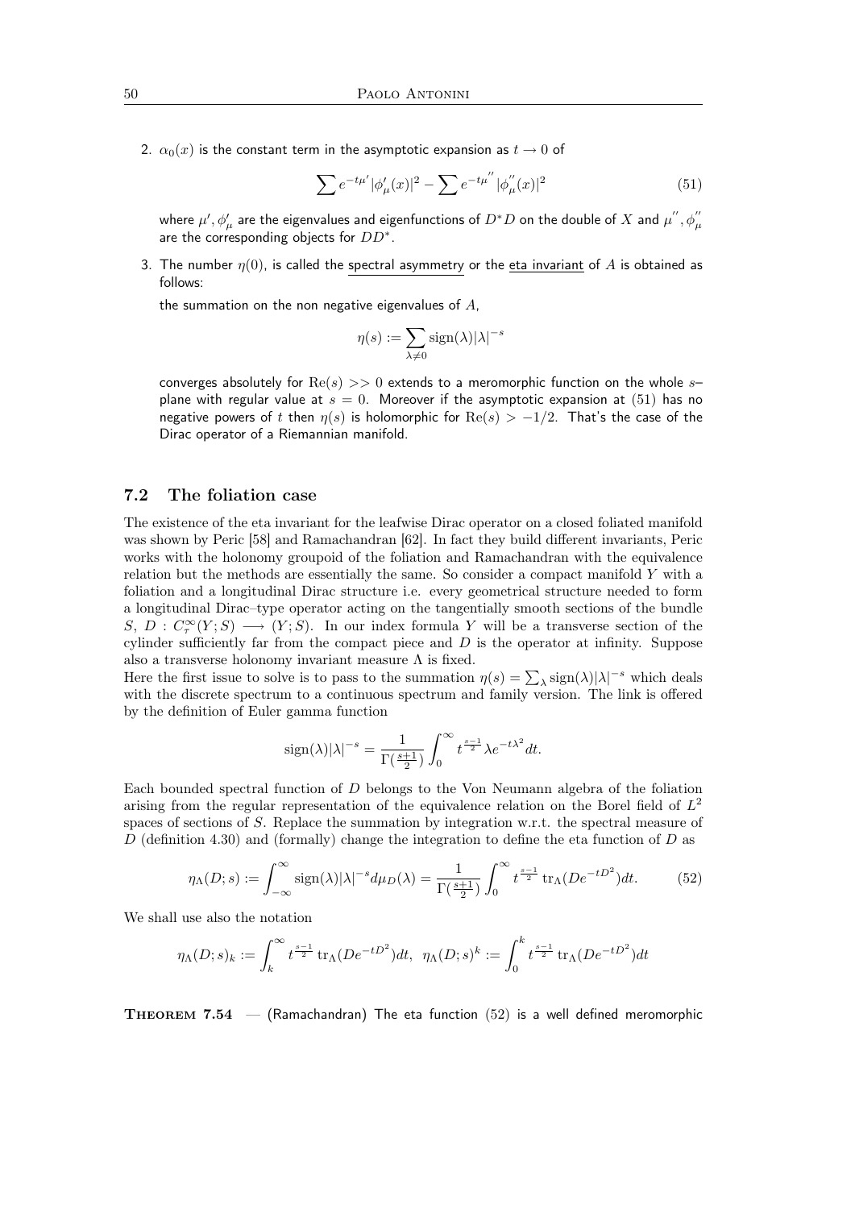2. $\alpha_0(x)$ is the constant term in the asymptotic expansion as $t \to 0$ of

$$\sum e^{-t\mu'}|\phi'_\mu(x)|^2 - \sum e^{-t\mu''}|\phi''_\mu(x)|^2 \tag{51}$$

where $\mu', \phi'_\mu$ are the eigenvalues and eigenfunctions of $D^*D$ on the double of $X$ and $\mu'', \phi''_\mu$ are the corresponding objects for $DD^*$.

3. The number $\eta(0)$, is called the <u>spectral asymmetry</u> or the <u>eta invariant</u> of $A$ is obtained as follows:

   the summation on the non negative eigenvalues of $A$,

$$\eta(s) := \sum_{\lambda \neq 0} \operatorname{sign}(\lambda)|\lambda|^{-s}$$

   converges absolutely for $\operatorname{Re}(s) >> 0$ extends to a meromorphic function on the whole $s$–plane with regular value at $s = 0$. Moreover if the asymptotic expansion at (51) has no negative powers of $t$ then $\eta(s)$ is holomorphic for $\operatorname{Re}(s) > -1/2$. That's the case of the Dirac operator of a Riemannian manifold.

### 7.2 The foliation case

The existence of the eta invariant for the leafwise Dirac operator on a closed foliated manifold was shown by Peric [58] and Ramachandran [62]. In fact they build different invariants, Peric works with the holonomy groupoid of the foliation and Ramachandran with the equivalence relation but the methods are essentially the same. So consider a compact manifold $Y$ with a foliation and a longitudinal Dirac structure i.e. every geometrical structure needed to form a longitudinal Dirac–type operator acting on the tangentially smooth sections of the bundle $S$, $D : C^\infty_\tau(Y;S) \longrightarrow (Y;S)$. In our index formula $Y$ will be a transverse section of the cylinder sufficiently far from the compact piece and $D$ is the operator at infinity. Suppose also a transverse holonomy invariant measure $\Lambda$ is fixed.
Here the first issue to solve is to pass to the summation $\eta(s) = \sum_\lambda \operatorname{sign}(\lambda)|\lambda|^{-s}$ which deals with the discrete spectrum to a continuous spectrum and family version. The link is offered by the definition of Euler gamma function

$$\operatorname{sign}(\lambda)|\lambda|^{-s} = \frac{1}{\Gamma(\frac{s+1}{2})}\int_0^\infty t^{\frac{s-1}{2}}\lambda e^{-t\lambda^2}dt.$$

Each bounded spectral function of $D$ belongs to the Von Neumann algebra of the foliation arising from the regular representation of the equivalence relation on the Borel field of $L^2$ spaces of sections of $S$. Replace the summation by integration w.r.t. the spectral measure of $D$ (definition 4.30) and (formally) change the integration to define the eta function of $D$ as

$$\eta_\Lambda(D;s) := \int_{-\infty}^{\infty} \operatorname{sign}(\lambda)|\lambda|^{-s}d\mu_D(\lambda) = \frac{1}{\Gamma(\frac{s+1}{2})}\int_0^\infty t^{\frac{s-1}{2}} \operatorname{tr}_\Lambda(De^{-tD^2})dt. \tag{52}$$

We shall use also the notation

$$\eta_\Lambda(D;s)_k := \int_k^\infty t^{\frac{s-1}{2}} \operatorname{tr}_\Lambda(De^{-tD^2})dt, \ \ \eta_\Lambda(D;s)^k := \int_0^k t^{\frac{s-1}{2}} \operatorname{tr}_\Lambda(De^{-tD^2})dt$$

**Theorem 7.54** — (Ramachandran) The eta function (52) is a well defined meromorphic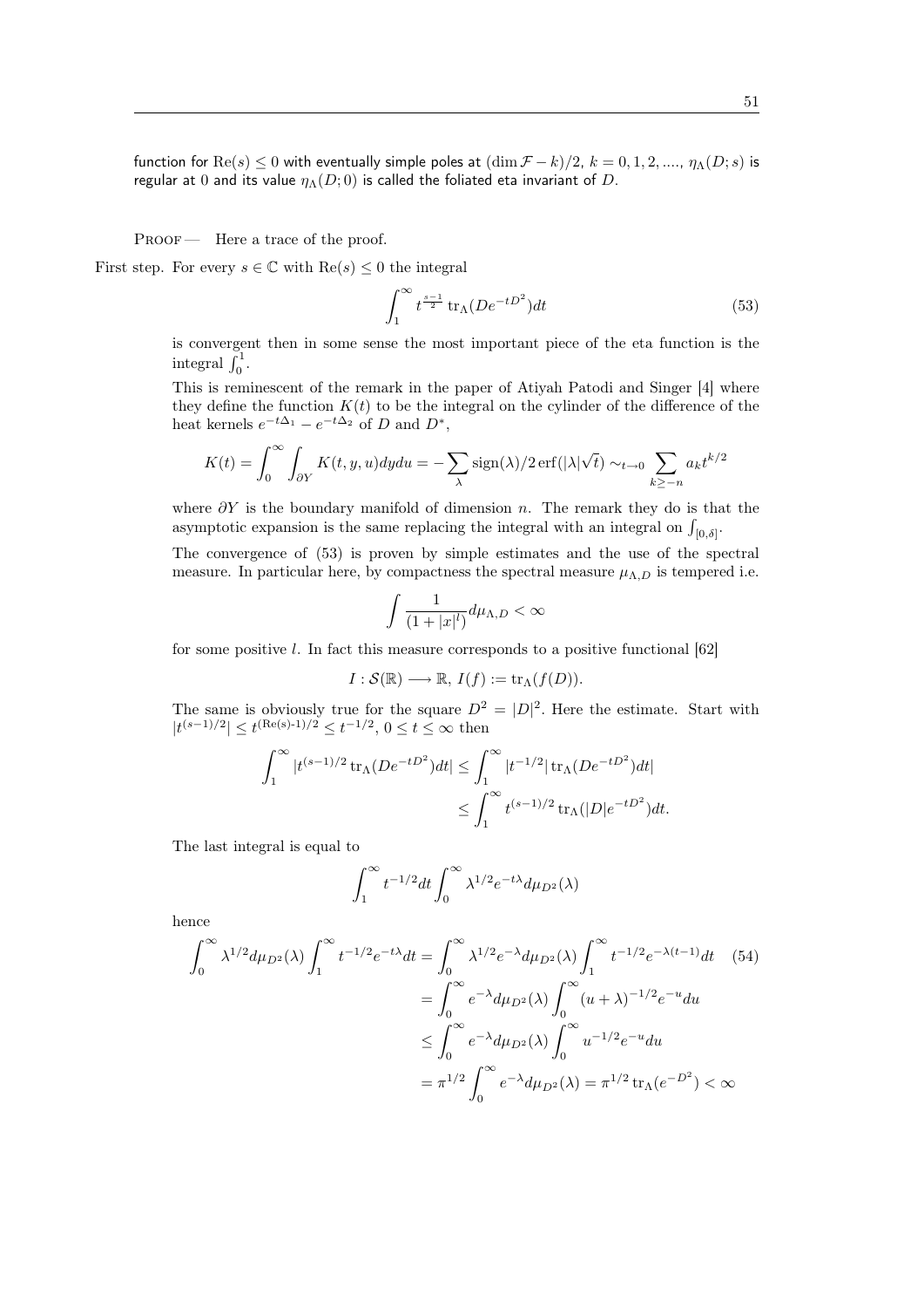function for $\mathrm{Re}(s) \leq 0$ with eventually simple poles at $(\dim \mathcal{F} - k)/2$, $k = 0, 1, 2, ....$, $\eta_\Lambda(D; s)$ is regular at 0 and its value $\eta_\Lambda(D; 0)$ is called the foliated eta invariant of $D$.

Proof — Here a trace of the proof.

First step. For every $s \in \mathbb{C}$ with $\mathrm{Re}(s) \leq 0$ the integral

$$\int_1^\infty t^{\frac{s-1}{2}} \operatorname{tr}_\Lambda(De^{-tD^2})dt \tag{53}$$

is convergent then in some sense the most important piece of the eta function is the integral $\int_0^1$.

This is reminescent of the remark in the paper of Atiyah Patodi and Singer [4] where they define the function $K(t)$ to be the integral on the cylinder of the difference of the heat kernels $e^{-t\Delta_1} - e^{-t\Delta_2}$ of $D$ and $D^*$,

$$K(t) = \int_0^\infty \int_{\partial Y} K(t, y, u)dydu = -\sum_\lambda \operatorname{sign}(\lambda)/2 \operatorname{erf}(|\lambda|\sqrt{t}) \sim_{t \to 0} \sum_{k \geq -n} a_k t^{k/2}$$

where $\partial Y$ is the boundary manifold of dimension $n$. The remark they do is that the asymptotic expansion is the same replacing the integral with an integral on $\int_{[0,\delta]}$.

The convergence of (53) is proven by simple estimates and the use of the spectral measure. In particular here, by compactness the spectral measure $\mu_{\Lambda,D}$ is tempered i.e.

$$\int \frac{1}{(1 + |x|^l)} d\mu_{\Lambda,D} < \infty$$

for some positive $l$. In fact this measure corresponds to a positive functional [62]

$$I : \mathcal{S}(\mathbb{R}) \longrightarrow \mathbb{R}, \; I(f) := \operatorname{tr}_\Lambda(f(D)).$$

The same is obviously true for the square $D^2 = |D|^2$. Here the estimate. Start with $|t^{(s-1)/2}| \leq t^{(\mathrm{Re(s)}-1)/2} \leq t^{-1/2}$, $0 \leq t \leq \infty$ then

$$\begin{aligned}\int_1^\infty |t^{(s-1)/2} \operatorname{tr}_\Lambda(De^{-tD^2})dt| &\leq \int_1^\infty |t^{-1/2}| \operatorname{tr}_\Lambda(De^{-tD^2})dt| \\ &\leq \int_1^\infty t^{(s-1)/2} \operatorname{tr}_\Lambda(|D|e^{-tD^2})dt.\end{aligned}$$

The last integral is equal to

$$\int_1^\infty t^{-1/2} dt \int_0^\infty \lambda^{1/2} e^{-t\lambda} d\mu_{D^2}(\lambda)$$

hence

$$\begin{aligned}\int_0^\infty \lambda^{1/2} d\mu_{D^2}(\lambda) \int_1^\infty t^{-1/2} e^{-t\lambda} dt &= \int_0^\infty \lambda^{1/2} e^{-\lambda} d\mu_{D^2}(\lambda) \int_1^\infty t^{-1/2} e^{-\lambda(t-1)} dt \\ &= \int_0^\infty e^{-\lambda} d\mu_{D^2}(\lambda) \int_0^\infty (u + \lambda)^{-1/2} e^{-u} du \\ &\leq \int_0^\infty e^{-\lambda} d\mu_{D^2}(\lambda) \int_0^\infty u^{-1/2} e^{-u} du \\ &= \pi^{1/2} \int_0^\infty e^{-\lambda} d\mu_{D^2}(\lambda) = \pi^{1/2} \operatorname{tr}_\Lambda(e^{-D^2}) < \infty\end{aligned} \tag{54}$$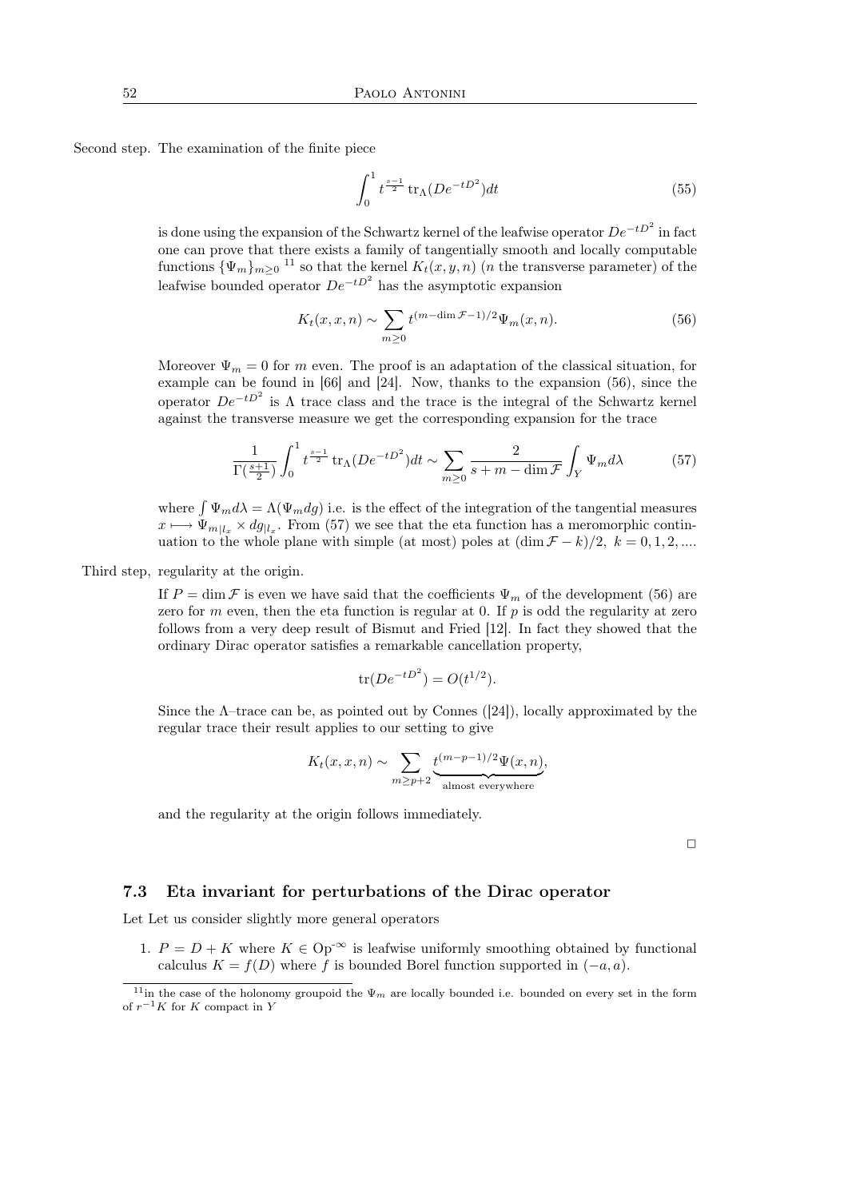Second step. The examination of the finite piece

$$\int_0^1 t^{\frac{s-1}{2}} \operatorname{tr}_\Lambda(De^{-tD^2})dt \tag{55}$$

is done using the expansion of the Schwartz kernel of the leafwise operator $De^{-tD^2}$ in fact one can prove that there exists a family of tangentially smooth and locally computable functions $\{\Psi_m\}_{m\geq 0}$ [11] so that the kernel $K_t(x,y,n)$ ($n$ the transverse parameter) of the leafwise bounded operator $De^{-tD^2}$ has the asymptotic expansion

$$K_t(x,x,n) \sim \sum_{m\geq 0} t^{(m-\dim\mathcal{F}-1)/2}\Psi_m(x,n). \tag{56}$$

Moreover $\Psi_m = 0$ for $m$ even. The proof is an adaptation of the classical situation, for example can be found in [66] and [24]. Now, thanks to the expansion (56), since the operator $De^{-tD^2}$ is $\Lambda$ trace class and the trace is the integral of the Schwartz kernel against the transverse measure we get the corresponding expansion for the trace

$$\frac{1}{\Gamma(\frac{s+1}{2})}\int_0^1 t^{\frac{s-1}{2}} \operatorname{tr}_\Lambda(De^{-tD^2})dt \sim \sum_{m\geq 0} \frac{2}{s+m-\dim\mathcal{F}}\int_Y \Psi_m d\lambda \tag{57}$$

where $\int \Psi_m d\lambda = \Lambda(\Psi_m dg)$ i.e. is the effect of the integration of the tangential measures $x \longmapsto \Psi_{m|l_x} \times dg_{|l_x}$. From (57) we see that the eta function has a meromorphic continuation to the whole plane with simple (at most) poles at $(\dim\mathcal{F}-k)/2,\ k=0,1,2,....$

Third step, regularity at the origin.

If $P=\dim\mathcal{F}$ is even we have said that the coefficients $\Psi_m$ of the development (56) are zero for $m$ even, then the eta function is regular at 0. If $p$ is odd the regularity at zero follows from a very deep result of Bismut and Fried [12]. In fact they showed that the ordinary Dirac operator satisfies a remarkable cancellation property,

$$\operatorname{tr}(De^{-tD^2}) = O(t^{1/2}).$$

Since the $\Lambda$–trace can be, as pointed out by Connes ([24]), locally approximated by the regular trace their result applies to our setting to give

$$K_t(x,x,n) \sim \sum_{m\geq p+2} \underbrace{t^{(m-p-1)/2}\Psi(x,n)}_{\text{almost everywhere}},$$

and the regularity at the origin follows immediately.

□

### 7.3 Eta invariant for perturbations of the Dirac operator

Let Let us consider slightly more general operators

1. $P = D + K$ where $K \in \operatorname{Op}^{-\infty}$ is leafwise uniformly smoothing obtained by functional calculus $K = f(D)$ where $f$ is bounded Borel function supported in $(-a,a)$.

[11] in the case of the holonomy groupoid the $\Psi_m$ are locally bounded i.e. bounded on every set in the form of $r^{-1}K$ for $K$ compact in $Y$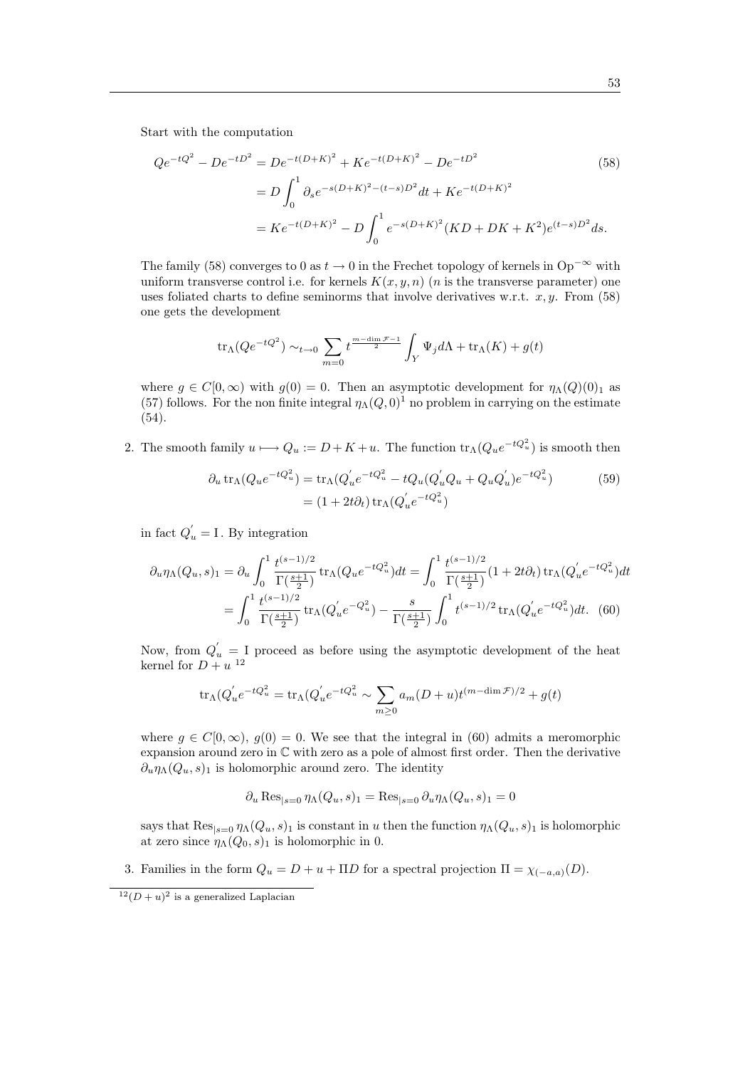Start with the computation

$$
\begin{aligned}
Qe^{-tQ^2} - De^{-tD^2} &= De^{-t(D+K)^2} + Ke^{-t(D+K)^2} - De^{-tD^2} \qquad (58)\\
&= D\int_0^1 \partial_s e^{-s(D+K)^2-(t-s)D^2}dt + Ke^{-t(D+K)^2}\\
&= Ke^{-t(D+K)^2} - D\int_0^1 e^{-s(D+K)^2}(KD+DK+K^2)e^{(t-s)D^2}ds.
\end{aligned}
$$

The family (58) converges to 0 as $t\to 0$ in the Frechet topology of kernels in $\mathrm{Op}^{-\infty}$ with uniform transverse control i.e. for kernels $K(x,y,n)$ ($n$ is the transverse parameter) one uses foliated charts to define seminorms that involve derivatives w.r.t. $x,y$. From (58) one gets the development

$$
\mathrm{tr}_\Lambda(Qe^{-tQ^2}) \sim_{t\to 0} \sum_{m=0} t^{\frac{m-\dim\mathcal{F}-1}{2}} \int_Y \Psi_j d\Lambda + \mathrm{tr}_\Lambda(K) + g(t)
$$

where $g\in C[0,\infty)$ with $g(0)=0$. Then an asymptotic development for $\eta_\Lambda(Q)(0)_1$ as (57) follows. For the non finite integral $\eta_\Lambda(Q,0)^1$ no problem in carrying on the estimate (54).

2. The smooth family $u\longmapsto Q_u := D+K+u$. The function $\mathrm{tr}_\Lambda(Q_u e^{-tQ_u^2})$ is smooth then

$$
\begin{aligned}
\partial_u \mathrm{tr}_\Lambda(Q_u e^{-tQ_u^2}) &= \mathrm{tr}_\Lambda(Q_u^{'} e^{-tQ_u^2} - tQ_u(Q_u^{'}Q_u + Q_uQ_u^{'})e^{-tQ_u^2}) \qquad (59)\\
&= (1+2t\partial_t)\,\mathrm{tr}_\Lambda(Q_u^{'}e^{-tQ_u^2})
\end{aligned}
$$

in fact $Q_u^{'}=\mathrm{I}$. By integration

$$
\begin{aligned}
\partial_u \eta_\Lambda(Q_u,s)_1 &= \partial_u \int_0^1 \frac{t^{(s-1)/2}}{\Gamma(\frac{s+1}{2})}\mathrm{tr}_\Lambda(Q_u e^{-tQ_u^2})dt = \int_0^1 \frac{t^{(s-1)/2}}{\Gamma(\frac{s+1}{2})}(1+2t\partial_t)\,\mathrm{tr}_\Lambda(Q_u^{'}e^{-tQ_u^2})dt\\
&= \int_0^1 \frac{t^{(s-1)/2}}{\Gamma(\frac{s+1}{2})}\mathrm{tr}_\Lambda(Q_u^{'}e^{-Q_u^2}) - \frac{s}{\Gamma(\frac{s+1}{2})}\int_0^1 t^{(s-1)/2}\,\mathrm{tr}_\Lambda(Q_u^{'}e^{-tQ_u^2})dt. \quad (60)
\end{aligned}
$$

Now, from $Q_u^{'}=\mathrm{I}$ proceed as before using the asymptotic development of the heat kernel for $D+u$ [12]

$$
\mathrm{tr}_\Lambda(Q_u^{'}e^{-tQ_u^2} = \mathrm{tr}_\Lambda(Q_u^{'}e^{-tQ_u^2} \sim \sum_{m\geq 0} a_m(D+u)t^{(m-\dim\mathcal{F})/2} + g(t)
$$

where $g\in C[0,\infty)$, $g(0)=0$. We see that the integral in (60) admits a meromorphic expansion around zero in $\mathbb{C}$ with zero as a pole of almost first order. Then the derivative $\partial_u\eta_\Lambda(Q_u,s)_1$ is holomorphic around zero. The identity

$$
\partial_u \mathrm{Res}_{|s=0}\,\eta_\Lambda(Q_u,s)_1 = \mathrm{Res}_{|s=0}\,\partial_u\eta_\Lambda(Q_u,s)_1 = 0
$$

says that $\mathrm{Res}_{|s=0}\,\eta_\Lambda(Q_u,s)_1$ is constant in $u$ then the function $\eta_\Lambda(Q_u,s)_1$ is holomorphic at zero since $\eta_\Lambda(Q_0,s)_1$ is holomorphic in 0.

3. Families in the form $Q_u = D+u+\Pi D$ for a spectral projection $\Pi=\chi_{(-a,a)}(D)$.

[12] $(D+u)^2$ is a generalized Laplacian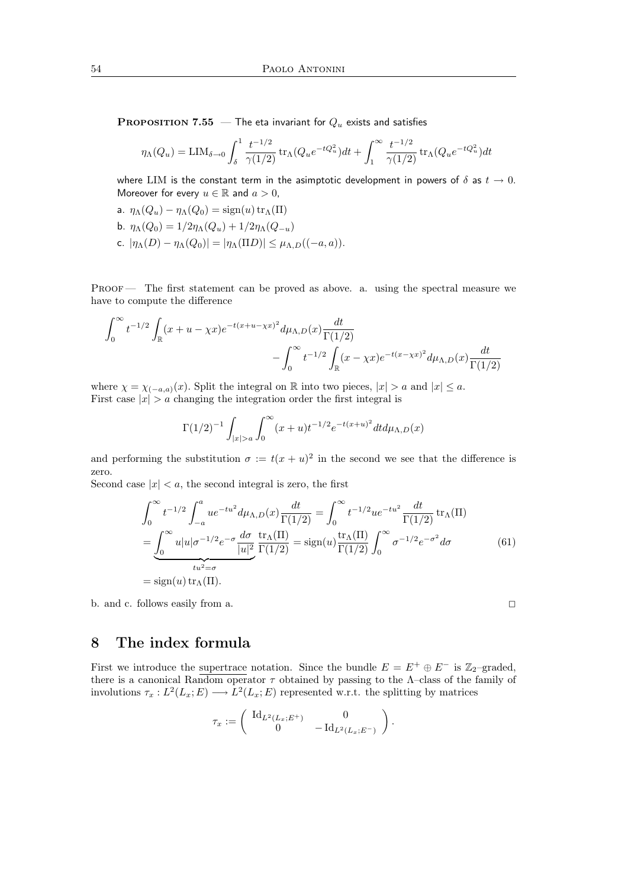**Proposition 7.55** — The eta invariant for $Q_u$ exists and satisfies

$$\eta_\Lambda(Q_u) = \mathrm{LIM}_{\delta \to 0} \int_\delta^1 \frac{t^{-1/2}}{\gamma(1/2)} \operatorname{tr}_\Lambda(Q_u e^{-tQ_u^2}) dt + \int_1^\infty \frac{t^{-1/2}}{\gamma(1/2)} \operatorname{tr}_\Lambda(Q_u e^{-tQ_u^2}) dt$$

where LIM is the constant term in the asimptotic development in powers of $\delta$ as $t \to 0$. Moreover for every $u \in \mathbb{R}$ and $a > 0$,

a. $\eta_\Lambda(Q_u) - \eta_\Lambda(Q_0) = \operatorname{sign}(u) \operatorname{tr}_\Lambda(\Pi)$

b. $\eta_\Lambda(Q_0) = 1/2\eta_\Lambda(Q_u) + 1/2\eta_\Lambda(Q_{-u})$

c. $|\eta_\Lambda(D) - \eta_\Lambda(Q_0)| = |\eta_\Lambda(\Pi D)| \leq \mu_{\Lambda,D}((-a,a))$.

Proof — The first statement can be proved as above. a. using the spectral measure we have to compute the difference

$$\int_0^\infty t^{-1/2} \int_\mathbb{R} (x + u - \chi x) e^{-t(x+u-\chi x)^2} d\mu_{\Lambda,D}(x) \frac{dt}{\Gamma(1/2)} \\ - \int_0^\infty t^{-1/2} \int_\mathbb{R} (x - \chi x) e^{-t(x-\chi x)^2} d\mu_{\Lambda,D}(x) \frac{dt}{\Gamma(1/2)}$$

where $\chi = \chi_{(-a,a)}(x)$. Split the integral on $\mathbb{R}$ into two pieces, $|x| > a$ and $|x| \leq a$.
First case $|x| > a$ changing the integration order the first integral is

$$\Gamma(1/2)^{-1} \int_{|x|>a} \int_0^\infty (x+u) t^{-1/2} e^{-t(x+u)^2} dt d\mu_{\Lambda,D}(x)$$

and performing the substitution $\sigma := t(x+u)^2$ in the second we see that the difference is zero.
Second case $|x| < a$, the second integral is zero, the first

$$\begin{aligned}
\int_0^\infty t^{-1/2} \int_{-a}^a u e^{-tu^2} d\mu_{\Lambda,D}(x) \frac{dt}{\Gamma(1/2)} &= \int_0^\infty t^{-1/2} u e^{-tu^2} \frac{dt}{\Gamma(1/2)} \operatorname{tr}_\Lambda(\Pi) \\
= \underbrace{\int_0^\infty u|u|\sigma^{-1/2} e^{-\sigma} \frac{d\sigma}{|u|^2}}_{tu^2 = \sigma} \frac{\operatorname{tr}_\Lambda(\Pi)}{\Gamma(1/2)} &= \operatorname{sign}(u) \frac{\operatorname{tr}_\Lambda(\Pi)}{\Gamma(1/2)} \int_0^\infty \sigma^{-1/2} e^{-\sigma^2} d\sigma \qquad (61) \\
= \operatorname{sign}(u) \operatorname{tr}_\Lambda(\Pi).
\end{aligned}$$

b. and c. follows easily from a. □

# 8 The index formula

First we introduce the supertrace notation. Since the bundle $E = E^+ \oplus E^-$ is $\mathbb{Z}_2$–graded, there is a canonical Random operator $\tau$ obtained by passing to the $\Lambda$–class of the family of involutions $\tau_x : L^2(L_x; E) \longrightarrow L^2(L_x; E)$ represented w.r.t. the splitting by matrices

$$\tau_x := \begin{pmatrix} \mathrm{Id}_{L^2(L_x;E^+)} & 0 \\ 0 & -\mathrm{Id}_{L^2(L_x;E^-)} \end{pmatrix}.$$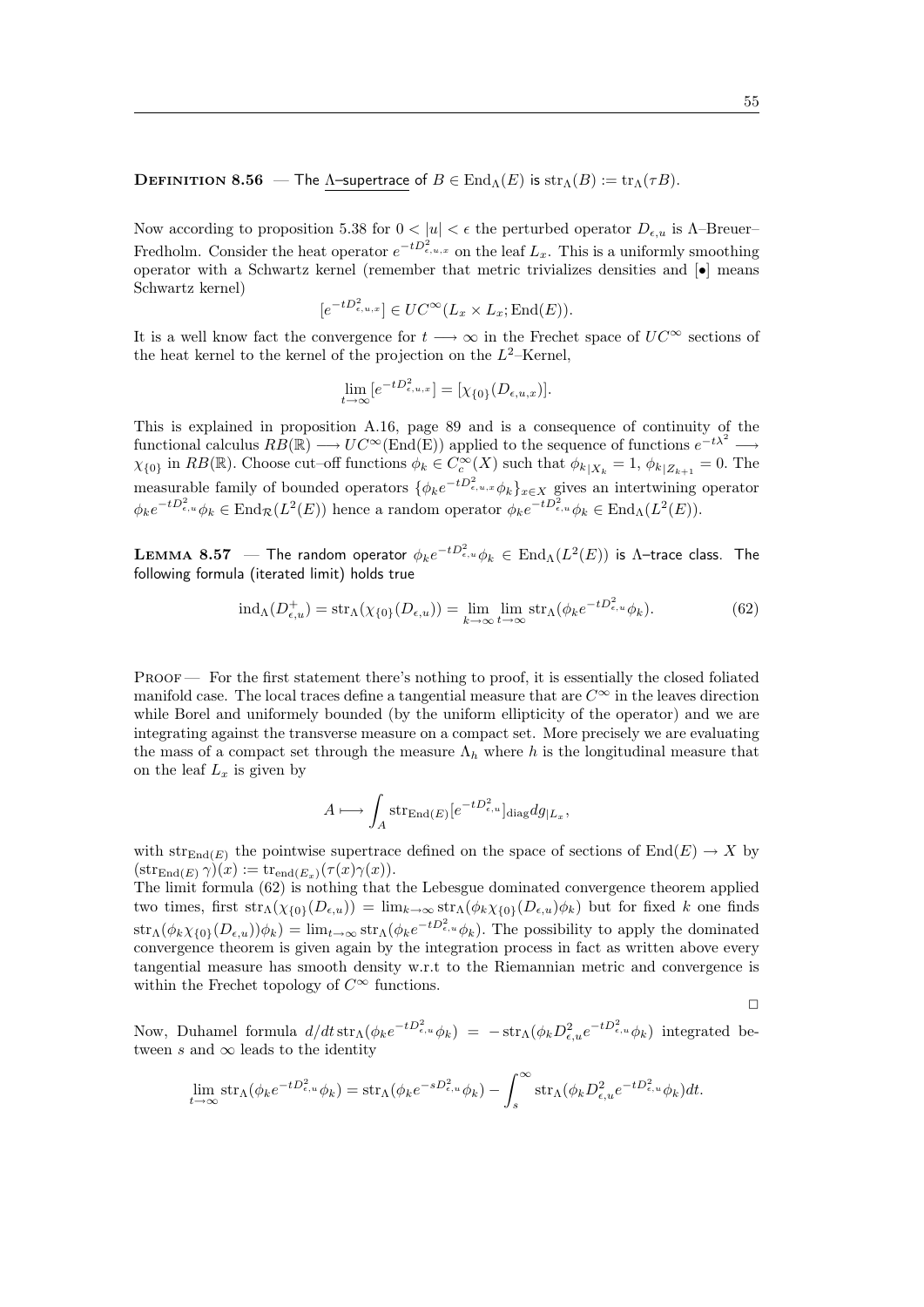**Definition 8.56** — The <u>Λ–supertrace</u> of $B \in \operatorname{End}_\Lambda(E)$ is $\operatorname{str}_\Lambda(B) := \operatorname{tr}_\Lambda(\tau B)$.

Now according to proposition 5.38 for $0 < |u| < \epsilon$ the perturbed operator $D_{\epsilon,u}$ is Λ–Breuer–Fredholm. Consider the heat operator $e^{-tD^2_{\epsilon,u,x}}$ on the leaf $L_x$. This is a uniformly smoothing operator with a Schwartz kernel (remember that metric trivializes densities and $[\bullet]$ means Schwartz kernel)

$$[e^{-tD^2_{\epsilon,u,x}}] \in UC^\infty(L_x \times L_x; \operatorname{End}(E)).$$

It is a well know fact the convergence for $t \longrightarrow \infty$ in the Frechet space of $UC^\infty$ sections of the heat kernel to the kernel of the projection on the $L^2$–Kernel,

$$\lim_{t\to\infty} [e^{-tD^2_{\epsilon,u,x}}] = [\chi_{\{0\}}(D_{\epsilon,u,x})].$$

This is explained in proposition A.16, page 89 and is a consequence of continuity of the functional calculus $RB(\mathbb{R}) \longrightarrow UC^\infty(\operatorname{End(E)})$ applied to the sequence of functions $e^{-t\lambda^2} \longrightarrow \chi_{\{0\}}$ in $RB(\mathbb{R})$. Choose cut–off functions $\phi_k \in C^\infty_c(X)$ such that $\phi_{k|X_k} = 1$, $\phi_{k|Z_{k+1}} = 0$. The measurable family of bounded operators $\{\phi_k e^{-tD^2_{\epsilon,u,x}} \phi_k\}_{x\in X}$ gives an intertwining operator $\phi_k e^{-tD^2_{\epsilon,u}} \phi_k \in \operatorname{End}_{\mathcal{R}}(L^2(E))$ hence a random operator $\phi_k e^{-tD^2_{\epsilon,u}} \phi_k \in \operatorname{End}_\Lambda(L^2(E))$.

**Lemma 8.57** — The random operator $\phi_k e^{-tD^2_{\epsilon,u}} \phi_k \in \operatorname{End}_\Lambda(L^2(E))$ is Λ–trace class. The following formula (iterated limit) holds true

$$\operatorname{ind}_\Lambda(D^+_{\epsilon,u}) = \operatorname{str}_\Lambda(\chi_{\{0\}}(D_{\epsilon,u})) = \lim_{k\to\infty} \lim_{t\to\infty} \operatorname{str}_\Lambda(\phi_k e^{-tD^2_{\epsilon,u}} \phi_k). \tag{62}$$

Proof — For the first statement there's nothing to proof, it is essentially the closed foliated manifold case. The local traces define a tangential measure that are $C^\infty$ in the leaves direction while Borel and uniformely bounded (by the uniform ellipticity of the operator) and we are integrating against the transverse measure on a compact set. More precisely we are evaluating the mass of a compact set through the measure $\Lambda_h$ where $h$ is the longitudinal measure that on the leaf $L_x$ is given by

$$A \longmapsto \int_A \operatorname{str}_{\operatorname{End}(E)} [e^{-tD^2_{\epsilon,u}}]_{\operatorname{diag}} dg_{|L_x},$$

with $\operatorname{str}_{\operatorname{End}(E)}$ the pointwise supertrace defined on the space of sections of $\operatorname{End}(E) \to X$ by $(\operatorname{str}_{\operatorname{End}(E)} \gamma)(x) := \operatorname{tr}_{\operatorname{end}(E_x)}(\tau(x)\gamma(x))$.
The limit formula (62) is nothing that the Lebesgue dominated convergence theorem applied two times, first $\operatorname{str}_\Lambda(\chi_{\{0\}}(D_{\epsilon,u})) = \lim_{k\to\infty} \operatorname{str}_\Lambda(\phi_k \chi_{\{0\}}(D_{\epsilon,u})\phi_k)$ but for fixed $k$ one finds $\operatorname{str}_\Lambda(\phi_k \chi_{\{0\}}(D_{\epsilon,u}))\phi_k) = \lim_{t\to\infty} \operatorname{str}_\Lambda(\phi_k e^{-tD^2_{\epsilon,u}} \phi_k)$. The possibility to apply the dominated convergence theorem is given again by the integration process in fact as written above every tangential measure has smooth density w.r.t to the Riemannian metric and convergence is within the Frechet topology of $C^\infty$ functions.

□

Now, Duhamel formula $d/dt \operatorname{str}_\Lambda(\phi_k e^{-tD^2_{\epsilon,u}} \phi_k) = -\operatorname{str}_\Lambda(\phi_k D^2_{\epsilon,u} e^{-tD^2_{\epsilon,u}} \phi_k)$ integrated between $s$ and $\infty$ leads to the identity

$$\lim_{t\to\infty} \operatorname{str}_\Lambda(\phi_k e^{-tD^2_{\epsilon,u}} \phi_k) = \operatorname{str}_\Lambda(\phi_k e^{-sD^2_{\epsilon,u}} \phi_k) - \int_s^\infty \operatorname{str}_\Lambda(\phi_k D^2_{\epsilon,u} e^{-tD^2_{\epsilon,u}} \phi_k) dt.$$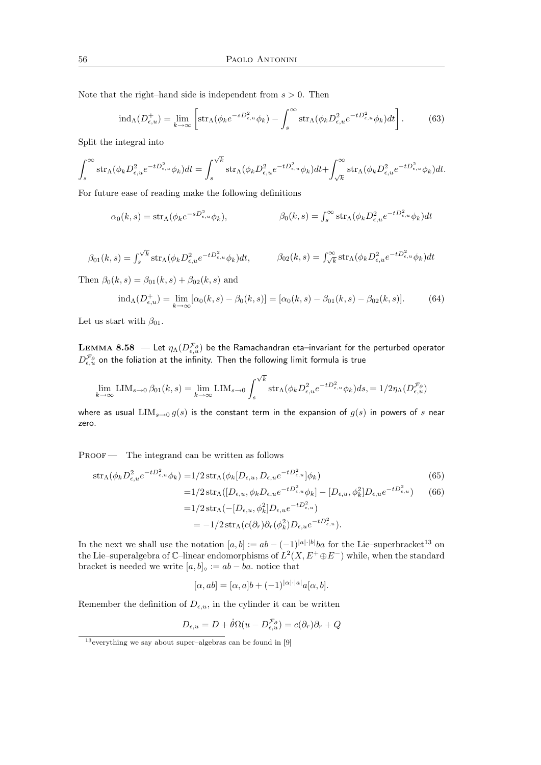Note that the right–hand side is independent from $s > 0$. Then

$$\operatorname{ind}_\Lambda(D^+_{\epsilon,u}) = \lim_{k\to\infty} \left[ \operatorname{str}_\Lambda(\phi_k e^{-sD^2_{\epsilon,u}}\phi_k) - \int_s^\infty \operatorname{str}_\Lambda(\phi_k D^2_{\epsilon,u} e^{-tD^2_{\epsilon,u}}\phi_k)dt \right]. \tag{63}$$

Split the integral into

$$\int_s^\infty \operatorname{str}_\Lambda(\phi_k D^2_{\epsilon,u} e^{-tD^2_{\epsilon,u}}\phi_k)dt = \int_s^{\sqrt{k}} \operatorname{str}_\Lambda(\phi_k D^2_{\epsilon,u} e^{-tD^2_{\epsilon,u}}\phi_k)dt + \int_{\sqrt{k}}^\infty \operatorname{str}_\Lambda(\phi_k D^2_{\epsilon,u} e^{-tD^2_{\epsilon,u}}\phi_k)dt.$$

For future ease of reading make the following definitions

$$\alpha_0(k,s) = \operatorname{str}_\Lambda(\phi_k e^{-sD^2_{\epsilon,u}}\phi_k), \qquad \beta_0(k,s) = \int_s^\infty \operatorname{str}_\Lambda(\phi_k D^2_{\epsilon,u} e^{-tD^2_{\epsilon,u}}\phi_k)dt$$

$$\beta_{01}(k,s) = \int_s^{\sqrt{k}} \operatorname{str}_\Lambda(\phi_k D^2_{\epsilon,u} e^{-tD^2_{\epsilon,u}}\phi_k)dt, \qquad \beta_{02}(k,s) = \int_{\sqrt{k}}^\infty \operatorname{str}_\Lambda(\phi_k D^2_{\epsilon,u} e^{-tD^2_{\epsilon,u}}\phi_k)dt$$

Then $\beta_0(k,s) = \beta_{01}(k,s) + \beta_{02}(k,s)$ and

$$\operatorname{ind}_\Lambda(D^+_{\epsilon,u}) = \lim_{k\to\infty}[\alpha_0(k,s) - \beta_0(k,s)] = [\alpha_0(k,s) - \beta_{01}(k,s) - \beta_{02}(k,s)]. \tag{64}$$

Let us start with $\beta_{01}$.

**Lemma 8.58** — *Let $\eta_\Lambda(D^{\mathcal{F}_\partial}_{\epsilon,u})$ be the Ramachandran eta–invariant for the perturbed operator $D^{\mathcal{F}_\partial}_{\epsilon,u}$ on the foliation at the infinity. Then the following limit formula is true*

$$\lim_{k\to\infty} \operatorname{LIM}_{s\to 0} \beta_{01}(k,s) = \lim_{k\to\infty} \operatorname{LIM}_{s\to 0} \int_s^{\sqrt{k}} \operatorname{str}_\Lambda(\phi_k D^2_{\epsilon,u} e^{-tD^2_{\epsilon,u}}\phi_k)ds, = 1/2\eta_\Lambda(D^{\mathcal{F}_\partial}_{\epsilon,u})$$

*where as usual $\operatorname{LIM}_{s\to 0} g(s)$ is the constant term in the expansion of $g(s)$ in powers of $s$ near zero.*

Proof — The integrand can be written as follows

$$\begin{aligned}
\operatorname{str}_\Lambda(\phi_k D^2_{\epsilon,u} e^{-tD^2_{\epsilon,u}}\phi_k) =& 1/2\operatorname{str}_\Lambda(\phi_k[D_{\epsilon,u}, D_{\epsilon,u}e^{-tD^2_{\epsilon,u}}]\phi_k) & (65)\\
=& 1/2\operatorname{str}_\Lambda([D_{\epsilon,u}, \phi_k D_{\epsilon,u}e^{-tD^2_{\epsilon,u}}\phi_k] - [D_{\epsilon,u}, \phi_k^2]D_{\epsilon,u}e^{-tD^2_{\epsilon,u}}) & (66)\\
=& 1/2\operatorname{str}_\Lambda(-[D_{\epsilon,u}, \phi_k^2]D_{\epsilon,u}e^{-tD^2_{\epsilon,u}})\\
=& -1/2\operatorname{str}_\Lambda(c(\partial_r)\partial_r(\phi_k^2)D_{\epsilon,u}e^{-tD^2_{\epsilon,u}}).
\end{aligned}$$

In the next we shall use the notation $[a,b] := ab - (-1)^{|a|\cdot|b|}ba$ for the Lie–superbracket[13] on the Lie–superalgebra of $\mathbb{C}$–linear endomorphisms of $L^2(X, E^+ \oplus E^-)$ while, when the standard bracket is needed we write $[a,b]_\circ := ab - ba$. notice that

$$[\alpha, ab] = [\alpha, a]b + (-1)^{|\alpha|\cdot|a|}a[\alpha, b].$$

Remember the definition of $D_{\epsilon,u}$, in the cylinder it can be written

$$D_{\epsilon,u} = D + \dot{\theta}\Omega(u - D^{\mathcal{F}_\partial}_{\epsilon,u}) = c(\partial_r)\partial_r + Q$$

[13]everything we say about super–algebras can be found in [9]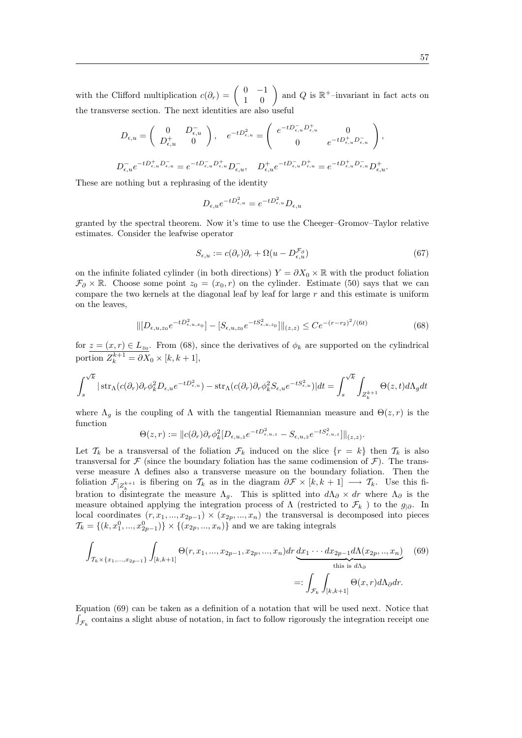with the Clifford multiplication $c(\partial_r) = \begin{pmatrix} 0 & -1 \\ 1 & 0 \end{pmatrix}$ and $Q$ is $\mathbb{R}^+$–invariant in fact acts on the transverse section. The next identities are also useful

$$D_{\epsilon,u} = \begin{pmatrix} 0 & D^-_{\epsilon,u} \\ D^+_{\epsilon,u} & 0 \end{pmatrix}, \quad e^{-tD^2_{\epsilon,u}} = \begin{pmatrix} e^{-tD^-_{\epsilon,u}D^+_{\epsilon,u}} & 0 \\ 0 & e^{-tD^+_{\epsilon,u}D^-_{\epsilon,u}} \end{pmatrix},$$

$$D^-_{\epsilon,u}e^{-tD^+_{\epsilon,u}D^-_{\epsilon,u}} = e^{-tD^-_{\epsilon,u}D^+_{\epsilon,u}}D^-_{\epsilon,u}, \quad D^+_{\epsilon,u}e^{-tD^-_{\epsilon,u}D^+_{\epsilon,u}} = e^{-tD^+_{\epsilon,u}D^-_{\epsilon,u}}D^+_{\epsilon,u}.$$

These are nothing but a rephrasing of the identity

$$D_{\epsilon,u}e^{-tD^2_{\epsilon,u}} = e^{-tD^2_{\epsilon,u}}D_{\epsilon,u}$$

granted by the spectral theorem. Now it's time to use the Cheeger–Gromov–Taylor relative estimates. Consider the leafwise operator

$$S_{\epsilon,u} := c(\partial_r)\partial_r + \Omega(u - D^{\mathcal{F}_\partial}_{\epsilon,u}) \tag{67}$$

on the infinite foliated cylinder (in both directions) $Y = \partial X_0 \times \mathbb{R}$ with the product foliation $\mathcal{F}_\partial \times \mathbb{R}$. Choose some point $z_0 = (x_0, r)$ on the cylinder. Estimate (50) says that we can compare the two kernels at the diagonal leaf by leaf for large $r$ and this estimate is uniform on the leaves,

$$\|[D_{\epsilon,u,z_0}e^{-tD^2_{\epsilon,u,x_0}}] - [S_{\epsilon,u,z_0}e^{-tS^2_{\epsilon,u,z_0}}]\|_{(z,z)} \leq Ce^{-(r-r_2)^2/(6t)} \tag{68}$$

for $z = (x, r) \in L_{z_0}$. From (68), since the derivatives of $\phi_k$ are supported on the cylindrical portion $Z^{k+1}_k = \partial X_0 \times [k, k+1]$,

$$\int_s^{\sqrt{k}} |\operatorname{str}_\Lambda(c(\partial_r)\partial_r\phi^2_k D_{\epsilon,u}e^{-tD^2_{\epsilon,u}}) - \operatorname{str}_\Lambda(c(\partial_r)\partial_r\phi^2_k S_{\epsilon,u}e^{-tS^2_{\epsilon,u}})|dt = \int_s^{\sqrt{k}} \int_{Z^{k+1}_k} \Theta(z,t)d\Lambda_g dt$$

where $\Lambda_g$ is the coupling of $\Lambda$ with the tangential Riemannian measure and $\Theta(z, r)$ is the function

$$\Theta(z, r) := \|c(\partial_r)\partial_r\phi^2_k[D_{\epsilon,u,z}e^{-tD^2_{\epsilon,u,z}} - S_{\epsilon,u,z}e^{-tS^2_{\epsilon,u,z}}]\|_{(z,z)}.$$

Let $\mathcal{T}_k$ be a transversal of the foliation $\mathcal{F}_k$ induced on the slice $\{r = k\}$ then $\mathcal{T}_k$ is also transversal for $\mathcal{F}$ (since the boundary foliation has the same codimension of $\mathcal{F}$). The transverse measure $\Lambda$ defines also a transverse measure on the boundary foliation. Then the foliation $\mathcal{F}_{|Z^{k+1}_k}$ is fibering on $\mathcal{T}_k$ as in the diagram $\partial\mathcal{F} \times [k, k+1] \longrightarrow \mathcal{T}_k$. Use this fibration to disintegrate the measure $\Lambda_g$. This is splitted into $d\Lambda_\partial \times dr$ where $\Lambda_\partial$ is the measure obtained applying the integration process of $\Lambda$ (restricted to $\mathcal{F}_k$ ) to the $g_{|\partial}$. In local coordinates $(r, x_1, ..., x_{2p-1}) \times (x_{2p}, ..., x_n)$ the transversal is decomposed into pieces $\mathcal{T}_k = \{(k, x^0_1, ..., x^0_{2p-1})\} \times \{(x_{2p}, ..., x_n)\}$ and we are taking integrals

$$\int_{\mathcal{T}_k \times \{x_1,...,x_{2p-1}\}} \int_{[k,k+1]} \Theta(r, x_1, ..., x_{2p-1}, x_{2p}, ..., x_n)dr \underbrace{dx_1 \cdots dx_{2p-1}d\Lambda(x_{2p}, .., x_n)}_{\text{this is } d\Lambda_\partial} \tag{69}$$

$$=: \int_{\mathcal{F}_k} \int_{[k,k+1]} \Theta(x, r)d\Lambda_\partial dr.$$

Equation (69) can be taken as a definition of a notation that will be used next. Notice that $\int_{\mathcal{F}_k}$ contains a slight abuse of notation, in fact to follow rigorously the integration receipt one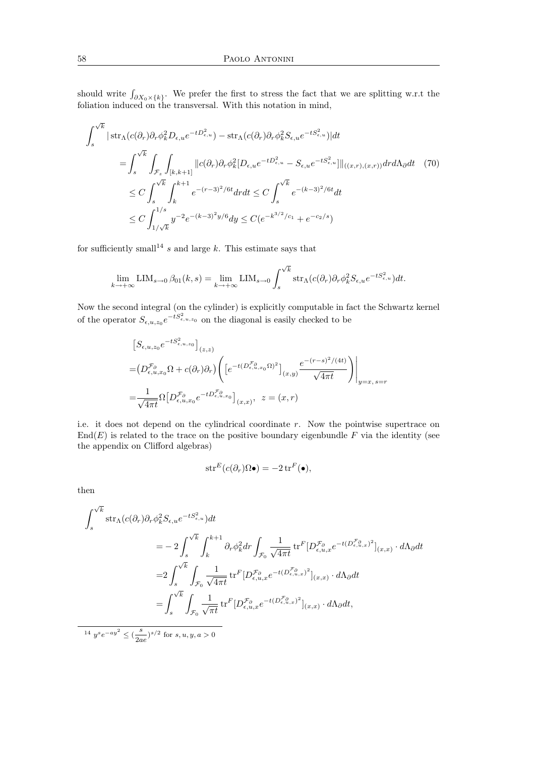should write $\int_{\partial X_0\times\{k\}}$. We prefer the first to stress the fact that we are splitting w.r.t the foliation induced on the transversal. With this notation in mind,

$$
\begin{aligned}
\int_s^{\sqrt{k}} &|\operatorname{str}_\Lambda(c(\partial_r)\partial_r\phi_k^2 D_{\epsilon,u}e^{-tD^2_{\epsilon,u}}) - \operatorname{str}_\Lambda(c(\partial_r)\partial_r\phi_k^2 S_{\epsilon,u}e^{-tS^2_{\epsilon,u}})|dt \\
&= \int_s^{\sqrt{k}}\int_{\mathcal{F}_z}\int_{[k,k+1]} \|c(\partial_r)\partial_r\phi_k^2[D_{\epsilon,u}e^{-tD^2_{\epsilon,u}} - S_{\epsilon,u}e^{-tS^2_{\epsilon,u}}]\|_{((x,r),(x,r))}dr d\Lambda_\partial dt \qquad (70)\\
&\leq C\int_s^{\sqrt{k}}\int_k^{k+1} e^{-(r-3)^2/6t}dr dt \leq C\int_s^{\sqrt{k}} e^{-(k-3)^2/6t}dt \\
&\leq C\int_{1/\sqrt{k}}^{1/s} y^{-2}e^{-(k-3)^2y/6}dy \leq C(e^{-k^{3/2}/c_1} + e^{-c_2/s})
\end{aligned}
$$

for sufficiently small[14] $s$ and large $k$. This estimate says that

$$
\lim_{k\to+\infty}\operatorname{LIM}_{s\to 0}\beta_{01}(k,s) = \lim_{k\to+\infty}\operatorname{LIM}_{s\to 0}\int_s^{\sqrt{k}}\operatorname{str}_\Lambda(c(\partial_r)\partial_r\phi_k^2 S_{\epsilon,u}e^{-tS^2_{\epsilon,u}})dt.
$$

Now the second integral (on the cylinder) is explicitly computable in fact the Schwartz kernel of the operator $S_{\epsilon,u,z_0}e^{-tS^2_{\epsilon,u,z_0}}$ on the diagonal is easily checked to be

$$
\begin{aligned}
&\big[S_{\epsilon,u,z_0}e^{-tS^2_{\epsilon,u,z_0}}\big]_{(z,z)} \\
=&\big(D^{\mathcal{F}_\partial}_{\epsilon,u,x_0}\Omega + c(\partial_r)\partial_r\big)\left(\big[e^{-t(D^{\mathcal{F}_\partial}_{\epsilon,u,x_0}\Omega)^2}\big]_{(x,y)}\frac{e^{-(r-s)^2/(4t)}}{\sqrt{4\pi t}}\right)\Bigg|_{y=x,\, s=r} \\
=&\frac{1}{\sqrt{4\pi t}}\Omega\big[D^{\mathcal{F}_\partial}_{\epsilon,u,x_0}e^{-tD^{\mathcal{F}_\partial}_{\epsilon,u,x_0}}\big]_{(x,x)}, \quad z=(x,r)
\end{aligned}
$$

i.e. it does not depend on the cylindrical coordinate $r$. Now the pointwise supertrace on $\operatorname{End}(E)$ is related to the trace on the positive boundary eigenbundle $F$ via the identity (see the appendix on Clifford algebras)

$$
\operatorname{str}^E(c(\partial_r)\Omega\bullet) = -2\operatorname{tr}^F(\bullet),
$$

then

$$
\begin{aligned}
\int_s^{\sqrt{k}} &\operatorname{str}_\Lambda(c(\partial_r)\partial_r\phi_k^2 S_{\epsilon,u}e^{-tS^2_{\epsilon,u}})dt \\
&= -2\int_s^{\sqrt{k}}\int_k^{k+1}\partial_r\phi_k^2 dr\int_{\mathcal{F}_0}\frac{1}{\sqrt{4\pi t}}\operatorname{tr}^F[D^{\mathcal{F}_\partial}_{\epsilon,u,x}e^{-t(D^{\mathcal{F}_\partial}_{\epsilon,u,x})^2}]_{(x,x)}\cdot d\Lambda_\partial dt \\
&= 2\int_s^{\sqrt{k}}\int_{\mathcal{F}_0}\frac{1}{\sqrt{4\pi t}}\operatorname{tr}^F[D^{\mathcal{F}_\partial}_{\epsilon,u,x}e^{-t(D^{\mathcal{F}_\partial}_{\epsilon,u,x})^2}]_{(x,x)}\cdot d\Lambda_\partial dt \\
&= \int_s^{\sqrt{k}}\int_{\mathcal{F}_0}\frac{1}{\sqrt{\pi t}}\operatorname{tr}^F[D^{\mathcal{F}_\partial}_{\epsilon,u,x}e^{-t(D^{\mathcal{F}_\partial}_{\epsilon,u,x})^2}]_{(x,x)}\cdot d\Lambda_\partial dt,
\end{aligned}
$$

[14] $y^s e^{-ay^2} \leq (\frac{s}{2ae})^{s/2}$ for $s,u,y,a>0$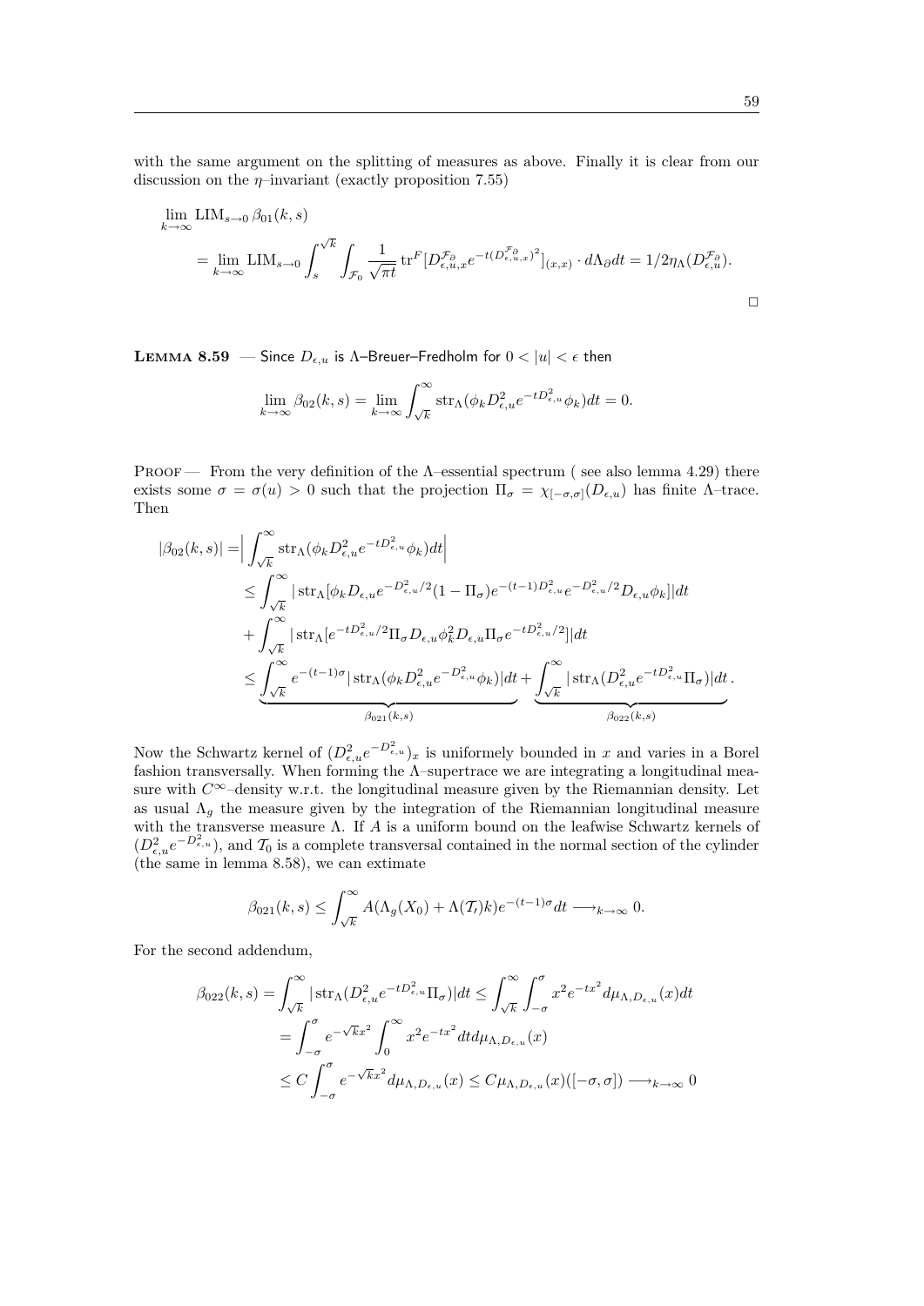with the same argument on the splitting of measures as above. Finally it is clear from our discussion on the $\eta$–invariant (exactly proposition 7.55)

$$
\begin{aligned}
&\lim_{k\to\infty} \mathrm{LIM}_{s\to 0}\, \beta_{01}(k,s) \\
&= \lim_{k\to\infty} \mathrm{LIM}_{s\to 0} \int_s^{\sqrt{k}} \int_{\mathcal{F}_0} \frac{1}{\sqrt{\pi t}} \operatorname{tr}^F [D^{\mathcal{F}_\partial}_{\epsilon,u,x} e^{-t(D^{\mathcal{F}_\partial}_{\epsilon,u,x})^2}]_{(x,x)} \cdot d\Lambda_\partial dt = 1/2\eta_\Lambda(D^{\mathcal{F}_\partial}_{\epsilon,u}).
\end{aligned}
$$

□

**Lemma 8.59** — Since $D_{\epsilon,u}$ is $\Lambda$–Breuer–Fredholm for $0<|u|<\epsilon$ then

$$
\lim_{k\to\infty} \beta_{02}(k,s) = \lim_{k\to\infty} \int_{\sqrt{k}}^\infty \operatorname{str}_\Lambda(\phi_k D^2_{\epsilon,u} e^{-tD^2_{\epsilon,u}}\phi_k)dt = 0.
$$

Proof — From the very definition of the $\Lambda$–essential spectrum ( see also lemma 4.29) there exists some $\sigma=\sigma(u)>0$ such that the projection $\Pi_\sigma = \chi_{[-\sigma,\sigma]}(D_{\epsilon,u})$ has finite $\Lambda$–trace. Then

$$
\begin{aligned}
|\beta_{02}(k,s)| &= \Big| \int_{\sqrt{k}}^\infty \operatorname{str}_\Lambda(\phi_k D^2_{\epsilon,u} e^{-tD^2_{\epsilon,u}}\phi_k)dt \Big| \\
&\leq \int_{\sqrt{k}}^\infty |\operatorname{str}_\Lambda[\phi_k D_{\epsilon,u} e^{-D^2_{\epsilon,u}/2}(1-\Pi_\sigma)e^{-(t-1)D^2_{\epsilon,u}} e^{-D^2_{\epsilon,u}/2} D_{\epsilon,u}\phi_k]|dt \\
&+ \int_{\sqrt{k}}^\infty |\operatorname{str}_\Lambda[e^{-tD^2_{\epsilon,u}/2}\Pi_\sigma D_{\epsilon,u}\phi_k^2 D_{\epsilon,u}\Pi_\sigma e^{-tD^2_{\epsilon,u}/2}]|dt \\
&\leq \underbrace{\int_{\sqrt{k}}^\infty e^{-(t-1)\sigma} |\operatorname{str}_\Lambda(\phi_k D^2_{\epsilon,u} e^{-D^2_{\epsilon,u}}\phi_k)|dt}_{\beta_{021}(k,s)} + \underbrace{\int_{\sqrt{k}}^\infty |\operatorname{str}_\Lambda(D^2_{\epsilon,u} e^{-tD^2_{\epsilon,u}}\Pi_\sigma)|dt}_{\beta_{022}(k,s)}.
\end{aligned}
$$

Now the Schwartz kernel of $(D^2_{\epsilon,u}e^{-D^2_{\epsilon,u}})_x$ is uniformely bounded in $x$ and varies in a Borel fashion transversally. When forming the $\Lambda$–supertrace we are integrating a longitudinal measure with $C^\infty$–density w.r.t. the longitudinal measure given by the Riemannian density. Let as usual $\Lambda_g$ the measure given by the integration of the Riemannian longitudinal measure with the transverse measure $\Lambda$. If $A$ is a uniform bound on the leafwise Schwartz kernels of $(D^2_{\epsilon,u}e^{-D^2_{\epsilon,u}})$, and $\mathcal{T}_0$ is a complete transversal contained in the normal section of the cylinder (the same in lemma 8.58), we can extimate

$$
\beta_{021}(k,s) \leq \int_{\sqrt{k}}^\infty A(\Lambda_g(X_0) + \Lambda(\mathcal{T}_l)k)e^{-(t-1)\sigma}dt \longrightarrow_{k\to\infty} 0.
$$

For the second addendum,

$$
\begin{aligned}
\beta_{022}(k,s) &= \int_{\sqrt{k}}^\infty |\operatorname{str}_\Lambda(D^2_{\epsilon,u}e^{-tD^2_{\epsilon,u}}\Pi_\sigma)|dt \leq \int_{\sqrt{k}}^\infty \int_{-\sigma}^\sigma x^2 e^{-tx^2} d\mu_{\Lambda,D_{\epsilon,u}}(x)dt \\
&= \int_{-\sigma}^\sigma e^{-\sqrt{k}x^2} \int_0^\infty x^2 e^{-tx^2} dt d\mu_{\Lambda,D_{\epsilon,u}}(x) \\
&\leq C\int_{-\sigma}^\sigma e^{-\sqrt{k}x^2} d\mu_{\Lambda,D_{\epsilon,u}}(x) \leq C\mu_{\Lambda,D_{\epsilon,u}}(x)([-\sigma,\sigma]) \longrightarrow_{k\to\infty} 0
\end{aligned}
$$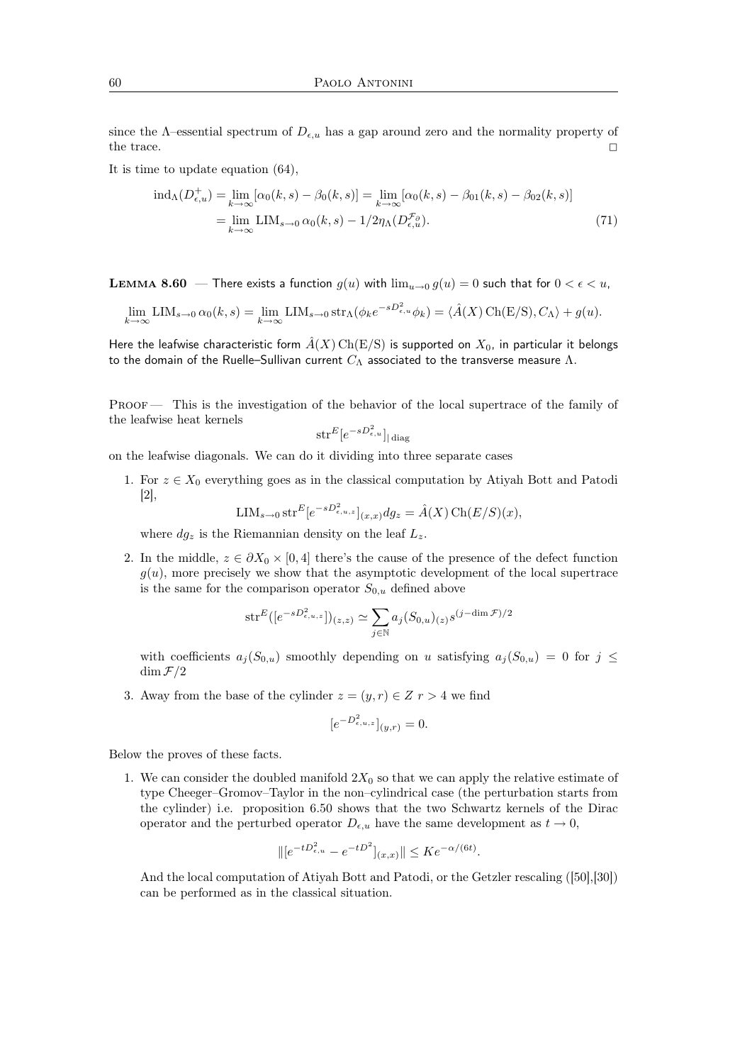since the Λ–essential spectrum of $D_{\epsilon,u}$ has a gap around zero and the normality property of the trace. □

It is time to update equation (64),

$$\begin{aligned}\operatorname{ind}_\Lambda(D^+_{\epsilon,u}) &= \lim_{k\to\infty}[\alpha_0(k,s)-\beta_0(k,s)] = \lim_{k\to\infty}[\alpha_0(k,s)-\beta_{01}(k,s)-\beta_{02}(k,s)]\\ &= \lim_{k\to\infty}\operatorname{LIM}_{s\to 0}\alpha_0(k,s) - 1/2\eta_\Lambda(D^{\mathcal{F}_\partial}_{\epsilon,u}).\end{aligned} \tag{71}$$

**Lemma 8.60** — There exists a function $g(u)$ with $\lim_{u\to 0} g(u)=0$ such that for $0<\epsilon<u$,

$$\lim_{k\to\infty}\operatorname{LIM}_{s\to 0}\alpha_0(k,s) = \lim_{k\to\infty}\operatorname{LIM}_{s\to 0}\operatorname{str}_\Lambda(\phi_k e^{-sD^2_{\epsilon,u}}\phi_k) = \langle \hat{A}(X)\operatorname{Ch}(\mathrm{E/S}), C_\Lambda\rangle + g(u).$$

Here the leafwise characteristic form $\hat{A}(X)\operatorname{Ch}(\mathrm{E/S})$ is supported on $X_0$, in particular it belongs to the domain of the Ruelle–Sullivan current $C_\Lambda$ associated to the transverse measure $\Lambda$.

Proof — This is the investigation of the behavior of the local supertrace of the family of the leafwise heat kernels

$$\operatorname{str}^E[e^{-sD^2_{\epsilon,u}}]_{|\operatorname{diag}}$$

on the leafwise diagonals. We can do it dividing into three separate cases

1. For $z\in X_0$ everything goes as in the classical computation by Atiyah Bott and Patodi [2],
$$\operatorname{LIM}_{s\to 0}\operatorname{str}^E[e^{-sD^2_{\epsilon,u,z}}]_{(x,x)}dg_z = \hat{A}(X)\operatorname{Ch}(E/S)(x),$$
where $dg_z$ is the Riemannian density on the leaf $L_z$.
2. In the middle, $z\in\partial X_0\times[0,4]$ there's the cause of the presence of the defect function $g(u)$, more precisely we show that the asymptotic development of the local supertrace is the same for the comparison operator $S_{0,u}$ defined above
$$\operatorname{str}^E([e^{-sD^2_{\epsilon,u,z}}])_{(z,z)} \simeq \sum_{j\in\mathbb{N}} a_j(S_{0,u})_{(z)} s^{(j-\dim\mathcal{F})/2}$$
with coefficients $a_j(S_{0,u})$ smoothly depending on $u$ satisfying $a_j(S_{0,u})=0$ for $j\le \dim\mathcal{F}/2$
3. Away from the base of the cylinder $z=(y,r)\in Z$ $r>4$ we find
$$[e^{-D^2_{\epsilon,u,z}}]_{(y,r)}=0.$$

Below the proves of these facts.

1. We can consider the doubled manifold $2X_0$ so that we can apply the relative estimate of type Cheeger–Gromov–Taylor in the non–cylindrical case (the perturbation starts from the cylinder) i.e. proposition 6.50 shows that the two Schwartz kernels of the Dirac operator and the perturbed operator $D_{\epsilon,u}$ have the same development as $t\to 0$,
$$\|[e^{-tD^2_{\epsilon,u}} - e^{-tD^2}]_{(x,x)}\| \le K e^{-\alpha/(6t)}.$$
And the local computation of Atiyah Bott and Patodi, or the Getzler rescaling ([50],[30]) can be performed as in the classical situation.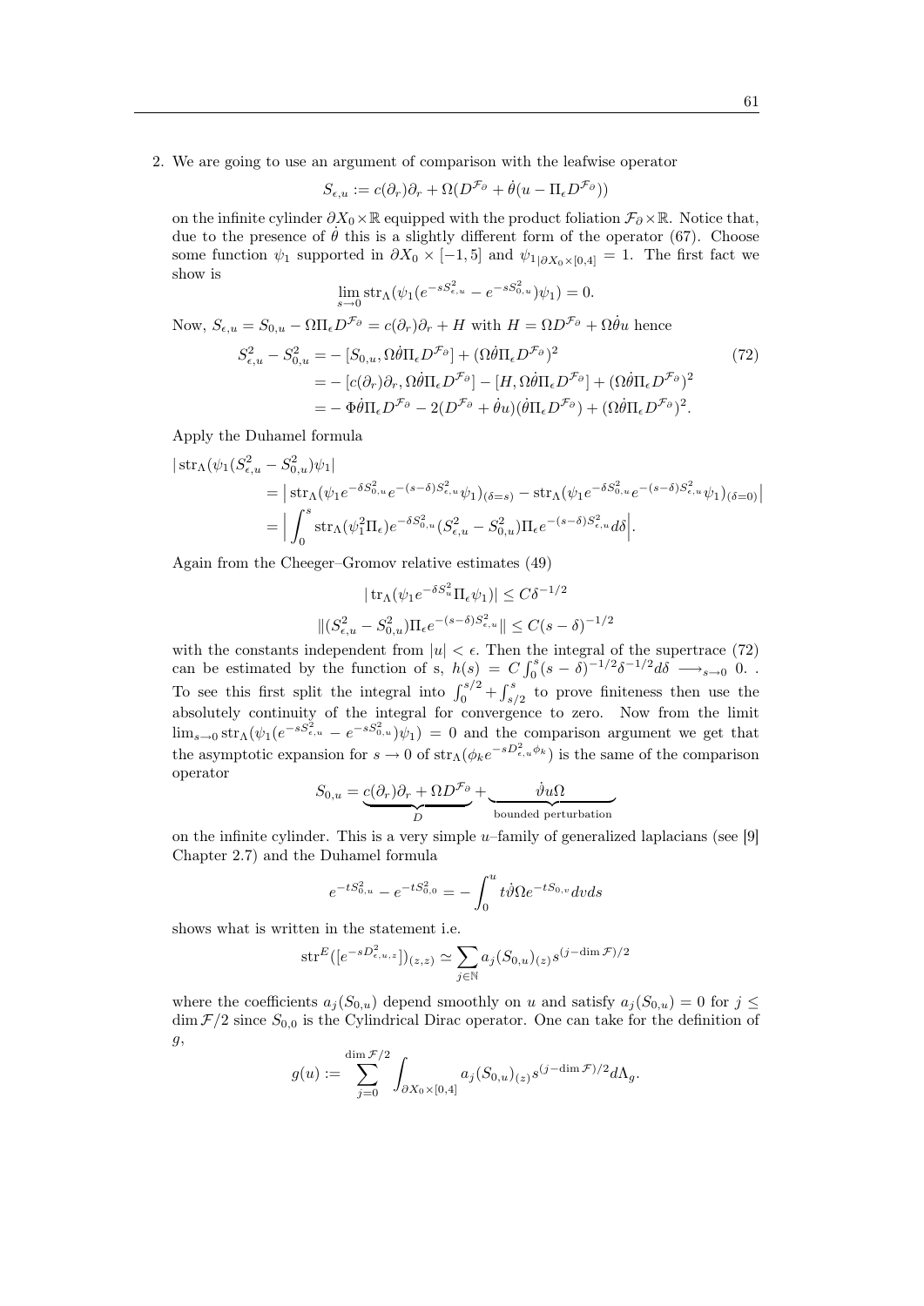2. We are going to use an argument of comparison with the leafwise operator

$$S_{\epsilon,u} := c(\partial_r)\partial_r + \Omega(D^{\mathcal{F}_\partial} + \dot{\theta}(u - \Pi_\epsilon D^{\mathcal{F}_\partial}))$$

on the infinite cylinder $\partial X_0 \times \mathbb{R}$ equipped with the product foliation $\mathcal{F}_\partial \times \mathbb{R}$. Notice that, due to the presence of $\dot{\theta}$ this is a slightly different form of the operator (67). Choose some function $\psi_1$ supported in $\partial X_0 \times [-1, 5]$ and $\psi_{1|\partial X_0 \times [0,4]} = 1$. The first fact we show is

$$\lim_{s \to 0} \mathrm{str}_\Lambda(\psi_1(e^{-sS^2_{\epsilon,u}} - e^{-sS^2_{0,u}})\psi_1) = 0.$$

Now, $S_{\epsilon,u} = S_{0,u} - \Omega\Pi_\epsilon D^{\mathcal{F}_\partial} = c(\partial_r)\partial_r + H$ with $H = \Omega D^{\mathcal{F}_\partial} + \Omega\dot{\theta}u$ hence

$$\begin{aligned} S^2_{\epsilon,u} - S^2_{0,u} &= -[S_{0,u}, \Omega\dot{\theta}\Pi_\epsilon D^{\mathcal{F}_\partial}] + (\Omega\dot{\theta}\Pi_\epsilon D^{\mathcal{F}_\partial})^2 \\ &= -[c(\partial_r)\partial_r, \Omega\dot{\theta}\Pi_\epsilon D^{\mathcal{F}_\partial}] - [H, \Omega\dot{\theta}\Pi_\epsilon D^{\mathcal{F}_\partial}] + (\Omega\dot{\theta}\Pi_\epsilon D^{\mathcal{F}_\partial})^2 \\ &= -\Phi\dot{\theta}\Pi_\epsilon D^{\mathcal{F}_\partial} - 2(D^{\mathcal{F}_\partial} + \dot{\theta}u)(\dot{\theta}\Pi_\epsilon D^{\mathcal{F}_\partial}) + (\Omega\dot{\theta}\Pi_\epsilon D^{\mathcal{F}_\partial})^2. \end{aligned} \tag{72}$$

Apply the Duhamel formula

$$\begin{aligned} &|\,\mathrm{str}_\Lambda(\psi_1(S^2_{\epsilon,u} - S^2_{0,u})\psi_1| \\ &\quad= \big|\,\mathrm{str}_\Lambda(\psi_1 e^{-\delta S^2_{0,u}} e^{-(s-\delta)S^2_{\epsilon,u}}\psi_1)_{(\delta=s)} - \mathrm{str}_\Lambda(\psi_1 e^{-\delta S^2_{0,u}} e^{-(s-\delta)S^2_{\epsilon,u}}\psi_1)_{(\delta=0)}\big| \\ &\quad= \Big|\int_0^s \mathrm{str}_\Lambda(\psi_1^2\Pi_\epsilon)e^{-\delta S^2_{0,u}}(S^2_{\epsilon,u} - S^2_{0,u})\Pi_\epsilon e^{-(s-\delta)S^2_{\epsilon,u}} d\delta\Big|. \end{aligned}$$

Again from the Cheeger–Gromov relative estimates (49)

$$|\,\mathrm{tr}_\Lambda(\psi_1 e^{-\delta S^2_u}\Pi_\epsilon\psi_1)| \leq C\delta^{-1/2}$$

$$\|(S^2_{\epsilon,u} - S^2_{0,u})\Pi_\epsilon e^{-(s-\delta)S^2_{\epsilon,u}}\| \leq C(s-\delta)^{-1/2}$$

with the constants independent from $|u| < \epsilon$. Then the integral of the supertrace (72) can be estimated by the function of s, $h(s) = C\int_0^s (s-\delta)^{-1/2}\delta^{-1/2}d\delta \longrightarrow_{s\to 0} 0.$ . To see this first split the integral into $\int_0^{s/2} + \int_{s/2}^s$ to prove finiteness then use the absolutely continuity of the integral for convergence to zero. Now from the limit $\lim_{s\to 0}\mathrm{str}_\Lambda(\psi_1(e^{-sS^2_{\epsilon,u}} - e^{-sS^2_{0,u}})\psi_1) = 0$ and the comparison argument we get that the asymptotic expansion for $s \to 0$ of $\mathrm{str}_\Lambda(\phi_k e^{-sD^2_{\epsilon,u}\phi_k})$ is the same of the comparison operator

$$S_{0,u} = \underbrace{c(\partial_r)\partial_r + \Omega D^{\mathcal{F}_\partial}}_{D} + \underbrace{\dot{\vartheta}u\Omega}_{\text{bounded perturbation}}$$

on the infinite cylinder. This is a very simple $u$–family of generalized laplacians (see [9] Chapter 2.7) and the Duhamel formula

$$e^{-tS^2_{0,u}} - e^{-tS^2_{0,0}} = -\int_0^u t\dot{\vartheta}\Omega e^{-tS_{0,v}}dvds$$

shows what is written in the statement i.e.

$$\mathrm{str}^E([e^{-sD^2_{\epsilon,u,z}}])_{(z,z)} \simeq \sum_{j\in\mathbb{N}} a_j(S_{0,u})_{(z)}s^{(j-\dim\mathcal{F})/2}$$

where the coefficients $a_j(S_{0,u})$ depend smoothly on $u$ and satisfy $a_j(S_{0,u}) = 0$ for $j \leq \dim\mathcal{F}/2$ since $S_{0,0}$ is the Cylindrical Dirac operator. One can take for the definition of $g$,

$$g(u) := \sum_{j=0}^{\dim\mathcal{F}/2}\int_{\partial X_0\times[0,4]} a_j(S_{0,u})_{(z)}s^{(j-\dim\mathcal{F})/2}d\Lambda_g.$$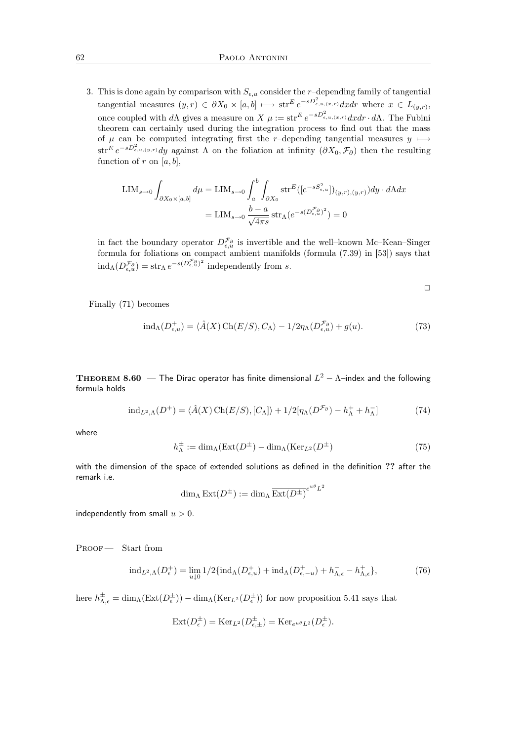3. This is done again by comparison with $S_{\epsilon,u}$ consider the $r$–depending family of tangential tangential measures $(y,r) \in \partial X_0 \times [a,b] \longmapsto \operatorname{str}^E e^{-sD^2_{\epsilon,u,(x,r)}} dx dr$ where $x \in L_{(y,r)}$, once coupled with $d\Lambda$ gives a measure on $X$ $\mu := \operatorname{str}^E e^{-sD^2_{\epsilon,u,(x,r)}} dx dr \cdot d\Lambda$. The Fubini theorem can certainly used during the integration process to find out that the mass of $\mu$ can be computed integrating first the $r$–depending tangential measures $y \longmapsto \operatorname{str}^E e^{-sD^2_{\epsilon,u,(y,r)}} dy$ against $\Lambda$ on the foliation at infinity $(\partial X_0, \mathcal{F}_\partial)$ then the resulting function of $r$ on $[a,b]$,

$$\begin{aligned}
\operatorname{LIM}_{s\to 0} \int_{\partial X_0 \times [a,b]} d\mu &= \operatorname{LIM}_{s\to 0} \int_a^b \int_{\partial X_0} \operatorname{str}^E([e^{-sS^2_{\epsilon,u}}])_{(y,r),(y,r)}) dy \cdot d\Lambda dx \\
&= \operatorname{LIM}_{s\to 0} \frac{b-a}{\sqrt{4\pi s}} \operatorname{str}_\Lambda (e^{-s(D^{\mathcal{F}_\partial}_{\epsilon,u})^2}) = 0
\end{aligned}$$

in fact the boundary operator $D^{\mathcal{F}_\partial}_{\epsilon,u}$ is invertible and the well–known Mc–Kean–Singer formula for foliations on compact ambient manifolds (formula (7.39) in [53]) says that $\operatorname{ind}_\Lambda(D^{\mathcal{F}_\partial}_{\epsilon,u}) = \operatorname{str}_\Lambda e^{-s(D^{\mathcal{F}_\partial}_{\epsilon,u})^2}$ independently from $s$.

□

Finally (71) becomes

$$\operatorname{ind}_\Lambda(D^+_{\epsilon,u}) = \langle \hat{A}(X)\operatorname{Ch}(E/S), C_\Lambda \rangle - 1/2\eta_\Lambda(D^{\mathcal{F}_\partial}_{\epsilon,u}) + g(u). \tag{73}$$

**Theorem 8.60** — The Dirac operator has finite dimensional $L^2 - \Lambda$–index and the following formula holds

$$\operatorname{ind}_{L^2,\Lambda}(D^+) = \langle \hat{A}(X)\operatorname{Ch}(E/S), [C_\Lambda] \rangle + 1/2[\eta_\Lambda(D^{\mathcal{F}_\partial}) - h^+_\Lambda + h^-_\Lambda] \tag{74}$$

where

$$h^\pm_\Lambda := \dim_\Lambda(\operatorname{Ext}(D^\pm) - \dim_\Lambda(\operatorname{Ker}_{L^2}(D^\pm) \tag{75}$$

with the dimension of the space of extended solutions as defined in the definition **??** after the remark i.e.

$$\dim_\Lambda \operatorname{Ext}(D^\pm) := \dim_\Lambda \overline{\operatorname{Ext}(D^\pm)}^{e^{u\theta}L^2}$$

independently from small $u > 0$.

Proof — Start from

$$\operatorname{ind}_{L^2,\Lambda}(D^+_\epsilon) = \lim_{u\downarrow 0} 1/2\{\operatorname{ind}_\Lambda(D^+_{\epsilon,u}) + \operatorname{ind}_\Lambda(D^+_{\epsilon,-u}) + h^-_{\Lambda,\epsilon} - h^+_{\Lambda,\epsilon}\}, \tag{76}$$

here $h^\pm_{\Lambda,\epsilon} = \dim_\Lambda(\operatorname{Ext}(D^\pm_\epsilon)) - \dim_\Lambda(\operatorname{Ker}_{L^2}(D^\pm_\epsilon))$ for now proposition 5.41 says that

$$\operatorname{Ext}(D^\pm_\epsilon) = \operatorname{Ker}_{L^2}(D^\pm_{\epsilon,\pm}) = \operatorname{Ker}_{e^{u\theta}L^2}(D^\pm_\epsilon).$$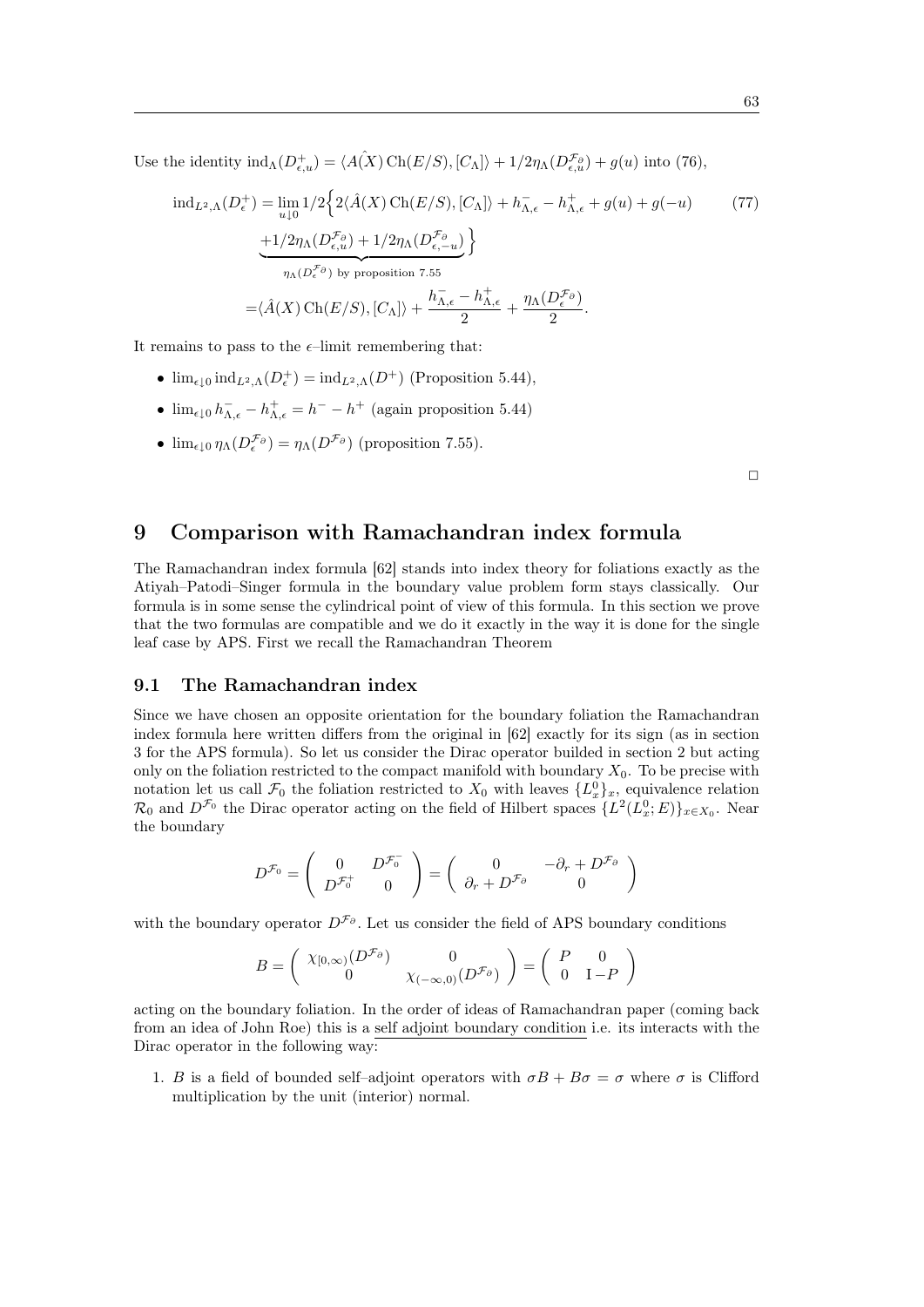Use the identity $\operatorname{ind}_\Lambda(D^+_{\epsilon,u}) = \langle A(\hat{X})\operatorname{Ch}(E/S), [C_\Lambda]\rangle + 1/2\eta_\Lambda(D^{\mathcal{F}_\partial}_{\epsilon,u}) + g(u)$ into (76),

$$
\begin{aligned}
\operatorname{ind}_{L^2,\Lambda}(D^+_\epsilon) = & \lim_{u\downarrow 0} 1/2 \Big\{ 2\langle \hat{A}(X)\operatorname{Ch}(E/S), [C_\Lambda]\rangle + h^-_{\Lambda,\epsilon} - h^+_{\Lambda,\epsilon} + g(u) + g(-u) \\
& \underbrace{+1/2\eta_\Lambda(D^{\mathcal{F}_\partial}_{\epsilon,u}) + 1/2\eta_\Lambda(D^{\mathcal{F}_\partial}_{\epsilon,-u})}_{\eta_\Lambda(D^{\mathcal{F}_\partial}_\epsilon) \text{ by proposition 7.55}} \Big\} \\
= & \langle \hat{A}(X)\operatorname{Ch}(E/S), [C_\Lambda]\rangle + \frac{h^-_{\Lambda,\epsilon} - h^+_{\Lambda,\epsilon}}{2} + \frac{\eta_\Lambda(D^{\mathcal{F}_\partial}_\epsilon)}{2}.
\end{aligned}
\tag{77}
$$

It remains to pass to the $\epsilon$–limit remembering that:

- $\lim_{\epsilon\downarrow 0}\operatorname{ind}_{L^2,\Lambda}(D^+_\epsilon) = \operatorname{ind}_{L^2,\Lambda}(D^+)$ (Proposition 5.44),
- $\lim_{\epsilon\downarrow 0} h^-_{\Lambda,\epsilon} - h^+_{\Lambda,\epsilon} = h^- - h^+$ (again proposition 5.44)
- $\lim_{\epsilon\downarrow 0}\eta_\Lambda(D^{\mathcal{F}_\partial}_\epsilon) = \eta_\Lambda(D^{\mathcal{F}_\partial})$ (proposition 7.55).

□

# 9 Comparison with Ramachandran index formula

The Ramachandran index formula [62] stands into index theory for foliations exactly as the Atiyah–Patodi–Singer formula in the boundary value problem form stays classically. Our formula is in some sense the cylindrical point of view of this formula. In this section we prove that the two formulas are compatible and we do it exactly in the way it is done for the single leaf case by APS. First we recall the Ramachandran Theorem

## 9.1 The Ramachandran index

Since we have chosen an opposite orientation for the boundary foliation the Ramachandran index formula here written differs from the original in [62] exactly for its sign (as in section 3 for the APS formula). So let us consider the Dirac operator builded in section 2 but acting only on the foliation restricted to the compact manifold with boundary $X_0$. To be precise with notation let us call $\mathcal{F}_0$ the foliation restricted to $X_0$ with leaves $\{L^0_x\}_x$, equivalence relation $\mathcal{R}_0$ and $D^{\mathcal{F}_0}$ the Dirac operator acting on the field of Hilbert spaces $\{L^2(L^0_x;E)\}_{x\in X_0}$. Near the boundary

$$
D^{\mathcal{F}_0} = \begin{pmatrix} 0 & D^{\mathcal{F}_0^-} \\ D^{\mathcal{F}_0^+} & 0 \end{pmatrix} = \begin{pmatrix} 0 & -\partial_r + D^{\mathcal{F}_\partial} \\ \partial_r + D^{\mathcal{F}_\partial} & 0 \end{pmatrix}
$$

with the boundary operator $D^{\mathcal{F}_\partial}$. Let us consider the field of APS boundary conditions

$$
B = \begin{pmatrix} \chi_{[0,\infty)}(D^{\mathcal{F}_\partial}) & 0 \\ 0 & \chi_{(-\infty,0)}(D^{\mathcal{F}_\partial}) \end{pmatrix} = \begin{pmatrix} P & 0 \\ 0 & \mathrm{I} - P \end{pmatrix}
$$

acting on the boundary foliation. In the order of ideas of Ramachandran paper (coming back from an idea of John Roe) this is a self adjoint boundary condition i.e. its interacts with the Dirac operator in the following way:

1. $B$ is a field of bounded self–adjoint operators with $\sigma B + B\sigma = \sigma$ where $\sigma$ is Clifford multiplication by the unit (interior) normal.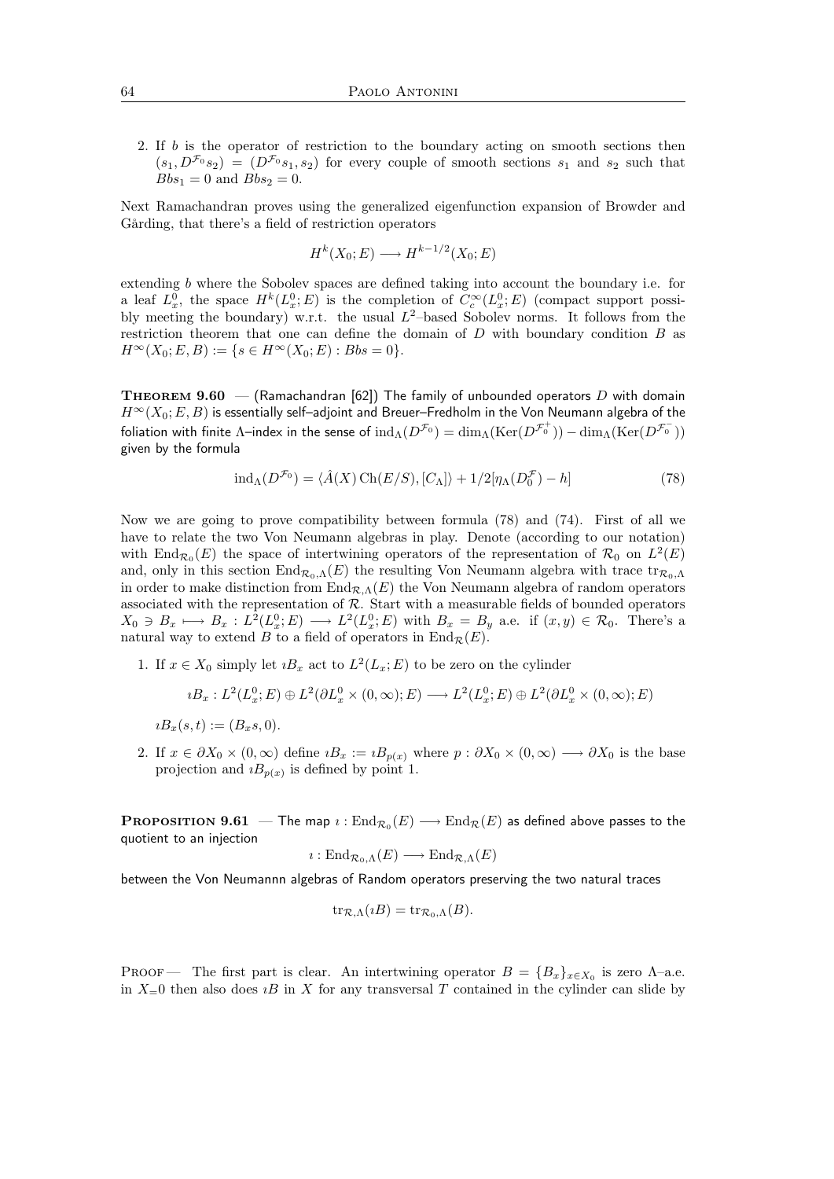2. If $b$ is the operator of restriction to the boundary acting on smooth sections then $(s_1, D^{\mathcal{F}_0} s_2) = (D^{\mathcal{F}_0} s_1, s_2)$ for every couple of smooth sections $s_1$ and $s_2$ such that $Bbs_1 = 0$ and $Bbs_2 = 0$.

Next Ramachandran proves using the generalized eigenfunction expansion of Browder and Gårding, that there's a field of restriction operators

$$H^k(X_0; E) \longrightarrow H^{k-1/2}(X_0; E)$$

extending $b$ where the Sobolev spaces are defined taking into account the boundary i.e. for a leaf $L_x^0$, the space $H^k(L_x^0; E)$ is the completion of $C_c^\infty(L_x^0; E)$ (compact support possibly meeting the boundary) w.r.t. the usual $L^2$–based Sobolev norms. It follows from the restriction theorem that one can define the domain of $D$ with boundary condition $B$ as $H^\infty(X_0; E, B) := \{s \in H^\infty(X_0; E) : Bbs = 0\}$.

**Theorem 9.60** — (Ramachandran [62]) The family of unbounded operators $D$ with domain $H^\infty(X_0; E, B)$ is essentially self–adjoint and Breuer–Fredholm in the Von Neumann algebra of the foliation with finite $\Lambda$–index in the sense of $\operatorname{ind}_\Lambda(D^{\mathcal{F}_0}) = \dim_\Lambda(\operatorname{Ker}(D^{\mathcal{F}_0^+})) - \dim_\Lambda(\operatorname{Ker}(D^{\mathcal{F}_0^-}))$ given by the formula

$$\operatorname{ind}_\Lambda(D^{\mathcal{F}_0}) = \langle \hat{A}(X) \operatorname{Ch}(E/S), [C_\Lambda] \rangle + 1/2[\eta_\Lambda(D_0^{\mathcal{F}}) - h] \tag{78}$$

Now we are going to prove compatibility between formula (78) and (74). First of all we have to relate the two Von Neumann algebras in play. Denote (according to our notation) with $\operatorname{End}_{\mathcal{R}_0}(E)$ the space of intertwining operators of the representation of $\mathcal{R}_0$ on $L^2(E)$ and, only in this section $\operatorname{End}_{\mathcal{R}_0,\Lambda}(E)$ the resulting Von Neumann algebra with trace $\operatorname{tr}_{\mathcal{R}_0,\Lambda}$ in order to make distinction from $\operatorname{End}_{\mathcal{R},\Lambda}(E)$ the Von Neumann algebra of random operators associated with the representation of $\mathcal{R}$. Start with a measurable fields of bounded operators $X_0 \ni B_x \longmapsto B_x : L^2(L_x^0; E) \longrightarrow L^2(L_x^0; E)$ with $B_x = B_y$ a.e. if $(x, y) \in \mathcal{R}_0$. There's a natural way to extend $B$ to a field of operators in $\operatorname{End}_{\mathcal{R}}(E)$.

1. If $x \in X_0$ simply let $\imath B_x$ act to $L^2(L_x; E)$ to be zero on the cylinder

   $$\imath B_x : L^2(L_x^0; E) \oplus L^2(\partial L_x^0 \times (0, \infty); E) \longrightarrow L^2(L_x^0; E) \oplus L^2(\partial L_x^0 \times (0, \infty); E)$$

   $\imath B_x(s, t) := (B_x s, 0)$.

2. If $x \in \partial X_0 \times (0, \infty)$ define $\imath B_x := \imath B_{p(x)}$ where $p : \partial X_0 \times (0, \infty) \longrightarrow \partial X_0$ is the base projection and $\imath B_{p(x)}$ is defined by point 1.

**Proposition 9.61** — The map $\imath : \operatorname{End}_{\mathcal{R}_0}(E) \longrightarrow \operatorname{End}_{\mathcal{R}}(E)$ as defined above passes to the quotient to an injection

$$\imath : \operatorname{End}_{\mathcal{R}_0,\Lambda}(E) \longrightarrow \operatorname{End}_{\mathcal{R},\Lambda}(E)$$

between the Von Neumannn algebras of Random operators preserving the two natural traces

$$\operatorname{tr}_{\mathcal{R},\Lambda}(\imath B) = \operatorname{tr}_{\mathcal{R}_0,\Lambda}(B).$$

Proof — The first part is clear. An intertwining operator $B = \{B_x\}_{x \in X_0}$ is zero $\Lambda$–a.e. in $X_=0$ then also does $\imath B$ in $X$ for any transversal $T$ contained in the cylinder can slide by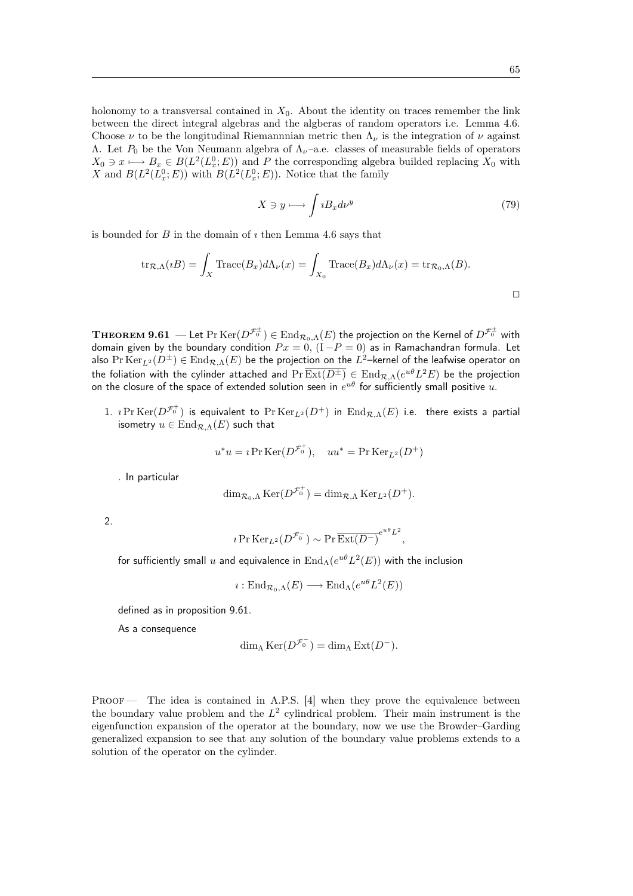holonomy to a transversal contained in $X_0$. About the identity on traces remember the link between the direct integral algebras and the algebras of random operators i.e. Lemma 4.6. Choose $\nu$ to be the longitudinal Riemannnian metric then $\Lambda_\nu$ is the integration of $\nu$ against $\Lambda$. Let $P_0$ be the Von Neumann algebra of $\Lambda_\nu$–a.e. classes of measurable fields of operators $X_0 \ni x \longmapsto B_x \in B(L^2(L^0_x; E))$ and $P$ the corresponding algebra builded replacing $X_0$ with $X$ and $B(L^2(L^0_x; E))$ with $B(L^2(L^0_x; E))$. Notice that the family

$$X \ni y \longmapsto \int \imath B_x d\nu^y \tag{79}$$

is bounded for $B$ in the domain of $\imath$ then Lemma 4.6 says that

$$\mathrm{tr}_{\mathcal{R},\Lambda}(\imath B) = \int_X \mathrm{Trace}(B_x) d\Lambda_\nu(x) = \int_{X_0} \mathrm{Trace}(B_x) d\Lambda_\nu(x) = \mathrm{tr}_{\mathcal{R}_0,\Lambda}(B).$$

□

**THEOREM 9.61** — Let $\Pr\mathrm{Ker}(D^{\mathcal{F}_0^\pm}) \in \mathrm{End}_{\mathcal{R}_0,\Lambda}(E)$ the projection on the Kernel of $D^{\mathcal{F}_0^\pm}$ with domain given by the boundary condition $Px = 0$, $(\mathrm{I} - P = 0)$ as in Ramachandran formula. Let also $\Pr\mathrm{Ker}_{L^2}(D^\pm) \in \mathrm{End}_{\mathcal{R},\Lambda}(E)$ be the projection on the $L^2$–kernel of the leafwise operator on the foliation with the cylinder attached and $\Pr\overline{\mathrm{Ext}(D^\pm)} \in \mathrm{End}_{\mathcal{R},\Lambda}(e^{u\theta}L^2E)$ be the projection on the closure of the space of extended solution seen in $e^{u\theta}$ for sufficiently small positive $u$.

1. $\imath \Pr\mathrm{Ker}(D^{\mathcal{F}_0^+})$ is equivalent to $\Pr\mathrm{Ker}_{L^2}(D^+)$ in $\mathrm{End}_{\mathcal{R},\Lambda}(E)$ i.e. there exists a partial isometry $u \in \mathrm{End}_{\mathcal{R},\Lambda}(E)$ such that

$$u^*u = \imath \Pr\mathrm{Ker}(D^{\mathcal{F}_0^+}), \quad uu^* = \Pr\mathrm{Ker}_{L^2}(D^+)$$

. In particular

$$\dim_{\mathcal{R}_0,\Lambda}\mathrm{Ker}(D^{\mathcal{F}_0^+}) = \dim_{\mathcal{R},\Lambda}\mathrm{Ker}_{L^2}(D^+).$$

2. 
$$\imath \Pr\mathrm{Ker}_{L^2}(D^{\mathcal{F}_0^-}) \sim \Pr\overline{\mathrm{Ext}(D^-)}^{e^{u\theta}L^2},$$

for sufficiently small $u$ and equivalence in $\mathrm{End}_\Lambda(e^{u\theta}L^2(E))$ with the inclusion

$$\imath : \mathrm{End}_{\mathcal{R}_0,\Lambda}(E) \longrightarrow \mathrm{End}_\Lambda(e^{u\theta}L^2(E))$$

defined as in proposition 9.61.

As a consequence

$$\dim_\Lambda \mathrm{Ker}(D^{\mathcal{F}_0^-}) = \dim_\Lambda \mathrm{Ext}(D^-).$$

PROOF — The idea is contained in A.P.S. [4] when they prove the equivalence between the boundary value problem and the $L^2$ cylindrical problem. Their main instrument is the eigenfunction expansion of the operator at the boundary, now we use the Browder–Garding generalized expansion to see that any solution of the boundary value problems extends to a solution of the operator on the cylinder.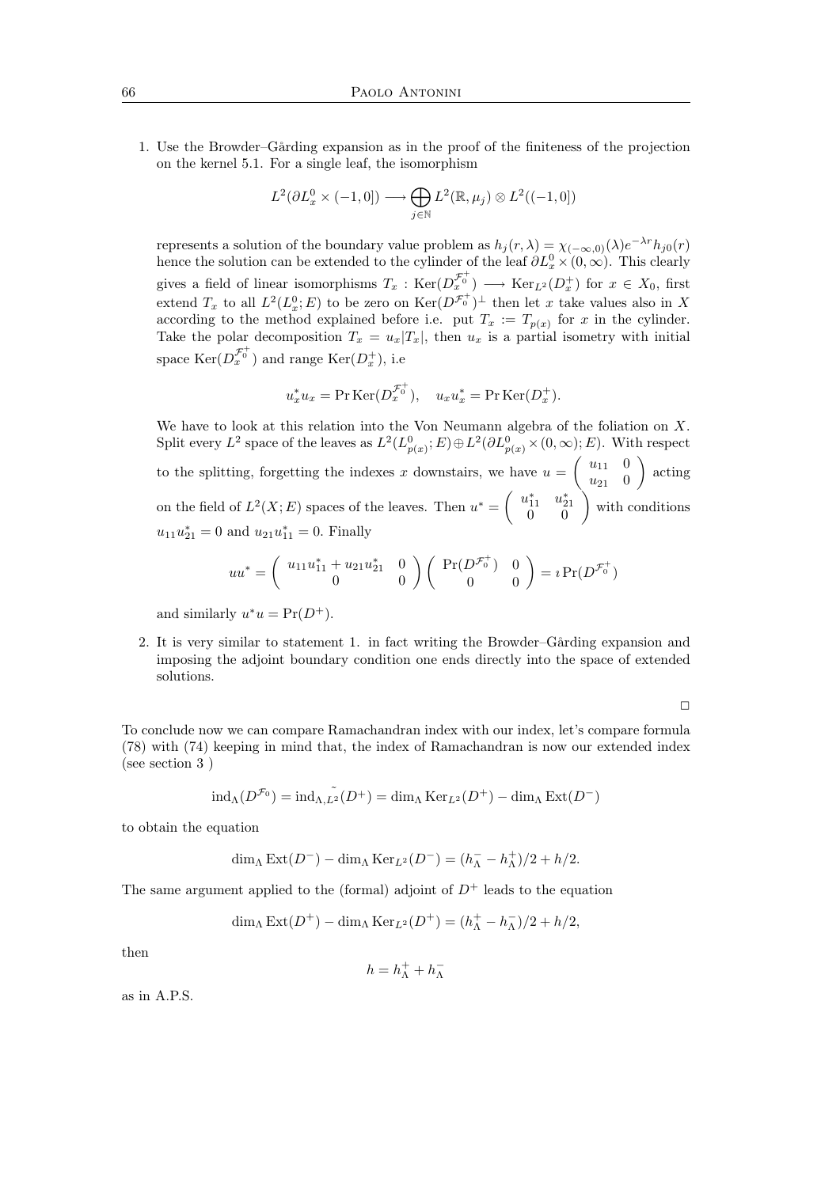1. Use the Browder–Gårding expansion as in the proof of the finiteness of the projection on the kernel 5.1. For a single leaf, the isomorphism

$$L^2(\partial L_x^0 \times (-1,0]) \longrightarrow \bigoplus_{j\in\mathbb{N}} L^2(\mathbb{R},\mu_j)\otimes L^2((-1,0])$$

represents a solution of the boundary value problem as $h_j(r,\lambda) = \chi_{(-\infty,0)}(\lambda)e^{-\lambda r}h_{j0}(r)$ hence the solution can be extended to the cylinder of the leaf $\partial L_x^0 \times (0,\infty)$. This clearly gives a field of linear isomorphisms $T_x : \operatorname{Ker}(D_x^{\mathcal{F}_0^+}) \longrightarrow \operatorname{Ker}_{L^2}(D_x^+)$ for $x \in X_0$, first extend $T_x$ to all $L^2(L_x^0; E)$ to be zero on $\operatorname{Ker}(D^{\mathcal{F}_0^+})^\perp$ then let $x$ take values also in $X$ according to the method explained before i.e. put $T_x := T_{p(x)}$ for $x$ in the cylinder. Take the polar decomposition $T_x = u_x|T_x|$, then $u_x$ is a partial isometry with initial space $\operatorname{Ker}(D_x^{\mathcal{F}_0^+})$ and range $\operatorname{Ker}(D_x^+)$, i.e

$$u_x^* u_x = \operatorname{Pr}\operatorname{Ker}(D_x^{\mathcal{F}_0^+}), \quad u_x u_x^* = \operatorname{Pr}\operatorname{Ker}(D_x^+).$$

We have to look at this relation into the Von Neumann algebra of the foliation on $X$. Split every $L^2$ space of the leaves as $L^2(L_{p(x)}^0; E) \oplus L^2(\partial L_{p(x)}^0 \times (0,\infty); E)$. With respect to the splitting, forgetting the indexes $x$ downstairs, we have $u = \begin{pmatrix} u_{11} & 0 \\ u_{21} & 0 \end{pmatrix}$ acting on the field of $L^2(X;E)$ spaces of the leaves. Then $u^* = \begin{pmatrix} u_{11}^* & u_{21}^* \\ 0 & 0 \end{pmatrix}$ with conditions $u_{11}u_{21}^* = 0$ and $u_{21}u_{11}^* = 0$. Finally

$$uu^* = \begin{pmatrix} u_{11}u_{11}^* + u_{21}u_{21}^* & 0 \\ 0 & 0 \end{pmatrix}\begin{pmatrix} \operatorname{Pr}(D^{\mathcal{F}_0^+}) & 0 \\ 0 & 0 \end{pmatrix} = \imath \operatorname{Pr}(D^{\mathcal{F}_0^+})$$

and similarly $u^*u = \operatorname{Pr}(D^+)$.

2. It is very similar to statement 1. in fact writing the Browder–Gårding expansion and imposing the adjoint boundary condition one ends directly into the space of extended solutions.

□

To conclude now we can compare Ramachandran index with our index, let's compare formula (78) with (74) keeping in mind that, the index of Ramachandran is now our extended index (see section 3 )

$$\operatorname{ind}_\Lambda(D^{\mathcal{F}_0}) = \operatorname{ind}_{\Lambda,\tilde{L^2}}(D^+) = \dim_\Lambda \operatorname{Ker}_{L^2}(D^+) - \dim_\Lambda \operatorname{Ext}(D^-)$$

to obtain the equation

$$\dim_\Lambda \operatorname{Ext}(D^-) - \dim_\Lambda \operatorname{Ker}_{L^2}(D^-) = (h_\Lambda^- - h_\Lambda^+)/2 + h/2.$$

The same argument applied to the (formal) adjoint of $D^+$ leads to the equation

$$\dim_\Lambda \operatorname{Ext}(D^+) - \dim_\Lambda \operatorname{Ker}_{L^2}(D^+) = (h_\Lambda^+ - h_\Lambda^-)/2 + h/2,$$

then

$$h = h_\Lambda^+ + h_\Lambda^-$$

as in A.P.S.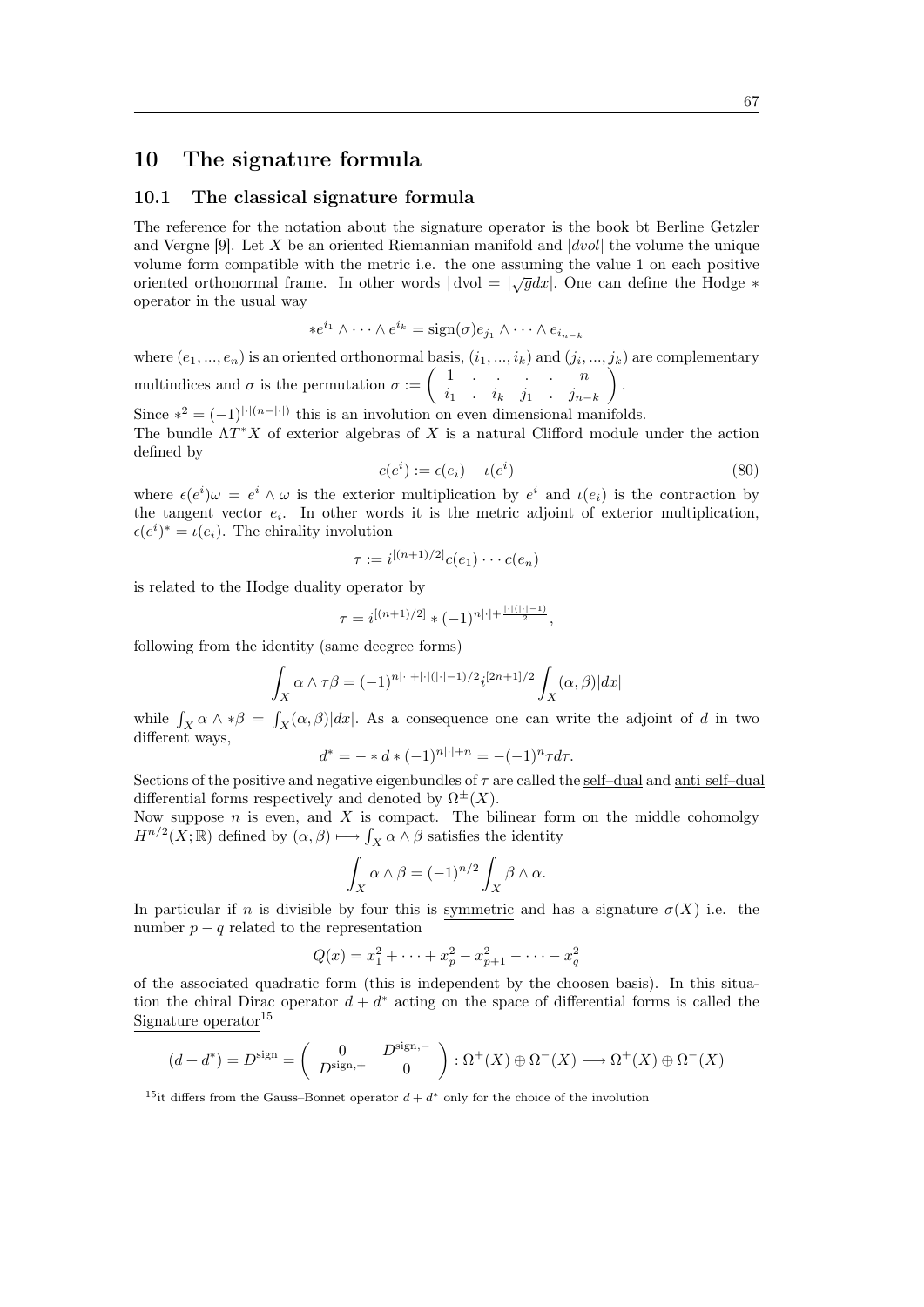# 10 The signature formula

## 10.1 The classical signature formula

The reference for the notation about the signature operator is the book bt Berline Getzler and Vergne [9]. Let $X$ be an oriented Riemannian manifold and $|dvol|$ the volume the unique volume form compatible with the metric i.e. the one assuming the value 1 on each positive oriented orthonormal frame. In other words $|\,\mathrm{dvol} = |\sqrt{g}dx|$. One can define the Hodge $*$ operator in the usual way

$$*e^{i_1} \wedge \cdots \wedge e^{i_k} = \mathrm{sign}(\sigma) e_{j_1} \wedge \cdots \wedge e_{i_{n-k}}$$

where $(e_1, ..., e_n)$ is an oriented orthonormal basis, $(i_1, ..., i_k)$ and $(j_i, ..., j_k)$ are complementary multindices and $\sigma$ is the permutation $\sigma := \begin{pmatrix} 1 & . & . & . & . & n \\ i_1 & . & i_k & j_1 & . & j_{n-k} \end{pmatrix}$.

Since $*^2 = (-1)^{|\cdot|(n-|\cdot|)}$ this is an involution on even dimensional manifolds.

The bundle $\Lambda T^*X$ of exterior algebras of $X$ is a natural Clifford module under the action defined by

$$c(e^i) := \epsilon(e_i) - \iota(e^i) \tag{80}$$

where $\epsilon(e^i)\omega = e^i \wedge \omega$ is the exterior multiplication by $e^i$ and $\iota(e_i)$ is the contraction by the tangent vector $e_i$. In other words it is the metric adjoint of exterior multiplication, $\epsilon(e^i)^* = \iota(e_i)$. The chirality involution

$$\tau := i^{[(n+1)/2]} c(e_1) \cdots c(e_n)$$

is related to the Hodge duality operator by

$$\tau = i^{[(n+1)/2]} * (-1)^{n|\cdot| + \frac{|\cdot|(|\cdot|-1)}{2}},$$

following from the identity (same deegree forms)

$$\int_X \alpha \wedge \tau\beta = (-1)^{n|\cdot| + |\cdot|(|\cdot|-1)/2} i^{[2n+1]/2} \int_X (\alpha, \beta)|dx|$$

while $\int_X \alpha \wedge *\beta = \int_X (\alpha, \beta)|dx|$. As a consequence one can write the adjoint of $d$ in two different ways,

$$d^* = - * d * (-1)^{n|\cdot|+n} = -(-1)^n \tau d \tau.$$

Sections of the positive and negative eigenbundles of $\tau$ are called the <u>self–dual</u> and <u>anti self–dual</u> differential forms respectively and denoted by $\Omega^{\pm}(X)$.

Now suppose $n$ is even, and $X$ is compact. The bilinear form on the middle cohomolgy $H^{n/2}(X; \mathbb{R})$ defined by $(\alpha, \beta) \longmapsto \int_X \alpha \wedge \beta$ satisfies the identity

$$\int_X \alpha \wedge \beta = (-1)^{n/2} \int_X \beta \wedge \alpha.$$

In particular if $n$ is divisible by four this is <u>symmetric</u> and has a signature $\sigma(X)$ i.e. the number $p - q$ related to the representation

$$Q(x) = x_1^2 + \cdots + x_p^2 - x_{p+1}^2 - \cdots - x_q^2$$

of the associated quadratic form (this is independent by the choosen basis). In this situation the chiral Dirac operator $d + d^*$ acting on the space of differential forms is called the <u>Signature operator</u>[15]

$$(d + d^*) = D^{\mathrm{sign}} = \begin{pmatrix} 0 & D^{\mathrm{sign},-} \\ D^{\mathrm{sign},+} & 0 \end{pmatrix} : \Omega^+(X) \oplus \Omega^-(X) \longrightarrow \Omega^+(X) \oplus \Omega^-(X)$$

[15] it differs from the Gauss–Bonnet operator $d + d^*$ only for the choice of the involution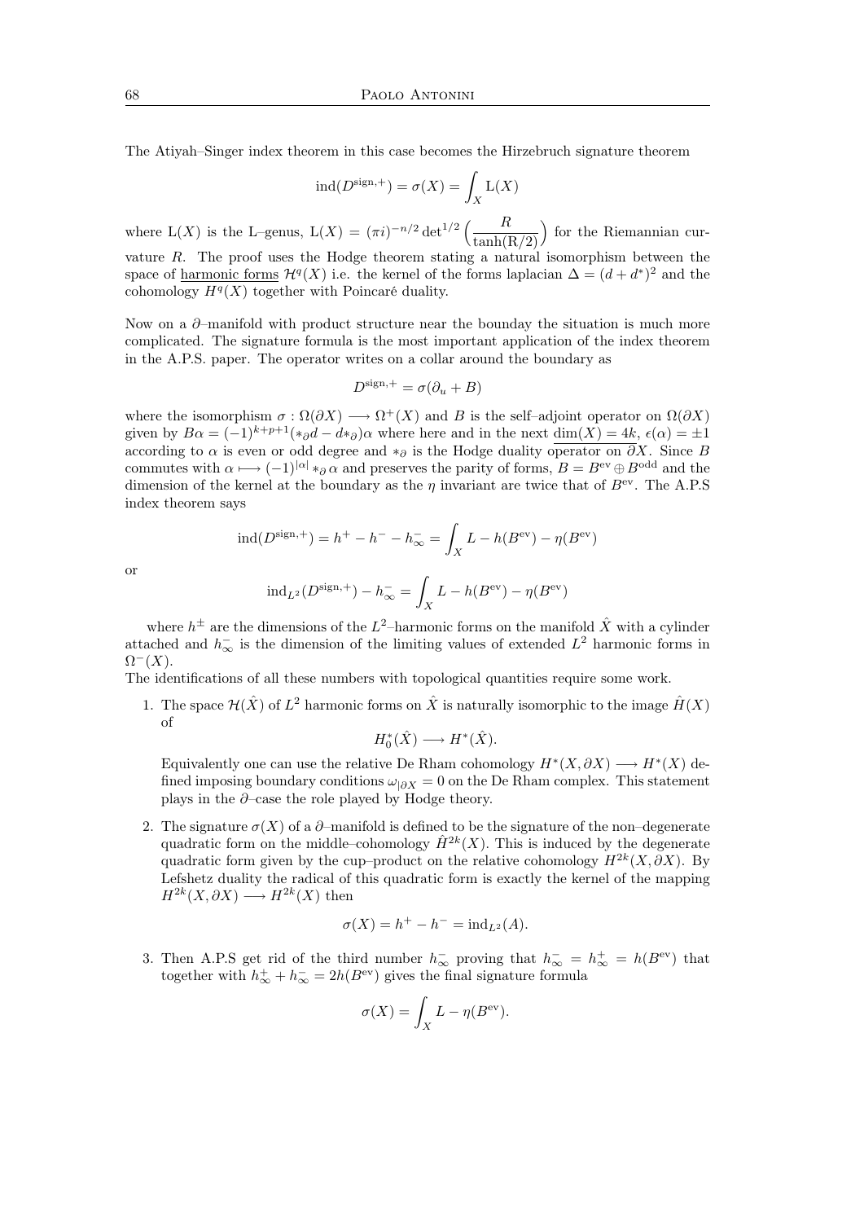The Atiyah–Singer index theorem in this case becomes the Hirzebruch signature theorem

$$\operatorname{ind}(D^{\mathrm{sign},+}) = \sigma(X) = \int_X \mathrm{L}(X)$$

where $\mathrm{L}(X)$ is the L–genus, $\mathrm{L}(X) = (\pi i)^{-n/2} \det^{1/2}\Big(\dfrac{R}{\tanh(\mathrm{R}/2)}\Big)$ for the Riemannian curvature $R$. The proof uses the Hodge theorem stating a natural isomorphism between the space of <u>harmonic forms</u> $\mathcal{H}^q(X)$ i.e. the kernel of the forms laplacian $\Delta = (d+d^*)^2$ and the cohomology $H^q(X)$ together with Poincaré duality.

Now on a $\partial$–manifold with product structure near the bounday the situation is much more complicated. The signature formula is the most important application of the index theorem in the A.P.S. paper. The operator writes on a collar around the boundary as

$$D^{\mathrm{sign},+} = \sigma(\partial_u + B)$$

where the isomorphism $\sigma : \Omega(\partial X) \longrightarrow \Omega^+(X)$ and $B$ is the self–adjoint operator on $\Omega(\partial X)$ given by $B\alpha = (-1)^{k+p+1}(*_\partial d - d*_\partial)\alpha$ where here and in the next <u>$\dim(X) = 4k$</u>, $\epsilon(\alpha) = \pm 1$ according to $\alpha$ is even or odd degree and $*_\partial$ is the Hodge duality operator on $\partial X$. Since $B$ commutes with $\alpha \longmapsto (-1)^{|\alpha|} *_\partial \alpha$ and preserves the parity of forms, $B = B^{\mathrm{ev}} \oplus B^{\mathrm{odd}}$ and the dimension of the kernel at the boundary as the $\eta$ invariant are twice that of $B^{\mathrm{ev}}$. The A.P.S index theorem says

$$\operatorname{ind}(D^{\mathrm{sign},+}) = h^+ - h^- - h^-_\infty = \int_X L - h(B^{\mathrm{ev}}) - \eta(B^{\mathrm{ev}})$$

or

$$\operatorname{ind}_{L^2}(D^{\mathrm{sign},+}) - h^-_\infty = \int_X L - h(B^{\mathrm{ev}}) - \eta(B^{\mathrm{ev}})$$

where $h^\pm$ are the dimensions of the $L^2$–harmonic forms on the manifold $\hat{X}$ with a cylinder attached and $h^-_\infty$ is the dimension of the limiting values of extended $L^2$ harmonic forms in $\Omega^-(X)$.

The identifications of all these numbers with topological quantities require some work.

1. The space $\mathcal{H}(\hat{X})$ of $L^2$ harmonic forms on $\hat{X}$ is naturally isomorphic to the image $\hat{H}(X)$ of

   $$H^*_0(\hat{X}) \longrightarrow H^*(\hat{X}).$$

   Equivalently one can use the relative De Rham cohomology $H^*(X, \partial X) \longrightarrow H^*(X)$ defined imposing boundary conditions $\omega_{|\partial X} = 0$ on the De Rham complex. This statement plays in the $\partial$–case the role played by Hodge theory.

2. The signature $\sigma(X)$ of a $\partial$–manifold is defined to be the signature of the non–degenerate quadratic form on the middle–cohomology $\hat{H}^{2k}(X)$. This is induced by the degenerate quadratic form given by the cup–product on the relative cohomology $H^{2k}(X, \partial X)$. By Lefschetz duality the radical of this quadratic form is exactly the kernel of the mapping $H^{2k}(X, \partial X) \longrightarrow H^{2k}(X)$ then

   $$\sigma(X) = h^+ - h^- = \operatorname{ind}_{L^2}(A).$$

3. Then A.P.S get rid of the third number $h^-_\infty$ proving that $h^-_\infty = h^+_\infty = h(B^{\mathrm{ev}})$ that together with $h^+_\infty + h^-_\infty = 2h(B^{\mathrm{ev}})$ gives the final signature formula

   $$\sigma(X) = \int_X L - \eta(B^{\mathrm{ev}}).$$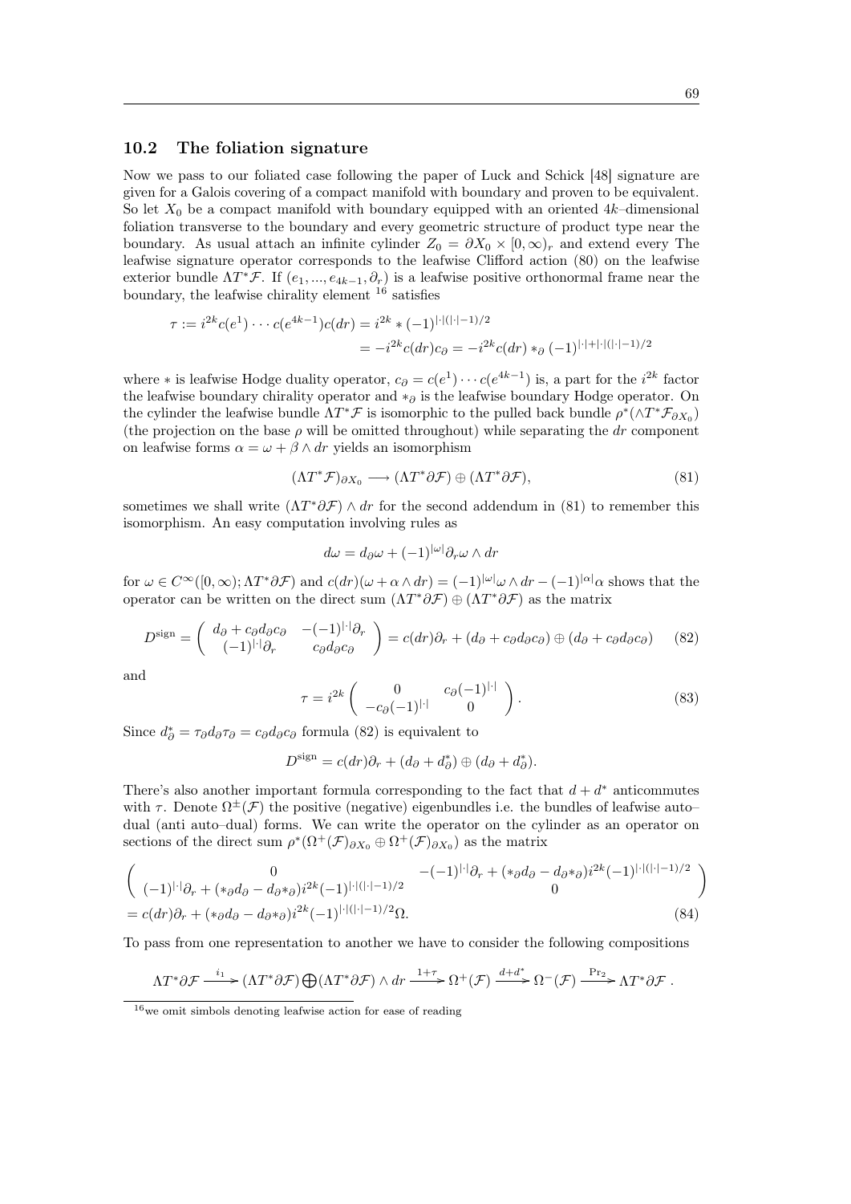## 10.2 The foliation signature

Now we pass to our foliated case following the paper of Luck and Schick [48] signature are given for a Galois covering of a compact manifold with boundary and proven to be equivalent. So let $X_0$ be a compact manifold with boundary equipped with an oriented $4k$–dimensional foliation transverse to the boundary and every geometric structure of product type near the boundary. As usual attach an infinite cylinder $Z_0 = \partial X_0 \times [0, \infty)_r$ and extend every The leafwise signature operator corresponds to the leafwise Clifford action (80) on the leafwise exterior bundle $\Lambda T^*\mathcal{F}$. If $(e_1, ..., e_{4k-1}, \partial_r)$ is a leafwise positive orthonormal frame near the boundary, the leafwise chirality element [16] satisfies

$$\tau := i^{2k} c(e^1) \cdots c(e^{4k-1}) c(dr) = i^{2k} * (-1)^{|\cdot|(|\cdot|-1)/2}$$
$$= -i^{2k} c(dr) c_\partial = -i^{2k} c(dr) *_\partial (-1)^{|\cdot|+|\cdot|(|\cdot|-1)/2}$$

where $*$ is leafwise Hodge duality operator, $c_\partial = c(e^1) \cdots c(e^{4k-1})$ is, a part for the $i^{2k}$ factor the leafwise boundary chirality operator and $*_\partial$ is the leafwise boundary Hodge operator. On the cylinder the leafwise bundle $\Lambda T^*\mathcal{F}$ is isomorphic to the pulled back bundle $\rho^*(\wedge T^*\mathcal{F}_{\partial X_0})$ (the projection on the base $\rho$ will be omitted throughout) while separating the $dr$ component on leafwise forms $\alpha = \omega + \beta \wedge dr$ yields an isomorphism

$$(\Lambda T^*\mathcal{F})_{\partial X_0} \longrightarrow (\Lambda T^*\partial\mathcal{F}) \oplus (\Lambda T^*\partial\mathcal{F}), \tag{81}$$

sometimes we shall write $(\Lambda T^*\partial\mathcal{F}) \wedge dr$ for the second addendum in (81) to remember this isomorphism. An easy computation involving rules as

$$d\omega = d_\partial \omega + (-1)^{|\omega|} \partial_r \omega \wedge dr$$

for $\omega \in C^\infty([0, \infty); \Lambda T^*\partial\mathcal{F})$ and $c(dr)(\omega + \alpha \wedge dr) = (-1)^{|\omega|}\omega \wedge dr - (-1)^{|\alpha|}\alpha$ shows that the operator can be written on the direct sum $(\Lambda T^*\partial\mathcal{F}) \oplus (\Lambda T^*\partial\mathcal{F})$ as the matrix

$$D^{\text{sign}} = \begin{pmatrix} d_\partial + c_\partial d_\partial c_\partial & -(-1)^{|\cdot|}\partial_r \\ (-1)^{|\cdot|}\partial_r & c_\partial d_\partial c_\partial \end{pmatrix} = c(dr)\partial_r + (d_\partial + c_\partial d_\partial c_\partial) \oplus (d_\partial + c_\partial d_\partial c_\partial) \tag{82}$$

and

$$\tau = i^{2k} \begin{pmatrix} 0 & c_\partial (-1)^{|\cdot|} \\ -c_\partial (-1)^{|\cdot|} & 0 \end{pmatrix}. \tag{83}$$

Since $d_\partial^* = \tau_\partial d_\partial \tau_\partial = c_\partial d_\partial c_\partial$ formula (82) is equivalent to

$$D^{\text{sign}} = c(dr)\partial_r + (d_\partial + d_\partial^*) \oplus (d_\partial + d_\partial^*).$$

There's also another important formula corresponding to the fact that $d + d^*$ anticommutes with $\tau$. Denote $\Omega^\pm(\mathcal{F})$ the positive (negative) eigenbundles i.e. the bundles of leafwise auto–dual (anti auto–dual) forms. We can write the operator on the cylinder as an operator on sections of the direct sum $\rho^*(\Omega^+(\mathcal{F})_{\partial X_0} \oplus \Omega^+(\mathcal{F})_{\partial X_0})$ as the matrix

$$\begin{pmatrix} 0 & -(-1)^{|\cdot|}\partial_r + (*_\partial d_\partial - d_\partial *_\partial) i^{2k} (-1)^{|\cdot|(|\cdot|-1)/2} \\ (-1)^{|\cdot|}\partial_r + (*_\partial d_\partial - d_\partial *_\partial) i^{2k} (-1)^{|\cdot|(|\cdot|-1)/2} & 0 \end{pmatrix}$$
$$= c(dr)\partial_r + (*_\partial d_\partial - d_\partial *_\partial) i^{2k} (-1)^{|\cdot|(|\cdot|-1)/2} \Omega. \tag{84}$$

To pass from one representation to another we have to consider the following compositions

$$\Lambda T^*\partial\mathcal{F} \xrightarrow{i_1} (\Lambda T^*\partial\mathcal{F}) \bigoplus (\Lambda T^*\partial\mathcal{F}) \wedge dr \xrightarrow{1+\tau} \Omega^+(\mathcal{F}) \xrightarrow{d+d^*} \Omega^-(\mathcal{F}) \xrightarrow{\text{Pr}_2} \Lambda T^*\partial\mathcal{F}.$$

---

[16] we omit simbols denoting leafwise action for ease of reading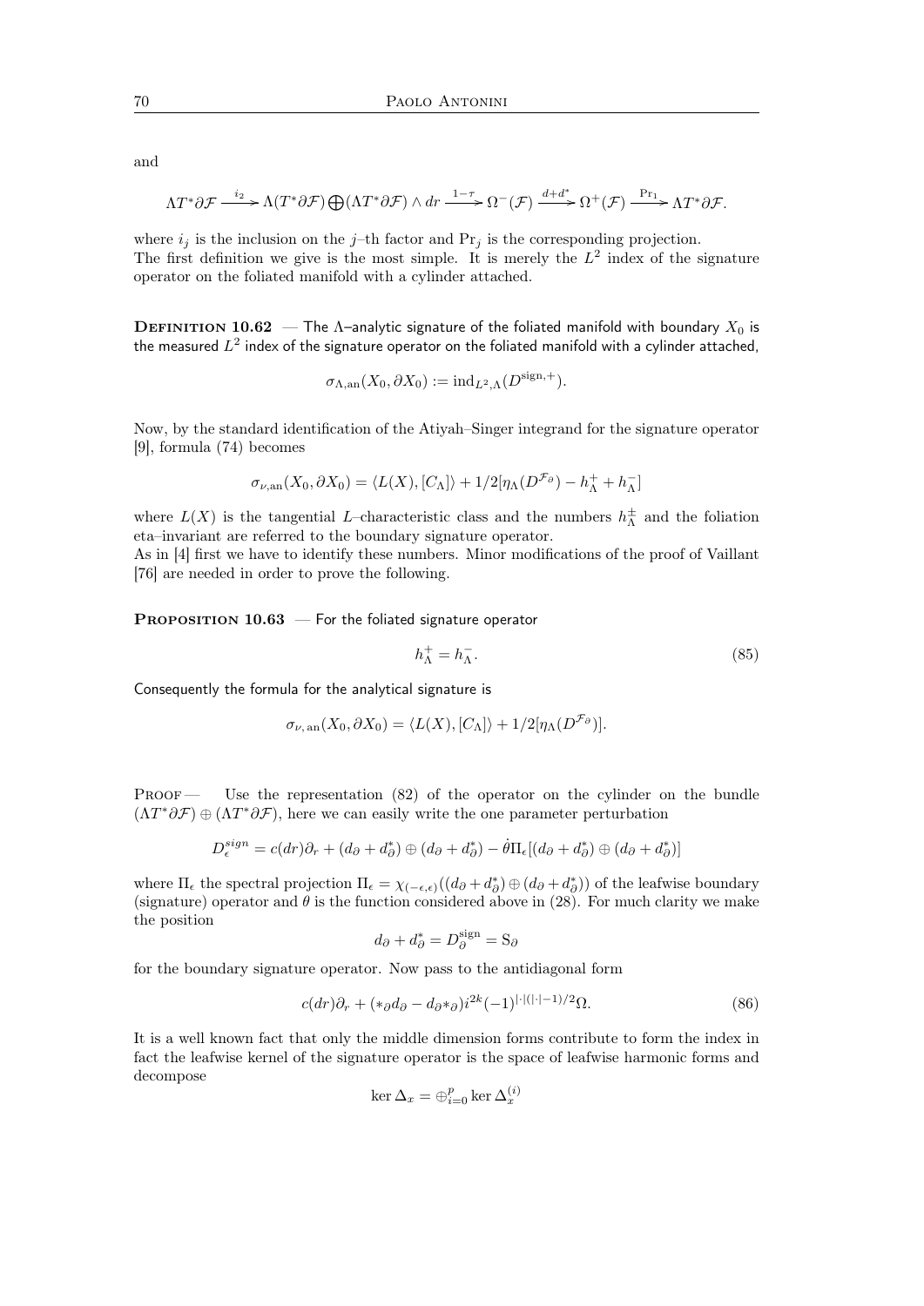and

$$\Lambda T^*\partial\mathcal{F} \xrightarrow{i_2} \Lambda(T^*\partial\mathcal{F})\bigoplus(\Lambda T^*\partial\mathcal{F})\wedge dr \xrightarrow{1-\tau} \Omega^-(\mathcal{F}) \xrightarrow{d+d^*} \Omega^+(\mathcal{F}) \xrightarrow{\mathrm{Pr}_1} \Lambda T^*\partial\mathcal{F}.$$

where $i_j$ is the inclusion on the $j$–th factor and $\mathrm{Pr}_j$ is the corresponding projection.
The first definition we give is the most simple. It is merely the $L^2$ index of the signature operator on the foliated manifold with a cylinder attached.

**Definition 10.62** — The $\Lambda$–analytic signature of the foliated manifold with boundary $X_0$ is the measured $L^2$ index of the signature operator on the foliated manifold with a cylinder attached,

$$\sigma_{\Lambda,\mathrm{an}}(X_0, \partial X_0) := \mathrm{ind}_{L^2,\Lambda}(D^{\mathrm{sign},+}).$$

Now, by the standard identification of the Atiyah–Singer integrand for the signature operator [9], formula (74) becomes

$$\sigma_{\nu,\mathrm{an}}(X_0, \partial X_0) = \langle L(X), [C_\Lambda]\rangle + 1/2[\eta_\Lambda(D^{\mathcal{F}_\partial}) - h^+_\Lambda + h^-_\Lambda]$$

where $L(X)$ is the tangential $L$–characteristic class and the numbers $h^\pm_\Lambda$ and the foliation eta–invariant are referred to the boundary signature operator.
As in [4] first we have to identify these numbers. Minor modifications of the proof of Vaillant [76] are needed in order to prove the following.

**Proposition 10.63** — For the foliated signature operator

$$h^+_\Lambda = h^-_\Lambda. \tag{85}$$

Consequently the formula for the analytical signature is

$$\sigma_{\nu,\mathrm{an}}(X_0, \partial X_0) = \langle L(X), [C_\Lambda]\rangle + 1/2[\eta_\Lambda(D^{\mathcal{F}_\partial})].$$

Proof — Use the representation (82) of the operator on the cylinder on the bundle $(\Lambda T^*\partial\mathcal{F}) \oplus (\Lambda T^*\partial\mathcal{F})$, here we can easily write the one parameter perturbation

$$D^{sign}_\epsilon = c(dr)\partial_r + (d_\partial + d^*_\partial) \oplus (d_\partial + d^*_\partial) - \dot{\theta}\Pi_\epsilon[(d_\partial + d^*_\partial) \oplus (d_\partial + d^*_\partial)]$$

where $\Pi_\epsilon$ the spectral projection $\Pi_\epsilon = \chi_{(-\epsilon,\epsilon)}((d_\partial + d^*_\partial) \oplus (d_\partial + d^*_\partial))$ of the leafwise boundary (signature) operator and $\theta$ is the function considered above in (28). For much clarity we make the position

$$d_\partial + d^*_\partial = D^{\mathrm{sign}}_\partial = \mathrm{S}_\partial$$

for the boundary signature operator. Now pass to the antidiagonal form

$$c(dr)\partial_r + (*_\partial d_\partial - d_\partial *_\partial)i^{2k}(-1)^{|\cdot|(|\cdot|-1)/2}\Omega. \tag{86}$$

It is a well known fact that only the middle dimension forms contribute to form the index in fact the leafwise kernel of the signature operator is the space of leafwise harmonic forms and decompose

$$\ker \Delta_x = \oplus_{i=0}^p \ker \Delta^{(i)}_x$$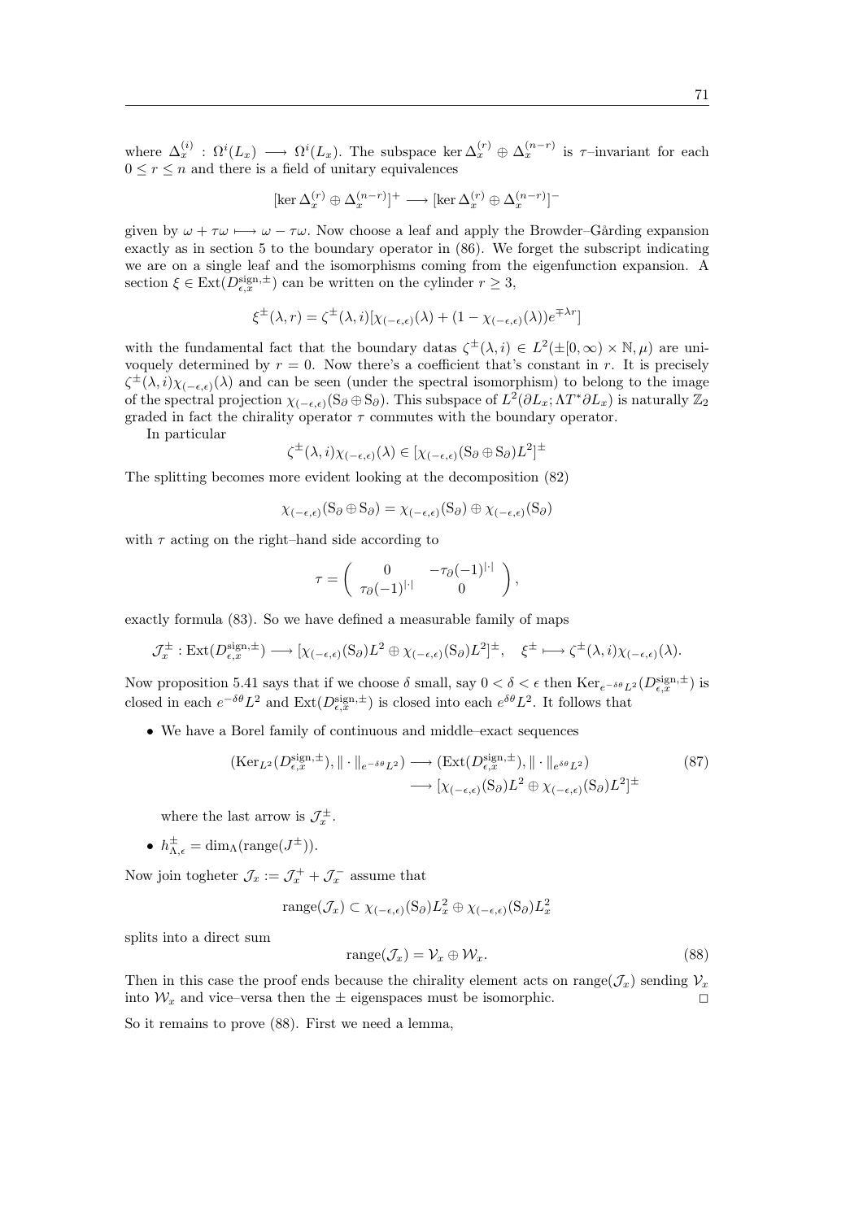where $\Delta_x^{(i)} : \Omega^i(L_x) \longrightarrow \Omega^i(L_x)$. The subspace $\ker \Delta_x^{(r)} \oplus \Delta_x^{(n-r)}$ is $\tau$–invariant for each $0 \leq r \leq n$ and there is a field of unitary equivalences

$$[\ker \Delta_x^{(r)} \oplus \Delta_x^{(n-r)}]^+ \longrightarrow [\ker \Delta_x^{(r)} \oplus \Delta_x^{(n-r)}]^-$$

given by $\omega + \tau\omega \longmapsto \omega - \tau\omega$. Now choose a leaf and apply the Browder–Gårding expansion exactly as in section 5 to the boundary operator in (86). We forget the subscript indicating we are on a single leaf and the isomorphisms coming from the eigenfunction expansion. A section $\xi \in \operatorname{Ext}(D_{\epsilon,x}^{\text{sign},\pm})$ can be written on the cylinder $r \geq 3$,

$$\xi^{\pm}(\lambda, r) = \zeta^{\pm}(\lambda, i)[\chi_{(-\epsilon,\epsilon)}(\lambda) + (1 - \chi_{(-\epsilon,\epsilon)}(\lambda))e^{\mp\lambda r}]$$

with the fundamental fact that the boundary datas $\zeta^{\pm}(\lambda, i) \in L^2(\pm[0,\infty) \times \mathbb{N}, \mu)$ are univoquely determined by $r = 0$. Now there's a coefficient that's constant in $r$. It is precisely $\zeta^{\pm}(\lambda, i)\chi_{(-\epsilon,\epsilon)}(\lambda)$ and can be seen (under the spectral isomorphism) to belong to the image of the spectral projection $\chi_{(-\epsilon,\epsilon)}(\mathrm{S}_\partial \oplus \mathrm{S}_\partial)$. This subspace of $L^2(\partial L_x; \Lambda T^*\partial L_x)$ is naturally $\mathbb{Z}_2$ graded in fact the chirality operator $\tau$ commutes with the boundary operator.

In particular

$$\zeta^{\pm}(\lambda, i)\chi_{(-\epsilon,\epsilon)}(\lambda) \in [\chi_{(-\epsilon,\epsilon)}(\mathrm{S}_\partial \oplus \mathrm{S}_\partial)L^2]^{\pm}$$

The splitting becomes more evident looking at the decomposition (82)

$$\chi_{(-\epsilon,\epsilon)}(\mathrm{S}_\partial \oplus \mathrm{S}_\partial) = \chi_{(-\epsilon,\epsilon)}(\mathrm{S}_\partial) \oplus \chi_{(-\epsilon,\epsilon)}(\mathrm{S}_\partial)$$

with $\tau$ acting on the right–hand side according to

$$\tau = \begin{pmatrix} 0 & -\tau_\partial(-1)^{|\cdot|} \\ \tau_\partial(-1)^{|\cdot|} & 0 \end{pmatrix},$$

exactly formula (83). So we have defined a measurable family of maps

$$\mathcal{J}_x^{\pm} : \operatorname{Ext}(D_{\epsilon,x}^{\text{sign},\pm}) \longrightarrow [\chi_{(-\epsilon,\epsilon)}(\mathrm{S}_\partial)L^2 \oplus \chi_{(-\epsilon,\epsilon)}(\mathrm{S}_\partial)L^2]^{\pm}, \quad \xi^{\pm} \longmapsto \zeta^{\pm}(\lambda, i)\chi_{(-\epsilon,\epsilon)}(\lambda).$$

Now proposition 5.41 says that if we choose $\delta$ small, say $0 < \delta < \epsilon$ then $\operatorname{Ker}_{e^{-\delta\theta}L^2}(D_{\epsilon,x}^{\text{sign},\pm})$ is closed in each $e^{-\delta\theta}L^2$ and $\operatorname{Ext}(D_{\epsilon,x}^{\text{sign},\pm})$ is closed into each $e^{\delta\theta}L^2$. It follows that

- We have a Borel family of continuous and middle–exact sequences

$$\begin{aligned}(\operatorname{Ker}_{L^2}(D_{\epsilon,x}^{\text{sign},\pm}), \|\cdot\|_{e^{-\delta\theta}L^2}) &\longrightarrow (\operatorname{Ext}(D_{\epsilon,x}^{\text{sign},\pm}), \|\cdot\|_{e^{\delta\theta}L^2}) \\ &\longrightarrow [\chi_{(-\epsilon,\epsilon)}(\mathrm{S}_\partial)L^2 \oplus \chi_{(-\epsilon,\epsilon)}(\mathrm{S}_\partial)L^2]^{\pm}\end{aligned} \tag{87}$$

  where the last arrow is $\mathcal{J}_x^{\pm}$.

- $h_{\Lambda,\epsilon}^{\pm} = \dim_\Lambda(\operatorname{range}(J^{\pm}))$.

Now join togheter $\mathcal{J}_x := \mathcal{J}_x^+ + \mathcal{J}_x^-$ assume that

$$\operatorname{range}(\mathcal{J}_x) \subset \chi_{(-\epsilon,\epsilon)}(\mathrm{S}_\partial)L_x^2 \oplus \chi_{(-\epsilon,\epsilon)}(\mathrm{S}_\partial)L_x^2$$

splits into a direct sum

$$\operatorname{range}(\mathcal{J}_x) = \mathcal{V}_x \oplus \mathcal{W}_x. \tag{88}$$

Then in this case the proof ends because the chirality element acts on $\operatorname{range}(\mathcal{J}_x)$ sending $\mathcal{V}_x$ into $\mathcal{W}_x$ and vice–versa then the $\pm$ eigenspaces must be isomorphic. $\square$

So it remains to prove (88). First we need a lemma,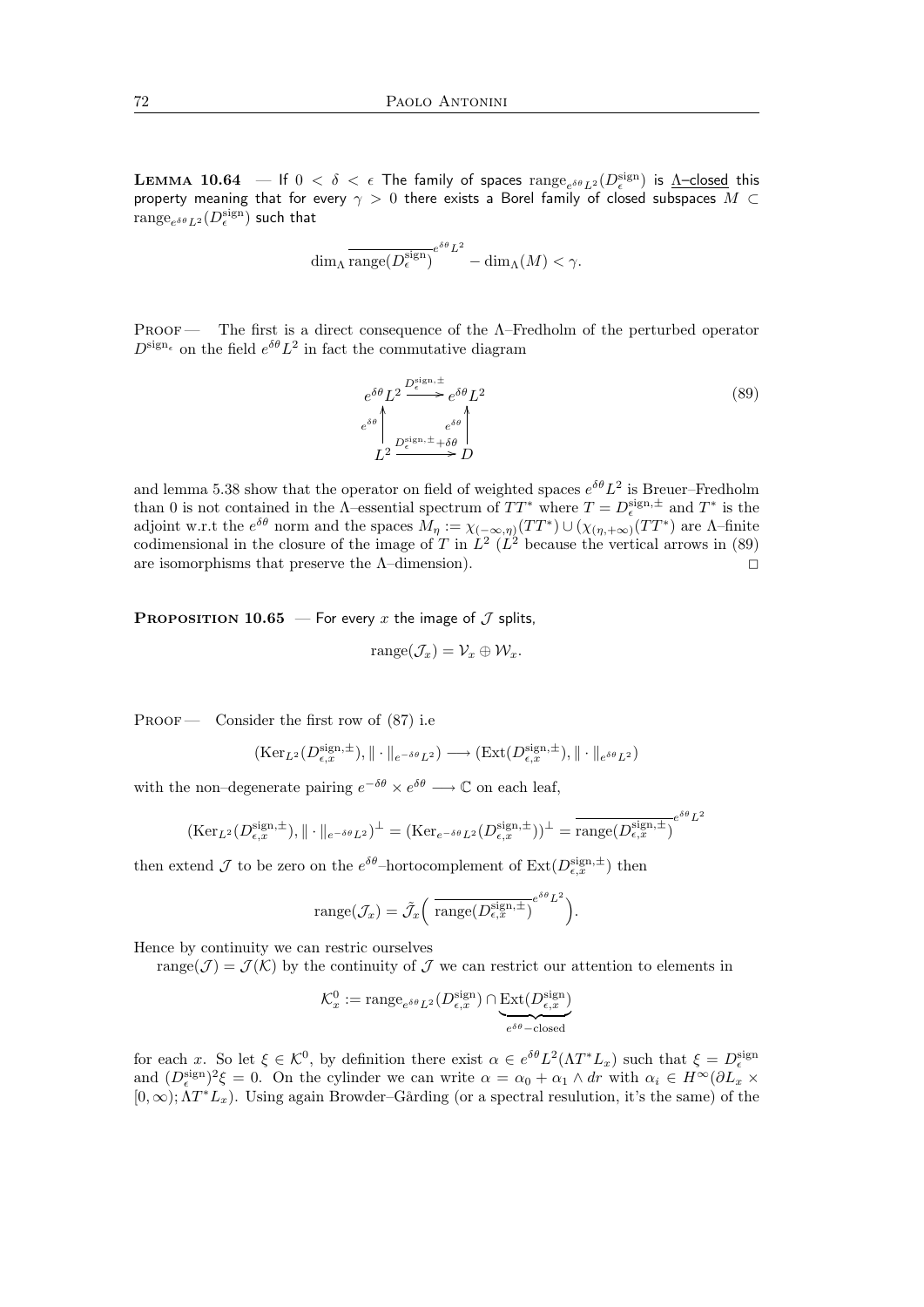**Lemma 10.64** — If $0 < \delta < \epsilon$ The family of spaces $\mathrm{range}_{e^{\delta\theta}L^2}(D^{\mathrm{sign}}_\epsilon)$ is <u>$\Lambda$–closed</u> this property meaning that for every $\gamma > 0$ there exists a Borel family of closed subspaces $M \subset \mathrm{range}_{e^{\delta\theta}L^2}(D^{\mathrm{sign}}_\epsilon)$ such that

$$\dim_\Lambda \overline{\mathrm{range}(D^{\mathrm{sign}}_\epsilon)}^{e^{\delta\theta}L^2} - \dim_\Lambda(M) < \gamma.$$

Proof — The first is a direct consequence of the $\Lambda$–Fredholm of the perturbed operator $D^{\mathrm{sign}_\epsilon}$ on the field $e^{\delta\theta}L^2$ in fact the commutative diagram

$$\begin{array}{ccc} e^{\delta\theta}L^2 & \xrightarrow{D^{\mathrm{sign},\pm}_\epsilon} & e^{\delta\theta}L^2 \\ {\scriptstyle e^{\delta\theta}}\uparrow & & \uparrow{\scriptstyle e^{\delta\theta}} \\ L^2 & \xrightarrow{D^{\mathrm{sign},\pm}_\epsilon + \delta\theta} & D \end{array} \tag{89}$$

and lemma 5.38 show that the operator on field of weighted spaces $e^{\delta\theta}L^2$ is Breuer–Fredholm than 0 is not contained in the $\Lambda$–essential spectrum of $TT^*$ where $T = D^{\mathrm{sign},\pm}_\epsilon$ and $T^*$ is the adjoint w.r.t the $e^{\delta\theta}$ norm and the spaces $M_\eta := \chi_{(-\infty,\eta)}(TT^*) \cup (\chi_{(\eta,+\infty)}(TT^*)$ are $\Lambda$–finite codimensional in the closure of the image of $T$ in $L^2$ ($L^2$ because the vertical arrows in (89) are isomorphisms that preserve the $\Lambda$–dimension). $\square$

**Proposition 10.65** — For every $x$ the image of $\mathcal{J}$ splits,

$$\mathrm{range}(\mathcal{J}_x) = \mathcal{V}_x \oplus \mathcal{W}_x.$$

Proof — Consider the first row of (87) i.e

$$(\mathrm{Ker}_{L^2}(D^{\mathrm{sign},\pm}_{\epsilon,x}), \|\cdot\|_{e^{-\delta\theta}L^2}) \longrightarrow (\mathrm{Ext}(D^{\mathrm{sign},\pm}_{\epsilon,x}), \|\cdot\|_{e^{\delta\theta}L^2})$$

with the non–degenerate pairing $e^{-\delta\theta} \times e^{\delta\theta} \longrightarrow \mathbb{C}$ on each leaf,

$$(\mathrm{Ker}_{L^2}(D^{\mathrm{sign},\pm}_{\epsilon,x}), \|\cdot\|_{e^{-\delta\theta}L^2})^\perp = (\mathrm{Ker}_{e^{-\delta\theta}L^2}(D^{\mathrm{sign},\pm}_{\epsilon,x}))^\perp = \overline{\mathrm{range}(D^{\mathrm{sign},\pm}_{\epsilon,x})}^{e^{\delta\theta}L^2}$$

then extend $\mathcal{J}$ to be zero on the $e^{\delta\theta}$–hortocomplement of $\mathrm{Ext}(D^{\mathrm{sign},\pm}_{\epsilon,x})$ then

$$\mathrm{range}(\mathcal{J}_x) = \tilde{\mathcal{J}}_x\Big( \overline{\mathrm{range}(D^{\mathrm{sign},\pm}_{\epsilon,x})}^{e^{\delta\theta}L^2}\Big).$$

Hence by continuity we can restric ourselves

$\mathrm{range}(\mathcal{J}) = \mathcal{J}(\mathcal{K})$ by the continuity of $\mathcal{J}$ we can restrict our attention to elements in

$$\mathcal{K}^0_x := \mathrm{range}_{e^{\delta\theta}L^2}(D^{\mathrm{sign}}_{\epsilon,x}) \cap \underbrace{\mathrm{Ext}(D^{\mathrm{sign}}_{\epsilon,x})}_{e^{\delta\theta}-\mathrm{closed}}$$

for each $x$. So let $\xi \in \mathcal{K}^0$, by definition there exist $\alpha \in e^{\delta\theta}L^2(\Lambda T^*L_x)$ such that $\xi = D^{\mathrm{sign}}_\epsilon$ and $(D^{\mathrm{sign}}_\epsilon)^2\xi = 0$. On the cylinder we can write $\alpha = \alpha_0 + \alpha_1 \wedge dr$ with $\alpha_i \in H^\infty(\partial L_x \times [0,\infty); \Lambda T^*L_x)$. Using again Browder–Gårding (or a spectral resulution, it's the same) of the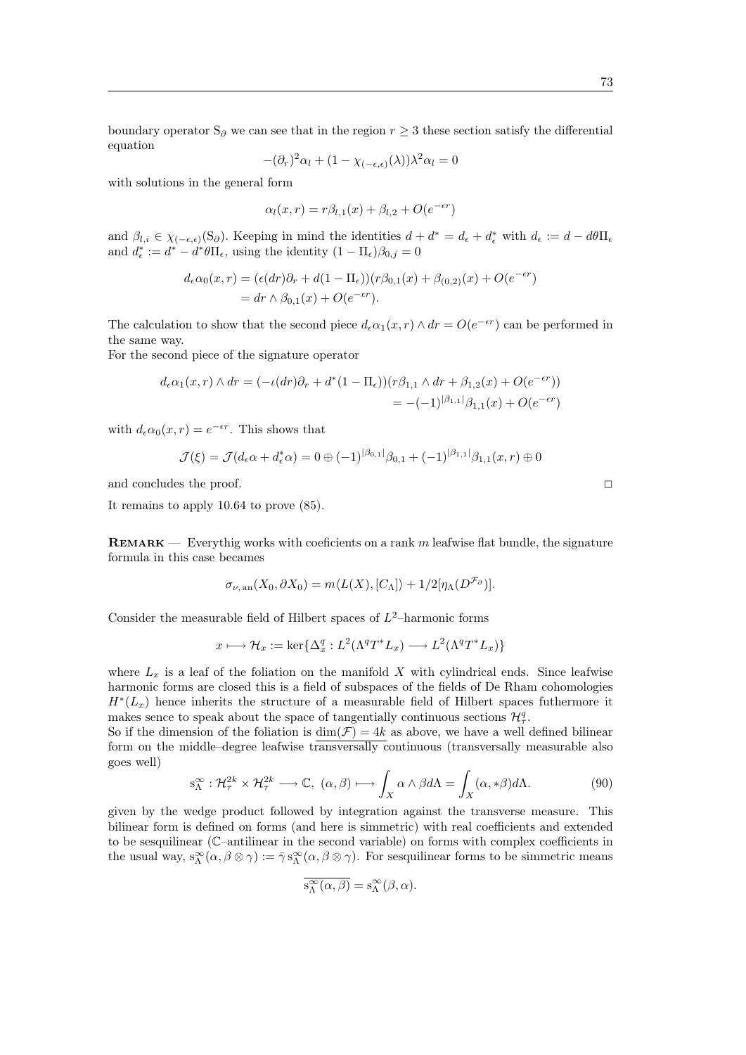boundary operator $S_\partial$ we can see that in the region $r \geq 3$ these section satisfy the differential equation

$$-(\partial_r)^2\alpha_l + (1 - \chi_{(-\epsilon,\epsilon)}(\lambda))\lambda^2\alpha_l = 0$$

with solutions in the general form

$$\alpha_l(x,r) = r\beta_{l,1}(x) + \beta_{l,2} + O(e^{-\epsilon r})$$

and $\beta_{l,i} \in \chi_{(-\epsilon,\epsilon)}(S_\partial)$. Keeping in mind the identities $d + d^* = d_\epsilon + d^*_\epsilon$ with $d_\epsilon := d - d\theta\Pi_\epsilon$ and $d^*_\epsilon := d^* - d^*\theta\Pi_\epsilon$, using the identity $(1-\Pi_\epsilon)\beta_{0,j} = 0$

$$\begin{aligned}
d_\epsilon\alpha_0(x,r) &= (\epsilon(dr)\partial_r + d(1-\Pi_\epsilon))(r\beta_{0,1}(x) + \beta_{(0,2)}(x) + O(e^{-\epsilon r}) \\
&= dr \wedge \beta_{0,1}(x) + O(e^{-\epsilon r}).
\end{aligned}$$

The calculation to show that the second piece $d_\epsilon\alpha_1(x,r) \wedge dr = O(e^{-\epsilon r})$ can be performed in the same way.
For the second piece of the signature operator

$$\begin{aligned}
d_\epsilon\alpha_1(x,r) \wedge dr = (-\iota(dr)\partial_r + d^*(1-\Pi_\epsilon))(r\beta_{1,1} \wedge dr + \beta_{1,2}(x) + O(e^{-\epsilon r})) \\
= -(-1)^{|\beta_{1,1}|}\beta_{1,1}(x) + O(e^{-\epsilon r})
\end{aligned}$$

with $d_\epsilon\alpha_0(x,r) = e^{-\epsilon r}$. This shows that

$$\mathcal{J}(\xi) = \mathcal{J}(d_\epsilon\alpha + d^*_\epsilon\alpha) = 0 \oplus (-1)^{|\beta_{0,1}|}\beta_{0,1} + (-1)^{|\beta_{1,1}|}\beta_{1,1}(x,r) \oplus 0$$

and concludes the proof. □

It remains to apply 10.64 to prove (85).

**Remark** — Everythig works with coeficients on a rank $m$ leafwise flat bundle, the signature formula in this case becames

$$\sigma_{\nu,\,\mathrm{an}}(X_0, \partial X_0) = m\langle L(X), [C_\Lambda]\rangle + 1/2[\eta_\Lambda(D^{\mathcal{F}_\partial})].$$

Consider the measurable field of Hilbert spaces of $L^2$–harmonic forms

$$x \longmapsto \mathcal{H}_x := \ker\{\Delta^q_x : L^2(\Lambda^q T^*L_x) \longrightarrow L^2(\Lambda^q T^*L_x)\}$$

where $L_x$ is a leaf of the foliation on the manifold $X$ with cylindrical ends. Since leafwise harmonic forms are closed this is a field of subspaces of the fields of De Rham cohomologies $H^*(L_x)$ hence inherits the structure of a measurable field of Hilbert spaces futhermore it makes sence to speak about the space of tangentially continuous sections $\mathcal{H}^q_\tau$.
So if the dimension of the foliation is $\underline{\dim(\mathcal{F})} = 4k$ as above, we have a well defined bilinear form on the middle–degree leafwise $\overline{\text{transversally}}$ continuous (transversally measurable also goes well)

$$\mathrm{s}^\infty_\Lambda : \mathcal{H}^{2k}_\tau \times \mathcal{H}^{2k}_\tau \longrightarrow \mathbb{C},\ (\alpha,\beta) \longmapsto \int_X \alpha \wedge \beta d\Lambda = \int_X (\alpha, *\beta) d\Lambda. \tag{90}$$

given by the wedge product followed by integration against the transverse measure. This bilinear form is defined on forms (and here is simmetric) with real coefficients and extended to be sesquilinear ($\mathbb{C}$–antilinear in the second variable) on forms with complex coefficients in the usual way, $\mathrm{s}^\infty_\Lambda(\alpha, \beta \otimes \gamma) := \bar{\gamma}\, \mathrm{s}^\infty_\Lambda(\alpha, \beta \otimes \gamma)$. For sesquilinear forms to be simmetric means

$$\overline{\mathrm{s}^\infty_\Lambda(\alpha,\beta)} = \mathrm{s}^\infty_\Lambda(\beta,\alpha).$$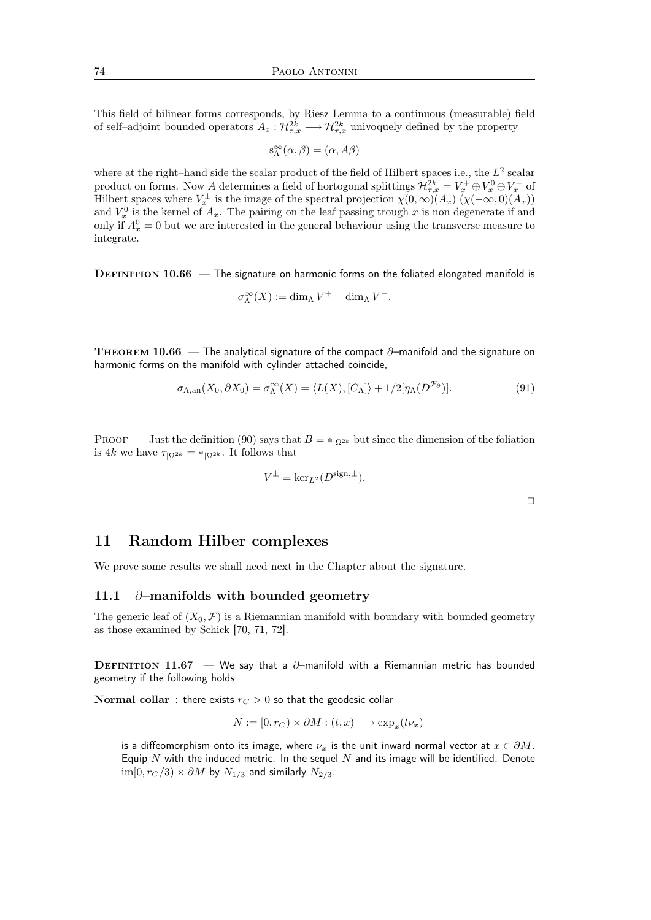This field of bilinear forms corresponds, by Riesz Lemma to a continuous (measurable) field of self–adjoint bounded operators $A_x : \mathcal{H}^{2k}_{\tau,x} \longrightarrow \mathcal{H}^{2k}_{\tau,x}$ univoquely defined by the property

$$\mathrm{s}^{\infty}_{\Lambda}(\alpha, \beta) = (\alpha, A\beta)$$

where at the right–hand side the scalar product of the field of Hilbert spaces i.e., the $L^2$ scalar product on forms. Now $A$ determines a field of hortogonal splittings $\mathcal{H}^{2k}_{\tau,x} = V^+_x \oplus V^0_x \oplus V^-_x$ of Hilbert spaces where $V^{\pm}_x$ is the image of the spectral projection $\chi(0,\infty)(A_x)$ $(\chi(-\infty,0)(A_x))$ and $V^0_x$ is the kernel of $A_x$. The pairing on the leaf passing trough $x$ is non degenerate if and only if $A^0_x = 0$ but we are interested in the general behaviour using the transverse measure to integrate.

**Definition 10.66** — The signature on harmonic forms on the foliated elongated manifold is

$$\sigma^{\infty}_{\Lambda}(X) := \dim_{\Lambda} V^+ - \dim_{\Lambda} V^-.$$

**Theorem 10.66** — The analytical signature of the compact $\partial$–manifold and the signature on harmonic forms on the manifold with cylinder attached coincide,

$$\sigma_{\Lambda,\mathrm{an}}(X_0, \partial X_0) = \sigma^{\infty}_{\Lambda}(X) = \langle L(X), [C_{\Lambda}] \rangle + 1/2[\eta_{\Lambda}(D^{\mathcal{F}_{\partial}})]. \tag{91}$$

Proof — Just the definition (90) says that $B = *_{|\Omega^{2k}}$ but since the dimension of the foliation is $4k$ we have $\tau_{|\Omega^{2k}} = *_{|\Omega^{2k}}$. It follows that

$$V^{\pm} = \ker_{L^2}(D^{\mathrm{sign},\pm}).$$

□

## 11 Random Hilber complexes

We prove some results we shall need next in the Chapter about the signature.

### 11.1 $\partial$–manifolds with bounded geometry

The generic leaf of $(X_0, \mathcal{F})$ is a Riemannian manifold with boundary with bounded geometry as those examined by Schick [70, 71, 72].

**Definition 11.67** — We say that a $\partial$–manifold with a Riemannian metric has bounded geometry if the following holds

**Normal collar** : there exists $r_C > 0$ so that the geodesic collar

$$N := [0, r_C) \times \partial M : (t, x) \longmapsto \exp_x(t\nu_x)$$

is a diffeomorphism onto its image, where $\nu_x$ is the unit inward normal vector at $x \in \partial M$. Equip $N$ with the induced metric. In the sequel $N$ and its image will be identified. Denote $\mathrm{im}[0, r_C/3) \times \partial M$ by $N_{1/3}$ and similarly $N_{2/3}$.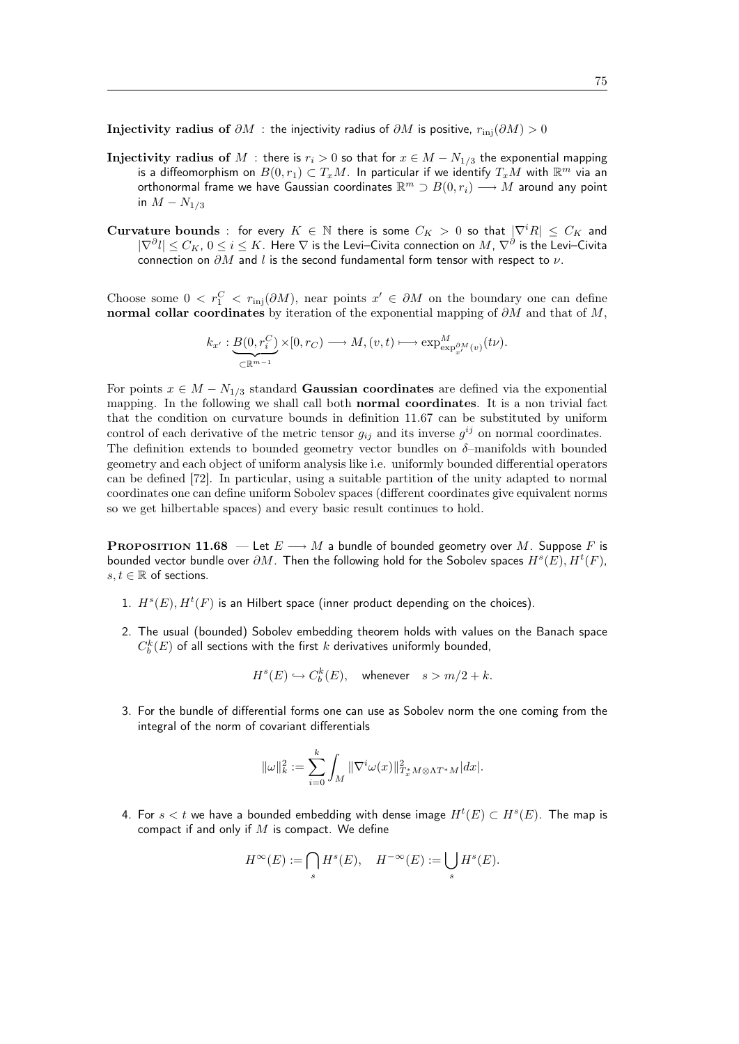**Injectivity radius of $\partial M$** : the injectivity radius of $\partial M$ is positive, $r_{\mathrm{inj}}(\partial M) > 0$

**Injectivity radius of $M$** : there is $r_i > 0$ so that for $x \in M - N_{1/3}$ the exponential mapping is a diffeomorphism on $B(0, r_1) \subset T_x M$. In particular if we identify $T_x M$ with $\mathbb{R}^m$ via an orthonormal frame we have Gaussian coordinates $\mathbb{R}^m \supset B(0, r_i) \longrightarrow M$ around any point in $M - N_{1/3}$

**Curvature bounds** : for every $K \in \mathbb{N}$ there is some $C_K > 0$ so that $|\nabla^i R| \leq C_K$ and $|\nabla^\partial l| \leq C_K$, $0 \leq i \leq K$. Here $\nabla$ is the Levi–Civita connection on $M$, $\nabla^\partial$ is the Levi–Civita connection on $\partial M$ and $l$ is the second fundamental form tensor with respect to $\nu$.

Choose some $0 < r_1^C < r_{\mathrm{inj}}(\partial M)$, near points $x' \in \partial M$ on the boundary one can define **normal collar coordinates** by iteration of the exponential mapping of $\partial M$ and that of $M$,

$$k_{x'} : \underbrace{B(0, r_i^C)}_{\subset \mathbb{R}^{m-1}} \times [0, r_C) \longrightarrow M, (v, t) \longmapsto \exp^M_{\exp^{\partial M}_{x'}(v)}(t\nu).$$

For points $x \in M - N_{1/3}$ standard **Gaussian coordinates** are defined via the exponential mapping. In the following we shall call both **normal coordinates**. It is a non trivial fact that the condition on curvature bounds in definition 11.67 can be substituted by uniform control of each derivative of the metric tensor $g_{ij}$ and its inverse $g^{ij}$ on normal coordinates. The definition extends to bounded geometry vector bundles on $\delta$–manifolds with bounded geometry and each object of uniform analysis like i.e. uniformly bounded differential operators can be defined [72]. In particular, using a suitable partition of the unity adapted to normal coordinates one can define uniform Sobolev spaces (different coordinates give equivalent norms so we get hilbertable spaces) and every basic result continues to hold.

**Proposition 11.68** — Let $E \longrightarrow M$ a bundle of bounded geometry over $M$. Suppose $F$ is bounded vector bundle over $\partial M$. Then the following hold for the Sobolev spaces $H^s(E), H^t(F)$, $s, t \in \mathbb{R}$ of sections.

1. $H^s(E), H^t(F)$ is an Hilbert space (inner product depending on the choices).

2. The usual (bounded) Sobolev embedding theorem holds with values on the Banach space $C^k_b(E)$ of all sections with the first $k$ derivatives uniformly bounded,

$$H^s(E) \hookrightarrow C^k_b(E), \quad \text{whenever} \quad s > m/2 + k.$$

3. For the bundle of differential forms one can use as Sobolev norm the one coming from the integral of the norm of covariant differentials

$$\|\omega\|_k^2 := \sum_{i=0}^k \int_M \|\nabla^i \omega(x)\|^2_{T_x^* M \otimes \Lambda T^* M} |dx|.$$

4. For $s < t$ we have a bounded embedding with dense image $H^t(E) \subset H^s(E)$. The map is compact if and only if $M$ is compact. We define

$$H^\infty(E) := \bigcap_s H^s(E), \quad H^{-\infty}(E) := \bigcup_s H^s(E).$$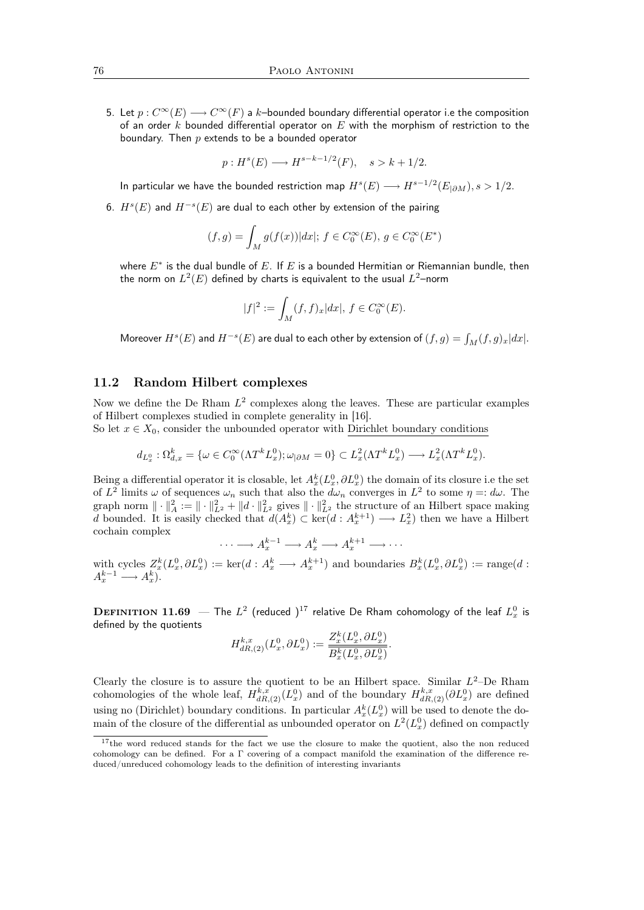5. Let $p : C^\infty(E) \longrightarrow C^\infty(F)$ a $k$–bounded boundary differential operator i.e the composition of an order $k$ bounded differential operator on $E$ with the morphism of restriction to the boundary. Then $p$ extends to be a bounded operator

$$p : H^s(E) \longrightarrow H^{s-k-1/2}(F), \quad s > k + 1/2.$$

In particular we have the bounded restriction map $H^s(E) \longrightarrow H^{s-1/2}(E_{|\partial M}), s > 1/2$.

6. $H^s(E)$ and $H^{-s}(E)$ are dual to each other by extension of the pairing

$$(f, g) = \int_M g(f(x))|dx|;\ f \in C_0^\infty(E),\ g \in C_0^\infty(E^*)$$

where $E^*$ is the dual bundle of $E$. If $E$ is a bounded Hermitian or Riemannian bundle, then the norm on $L^2(E)$ defined by charts is equivalent to the usual $L^2$–norm

$$|f|^2 := \int_M (f, f)_x |dx|,\ f \in C_0^\infty(E).$$

Moreover $H^s(E)$ and $H^{-s}(E)$ are dual to each other by extension of $(f, g) = \int_M (f, g)_x |dx|$.

## 11.2 Random Hilbert complexes

Now we define the De Rham $L^2$ complexes along the leaves. These are particular examples of Hilbert complexes studied in complete generality in [16].
So let $x \in X_0$, consider the unbounded operator with Dirichlet boundary conditions

$$d_{L^0_x} : \Omega^k_{d,x} = \{\omega \in C_0^\infty(\Lambda T^k L^0_x); \omega_{|\partial M} = 0\} \subset L^2_x(\Lambda T^k L^0_x) \longrightarrow L^2_x(\Lambda T^k L^0_x).$$

Being a differential operator it is closable, let $A^k_x(L^0_x, \partial L^0_x)$ the domain of its closure i.e the set of $L^2$ limits $\omega$ of sequences $\omega_n$ such that also the $d\omega_n$ converges in $L^2$ to some $\eta =: d\omega$. The graph norm $\| \cdot \|^2_A := \| \cdot \|^2_{L^2} + \|d \cdot \|^2_{L^2}$ gives $\| \cdot \|^2_{L^2}$ the structure of an Hilbert space making $d$ bounded. It is easily checked that $d(A^k_x) \subset \ker(d : A^{k+1}_x) \longrightarrow L^2_x)$ then we have a Hilbert cochain complex

$$\cdots \longrightarrow A^{k-1}_x \longrightarrow A^k_x \longrightarrow A^{k+1}_x \longrightarrow \cdots$$

with cycles $Z^k_x(L^0_x, \partial L^0_x) := \ker(d : A^k_x \longrightarrow A^{k+1}_x)$ and boundaries $B^k_x(L^0_x, \partial L^0_x) := \text{range}(d : A^{k-1}_x \longrightarrow A^k_x)$.

**Definition 11.69** — The $L^2$ (reduced )[17] relative De Rham cohomology of the leaf $L^0_x$ is defined by the quotients

$$H^{k,x}_{dR,(2)}(L^0_x, \partial L^0_x) := \frac{Z^k_x(L^0_x, \partial L^0_x)}{\overline{B^k_x(L^0_x, \partial L^0_x)}}.$$

Clearly the closure is to assure the quotient to be an Hilbert space. Similar $L^2$–De Rham cohomologies of the whole leaf, $H^{k,x}_{dR,(2)}(L^0_x)$ and of the boundary $H^{k,x}_{dR,(2)}(\partial L^0_x)$ are defined using no (Dirichlet) boundary conditions. In particular $A^k_x(L^0_x)$ will be used to denote the domain of the closure of the differential as unbounded operator on $L^2(L^0_x)$ defined on compactly

[17] the word reduced stands for the fact we use the closure to make the quotient, also the non reduced cohomology can be defined. For a $\Gamma$ covering of a compact manifold the examination of the difference reduced/unreduced cohomology leads to the definition of interesting invariants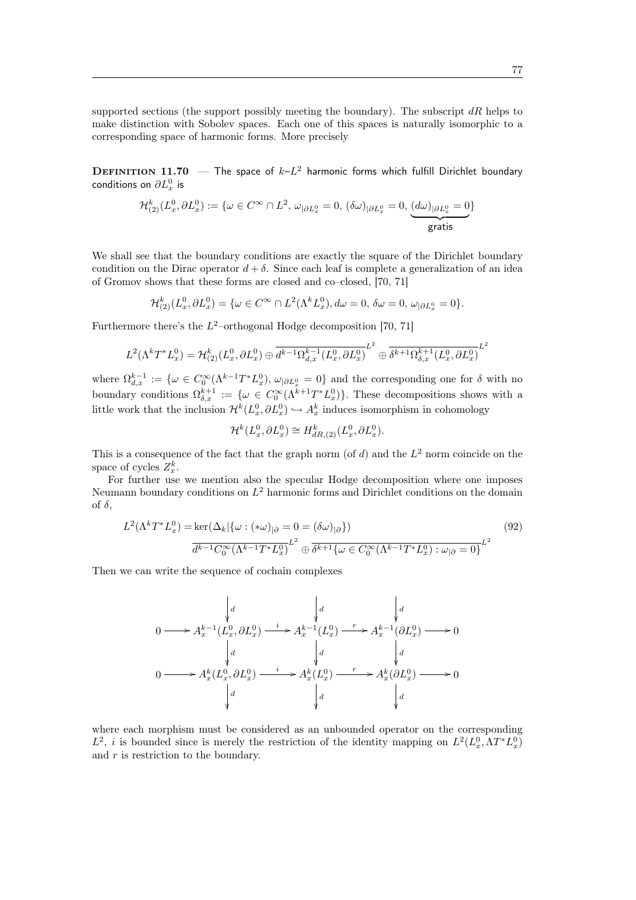supported sections (the support possibly meeting the boundary). The subscript $dR$ helps to make distinction with Sobolev spaces. Each one of this spaces is naturally isomorphic to a corresponding space of harmonic forms. More precisely

**Definition 11.70** — The space of $k$–$L^2$ harmonic forms which fulfill Dirichlet boundary conditions on $\partial L^0_x$ is

$$\mathcal{H}^k_{(2)}(L^0_x, \partial L^0_x) := \{\omega \in C^\infty \cap L^2,\, \omega_{|\partial L^0_x} = 0,\, (\delta\omega)_{|\partial L^0_x} = 0,\, \underbrace{(d\omega)_{|\partial L^0_x} = 0}_{\text{gratis}}\}$$

We shall see that the boundary conditions are exactly the square of the Dirichlet boundary condition on the Dirac operator $d + \delta$. Since each leaf is complete a generalization of an idea of Gromov shows that these forms are closed and co–closed, [70, 71]

$$\mathcal{H}^k_{(2)}(L^0_x, \partial L^0_x) = \{\omega \in C^\infty \cap L^2(\Lambda^k L^0_x), d\omega = 0,\, \delta\omega = 0,\, \omega_{|\partial L^0_x} = 0\}.$$

Furthermore there's the $L^2$–orthogonal Hodge decomposition [70, 71]

$$L^2(\Lambda^k T^* L^0_x) = \mathcal{H}^k_{(2)}(L^0_x, \partial L^0_x) \oplus \overline{d^{k-1}\Omega^{k-1}_{d,x}(L^0_x, \partial L^0_x)}^{L^2} \oplus \overline{\delta^{k+1}\Omega^{k+1}_{\delta,x}(L^0_x, \partial L^0_x)}^{L^2}$$

where $\Omega^{k-1}_{d,x} := \{\omega \in C^\infty_0(\Lambda^{k-1}T^*L^0_x),\, \omega_{|\partial L^0_x} = 0\}$ and the corresponding one for $\delta$ with no boundary conditions $\Omega^{k+1}_{\delta,x} := \{\omega \in C^\infty_0(\Lambda^{k+1}T^*L^0_x)\}$. These decompositions shows with a little work that the inclusion $\mathcal{H}^k(L^0_x, \partial L^0_x) \hookrightarrow A^k_x$ induces isomorphism in cohomology

$$\mathcal{H}^k(L^0_x, \partial L^0_x) \cong H^k_{dR,(2)}(L^0_x, \partial L^0_x).$$

This is a consequence of the fact that the graph norm (of $d$) and the $L^2$ norm coincide on the space of cycles $Z^k_x$.

For further use we mention also the specular Hodge decomposition where one imposes Neumann boundary conditions on $L^2$ harmonic forms and Dirichlet conditions on the domain of $\delta$,

$$\begin{aligned} L^2(\Lambda^k T^* L^0_x) = &\ker(\Delta_k | \{\omega : (*\omega)_{|\partial} = 0 = (\delta\omega)_{|\partial}\}) \\ &\overline{d^{k-1}C^\infty_0(\Lambda^{k-1}T^*L^0_x)}^{L^2} \oplus \overline{\delta^{k+1}\{\omega \in C^\infty_0(\Lambda^{k-1}T^*L^0_x) : \omega_{|\partial} = 0\}}^{L^2} \end{aligned} \tag{92}$$

Then we can write the sequence of cochain complexes

$$\begin{array}{ccccccccc} & & \downarrow d & & \downarrow d & & \downarrow d & & \\ 0 & \longrightarrow & A^{k-1}_x(L^0_x, \partial L^0_x) & \xrightarrow{i} & A^{k-1}_x(L^0_x) & \xrightarrow{r} & A^{k-1}_x(\partial L^0_x) & \longrightarrow & 0 \\ & & \downarrow d & & \downarrow d & & \downarrow d & & \\ 0 & \longrightarrow & A^k_x(L^0_x, \partial L^0_x) & \xrightarrow{i} & A^k_x(L^0_x) & \xrightarrow{r} & A^k_x(\partial L^0_x) & \longrightarrow & 0 \\ & & \downarrow d & & \downarrow d & & \downarrow d & & \end{array}$$

where each morphism must be considered as an unbounded operator on the corresponding $L^2$, $i$ is bounded since is merely the restriction of the identity mapping on $L^2(L^0_x, \Lambda T^* L^0_x)$ and $r$ is restriction to the boundary.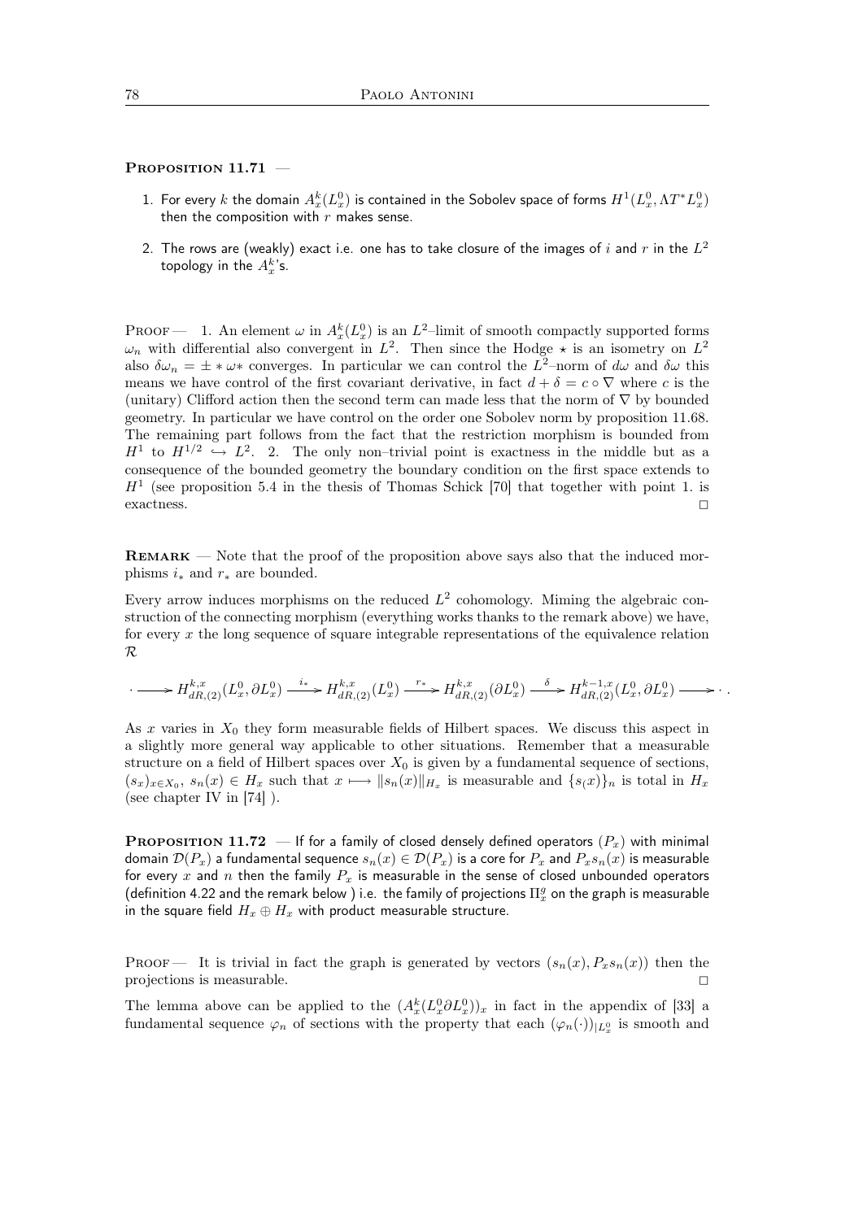**Proposition 11.71** —

1. For every $k$ the domain $A^k_x(L^0_x)$ is contained in the Sobolev space of forms $H^1(L^0_x, \Lambda T^* L^0_x)$ then the composition with $r$ makes sense.

2. The rows are (weakly) exact i.e. one has to take closure of the images of $i$ and $r$ in the $L^2$ topology in the $A^k_x$'s.

Proof — 1. An element $\omega$ in $A^k_x(L^0_x)$ is an $L^2$–limit of smooth compactly supported forms $\omega_n$ with differential also convergent in $L^2$. Then since the Hodge $\star$ is an isometry on $L^2$ also $\delta\omega_n = \pm * \omega *$ converges. In particular we can control the $L^2$–norm of $d\omega$ and $\delta\omega$ this means we have control of the first covariant derivative, in fact $d + \delta = c \circ \nabla$ where $c$ is the (unitary) Clifford action then the second term can made less that the norm of $\nabla$ by bounded geometry. In particular we have control on the order one Sobolev norm by proposition 11.68. The remaining part follows from the fact that the restriction morphism is bounded from $H^1$ to $H^{1/2} \hookrightarrow L^2$. 2. The only non–trivial point is exactness in the middle but as a consequence of the bounded geometry the boundary condition on the first space extends to $H^1$ (see proposition 5.4 in the thesis of Thomas Schick [70] that together with point 1. is exactness. $\square$

**Remark** — Note that the proof of the proposition above says also that the induced morphisms $i_*$ and $r_*$ are bounded.

Every arrow induces morphisms on the reduced $L^2$ cohomology. Miming the algebraic construction of the connecting morphism (everything works thanks to the remark above) we have, for every $x$ the long sequence of square integrable representations of the equivalence relation $\mathcal{R}$

$$\cdot \longrightarrow H^{k,x}_{dR,(2)}(L^0_x, \partial L^0_x) \xrightarrow{i_*} H^{k,x}_{dR,(2)}(L^0_x) \xrightarrow{r_*} H^{k,x}_{dR,(2)}(\partial L^0_x) \xrightarrow{\delta} H^{k-1,x}_{dR,(2)}(L^0_x, \partial L^0_x) \longrightarrow \cdot\,.$$

As $x$ varies in $X_0$ they form measurable fields of Hilbert spaces. We discuss this aspect in a slightly more general way applicable to other situations. Remember that a measurable structure on a field of Hilbert spaces over $X_0$ is given by a fundamental sequence of sections, $(s_x)_{x \in X_0}$, $s_n(x) \in H_x$ such that $x \longmapsto \|s_n(x)\|_{H_x}$ is measurable and $\{s_(x)\}_n$ is total in $H_x$ (see chapter IV in [74] ).

**Proposition 11.72** — If for a family of closed densely defined operators $(P_x)$ with minimal domain $\mathcal{D}(P_x)$ a fundamental sequence $s_n(x) \in \mathcal{D}(P_x)$ is a core for $P_x$ and $P_x s_n(x)$ is measurable for every $x$ and $n$ then the family $P_x$ is measurable in the sense of closed unbounded operators (definition 4.22 and the remark below ) i.e. the family of projections $\Pi^g_x$ on the graph is measurable in the square field $H_x \oplus H_x$ with product measurable structure.

Proof — It is trivial in fact the graph is generated by vectors $(s_n(x), P_x s_n(x))$ then the projections is measurable. $\square$

The lemma above can be applied to the $(A^k_x(L^0_x \partial L^0_x))_x$ in fact in the appendix of [33] a fundamental sequence $\varphi_n$ of sections with the property that each $(\varphi_n(\cdot))_{|L^0_x}$ is smooth and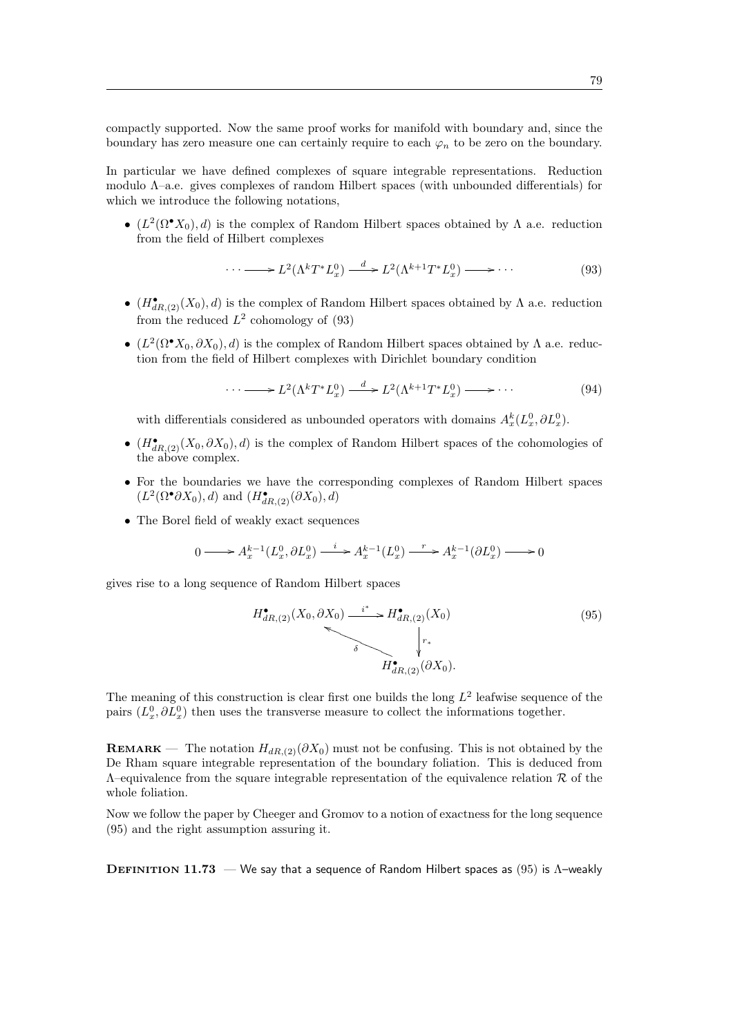compactly supported. Now the same proof works for manifold with boundary and, since the boundary has zero measure one can certainly require to each $\varphi_n$ to be zero on the boundary.

In particular we have defined complexes of square integrable representations. Reduction modulo $\Lambda$–a.e. gives complexes of random Hilbert spaces (with unbounded differentials) for which we introduce the following notations,

- $(L^2(\Omega^\bullet X_0), d)$ is the complex of Random Hilbert spaces obtained by $\Lambda$ a.e. reduction from the field of Hilbert complexes

$$\cdots \longrightarrow L^2(\Lambda^k T^* L_x^0) \xrightarrow{\ d\ } L^2(\Lambda^{k+1} T^* L_x^0) \longrightarrow \cdots \tag{93}$$

- $(H^\bullet_{dR,(2)}(X_0), d)$ is the complex of Random Hilbert spaces obtained by $\Lambda$ a.e. reduction from the reduced $L^2$ cohomology of (93)

- $(L^2(\Omega^\bullet X_0, \partial X_0), d)$ is the complex of Random Hilbert spaces obtained by $\Lambda$ a.e. reduction from the field of Hilbert complexes with Dirichlet boundary condition

$$\cdots \longrightarrow L^2(\Lambda^k T^* L_x^0) \xrightarrow{\ d\ } L^2(\Lambda^{k+1} T^* L_x^0) \longrightarrow \cdots \tag{94}$$

  with differentials considered as unbounded operators with domains $A_x^k(L_x^0, \partial L_x^0)$.

- $(H^\bullet_{dR,(2)}(X_0, \partial X_0), d)$ is the complex of Random Hilbert spaces of the cohomologies of the above complex.

- For the boundaries we have the corresponding complexes of Random Hilbert spaces $(L^2(\Omega^\bullet \partial X_0), d)$ and $(H^\bullet_{dR,(2)}(\partial X_0), d)$

- The Borel field of weakly exact sequences

$$0 \longrightarrow A_x^{k-1}(L_x^0, \partial L_x^0) \xrightarrow{\ i\ } A_x^{k-1}(L_x^0) \xrightarrow{\ r\ } A_x^{k-1}(\partial L_x^0) \longrightarrow 0$$

gives rise to a long sequence of Random Hilbert spaces

$$\begin{array}{ccc} H^\bullet_{dR,(2)}(X_0, \partial X_0) & \xrightarrow{\ i^*\ } & H^\bullet_{dR,(2)}(X_0) \\ & {\nwarrow}^{\delta} & \big\downarrow r_* \\ & & H^\bullet_{dR,(2)}(\partial X_0). \end{array} \tag{95}$$

The meaning of this construction is clear first one builds the long $L^2$ leafwise sequence of the pairs $(L_x^0, \partial L_x^0)$ then uses the transverse measure to collect the informations together.

**Remark** — The notation $H_{dR,(2)}(\partial X_0)$ must not be confusing. This is not obtained by the De Rham square integrable representation of the boundary foliation. This is deduced from $\Lambda$–equivalence from the square integrable representation of the equivalence relation $\mathcal{R}$ of the whole foliation.

Now we follow the paper by Cheeger and Gromov to a notion of exactness for the long sequence (95) and the right assumption assuring it.

**Definition 11.73** — We say that a sequence of Random Hilbert spaces as (95) is $\Lambda$–weakly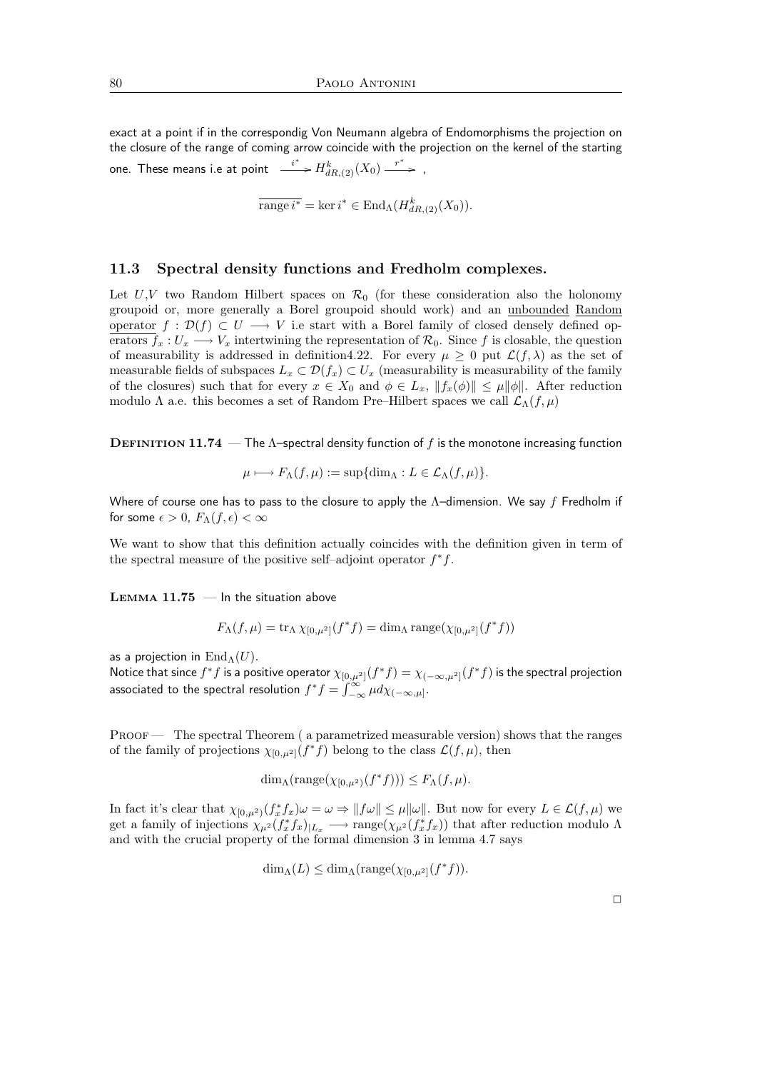exact at a point if in the correspondig Von Neumann algebra of Endomorphisms the projection on the closure of the range of coming arrow coincide with the projection on the kernel of the starting one. These means i.e at point $\xrightarrow{i^*} H^k_{dR,(2)}(X_0) \xrightarrow{r^*}$ ,

$$\overline{\operatorname{range} i^*} = \ker i^* \in \operatorname{End}_\Lambda(H^k_{dR,(2)}(X_0)).$$

### 11.3 Spectral density functions and Fredholm complexes.

Let $U$,$V$ two Random Hilbert spaces on $\mathcal{R}_0$ (for these consideration also the holonomy groupoid or, more generally a Borel groupoid should work) and an unbounded Random operator $f : \mathcal{D}(f) \subset U \longrightarrow V$ i.e start with a Borel family of closed densely defined operators $f_x : U_x \longrightarrow V_x$ intertwining the representation of $\mathcal{R}_0$. Since $f$ is closable, the question of measurability is addressed in definition4.22. For every $\mu \geq 0$ put $\mathcal{L}(f, \lambda)$ as the set of measurable fields of subspaces $L_x \subset \mathcal{D}(f_x) \subset U_x$ (measurability is measurability of the family of the closures) such that for every $x \in X_0$ and $\phi \in L_x$, $\|f_x(\phi)\| \leq \mu\|\phi\|$. After reduction modulo $\Lambda$ a.e. this becomes a set of Random Pre–Hilbert spaces we call $\mathcal{L}_\Lambda(f, \mu)$

**Definition 11.74** — The $\Lambda$–spectral density function of $f$ is the monotone increasing function

$$\mu \longmapsto F_\Lambda(f, \mu) := \sup\{\dim_\Lambda : L \in \mathcal{L}_\Lambda(f, \mu)\}.$$

Where of course one has to pass to the closure to apply the $\Lambda$–dimension. We say $f$ Fredholm if for some $\epsilon > 0$, $F_\Lambda(f, \epsilon) < \infty$

We want to show that this definition actually coincides with the definition given in term of the spectral measure of the positive self–adjoint operator $f^*f$.

**Lemma 11.75** — In the situation above

$$F_\Lambda(f, \mu) = \operatorname{tr}_\Lambda \chi_{[0,\mu^2]}(f^*f) = \dim_\Lambda \operatorname{range}(\chi_{[0,\mu^2]}(f^*f))$$

as a projection in $\operatorname{End}_\Lambda(U)$.
Notice that since $f^*f$ is a positive operator $\chi_{[0,\mu^2]}(f^*f) = \chi_{(-\infty,\mu^2]}(f^*f)$ is the spectral projection associated to the spectral resolution $f^*f = \int_{-\infty}^{\infty} \mu d\chi_{(-\infty,\mu]}$.

Proof — The spectral Theorem ( a parametrized measurable version) shows that the ranges of the family of projections $\chi_{[0,\mu^2]}(f^*f)$ belong to the class $\mathcal{L}(f, \mu)$, then

$$\dim_\Lambda(\operatorname{range}(\chi_{[0,\mu^2)}(f^*f))) \leq F_\Lambda(f, \mu).$$

In fact it's clear that $\chi_{[0,\mu^2)}(f_x^*f_x)\omega = \omega \Rightarrow \|f\omega\| \leq \mu\|\omega\|$. But now for every $L \in \mathcal{L}(f, \mu)$ we get a family of injections $\chi_{\mu^2}(f_x^*f_x)_{|L_x} \longrightarrow \operatorname{range}(\chi_{\mu^2}(f_x^*f_x))$ that after reduction modulo $\Lambda$ and with the crucial property of the formal dimension 3 in lemma 4.7 says

$$\dim_\Lambda(L) \leq \dim_\Lambda(\operatorname{range}(\chi_{[0,\mu^2]}(f^*f)).$$

□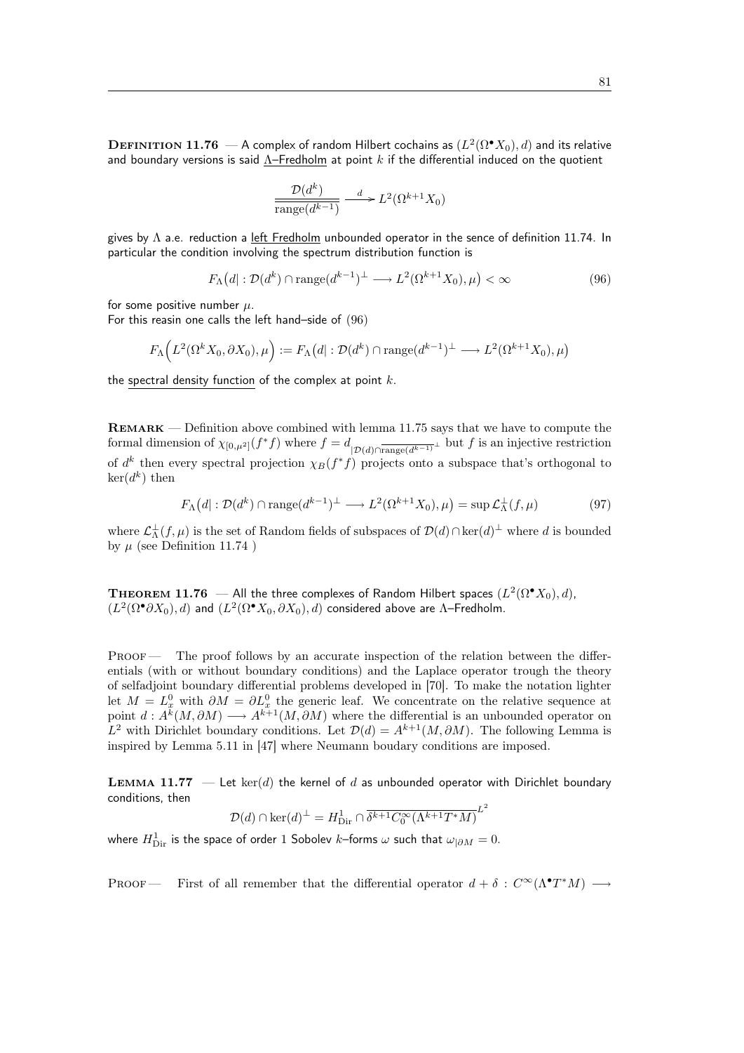**Definition 11.76** — A complex of random Hilbert cochains as $(L^2(\Omega^\bullet X_0), d)$ and its relative and boundary versions is said $\Lambda$–Fredholm at point $k$ if the differential induced on the quotient

$$\frac{\mathcal{D}(d^k)}{\overline{\mathrm{range}(d^{k-1})}} \xrightarrow{\ d\ } L^2(\Omega^{k+1}X_0)$$

gives by $\Lambda$ a.e. reduction a left Fredholm unbounded operator in the sence of definition 11.74. In particular the condition involving the spectrum distribution function is

$$F_\Lambda\big(d| : \mathcal{D}(d^k) \cap \mathrm{range}(d^{k-1})^\perp \longrightarrow L^2(\Omega^{k+1}X_0), \mu\big) < \infty \tag{96}$$

for some positive number $\mu$.
For this reasin one calls the left hand–side of (96)

$$F_\Lambda\Big(L^2(\Omega^k X_0, \partial X_0), \mu\Big) := F_\Lambda\big(d| : \mathcal{D}(d^k) \cap \mathrm{range}(d^{k-1})^\perp \longrightarrow L^2(\Omega^{k+1}X_0), \mu\big)$$

the spectral density function of the complex at point $k$.

**Remark** — Definition above combined with lemma 11.75 says that we have to compute the formal dimension of $\chi_{[0,\mu^2]}(f^*f)$ where $f = d_{|\mathcal{D}(d)\cap\overline{\mathrm{range}(d^{k-1})}^\perp}$ but $f$ is an injective restriction of $d^k$ then every spectral projection $\chi_B(f^*f)$ projects onto a subspace that's orthogonal to $\ker(d^k)$ then

$$F_\Lambda\big(d| : \mathcal{D}(d^k) \cap \mathrm{range}(d^{k-1})^\perp \longrightarrow L^2(\Omega^{k+1}X_0), \mu\big) = \sup \mathcal{L}_\Lambda^\perp(f, \mu) \tag{97}$$

where $\mathcal{L}_\Lambda^\perp(f, \mu)$ is the set of Random fields of subspaces of $\mathcal{D}(d) \cap \ker(d)^\perp$ where $d$ is bounded by $\mu$ (see Definition 11.74 )

**Theorem 11.76** — All the three complexes of Random Hilbert spaces $(L^2(\Omega^\bullet X_0), d)$, $(L^2(\Omega^\bullet \partial X_0), d)$ and $(L^2(\Omega^\bullet X_0, \partial X_0), d)$ considered above are $\Lambda$–Fredholm.

Proof — The proof follows by an accurate inspection of the relation between the differentials (with or without boundary conditions) and the Laplace operator trough the theory of selfadjoint boundary differential problems developed in [70]. To make the notation lighter let $M = L_x^0$ with $\partial M = \partial L_x^0$ the generic leaf. We concentrate on the relative sequence at point $d : A^k(M, \partial M) \longrightarrow A^{k+1}(M, \partial M)$ where the differential is an unbounded operator on $L^2$ with Dirichlet boundary conditions. Let $\mathcal{D}(d) = A^{k+1}(M, \partial M)$. The following Lemma is inspired by Lemma 5.11 in [47] where Neumann boudary conditions are imposed.

**Lemma 11.77** — Let $\ker(d)$ the kernel of $d$ as unbounded operator with Dirichlet boundary conditions, then

$$\mathcal{D}(d) \cap \ker(d)^\perp = H^1_{\mathrm{Dir}} \cap \overline{\delta^{k+1} C_0^\infty(\Lambda^{k+1} T^* M)}^{L^2}$$

where $H^1_{\mathrm{Dir}}$ is the space of order 1 Sobolev $k$–forms $\omega$ such that $\omega_{|\partial M} = 0$.

Proof — First of all remember that the differential operator $d + \delta : C^\infty(\Lambda^\bullet T^* M) \longrightarrow$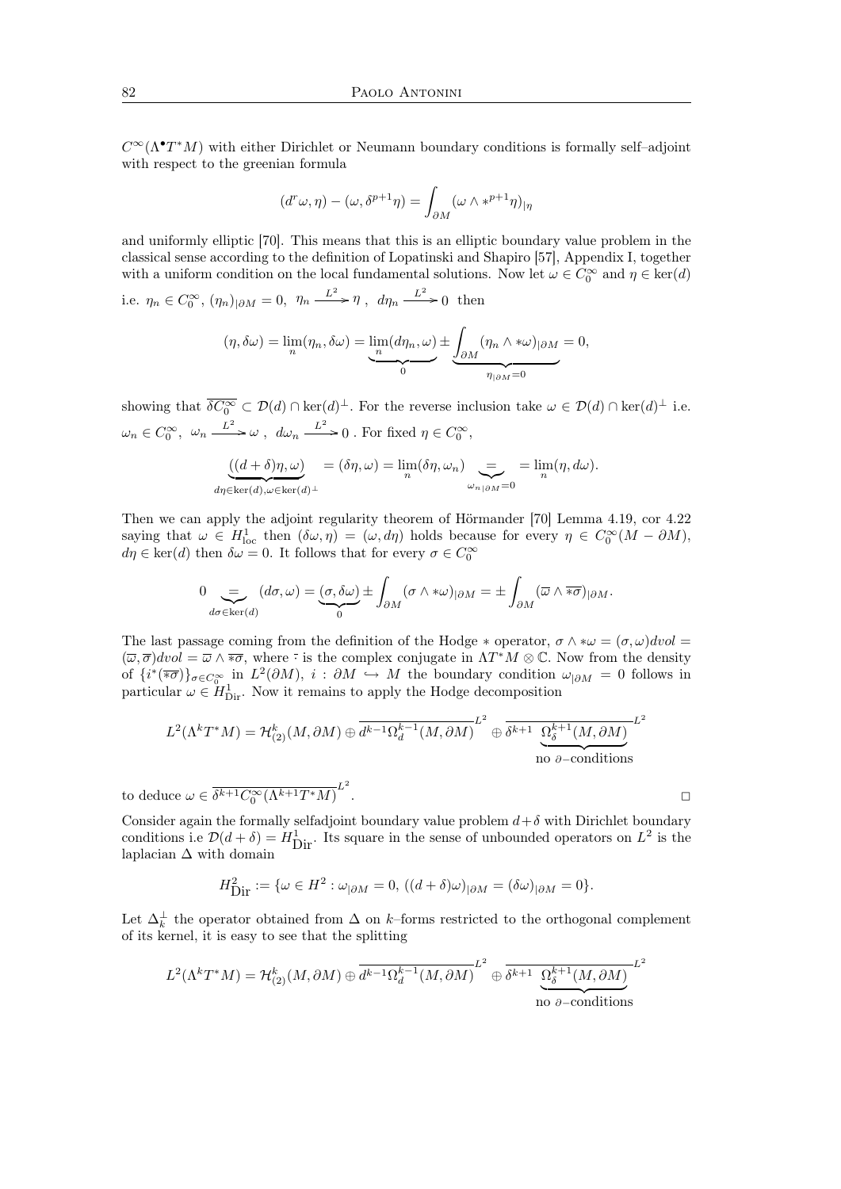$C^\infty(\Lambda^\bullet T^*M)$ with either Dirichlet or Neumann boundary conditions is formally self–adjoint with respect to the greenian formula

$$(d^r\omega, \eta) - (\omega, \delta^{p+1}\eta) = \int_{\partial M} (\omega \wedge *^{p+1}\eta)_{|\eta}$$

and uniformly elliptic [70]. This means that this is an elliptic boundary value problem in the classical sense according to the definition of Lopatinski and Shapiro [57], Appendix I, together with a uniform condition on the local fundamental solutions. Now let $\omega \in C_0^\infty$ and $\eta \in \ker(d)$ i.e. $\eta_n \in C_0^\infty$, $(\eta_n)_{|\partial M} = 0$, $\eta_n \xrightarrow{L^2} \eta$ , $d\eta_n \xrightarrow{L^2} 0$ then

$$(\eta, \delta\omega) = \lim_n (\eta_n, \delta\omega) = \underbrace{\lim_n (d\eta_n, \omega)}_{0} \pm \underbrace{\int_{\partial M} (\eta_n \wedge *\omega)_{|\partial M}}_{\eta_{|\partial M}=0} = 0,$$

showing that $\overline{\delta C_0^\infty} \subset \mathcal{D}(d) \cap \ker(d)^\perp$. For the reverse inclusion take $\omega \in \mathcal{D}(d) \cap \ker(d)^\perp$ i.e. $\omega_n \in C_0^\infty$, $\omega_n \xrightarrow{L^2} \omega$ , $d\omega_n \xrightarrow{L^2} 0$ . For fixed $\eta \in C_0^\infty$,

$$\underbrace{((d+\delta)\eta, \omega)}_{d\eta \in \ker(d), \omega \in \ker(d)^\perp} = (\delta\eta, \omega) = \lim_n (\delta\eta, \omega_n) \underbrace{=}_{\omega_{n|\partial M}=0} = \lim_n (\eta, d\omega).$$

Then we can apply the adjoint regularity theorem of Hörmander [70] Lemma 4.19, cor 4.22 saying that $\omega \in H^1_{\text{loc}}$ then $(\delta\omega, \eta) = (\omega, d\eta)$ holds because for every $\eta \in C_0^\infty(M - \partial M)$, $d\eta \in \ker(d)$ then $\delta\omega = 0$. It follows that for every $\sigma \in C_0^\infty$

$$0 \underbrace{=}_{d\sigma \in \ker(d)} (d\sigma, \omega) = \underbrace{(\sigma, \delta\omega)}_{0} \pm \int_{\partial M} (\sigma \wedge *\omega)_{|\partial M} = \pm \int_{\partial M} (\overline{\omega} \wedge \overline{*\sigma})_{|\partial M}.$$

The last passage coming from the definition of the Hodge $*$ operator, $\sigma \wedge *\omega = (\sigma, \omega) dvol = (\overline{\omega}, \overline{\sigma}) dvol = \overline{\omega} \wedge \overline{*\sigma}$, where $\bar{\cdot}$ is the complex conjugate in $\Lambda T^*M \otimes \mathbb{C}$. Now from the density of $\{i^*(\overline{*\sigma})\}_{\sigma \in C_0^\infty}$ in $L^2(\partial M)$, $i : \partial M \hookrightarrow M$ the boundary condition $\omega_{|\partial M} = 0$ follows in particular $\omega \in H^1_{\text{Dir}}$. Now it remains to apply the Hodge decomposition

$$L^2(\Lambda^k T^*M) = \mathcal{H}^k_{(2)}(M, \partial M) \oplus \overline{d^{k-1}\Omega_d^{k-1}(M, \partial M)}^{L^2} \oplus \overline{\delta^{k+1} \underbrace{\Omega_\delta^{k+1}(M, \partial M)}_{\text{no } \partial\text{–conditions}}}^{L^2}$$

to deduce $\omega \in \overline{\delta^{k+1} C_0^\infty(\Lambda^{k+1}T^*M)}^{L^2}$. □

Consider again the formally selfadjoint boundary value problem $d + \delta$ with Dirichlet boundary conditions i.e $\mathcal{D}(d + \delta) = H^1_{\text{Dir}}$. Its square in the sense of unbounded operators on $L^2$ is the laplacian $\Delta$ with domain

$$H^2_{\text{Dir}} := \{\omega \in H^2 : \omega_{|\partial M} = 0,\ ((d+\delta)\omega)_{|\partial M} = (\delta\omega)_{|\partial M} = 0\}.$$

Let $\Delta_k^\perp$ the operator obtained from $\Delta$ on $k$–forms restricted to the orthogonal complement of its kernel, it is easy to see that the splitting

$$L^2(\Lambda^k T^*M) = \mathcal{H}^k_{(2)}(M, \partial M) \oplus \overline{d^{k-1}\Omega_d^{k-1}(M, \partial M)}^{L^2} \oplus \overline{\delta^{k+1} \underbrace{\Omega_\delta^{k+1}(M, \partial M)}_{\text{no } \partial\text{–conditions}}}^{L^2}$$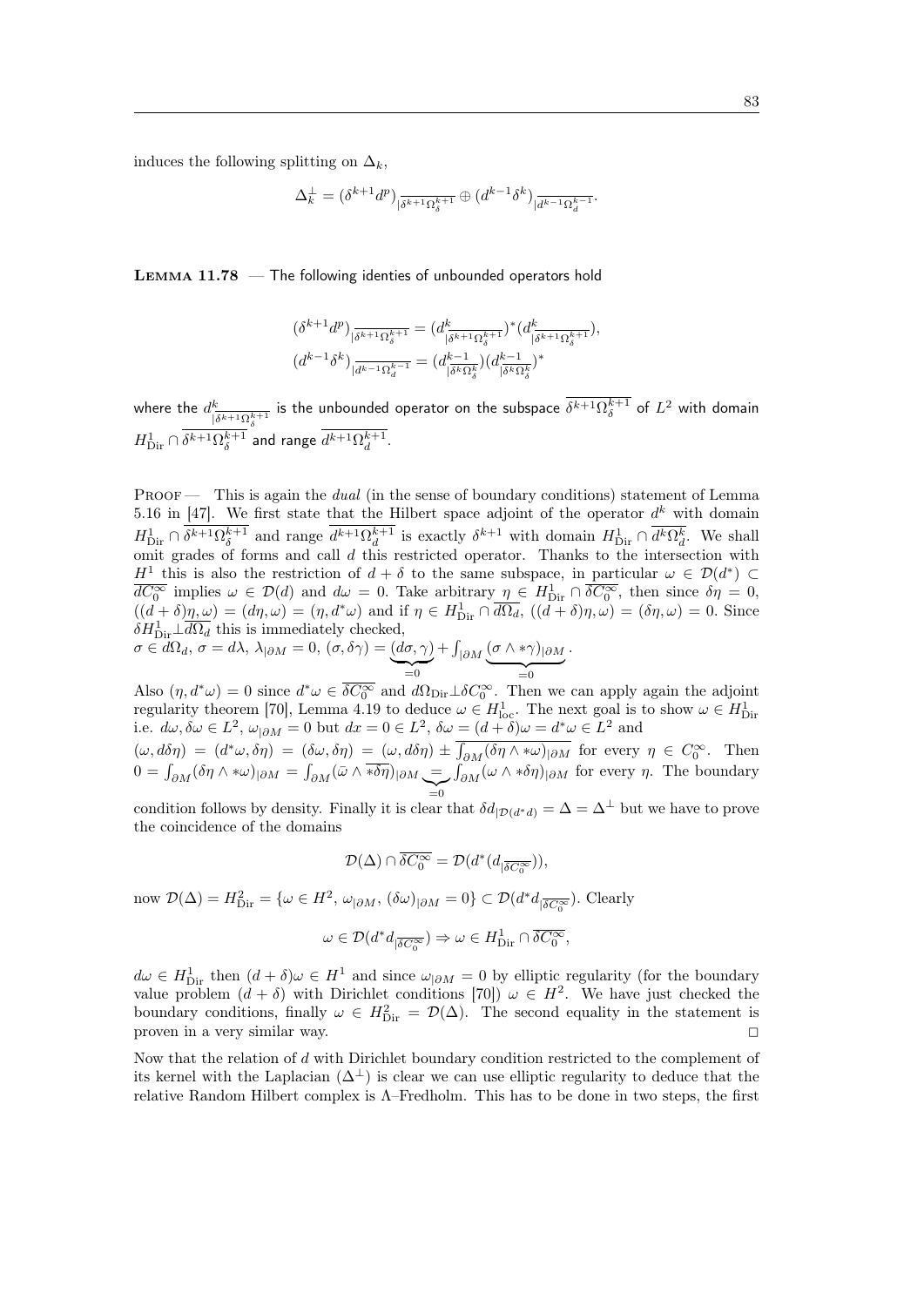induces the following splitting on $\Delta_k$,

$$\Delta_k^\perp = (\delta^{k+1} d^p)_{|\overline{\delta^{k+1}\Omega_\delta^{k+1}}} \oplus (d^{k-1}\delta^k)_{|\overline{d^{k-1}\Omega_d^{k-1}}}.$$

**Lemma 11.78** — The following identies of unbounded operators hold

$$(\delta^{k+1} d^p)_{|\overline{\delta^{k+1}\Omega_\delta^{k+1}}} = (d^k_{|\overline{\delta^{k+1}\Omega_\delta^{k+1}}})^* (d^k_{|\overline{\delta^{k+1}\Omega_\delta^{k+1}}}),$$
$$(d^{k-1}\delta^k)_{|\overline{d^{k-1}\Omega_d^{k-1}}} = (d^{k-1}_{|\overline{\delta^k\Omega_\delta^k}})(d^{k-1}_{|\overline{\delta^k\Omega_\delta^k}})^*$$

where the $d^k_{|\overline{\delta^{k+1}\Omega_\delta^{k+1}}}$ is the unbounded operator on the subspace $\overline{\delta^{k+1}\Omega_\delta^{k+1}}$ of $L^2$ with domain $H^1_{\mathrm{Dir}} \cap \overline{\delta^{k+1}\Omega_\delta^{k+1}}$ and range $\overline{d^{k+1}\Omega_d^{k+1}}$.

Proof — This is again the *dual* (in the sense of boundary conditions) statement of Lemma 5.16 in [47]. We first state that the Hilbert space adjoint of the operator $d^k$ with domain $H^1_{\mathrm{Dir}} \cap \overline{\delta^{k+1}\Omega_\delta^{k+1}}$ and range $\overline{d^{k+1}\Omega_d^{k+1}}$ is exactly $\delta^{k+1}$ with domain $H^1_{\mathrm{Dir}} \cap \overline{d^k\Omega_d^k}$. We shall omit grades of forms and call $d$ this restricted operator. Thanks to the intersection with $H^1$ this is also the restriction of $d+\delta$ to the same subspace, in particular $\omega \in \mathcal{D}(d^*) \subset \overline{dC_0^\infty}$ implies $\omega \in \mathcal{D}(d)$ and $d\omega = 0$. Take arbitrary $\eta \in H^1_{\mathrm{Dir}} \cap \overline{\delta C_0^\infty}$, then since $\delta\eta = 0$, $((d+\delta)\eta, \omega) = (d\eta, \omega) = (\eta, d^*\omega)$ and if $\eta \in H^1_{\mathrm{Dir}} \cap \overline{d\Omega_d}$, $((d+\delta)\eta, \omega) = (\delta\eta, \omega) = 0$. Since $\delta H^1_{\mathrm{Dir}} \perp \overline{d\Omega_d}$ this is immediately checked,
$\sigma \in d\Omega_d$, $\sigma = d\lambda$, $\lambda_{|\partial M} = 0$, $(\sigma, \delta\gamma) = \underbrace{(d\sigma, \gamma)}_{=0} + \int_{|\partial M} \underbrace{(\sigma \wedge *\gamma)_{|\partial M}}_{=0}$.
Also $(\eta, d^*\omega) = 0$ since $d^*\omega \in \overline{\delta C_0^\infty}$ and $d\Omega_{\mathrm{Dir}} \perp \delta C_0^\infty$. Then we can apply again the adjoint regularity theorem [70], Lemma 4.19 to deduce $\omega \in H^1_{\mathrm{loc}}$. The next goal is to show $\omega \in H^1_{\mathrm{Dir}}$ i.e. $d\omega, \delta\omega \in L^2$, $\omega_{|\partial M} = 0$ but $dx = 0 \in L^2$, $\delta\omega = (d+\delta)\omega = d^*\omega \in L^2$ and $(\omega, d\delta\eta) = (d^*\omega, \delta\eta) = (\delta\omega, \delta\eta) = (\omega, d\delta\eta) \pm \overline{\int_{\partial M} (\delta\eta \wedge *\omega)_{|\partial M}}$ for every $\eta \in C_0^\infty$. Then $0 = \int_{\partial M} (\delta\eta \wedge *\omega)_{|\partial M} = \int_{\partial M} (\bar{\omega} \wedge \overline{*\delta\eta})_{|\partial M} \underbrace{=}_{=0} \int_{\partial M} (\omega \wedge *\delta\eta)_{|\partial M}$ for every $\eta$. The boundary condition follows by density. Finally it is clear that $\delta d_{|\mathcal{D}(d^* d)} = \Delta = \Delta^\perp$ but we have to prove the coincidence of the domains

$$\mathcal{D}(\Delta) \cap \overline{\delta C_0^\infty} = \mathcal{D}(d^*(d_{|\overline{\delta C_0^\infty}})),$$

now $\mathcal{D}(\Delta) = H^2_{\mathrm{Dir}} = \{\omega \in H^2, \omega_{|\partial M}, (\delta\omega)_{|\partial M} = 0\} \subset \mathcal{D}(d^* d_{|\overline{\delta C_0^\infty}})$. Clearly

$$\omega \in \mathcal{D}(d^* d_{|\overline{\delta C_0^\infty}}) \Rightarrow \omega \in H^1_{\mathrm{Dir}} \cap \overline{\delta C_0^\infty},$$

$d\omega \in H^1_{\mathrm{Dir}}$ then $(d+\delta)\omega \in H^1$ and since $\omega_{|\partial M} = 0$ by elliptic regularity (for the boundary value problem $(d+\delta)$ with Dirichlet conditions [70]) $\omega \in H^2$. We have just checked the boundary conditions, finally $\omega \in H^2_{\mathrm{Dir}} = \mathcal{D}(\Delta)$. The second equality in the statement is proven in a very similar way. □

Now that the relation of $d$ with Dirichlet boundary condition restricted to the complement of its kernel with the Laplacian $(\Delta^\perp)$ is clear we can use elliptic regularity to deduce that the relative Random Hilbert complex is $\Lambda$–Fredholm. This has to be done in two steps, the first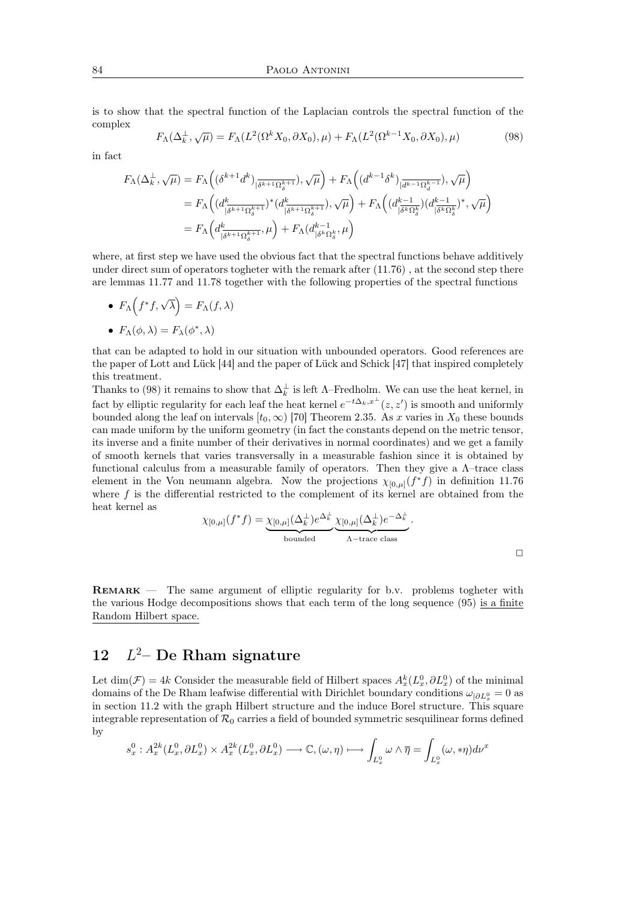is to show that the spectral function of the Laplacian controls the spectral function of the complex

$$F_\Lambda(\Delta_k^\perp, \sqrt{\mu}) = F_\Lambda(L^2(\Omega^k X_0, \partial X_0), \mu) + F_\Lambda(L^2(\Omega^{k-1} X_0, \partial X_0), \mu) \tag{98}$$

in fact

$$\begin{aligned}
F_\Lambda(\Delta_k^\perp, \sqrt{\mu}) &= F_\Lambda\Big((\delta^{k+1} d^k)_{|\overline{\delta^{k+1}\Omega_\delta^{k+1}}}, \sqrt{\mu}\Big) + F_\Lambda\Big((d^{k-1}\delta^k)_{|\overline{d^{k-1}\Omega_d^{k-1}}}, \sqrt{\mu}\Big) \\
&= F_\Lambda\Big((d^k_{|\overline{\delta^{k+1}\Omega_\delta^{k+1}}})^*(d^k_{|\overline{\delta^{k+1}\Omega_\delta^{k+1}}}), \sqrt{\mu}\Big) + F_\Lambda\Big((d^{k-1}_{|\overline{\delta^k\Omega_\delta^k}})(d^{k-1}_{|\overline{\delta^k\Omega_\delta^k}})^*, \sqrt{\mu}\Big) \\
&= F_\Lambda\Big(d^k_{|\overline{\delta^{k+1}\Omega_\delta^{k+1}}}, \mu\Big) + F_\Lambda(d^{k-1}_{|\overline{\delta^k\Omega_\delta^k}}, \mu\Big)
\end{aligned}$$

where, at first step we have used the obvious fact that the spectral functions behave additively under direct sum of operators togheter with the remark after (11.76) , at the second step there are lemmas 11.77 and 11.78 together with the following properties of the spectral functions

- $F_\Lambda\Big(f^* f, \sqrt{\lambda}\Big) = F_\Lambda(f, \lambda)$
- $F_\Lambda(\phi, \lambda) = F_\lambda(\phi^*, \lambda)$

that can be adapted to hold in our situation with unbounded operators. Good references are the paper of Lott and Lück [44] and the paper of Lück and Schick [47] that inspired completely this treatment.

Thanks to (98) it remains to show that $\Delta_k^\perp$ is left $\Lambda$–Fredholm. We can use the heat kernel, in fact by elliptic regularity for each leaf the heat kernel $e^{-t\Delta_k, x^\perp}(z, z')$ is smooth and uniformly bounded along the leaf on intervals $[t_0, \infty)$ [70] Theorem 2.35. As $x$ varies in $X_0$ these bounds can made uniform by the uniform geometry (in fact the constants depend on the metric tensor, its inverse and a finite number of their derivatives in normal coordinates) and we get a family of smooth kernels that varies transversally in a measurable fashion since it is obtained by functional calculus from a measurable family of operators. Then they give a $\Lambda$–trace class element in the Von neumann algebra. Now the projections $\chi_{[0,\mu]}(f^* f)$ in definition 11.76 where $f$ is the differential restricted to the complement of its kernel are obtained from the heat kernel as

$$\chi_{[0,\mu]}(f^* f) = \underbrace{\chi_{[0,\mu]}(\Delta_k^\perp) e^{\Delta_k^\perp}}_{\text{bounded}} \underbrace{\chi_{[0,\mu]}(\Delta_k^\perp) e^{-\Delta_k^\perp}}_{\Lambda-\text{trace class}}.$$

□

**Remark** — The same argument of elliptic regularity for b.v. problems togheter with the various Hodge decompositions shows that each term of the long sequence (95) is a finite Random Hilbert space.

# 12 $L^2$– De Rham signature

Let $\dim(\mathcal{F}) = 4k$ Consider the measurable field of Hilbert spaces $A_x^k(L_x^0, \partial L_x^0)$ of the minimal domains of the De Rham leafwise differential with Dirichlet boundary conditions $\omega_{|\partial L_x^0} = 0$ as in section 11.2 with the graph Hilbert structure and the induce Borel structure. This square integrable representation of $\mathcal{R}_0$ carries a field of bounded symmetric sesquilinear forms defined by

$$s_x^0 : A_x^{2k}(L_x^0, \partial L_x^0) \times A_x^{2k}(L_x^0, \partial L_x^0) \longrightarrow \mathbb{C}, (\omega, \eta) \longmapsto \int_{L_x^0} \omega \wedge \overline{\eta} = \int_{L_x^0} (\omega, *\eta) d\nu^x$$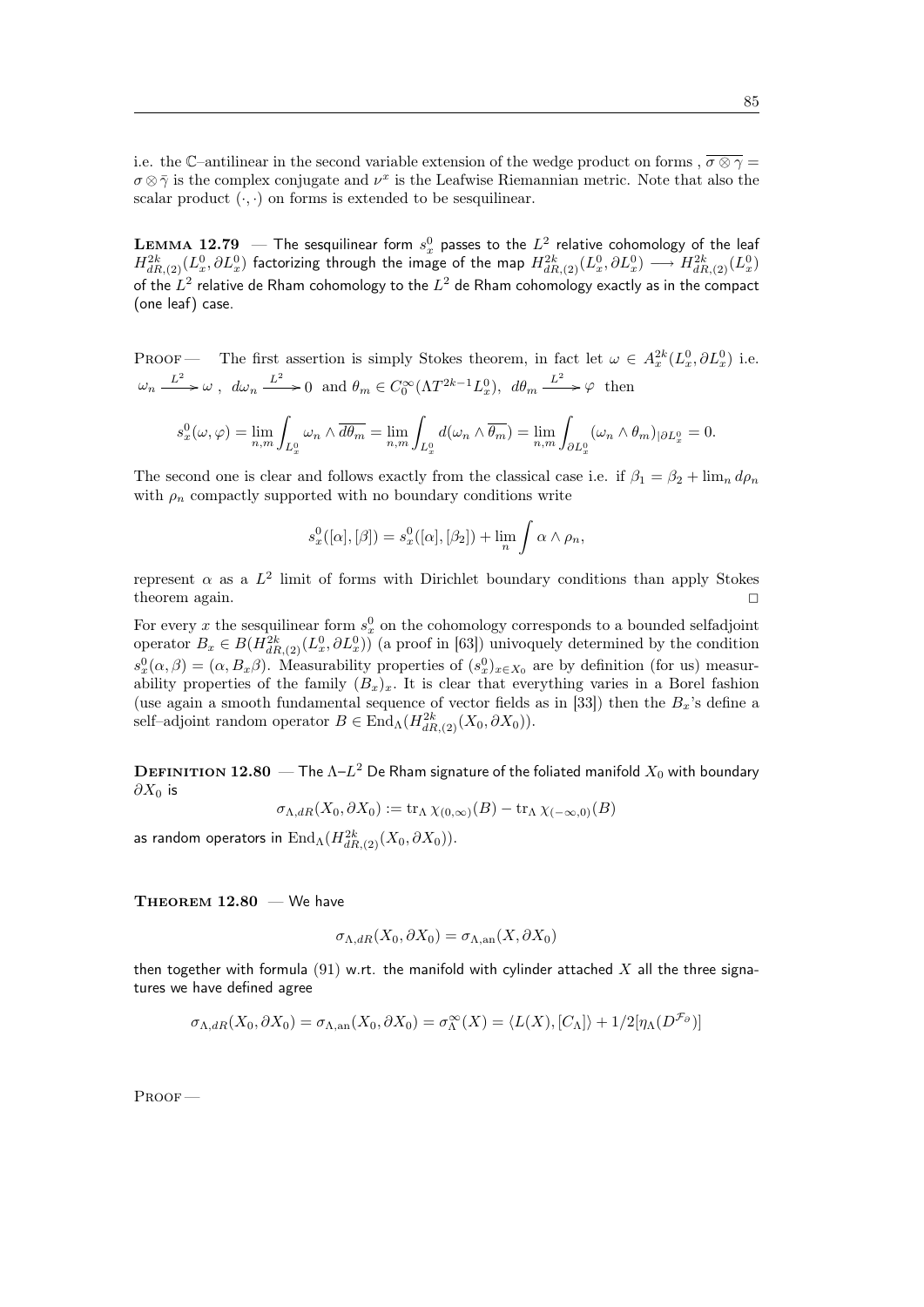i.e. the $\mathbb{C}$–antilinear in the second variable extension of the wedge product on forms , $\overline{\sigma \otimes \gamma} = \sigma \otimes \bar{\gamma}$ is the complex conjugate and $\nu^x$ is the Leafwise Riemannian metric. Note that also the scalar product $(\cdot, \cdot)$ on forms is extended to be sesquilinear.

**Lemma 12.79** — The sesquilinear form $s_x^0$ passes to the $L^2$ relative cohomology of the leaf $H^{2k}_{dR,(2)}(L_x^0, \partial L_x^0)$ factorizing through the image of the map $H^{2k}_{dR,(2)}(L_x^0, \partial L_x^0) \longrightarrow H^{2k}_{dR,(2)}(L_x^0)$ of the $L^2$ relative de Rham cohomology to the $L^2$ de Rham cohomology exactly as in the compact (one leaf) case.

Proof — The first assertion is simply Stokes theorem, in fact let $\omega \in A_x^{2k}(L_x^0, \partial L_x^0)$ i.e. $\omega_n \xrightarrow{L^2} \omega$ , $d\omega_n \xrightarrow{L^2} 0$ and $\theta_m \in C_0^\infty(\Lambda T^{2k-1} L_x^0)$, $d\theta_m \xrightarrow{L^2} \varphi$ then

$$s_x^0(\omega, \varphi) = \lim_{n,m} \int_{L_x^0} \omega_n \wedge \overline{d\theta_m} = \lim_{n,m} \int_{L_x^0} d(\omega_n \wedge \overline{\theta_m}) = \lim_{n,m} \int_{\partial L_x^0} (\omega_n \wedge \theta_m)_{|\partial L_x^0} = 0.$$

The second one is clear and follows exactly from the classical case i.e. if $\beta_1 = \beta_2 + \lim_n d\rho_n$ with $\rho_n$ compactly supported with no boundary conditions write

$$s_x^0([\alpha], [\beta]) = s_x^0([\alpha], [\beta_2]) + \lim_n \int \alpha \wedge \rho_n,$$

represent $\alpha$ as a $L^2$ limit of forms with Dirichlet boundary conditions than apply Stokes theorem again. □

For every $x$ the sesquilinear form $s_x^0$ on the cohomology corresponds to a bounded selfadjoint operator $B_x \in B(H^{2k}_{dR,(2)}(L_x^0, \partial L_x^0))$ (a proof in [63]) univoquely determined by the condition $s_x^0(\alpha, \beta) = (\alpha, B_x \beta)$. Measurability properties of $(s_x^0)_{x \in X_0}$ are by definition (for us) measurability properties of the family $(B_x)_x$. It is clear that everything varies in a Borel fashion (use again a smooth fundamental sequence of vector fields as in [33]) then the $B_x$'s define a self–adjoint random operator $B \in \mathrm{End}_\Lambda(H^{2k}_{dR,(2)}(X_0, \partial X_0))$.

**Definition 12.80** — The $\Lambda$–$L^2$ De Rham signature of the foliated manifold $X_0$ with boundary $\partial X_0$ is

$$\sigma_{\Lambda,dR}(X_0, \partial X_0) := \mathrm{tr}_\Lambda \, \chi_{(0,\infty)}(B) - \mathrm{tr}_\Lambda \, \chi_{(-\infty,0)}(B)$$

as random operators in $\mathrm{End}_\Lambda(H^{2k}_{dR,(2)}(X_0, \partial X_0))$.

**Theorem 12.80** — We have

$$\sigma_{\Lambda,dR}(X_0, \partial X_0) = \sigma_{\Lambda,\mathrm{an}}(X, \partial X_0)$$

then together with formula (91) w.rt. the manifold with cylinder attached $X$ all the three signatures we have defined agree

$$\sigma_{\Lambda,dR}(X_0, \partial X_0) = \sigma_{\Lambda,\mathrm{an}}(X_0, \partial X_0) = \sigma_\Lambda^\infty(X) = \langle L(X), [C_\Lambda] \rangle + 1/2[\eta_\Lambda(D^{\mathcal{F}_\partial})]$$

Proof —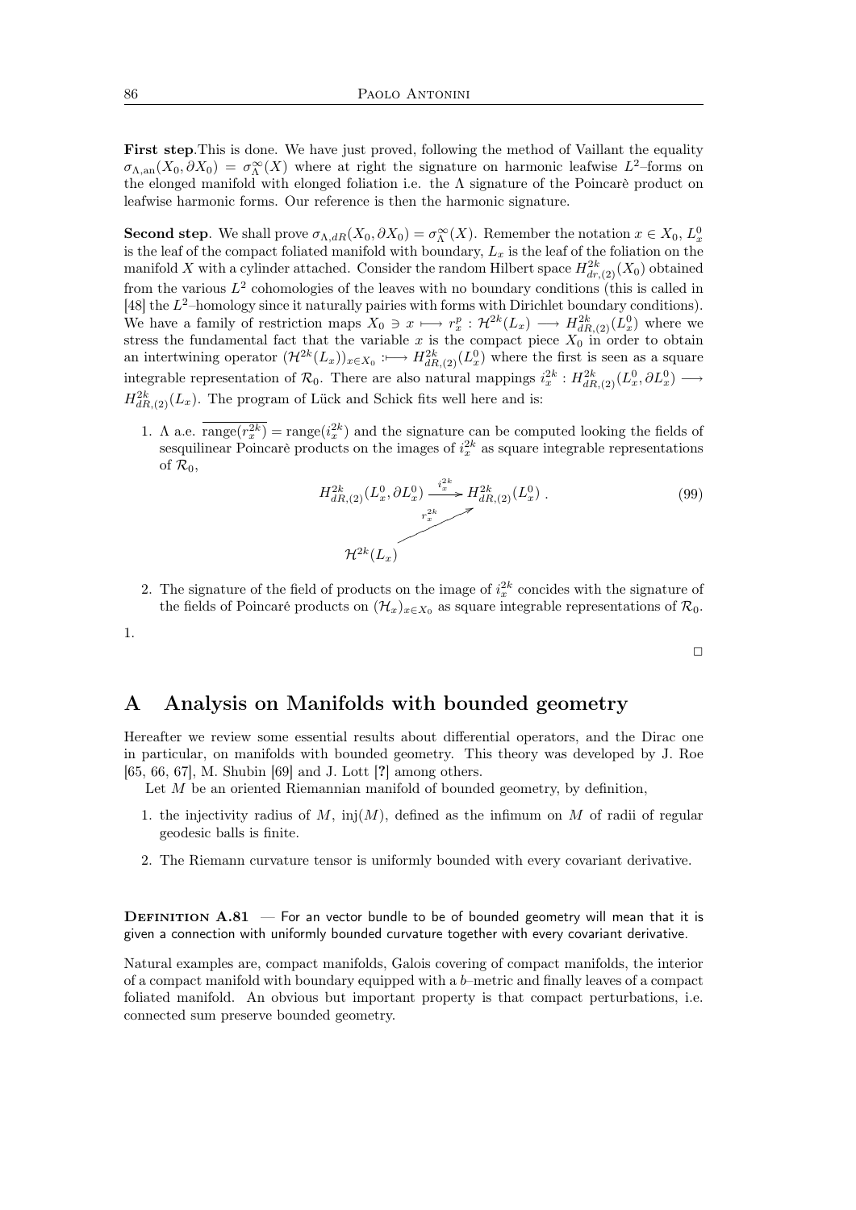**First step**.This is done. We have just proved, following the method of Vaillant the equality $\sigma_{\Lambda,\mathrm{an}}(X_0,\partial X_0)=\sigma^{\infty}_{\Lambda}(X)$ where at right the signature on harmonic leafwise $L^2$–forms on the elonged manifold with elonged foliation i.e. the $\Lambda$ signature of the Poincarè product on leafwise harmonic forms. Our reference is then the harmonic signature.

**Second step**. We shall prove $\sigma_{\Lambda,dR}(X_0,\partial X_0)=\sigma^{\infty}_{\Lambda}(X)$. Remember the notation $x\in X_0$, $L^0_x$ is the leaf of the compact foliated manifold with boundary, $L_x$ is the leaf of the foliation on the manifold $X$ with a cylinder attached. Consider the random Hilbert space $H^{2k}_{dr,(2)}(X_0)$ obtained from the various $L^2$ cohomologies of the leaves with no boundary conditions (this is called in [48] the $L^2$–homology since it naturally pairies with forms with Dirichlet boundary conditions). We have a family of restriction maps $X_0\ni x\longmapsto r^p_x:\mathcal{H}^{2k}(L_x)\longrightarrow H^{2k}_{dR,(2)}(L^0_x)$ where we stress the fundamental fact that the variable $x$ is the compact piece $X_0$ in order to obtain an intertwining operator $(\mathcal{H}^{2k}(L_x))_{x\in X_0}:\longmapsto H^{2k}_{dR,(2)}(L^0_x)$ where the first is seen as a square integrable representation of $\mathcal{R}_0$. There are also natural mappings $i^{2k}_x:H^{2k}_{dR,(2)}(L^0_x,\partial L^0_x)\longrightarrow H^{2k}_{dR,(2)}(L_x)$. The program of Lück and Schick fits well here and is:

1. $\Lambda$ a.e. $\overline{\mathrm{range}(r^{2k}_x)}=\mathrm{range}(i^{2k}_x)$ and the signature can be computed looking the fields of sesquilinear Poincarè products on the images of $i^{2k}_x$ as square integrable representations of $\mathcal{R}_0$,

$$
\begin{array}{ccc}
H^{2k}_{dR,(2)}(L^0_x,\partial L^0_x) & \xrightarrow{\;i^{2k}_x\;} & H^{2k}_{dR,(2)}(L^0_x)\,. \\
 & \nearrow_{r^{2k}_x} & \\
\mathcal{H}^{2k}(L_x) & &
\end{array}
\tag{99}
$$

2. The signature of the field of products on the image of $i^{2k}_x$ concides with the signature of the fields of Poincaré products on $(\mathcal{H}_x)_{x\in X_0}$ as square integrable representations of $\mathcal{R}_0$.

1.

□

# A Analysis on Manifolds with bounded geometry

Hereafter we review some essential results about differential operators, and the Dirac one in particular, on manifolds with bounded geometry. This theory was developed by J. Roe [65, 66, 67], M. Shubin [69] and J. Lott [?] among others.

Let $M$ be an oriented Riemannian manifold of bounded geometry, by definition,

1. the injectivity radius of $M$, $\mathrm{inj}(M)$, defined as the infimum on $M$ of radii of regular geodesic balls is finite.
2. The Riemann curvature tensor is uniformly bounded with every covariant derivative.

**Definition A.81** — For an vector bundle to be of bounded geometry will mean that it is given a connection with uniformly bounded curvature together with every covariant derivative.

Natural examples are, compact manifolds, Galois covering of compact manifolds, the interior of a compact manifold with boundary equipped with a $b$–metric and finally leaves of a compact foliated manifold. An obvious but important property is that compact perturbations, i.e. connected sum preserve bounded geometry.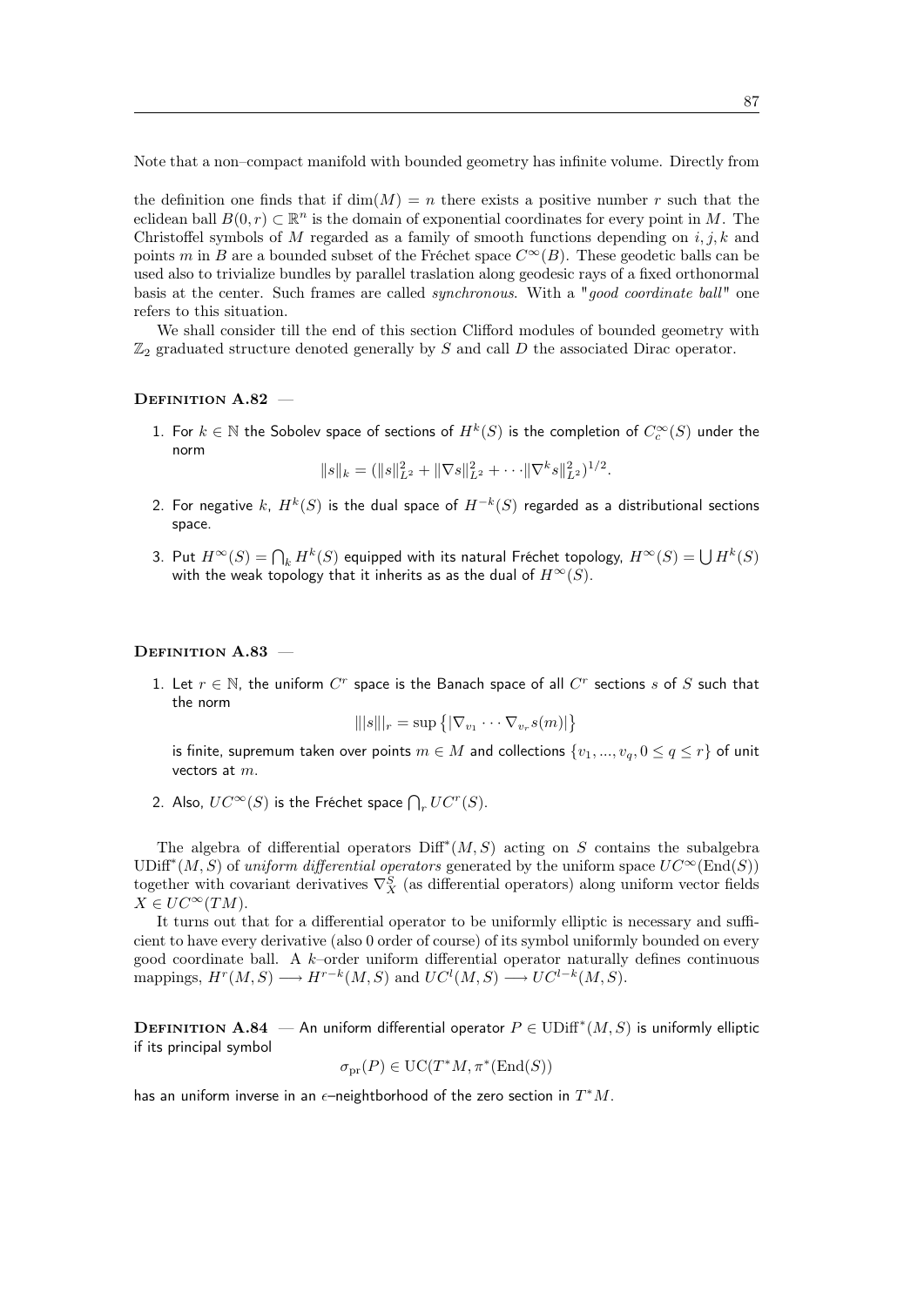Note that a non–compact manifold with bounded geometry has infinite volume. Directly from

the definition one finds that if $\dim(M) = n$ there exists a positive number $r$ such that the eclidean ball $B(0,r) \subset \mathbb{R}^n$ is the domain of exponential coordinates for every point in $M$. The Christoffel symbols of $M$ regarded as a family of smooth functions depending on $i, j, k$ and points $m$ in $B$ are a bounded subset of the Fréchet space $C^\infty(B)$. These geodetic balls can be used also to trivialize bundles by parallel traslation along geodesic rays of a fixed orthonormal basis at the center. Such frames are called *synchronous*. With a "*good coordinate ball*" one refers to this situation.

We shall consider till the end of this section Clifford modules of bounded geometry with $\mathbb{Z}_2$ graduated structure denoted generally by $S$ and call $D$ the associated Dirac operator.

**Definition A.82** —

1. For $k \in \mathbb{N}$ the Sobolev space of sections of $H^k(S)$ is the completion of $C_c^\infty(S)$ under the norm
$$\|s\|_k = (\|s\|_{L^2}^2 + \|\nabla s\|_{L^2}^2 + \cdots \|\nabla^k s\|_{L^2}^2)^{1/2}.$$
2. For negative $k$, $H^k(S)$ is the dual space of $H^{-k}(S)$ regarded as a distributional sections space.
3. Put $H^\infty(S) = \bigcap_k H^k(S)$ equipped with its natural Fréchet topology, $H^\infty(S) = \bigcup H^k(S)$ with the weak topology that it inherits as as the dual of $H^\infty(S)$.

**Definition A.83** —

1. Let $r \in \mathbb{N}$, the uniform $C^r$ space is the Banach space of all $C^r$ sections $s$ of $S$ such that the norm
$$|||s|||_r = \sup \left\{ |\nabla_{v_1} \cdots \nabla_{v_r} s(m)| \right\}$$
is finite, supremum taken over points $m \in M$ and collections $\{v_1, ..., v_q, 0 \leq q \leq r\}$ of unit vectors at $m$.
2. Also, $UC^\infty(S)$ is the Fréchet space $\bigcap_r UC^r(S)$.

The algebra of differential operators $\mathrm{Diff}^*(M,S)$ acting on $S$ contains the subalgebra $\mathrm{UDiff}^*(M,S)$ of *uniform differential operators* generated by the uniform space $UC^\infty(\mathrm{End}(S))$ together with covariant derivatives $\nabla_X^S$ (as differential operators) along uniform vector fields $X \in UC^\infty(TM)$.

It turns out that for a differential operator to be uniformly elliptic is necessary and sufficient to have every derivative (also 0 order of course) of its symbol uniformly bounded on every good coordinate ball. A $k$–order uniform differential operator naturally defines continuous mappings, $H^r(M,S) \longrightarrow H^{r-k}(M,S)$ and $UC^l(M,S) \longrightarrow UC^{l-k}(M,S)$.

**Definition A.84** — An uniform differential operator $P \in \mathrm{UDiff}^*(M,S)$ is uniformly elliptic if its principal symbol
$$\sigma_{\mathrm{pr}}(P) \in \mathrm{UC}(T^*M, \pi^*(\mathrm{End}(S))$$
has an uniform inverse in an $\epsilon$–neightborhood of the zero section in $T^*M$.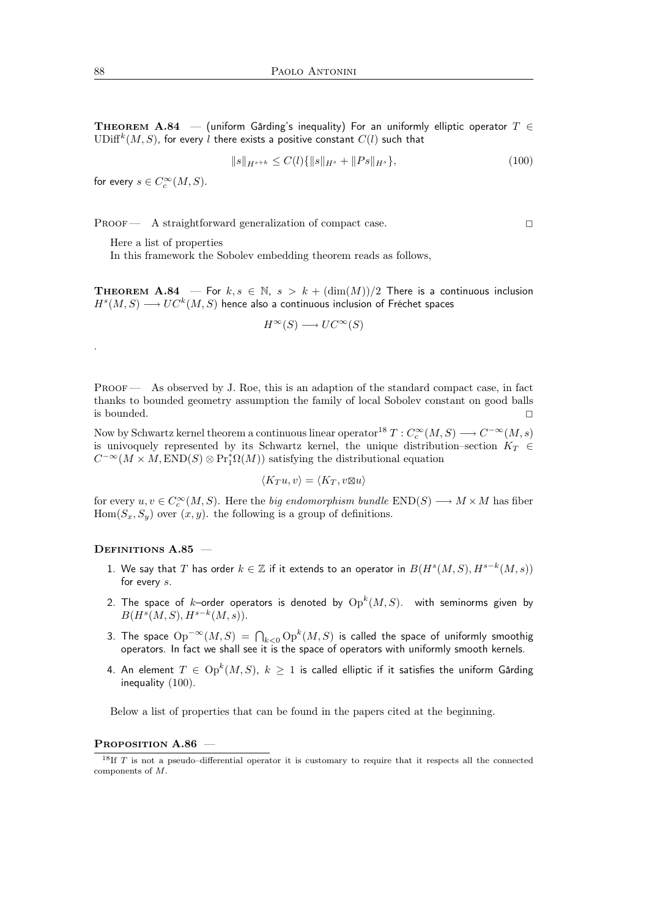**Theorem A.84** — (uniform Gårding's inequality) For an uniformly elliptic operator $T \in \mathrm{UDiff}^k(M,S)$, for every $l$ there exists a positive constant $C(l)$ such that

$$\|s\|_{H^{s+k}} \leq C(l)\{\|s\|_{H^s} + \|Ps\|_{H^s}\}, \tag{100}$$

for every $s \in C_c^\infty(M,S)$.

Proof — A straightforward generalization of compact case. □

Here a list of properties

In this framework the Sobolev embedding theorem reads as follows,

**Theorem A.84** — For $k, s \in \mathbb{N}$, $s > k + (\dim(M))/2$ There is a continuous inclusion $H^s(M,S) \longrightarrow UC^k(M,S)$ hence also a continuous inclusion of Fréchet spaces

$$H^\infty(S) \longrightarrow UC^\infty(S)$$

.

Proof — As observed by J. Roe, this is an adaption of the standard compact case, in fact thanks to bounded geometry assumption the family of local Sobolev constant on good balls is bounded. □

Now by Schwartz kernel theorem a continuous linear operator[18] $T : C_c^\infty(M,S) \longrightarrow C^{-\infty}(M,s)$ is univoquely represented by its Schwartz kernel, the unique distribution–section $K_T \in C^{-\infty}(M \times M, \mathrm{END}(S) \otimes \mathrm{Pr}_1^*\Omega(M))$ satisfying the distributional equation

$$\langle K_T u, v\rangle = \langle K_T, v \boxtimes u\rangle$$

for every $u, v \in C_c^\infty(M,S)$. Here the *big endomorphism bundle* $\mathrm{END}(S) \longrightarrow M \times M$ has fiber $\mathrm{Hom}(S_x, S_y)$ over $(x,y)$. the following is a group of definitions.

**Definitions A.85** —

1. We say that $T$ has order $k \in \mathbb{Z}$ if it extends to an operator in $B(H^s(M,S), H^{s-k}(M,s))$ for every $s$.
2. The space of $k$–order operators is denoted by $\mathrm{Op}^k(M,S)$. with seminorms given by $B(H^s(M,S), H^{s-k}(M,s))$.
3. The space $\mathrm{Op}^{-\infty}(M,S) = \bigcap_{k<0} \mathrm{Op}^k(M,S)$ is called the space of uniformly smoothig operators. In fact we shall see it is the space of operators with uniformly smooth kernels.
4. An element $T \in \mathrm{Op}^k(M,S)$, $k \geq 1$ is called elliptic if it satisfies the uniform Gårding inequality (100).

Below a list of properties that can be found in the papers cited at the beginning.

**Proposition A.86** —

[18] If $T$ is not a pseudo–differential operator it is customary to require that it respects all the connected components of $M$.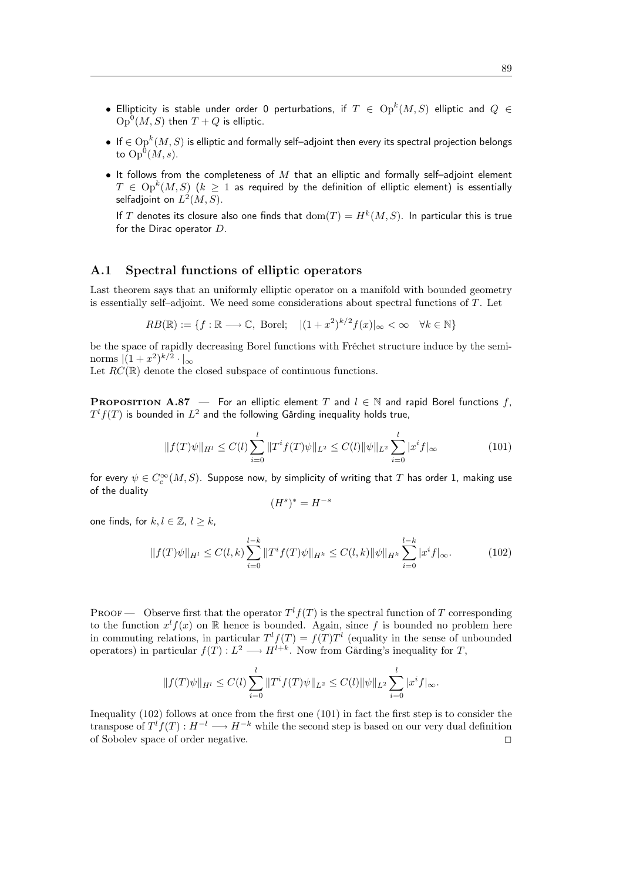- Ellipticity is stable under order 0 perturbations, if $T \in \mathrm{Op}^k(M,S)$ elliptic and $Q \in \mathrm{Op}^0(M,S)$ then $T+Q$ is elliptic.
- If $\in \mathrm{Op}^k(M,S)$ is elliptic and formally self–adjoint then every its spectral projection belongs to $\mathrm{Op}^0(M,s)$.
- It follows from the completeness of $M$ that an elliptic and formally self–adjoint element $T \in \mathrm{Op}^k(M,S)$ ($k \geq 1$ as required by the definition of elliptic element) is essentially selfadjoint on $L^2(M,S)$.

  If $T$ denotes its closure also one finds that $\mathrm{dom}(T) = H^k(M,S)$. In particular this is true for the Dirac operator $D$.

## A.1 Spectral functions of elliptic operators

Last theorem says that an uniformly elliptic operator on a manifold with bounded geometry is essentially self–adjoint. We need some considerations about spectral functions of $T$. Let

$$RB(\mathbb{R}) := \{f : \mathbb{R} \longrightarrow \mathbb{C}, \text{ Borel}; \quad |(1+x^2)^{k/2} f(x)|_\infty < \infty \quad \forall k \in \mathbb{N}\}$$

be the space of rapidly decreasing Borel functions with Fréchet structure induce by the seminorms $|(1+x^2)^{k/2} \cdot |_\infty$

Let $RC(\mathbb{R})$ denote the closed subspace of continuous functions.

**Proposition A.87** — For an elliptic element $T$ and $l \in \mathbb{N}$ and rapid Borel functions $f$, $T^l f(T)$ is bounded in $L^2$ and the following Gårding inequality holds true,

$$\|f(T)\psi\|_{H^l} \leq C(l) \sum_{i=0}^{l} \|T^i f(T)\psi\|_{L^2} \leq C(l)\|\psi\|_{L^2} \sum_{i=0}^{l} |x^i f|_\infty \tag{101}$$

for every $\psi \in C_c^\infty(M,S)$. Suppose now, by simplicity of writing that $T$ has order 1, making use of the duality

$$(H^s)^* = H^{-s}$$

one finds, for $k,l \in \mathbb{Z}$, $l \geq k$,

$$\|f(T)\psi\|_{H^l} \leq C(l,k) \sum_{i=0}^{l-k} \|T^i f(T)\psi\|_{H^k} \leq C(l,k)\|\psi\|_{H^k} \sum_{i=0}^{l-k} |x^i f|_\infty. \tag{102}$$

Proof — Observe first that the operator $T^l f(T)$ is the spectral function of $T$ corresponding to the function $x^l f(x)$ on $\mathbb{R}$ hence is bounded. Again, since $f$ is bounded no problem here in commuting relations, in particular $T^l f(T) = f(T)T^l$ (equality in the sense of unbounded operators) in particular $f(T) : L^2 \longrightarrow H^{l+k}$. Now from Gårding's inequality for $T$,

$$\|f(T)\psi\|_{H^l} \leq C(l) \sum_{i=0}^{l} \|T^i f(T)\psi\|_{L^2} \leq C(l)\|\psi\|_{L^2} \sum_{i=0}^{l} |x^i f|_\infty.$$

Inequality (102) follows at once from the first one (101) in fact the first step is to consider the transpose of $T^l f(T) : H^{-l} \longrightarrow H^{-k}$ while the second step is based on our very dual definition of Sobolev space of order negative. □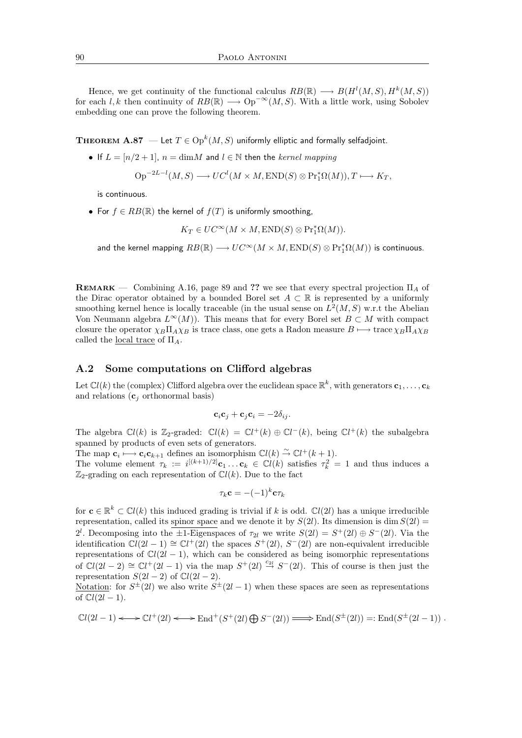Hence, we get continuity of the functional calculus $RB(\mathbb{R}) \longrightarrow B(H^l(M,S), H^k(M,S))$ for each $l, k$ then continuity of $RB(\mathbb{R}) \longrightarrow \mathrm{Op}^{-\infty}(M,S)$. With a little work, using Sobolev embedding one can prove the following theorem.

**Theorem A.87** — Let $T \in \mathrm{Op}^k(M,S)$ uniformly elliptic and formally selfadjoint.

- If $L = [n/2+1]$, $n = \dim M$ and $l \in \mathbb{N}$ then the *kernel mapping*

$$\mathrm{Op}^{-2L-l}(M,S) \longrightarrow UC^l(M \times M, \mathrm{END}(S) \otimes \mathrm{Pr}_1^*\Omega(M)), T \longmapsto K_T,$$

  is continuous.

- For $f \in RB(\mathbb{R})$ the kernel of $f(T)$ is uniformly smoothing,

$$K_T \in UC^\infty(M \times M, \mathrm{END}(S) \otimes \mathrm{Pr}_1^*\Omega(M)).$$

  and the kernel mapping $RB(\mathbb{R}) \longrightarrow UC^\infty(M \times M, \mathrm{END}(S) \otimes \mathrm{Pr}_1^*\Omega(M))$ is continuous.

**Remark** — Combining A.16, page 89 and **??** we see that every spectral projection $\Pi_A$ of the Dirac operator obtained by a bounded Borel set $A \subset \mathbb{R}$ is represented by a uniformly smoothing kernel hence is locally traceable (in the usual sense on $L^2(M,S)$ w.r.t the Abelian Von Neumann algebra $L^\infty(M)$). This means that for every Borel set $B \subset M$ with compact closure the operator $\chi_B \Pi_A \chi_B$ is trace class, one gets a Radon measure $B \longmapsto \operatorname{trace} \chi_B \Pi_A \chi_B$ called the local trace of $\Pi_A$.

## A.2 Some computations on Clifford algebras

Let $\mathbb{C}l(k)$ the (complex) Clifford algebra over the euclidean space $\mathbb{R}^k$, with generators $\mathbf{c}_1, \ldots, \mathbf{c}_k$ and relations ($\mathbf{c}_j$ orthonormal basis)

$$\mathbf{c}_i \mathbf{c}_j + \mathbf{c}_j \mathbf{c}_i = -2\delta_{ij}.$$

The algebra $\mathbb{C}l(k)$ is $\mathbb{Z}_2$-graded: $\mathbb{C}l(k) = \mathbb{C}l^+(k) \oplus \mathbb{C}l^-(k)$, being $\mathbb{C}l^+(k)$ the subalgebra spanned by products of even sets of generators.

The map $\mathbf{c}_i \longmapsto \mathbf{c}_i \mathbf{c}_{k+1}$ defines an isomorphism $\mathbb{C}l(k) \overset{\sim}{\to} \mathbb{C}l^+(k+1)$.

The volume element $\tau_k := i^{[(k+1)/2]} \mathbf{c}_1 \ldots \mathbf{c}_k \in \mathbb{C}l(k)$ satisfies $\tau_k^2 = 1$ and thus induces a $\mathbb{Z}_2$-grading on each representation of $\mathbb{C}l(k)$. Due to the fact

$$\tau_k \mathbf{c} = -(-1)^k \mathbf{c} \tau_k$$

for $\mathbf{c} \in \mathbb{R}^k \subset \mathbb{C}l(k)$ this induced grading is trivial if $k$ is odd. $\mathbb{C}l(2l)$ has a unique irreducible representation, called its spinor space and we denote it by $S(2l)$. Its dimension is $\dim S(2l) = 2^l$. Decomposing into the $\pm 1$-Eigenspaces of $\tau_{2l}$ we write $S(2l) = S^+(2l) \oplus S^-(2l)$. Via the identification $\mathbb{C}l(2l-1) \cong \mathbb{C}l^+(2l)$ the spaces $S^+(2l)$, $S^-(2l)$ are non-equivalent irreducible representations of $\mathbb{C}l(2l-1)$, which can be considered as being isomorphic representations of $\mathbb{C}l(2l-2) \cong \mathbb{C}l^+(2l-1)$ via the map $S^+(2l) \overset{c_{2l}}{\to} S^-(2l)$. This of course is then just the representation $S(2l-2)$ of $\mathbb{C}l(2l-2)$.

Notation: for $S^\pm(2l)$ we also write $S^\pm(2l-1)$ when these spaces are seen as representations of $\mathbb{C}l(2l-1)$.

$$\mathbb{C}l(2l-1) \longleftrightarrow \mathbb{C}l^+(2l) \longleftrightarrow \mathrm{End}^+(S^+(2l) \bigoplus S^-(2l)) \Longrightarrow \mathrm{End}(S^\pm(2l)) =: \mathrm{End}(S^\pm(2l-1)) .$$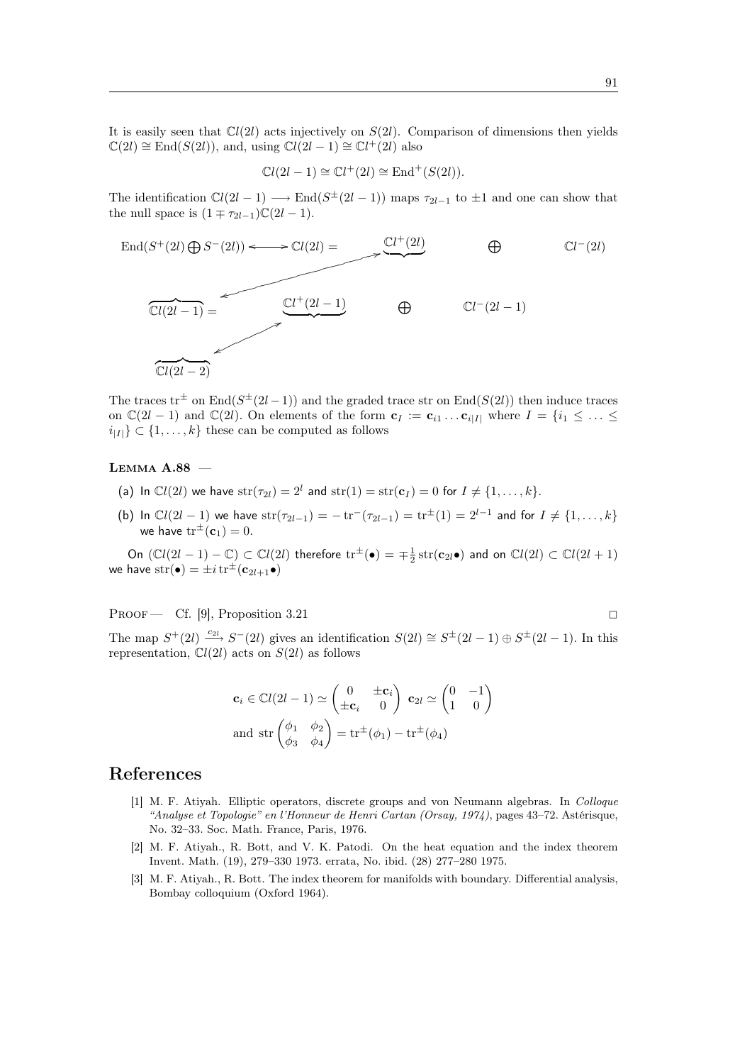It is easily seen that $\mathbb{C}l(2l)$ acts injectively on $S(2l)$. Comparison of dimensions then yields $\mathbb{C}(2l) \cong \mathrm{End}(S(2l))$, and, using $\mathbb{C}l(2l-1) \cong \mathbb{C}l^+(2l)$ also

$$\mathbb{C}l(2l-1) \cong \mathbb{C}l^+(2l) \cong \mathrm{End}^+(S(2l)).$$

The identification $\mathbb{C}l(2l-1) \longrightarrow \mathrm{End}(S^{\pm}(2l-1))$ maps $\tau_{2l-1}$ to $\pm 1$ and one can show that the null space is $(1 \mp \tau_{2l-1})\mathbb{C}(2l-1)$.

$$\begin{array}{ccccc}
\mathrm{End}(S^+(2l) \bigoplus S^-(2l)) \longleftrightarrow \mathbb{C}l(2l) = & & \underbrace{\mathbb{C}l^+(2l)} & \bigoplus & \mathbb{C}l^-(2l) \\
\overbrace{\mathbb{C}l(2l-1)} = & \underbrace{\mathbb{C}l^+(2l-1)} & \bigoplus & \mathbb{C}l^-(2l-1) & \\
\overbrace{\mathbb{C}l(2l-2)} & & & &
\end{array}$$

The traces $\mathrm{tr}^{\pm}$ on $\mathrm{End}(S^{\pm}(2l-1))$ and the graded trace str on $\mathrm{End}(S(2l))$ then induce traces on $\mathbb{C}(2l-1)$ and $\mathbb{C}(2l)$. On elements of the form $\mathbf{c}_I := \mathbf{c}_{i1} \ldots \mathbf{c}_{i|I|}$ where $I = \{i_1 \leq \ldots \leq i_{|I|}\} \subset \{1, \ldots, k\}$ these can be computed as follows

**Lemma A.88** —

(a) In $\mathbb{C}l(2l)$ we have $\mathrm{str}(\tau_{2l}) = 2^l$ and $\mathrm{str}(1) = \mathrm{str}(\mathbf{c}_I) = 0$ for $I \neq \{1, \ldots, k\}$.

(b) In $\mathbb{C}l(2l-1)$ we have $\mathrm{str}(\tau_{2l-1}) = -\mathrm{tr}^-(\tau_{2l-1}) = \mathrm{tr}^{\pm}(1) = 2^{l-1}$ and for $I \neq \{1, \ldots, k\}$ we have $\mathrm{tr}^{\pm}(\mathbf{c}_1) = 0$.

On $(\mathbb{C}l(2l-1) - \mathbb{C}) \subset \mathbb{C}l(2l)$ therefore $\mathrm{tr}^{\pm}(\bullet) = \mp\frac{1}{2}\mathrm{str}(\mathbf{c}_{2l}\bullet)$ and on $\mathbb{C}l(2l) \subset \mathbb{C}l(2l+1)$ we have $\mathrm{str}(\bullet) = \pm i\,\mathrm{tr}^{\pm}(\mathbf{c}_{2l+1}\bullet)$

Proof — Cf. [9], Proposition 3.21 □

The map $S^+(2l) \xrightarrow{c_{2l}} S^-(2l)$ gives an identification $S(2l) \cong S^{\pm}(2l-1) \oplus S^{\pm}(2l-1)$. In this representation, $\mathbb{C}l(2l)$ acts on $S(2l)$ as follows

$$\mathbf{c}_i \in \mathbb{C}l(2l-1) \simeq \begin{pmatrix} 0 & \pm\mathbf{c}_i \\ \pm\mathbf{c}_i & 0 \end{pmatrix} \; \mathbf{c}_{2l} \simeq \begin{pmatrix} 0 & -1 \\ 1 & 0 \end{pmatrix}$$

$$\text{and str} \begin{pmatrix} \phi_1 & \phi_2 \\ \phi_3 & \phi_4 \end{pmatrix} = \mathrm{tr}^{\pm}(\phi_1) - \mathrm{tr}^{\pm}(\phi_4)$$

# References

[1] M. F. Atiyah. Elliptic operators, discrete groups and von Neumann algebras. In *Colloque "Analyse et Topologie" en l'Honneur de Henri Cartan (Orsay, 1974)*, pages 43–72. Astérisque, No. 32–33. Soc. Math. France, Paris, 1976.

[2] M. F. Atiyah., R. Bott, and V. K. Patodi. On the heat equation and the index theorem Invent. Math. (19), 279–330 1973. errata, No. ibid. (28) 277–280 1975.

[3] M. F. Atiyah., R. Bott. The index theorem for manifolds with boundary. Differential analysis, Bombay colloquium (Oxford 1964).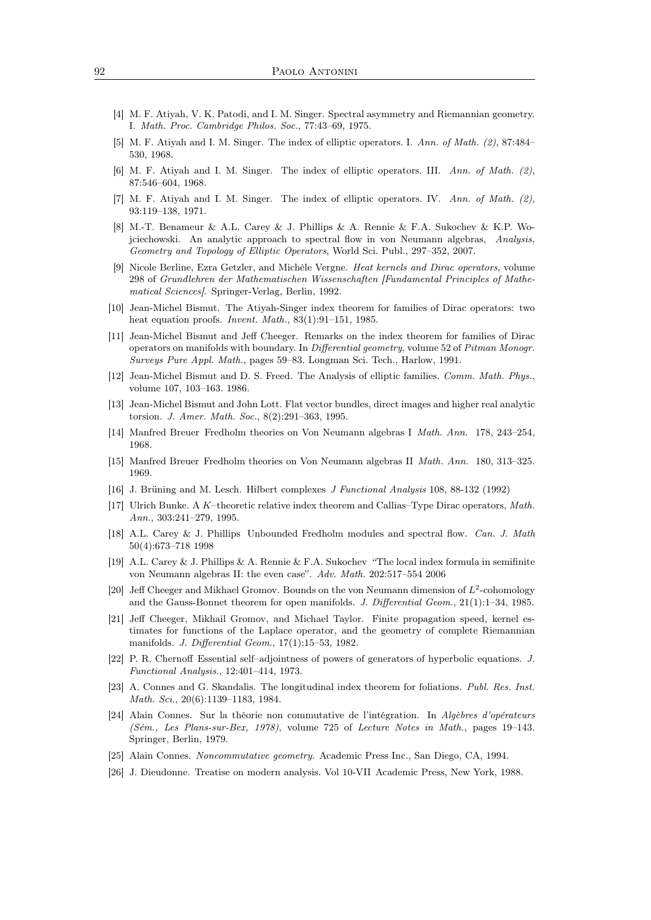[4] M. F. Atiyah, V. K. Patodi, and I. M. Singer. Spectral asymmetry and Riemannian geometry. I. *Math. Proc. Cambridge Philos. Soc.*, 77:43–69, 1975.

[5] M. F. Atiyah and I. M. Singer. The index of elliptic operators. I. *Ann. of Math. (2)*, 87:484–530, 1968.

[6] M. F. Atiyah and I. M. Singer. The index of elliptic operators. III. *Ann. of Math. (2)*, 87:546–604, 1968.

[7] M. F. Atiyah and I. M. Singer. The index of elliptic operators. IV. *Ann. of Math. (2)*, 93:119–138, 1971.

[8] M.-T. Benameur & A.L. Carey & J. Phillips & A. Rennie & F.A. Sukochev & K.P. Wojciechowski. An analytic approach to spectral flow in von Neumann algebras, *Analysis, Geometry and Topology of Elliptic Operators*, World Sci. Publ., 297–352, 2007.

[9] Nicole Berline, Ezra Getzler, and Michèle Vergne. *Heat kernels and Dirac operators*, volume 298 of *Grundlehren der Mathematischen Wissenschaften [Fundamental Principles of Mathematical Sciences]*. Springer-Verlag, Berlin, 1992.

[10] Jean-Michel Bismut. The Atiyah-Singer index theorem for families of Dirac operators: two heat equation proofs. *Invent. Math.*, 83(1):91–151, 1985.

[11] Jean-Michel Bismut and Jeff Cheeger. Remarks on the index theorem for families of Dirac operators on manifolds with boundary. In *Differential geometry*, volume 52 of *Pitman Monogr. Surveys Pure Appl. Math.*, pages 59–83. Longman Sci. Tech., Harlow, 1991.

[12] Jean-Michel Bismut and D. S. Freed. The Analysis of elliptic families. *Comm. Math. Phys.*, volume 107, 103–163. 1986.

[13] Jean-Michel Bismut and John Lott. Flat vector bundles, direct images and higher real analytic torsion. *J. Amer. Math. Soc.*, 8(2):291–363, 1995.

[14] Manfred Breuer Fredholm theories on Von Neumann algebras I *Math. Ann.* 178, 243–254, 1968.

[15] Manfred Breuer Fredholm theories on Von Neumann algebras II *Math. Ann.* 180, 313–325. 1969.

[16] J. Brüning and M. Lesch. Hilbert complexes *J Functional Analysis* 108, 88-132 (1992)

[17] Ulrich Bunke. A $K$–theoretic relative index theorem and Callias–Type Dirac operators, *Math. Ann.*, 303:241–279, 1995.

[18] A.L. Carey & J. Phillips Unbounded Fredholm modules and spectral flow. *Can. J. Math* 50(4):673–718 1998

[19] A.L. Carey & J. Phillips & A. Rennie & F.A. Sukochev "The local index formula in semifinite von Neumann algebras II: the even case". *Adv. Math.* 202:517–554 2006

[20] Jeff Cheeger and Mikhael Gromov. Bounds on the von Neumann dimension of $L^2$-cohomology and the Gauss-Bonnet theorem for open manifolds. *J. Differential Geom.*, 21(1):1–34, 1985.

[21] Jeff Cheeger, Mikhail Gromov, and Michael Taylor. Finite propagation speed, kernel estimates for functions of the Laplace operator, and the geometry of complete Riemannian manifolds. *J. Differential Geom.*, 17(1):15–53, 1982.

[22] P. R. Chernoff Essential self–adjointness of powers of generators of hyperbolic equations. *J. Functional Analysis.*, 12:401–414, 1973.

[23] A. Connes and G. Skandalis. The longitudinal index theorem for foliations. *Publ. Res. Inst. Math. Sci.*, 20(6):1139–1183, 1984.

[24] Alain Connes. Sur la théorie non commutative de l'intégration. In *Algèbres d'opérateurs (Sém., Les Plans-sur-Bex, 1978)*, volume 725 of *Lecture Notes in Math.*, pages 19–143. Springer, Berlin, 1979.

[25] Alain Connes. *Noncommutative geometry*. Academic Press Inc., San Diego, CA, 1994.

[26] J. Dieudonne. Treatise on modern analysis. Vol 10-VII Academic Press, New York, 1988.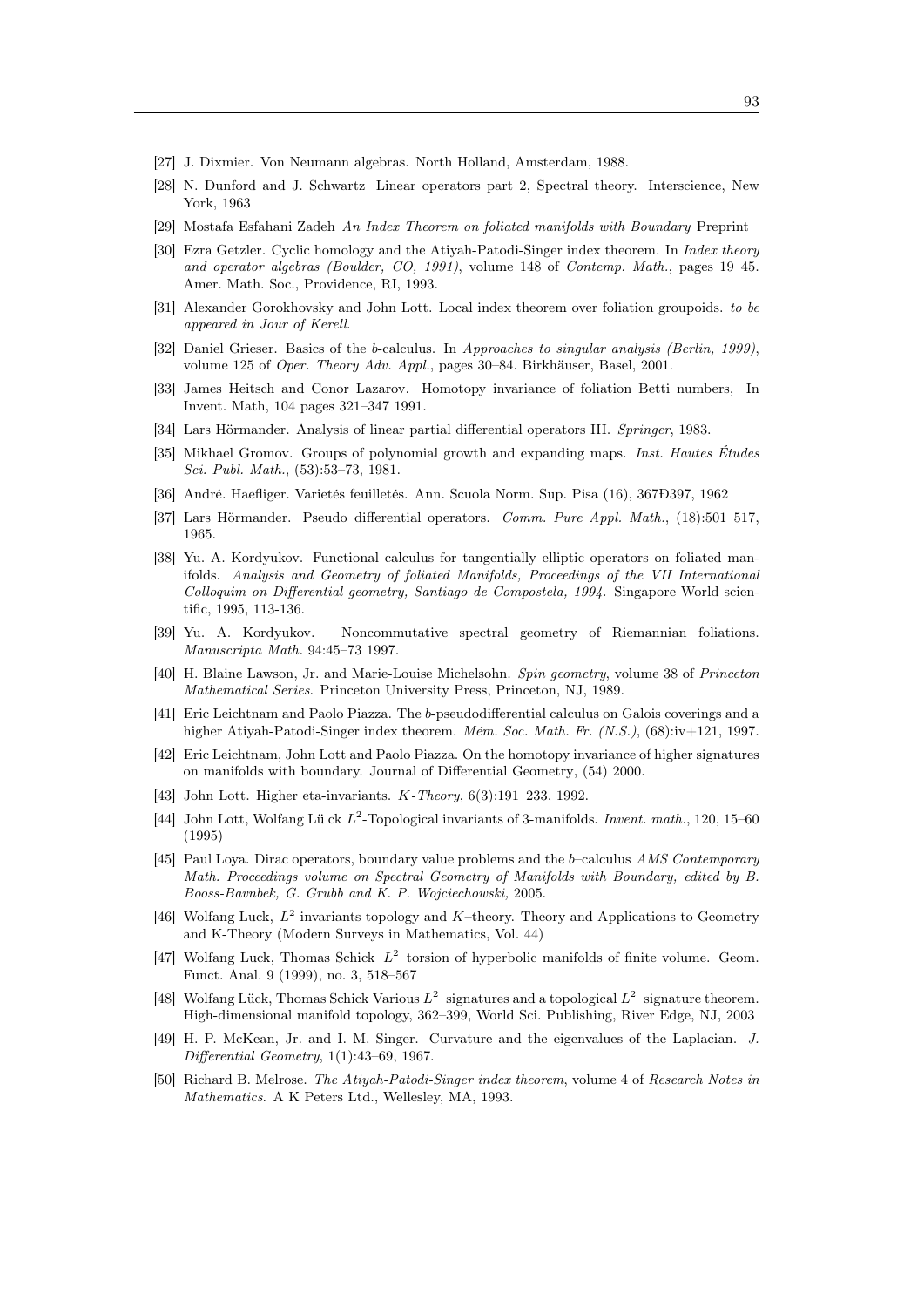[27] J. Dixmier. Von Neumann algebras. North Holland, Amsterdam, 1988.

[28] N. Dunford and J. Schwartz Linear operators part 2, Spectral theory. Interscience, New York, 1963

[29] Mostafa Esfahani Zadeh *An Index Theorem on foliated manifolds with Boundary* Preprint

[30] Ezra Getzler. Cyclic homology and the Atiyah-Patodi-Singer index theorem. In *Index theory and operator algebras (Boulder, CO, 1991)*, volume 148 of *Contemp. Math.*, pages 19–45. Amer. Math. Soc., Providence, RI, 1993.

[31] Alexander Gorokhovsky and John Lott. Local index theorem over foliation groupoids. *to be appeared in Jour of Kerell.*

[32] Daniel Grieser. Basics of the $b$-calculus. In *Approaches to singular analysis (Berlin, 1999)*, volume 125 of *Oper. Theory Adv. Appl.*, pages 30–84. Birkhäuser, Basel, 2001.

[33] James Heitsch and Conor Lazarov. Homotopy invariance of foliation Betti numbers, In Invent. Math, 104 pages 321–347 1991.

[34] Lars Hörmander. Analysis of linear partial differential operators III. *Springer*, 1983.

[35] Mikhael Gromov. Groups of polynomial growth and expanding maps. *Inst. Hautes Études Sci. Publ. Math.*, (53):53–73, 1981.

[36] André. Haefliger. Varietés feuilletés. Ann. Scuola Norm. Sup. Pisa (16), 367Ð397, 1962

[37] Lars Hörmander. Pseudo–differential operators. *Comm. Pure Appl. Math.*, (18):501–517, 1965.

[38] Yu. A. Kordyukov. Functional calculus for tangentially elliptic operators on foliated manifolds. *Analysis and Geometry of foliated Manifolds, Proceedings of the VII International Colloquim on Differential geometry, Santiago de Compostela, 1994.* Singapore World scientific, 1995, 113-136.

[39] Yu. A. Kordyukov. Noncommutative spectral geometry of Riemannian foliations. *Manuscripta Math.* 94:45–73 1997.

[40] H. Blaine Lawson, Jr. and Marie-Louise Michelsohn. *Spin geometry*, volume 38 of *Princeton Mathematical Series*. Princeton University Press, Princeton, NJ, 1989.

[41] Eric Leichtnam and Paolo Piazza. The $b$-pseudodifferential calculus on Galois coverings and a higher Atiyah-Patodi-Singer index theorem. *Mém. Soc. Math. Fr. (N.S.)*, (68):iv+121, 1997.

[42] Eric Leichtnam, John Lott and Paolo Piazza. On the homotopy invariance of higher signatures on manifolds with boundary. Journal of Differential Geometry, (54) 2000.

[43] John Lott. Higher eta-invariants. *K-Theory*, 6(3):191–233, 1992.

[44] John Lott, Wolfang Lü ck $L^2$-Topological invariants of 3-manifolds. *Invent. math.*, 120, 15–60 (1995)

[45] Paul Loya. Dirac operators, boundary value problems and the $b$–calculus *AMS Contemporary Math. Proceedings volume on Spectral Geometry of Manifolds with Boundary, edited by B. Booss-Bavnbek, G. Grubb and K. P. Wojciechowski,* 2005.

[46] Wolfang Luck, $L^2$ invariants topology and $K$–theory. Theory and Applications to Geometry and K-Theory (Modern Surveys in Mathematics, Vol. 44)

[47] Wolfang Luck, Thomas Schick $L^2$–torsion of hyperbolic manifolds of finite volume. Geom. Funct. Anal. 9 (1999), no. 3, 518–567

[48] Wolfang Lück, Thomas Schick Various $L^2$–signatures and a topological $L^2$–signature theorem. High-dimensional manifold topology, 362–399, World Sci. Publishing, River Edge, NJ, 2003

[49] H. P. McKean, Jr. and I. M. Singer. Curvature and the eigenvalues of the Laplacian. *J. Differential Geometry*, 1(1):43–69, 1967.

[50] Richard B. Melrose. *The Atiyah-Patodi-Singer index theorem*, volume 4 of *Research Notes in Mathematics*. A K Peters Ltd., Wellesley, MA, 1993.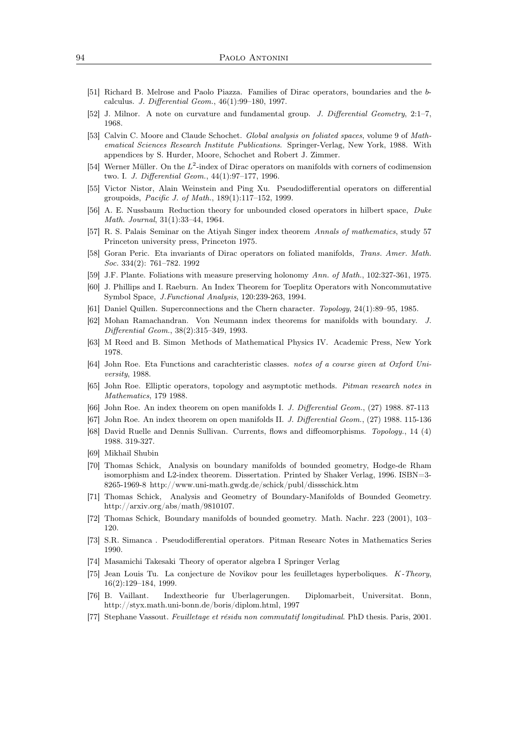- [51] Richard B. Melrose and Paolo Piazza. Families of Dirac operators, boundaries and the $b$-calculus. *J. Differential Geom.*, 46(1):99–180, 1997.
- [52] J. Milnor. A note on curvature and fundamental group. *J. Differential Geometry*, 2:1–7, 1968.
- [53] Calvin C. Moore and Claude Schochet. *Global analysis on foliated spaces*, volume 9 of *Mathematical Sciences Research Institute Publications*. Springer-Verlag, New York, 1988. With appendices by S. Hurder, Moore, Schochet and Robert J. Zimmer.
- [54] Werner Müller. On the $L^2$-index of Dirac operators on manifolds with corners of codimension two. I. *J. Differential Geom.*, 44(1):97–177, 1996.
- [55] Victor Nistor, Alain Weinstein and Ping Xu. Pseudodifferential operators on differential groupoids, *Pacific J. of Math.*, 189(1):117–152, 1999.
- [56] A. E. Nussbaum Reduction theory for unbounded closed operators in hilbert space, *Duke Math. Journal*, 31(1):33–44, 1964.
- [57] R. S. Palais Seminar on the Atiyah Singer index theorem *Annals of mathematics*, study 57 Princeton university press, Princeton 1975.
- [58] Goran Peric. Eta invariants of Dirac operators on foliated manifolds, *Trans. Amer. Math. Soc.* 334(2): 761–782. 1992
- [59] J.F. Plante. Foliations with measure preserving holonomy *Ann. of Math.*, 102:327-361, 1975.
- [60] J. Phillips and I. Raeburn. An Index Theorem for Toeplitz Operators with Noncommutative Symbol Space, *J.Functional Analysis*, 120:239-263, 1994.
- [61] Daniel Quillen. Superconnections and the Chern character. *Topology*, 24(1):89–95, 1985.
- [62] Mohan Ramachandran. Von Neumann index theorems for manifolds with boundary. *J. Differential Geom.*, 38(2):315–349, 1993.
- [63] M Reed and B. Simon Methods of Mathematical Physics IV. Academic Press, New York 1978.
- [64] John Roe. Eta Functions and carachteristic classes. *notes of a course given at Oxford University*, 1988.
- [65] John Roe. Elliptic operators, topology and asymptotic methods. *Pitman research notes in Mathematics*, 179 1988.
- [66] John Roe. An index theorem on open manifolds I. *J. Differential Geom.*, (27) 1988. 87-113
- [67] John Roe. An index theorem on open manifolds II. *J. Differential Geom.*, (27) 1988. 115-136
- [68] David Ruelle and Dennis Sullivan. Currents, flows and diffeomorphisms. *Topology.*, 14 (4) 1988. 319-327.
- [69] Mikhail Shubin
- [70] Thomas Schick, Analysis on boundary manifolds of bounded geometry, Hodge-de Rham isomorphism and L2-index theorem. Dissertation. Printed by Shaker Verlag, 1996. ISBN=3-8265-1969-8 http://www.uni-math.gwdg.de/schick/publ/dissschick.htm
- [71] Thomas Schick, Analysis and Geometry of Boundary-Manifolds of Bounded Geometry. http://arxiv.org/abs/math/9810107.
- [72] Thomas Schick, Boundary manifolds of bounded geometry. Math. Nachr. 223 (2001), 103–120.
- [73] S.R. Simanca . Pseudodifferential operators. Pitman Researc Notes in Mathematics Series 1990.
- [74] Masamichi Takesaki Theory of operator algebra I Springer Verlag
- [75] Jean Louis Tu. La conjecture de Novikov pour les feuilletages hyperboliques. *K-Theory*, 16(2):129–184, 1999.
- [76] B. Vaillant. Indextheorie fur Uberlagerungen. Diplomarbeit, Universitat. Bonn, http://styx.math.uni-bonn.de/boris/diplom.html, 1997
- [77] Stephane Vassout. *Feuilletage et résidu non commutatif longitudinal*. PhD thesis. Paris, 2001.